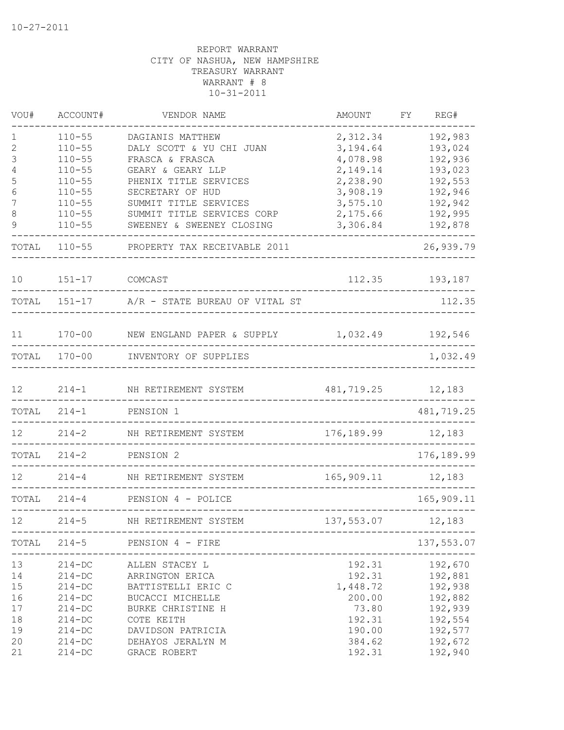10-27-2011

REPORT WARRANT
CITY OF NASHUA, NEW HAMPSHIRE
TREASURY WARRANT
WARRANT # 8
10-31-2011

| VOU# | ACCOUNT# | VENDOR NAME | AMOUNT | FY | REG# |
|---|---|---|---|---|---|
| 1 | 110-55 | DAGIANIS MATTHEW | 2,312.34 | | 192,983 |
| 2 | 110-55 | DALY SCOTT & YU CHI JUAN | 3,194.64 | | 193,024 |
| 3 | 110-55 | FRASCA & FRASCA | 4,078.98 | | 192,936 |
| 4 | 110-55 | GEARY & GEARY LLP | 2,149.14 | | 193,023 |
| 5 | 110-55 | PHENIX TITLE SERVICES | 2,238.90 | | 192,553 |
| 6 | 110-55 | SECRETARY OF HUD | 3,908.19 | | 192,946 |
| 7 | 110-55 | SUMMIT TITLE SERVICES | 3,575.10 | | 192,942 |
| 8 | 110-55 | SUMMIT TITLE SERVICES CORP | 2,175.66 | | 192,995 |
| 9 | 110-55 | SWEENEY & SWEENEY CLOSING | 3,306.84 | | 192,878 |
| TOTAL | 110-55 | PROPERTY TAX RECEIVABLE 2011 | | | 26,939.79 |
| 10 | 151-17 | COMCAST | 112.35 | | 193,187 |
| TOTAL | 151-17 | A/R - STATE BUREAU OF VITAL ST | | | 112.35 |
| 11 | 170-00 | NEW ENGLAND PAPER & SUPPLY | 1,032.49 | | 192,546 |
| TOTAL | 170-00 | INVENTORY OF SUPPLIES | | | 1,032.49 |
| 12 | 214-1 | NH RETIREMENT SYSTEM | 481,719.25 | | 12,183 |
| TOTAL | 214-1 | PENSION 1 | | | 481,719.25 |
| 12 | 214-2 | NH RETIREMENT SYSTEM | 176,189.99 | | 12,183 |
| TOTAL | 214-2 | PENSION 2 | | | 176,189.99 |
| 12 | 214-4 | NH RETIREMENT SYSTEM | 165,909.11 | | 12,183 |
| TOTAL | 214-4 | PENSION 4 - POLICE | | | 165,909.11 |
| 12 | 214-5 | NH RETIREMENT SYSTEM | 137,553.07 | | 12,183 |
| TOTAL | 214-5 | PENSION 4 - FIRE | | | 137,553.07 |
| 13 | 214-DC | ALLEN STACEY L | 192.31 | | 192,670 |
| 14 | 214-DC | ARRINGTON ERICA | 192.31 | | 192,881 |
| 15 | 214-DC | BATTISTELLI ERIC C | 1,448.72 | | 192,938 |
| 16 | 214-DC | BUCACCI MICHELLE | 200.00 | | 192,882 |
| 17 | 214-DC | BURKE CHRISTINE H | 73.80 | | 192,939 |
| 18 | 214-DC | COTE KEITH | 192.31 | | 192,554 |
| 19 | 214-DC | DAVIDSON PATRICIA | 190.00 | | 192,577 |
| 20 | 214-DC | DEHAYOS JERALYN M | 384.62 | | 192,672 |
| 21 | 214-DC | GRACE ROBERT | 192.31 | | 192,940 |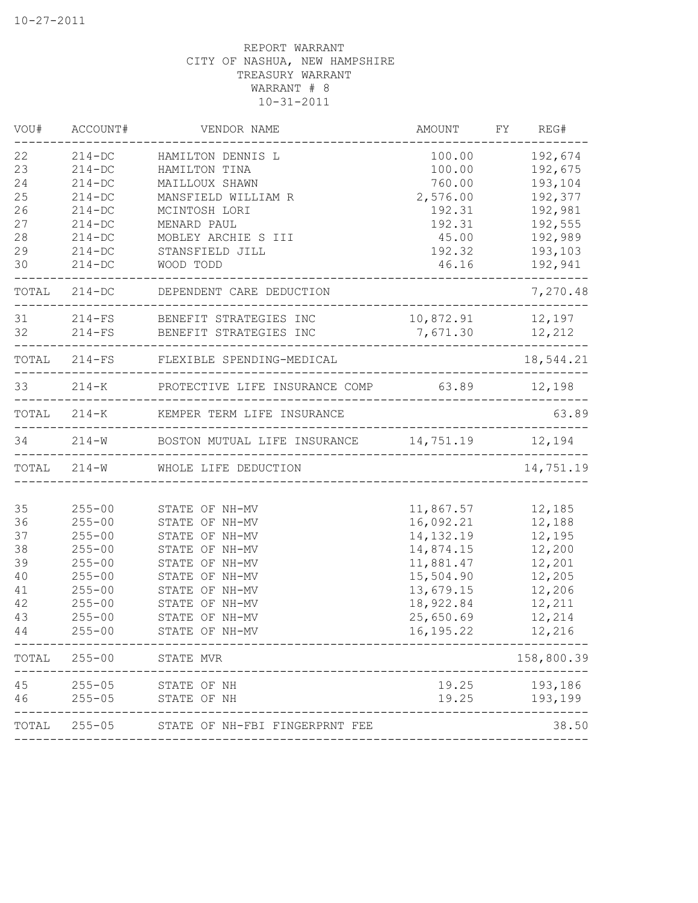10-27-2011

REPORT WARRANT
CITY OF NASHUA, NEW HAMPSHIRE
TREASURY WARRANT
WARRANT # 8
10-31-2011

| VOU# | ACCOUNT# | VENDOR NAME | AMOUNT | FY | REG# |
|---|---|---|---|---|---|
| 22 | 214-DC | HAMILTON DENNIS L | 100.00 | | 192,674 |
| 23 | 214-DC | HAMILTON TINA | 100.00 | | 192,675 |
| 24 | 214-DC | MAILLOUX SHAWN | 760.00 | | 193,104 |
| 25 | 214-DC | MANSFIELD WILLIAM R | 2,576.00 | | 192,377 |
| 26 | 214-DC | MCINTOSH LORI | 192.31 | | 192,981 |
| 27 | 214-DC | MENARD PAUL | 192.31 | | 192,555 |
| 28 | 214-DC | MOBLEY ARCHIE S III | 45.00 | | 192,989 |
| 29 | 214-DC | STANSFIELD JILL | 192.32 | | 193,103 |
| 30 | 214-DC | WOOD TODD | 46.16 | | 192,941 |
| TOTAL | 214-DC | DEPENDENT CARE DEDUCTION | | | 7,270.48 |
| 31 | 214-FS | BENEFIT STRATEGIES INC | 10,872.91 | | 12,197 |
| 32 | 214-FS | BENEFIT STRATEGIES INC | 7,671.30 | | 12,212 |
| TOTAL | 214-FS | FLEXIBLE SPENDING-MEDICAL | | | 18,544.21 |
| 33 | 214-K | PROTECTIVE LIFE INSURANCE COMP | 63.89 | | 12,198 |
| TOTAL | 214-K | KEMPER TERM LIFE INSURANCE | | | 63.89 |
| 34 | 214-W | BOSTON MUTUAL LIFE INSURANCE | 14,751.19 | | 12,194 |
| TOTAL | 214-W | WHOLE LIFE DEDUCTION | | | 14,751.19 |
| 35 | 255-00 | STATE OF NH-MV | 11,867.57 | | 12,185 |
| 36 | 255-00 | STATE OF NH-MV | 16,092.21 | | 12,188 |
| 37 | 255-00 | STATE OF NH-MV | 14,132.19 | | 12,195 |
| 38 | 255-00 | STATE OF NH-MV | 14,874.15 | | 12,200 |
| 39 | 255-00 | STATE OF NH-MV | 11,881.47 | | 12,201 |
| 40 | 255-00 | STATE OF NH-MV | 15,504.90 | | 12,205 |
| 41 | 255-00 | STATE OF NH-MV | 13,679.15 | | 12,206 |
| 42 | 255-00 | STATE OF NH-MV | 18,922.84 | | 12,211 |
| 43 | 255-00 | STATE OF NH-MV | 25,650.69 | | 12,214 |
| 44 | 255-00 | STATE OF NH-MV | 16,195.22 | | 12,216 |
| TOTAL | 255-00 | STATE MVR | | | 158,800.39 |
| 45 | 255-05 | STATE OF NH | 19.25 | | 193,186 |
| 46 | 255-05 | STATE OF NH | 19.25 | | 193,199 |
| TOTAL | 255-05 | STATE OF NH-FBI FINGERPRNT FEE | | | 38.50 |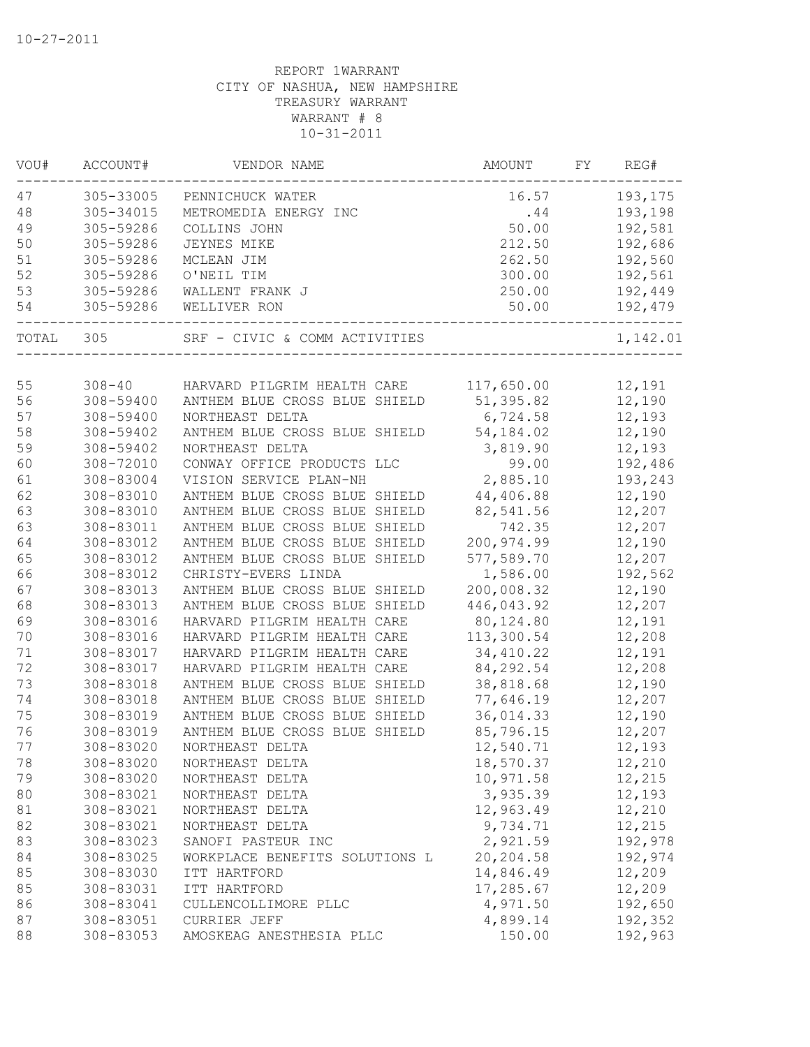10-27-2011

REPORT 1WARRANT
CITY OF NASHUA, NEW HAMPSHIRE
TREASURY WARRANT
WARRANT # 8
10-31-2011

| VOU# | ACCOUNT# | VENDOR NAME | AMOUNT | FY | REG# |
|---|---|---|---|---|---|
| 47 | 305-33005 | PENNICHUCK WATER | 16.57 | | 193,175 |
| 48 | 305-34015 | METROMEDIA ENERGY INC | .44 | | 193,198 |
| 49 | 305-59286 | COLLINS JOHN | 50.00 | | 192,581 |
| 50 | 305-59286 | JEYNES MIKE | 212.50 | | 192,686 |
| 51 | 305-59286 | MCLEAN JIM | 262.50 | | 192,560 |
| 52 | 305-59286 | O'NEIL TIM | 300.00 | | 192,561 |
| 53 | 305-59286 | WALLENT FRANK J | 250.00 | | 192,449 |
| 54 | 305-59286 | WELLIVER RON | 50.00 | | 192,479 |
| TOTAL | 305 | SRF - CIVIC & COMM ACTIVITIES | | | 1,142.01 |
| 55 | 308-40 | HARVARD PILGRIM HEALTH CARE | 117,650.00 | | 12,191 |
| 56 | 308-59400 | ANTHEM BLUE CROSS BLUE SHIELD | 51,395.82 | | 12,190 |
| 57 | 308-59400 | NORTHEAST DELTA | 6,724.58 | | 12,193 |
| 58 | 308-59402 | ANTHEM BLUE CROSS BLUE SHIELD | 54,184.02 | | 12,190 |
| 59 | 308-59402 | NORTHEAST DELTA | 3,819.90 | | 12,193 |
| 60 | 308-72010 | CONWAY OFFICE PRODUCTS LLC | 99.00 | | 192,486 |
| 61 | 308-83004 | VISION SERVICE PLAN-NH | 2,885.10 | | 193,243 |
| 62 | 308-83010 | ANTHEM BLUE CROSS BLUE SHIELD | 44,406.88 | | 12,190 |
| 63 | 308-83010 | ANTHEM BLUE CROSS BLUE SHIELD | 82,541.56 | | 12,207 |
| 63 | 308-83011 | ANTHEM BLUE CROSS BLUE SHIELD | 742.35 | | 12,207 |
| 64 | 308-83012 | ANTHEM BLUE CROSS BLUE SHIELD | 200,974.99 | | 12,190 |
| 65 | 308-83012 | ANTHEM BLUE CROSS BLUE SHIELD | 577,589.70 | | 12,207 |
| 66 | 308-83012 | CHRISTY-EVERS LINDA | 1,586.00 | | 192,562 |
| 67 | 308-83013 | ANTHEM BLUE CROSS BLUE SHIELD | 200,008.32 | | 12,190 |
| 68 | 308-83013 | ANTHEM BLUE CROSS BLUE SHIELD | 446,043.92 | | 12,207 |
| 69 | 308-83016 | HARVARD PILGRIM HEALTH CARE | 80,124.80 | | 12,191 |
| 70 | 308-83016 | HARVARD PILGRIM HEALTH CARE | 113,300.54 | | 12,208 |
| 71 | 308-83017 | HARVARD PILGRIM HEALTH CARE | 34,410.22 | | 12,191 |
| 72 | 308-83017 | HARVARD PILGRIM HEALTH CARE | 84,292.54 | | 12,208 |
| 73 | 308-83018 | ANTHEM BLUE CROSS BLUE SHIELD | 38,818.68 | | 12,190 |
| 74 | 308-83018 | ANTHEM BLUE CROSS BLUE SHIELD | 77,646.19 | | 12,207 |
| 75 | 308-83019 | ANTHEM BLUE CROSS BLUE SHIELD | 36,014.33 | | 12,190 |
| 76 | 308-83019 | ANTHEM BLUE CROSS BLUE SHIELD | 85,796.15 | | 12,207 |
| 77 | 308-83020 | NORTHEAST DELTA | 12,540.71 | | 12,193 |
| 78 | 308-83020 | NORTHEAST DELTA | 18,570.37 | | 12,210 |
| 79 | 308-83020 | NORTHEAST DELTA | 10,971.58 | | 12,215 |
| 80 | 308-83021 | NORTHEAST DELTA | 3,935.39 | | 12,193 |
| 81 | 308-83021 | NORTHEAST DELTA | 12,963.49 | | 12,210 |
| 82 | 308-83021 | NORTHEAST DELTA | 9,734.71 | | 12,215 |
| 83 | 308-83023 | SANOFI PASTEUR INC | 2,921.59 | | 192,978 |
| 84 | 308-83025 | WORKPLACE BENEFITS SOLUTIONS L | 20,204.58 | | 192,974 |
| 85 | 308-83030 | ITT HARTFORD | 14,846.49 | | 12,209 |
| 85 | 308-83031 | ITT HARTFORD | 17,285.67 | | 12,209 |
| 86 | 308-83041 | CULLENCOLLIMORE PLLC | 4,971.50 | | 192,650 |
| 87 | 308-83051 | CURRIER JEFF | 4,899.14 | | 192,352 |
| 88 | 308-83053 | AMOSKEAG ANESTHESIA PLLC | 150.00 | | 192,963 |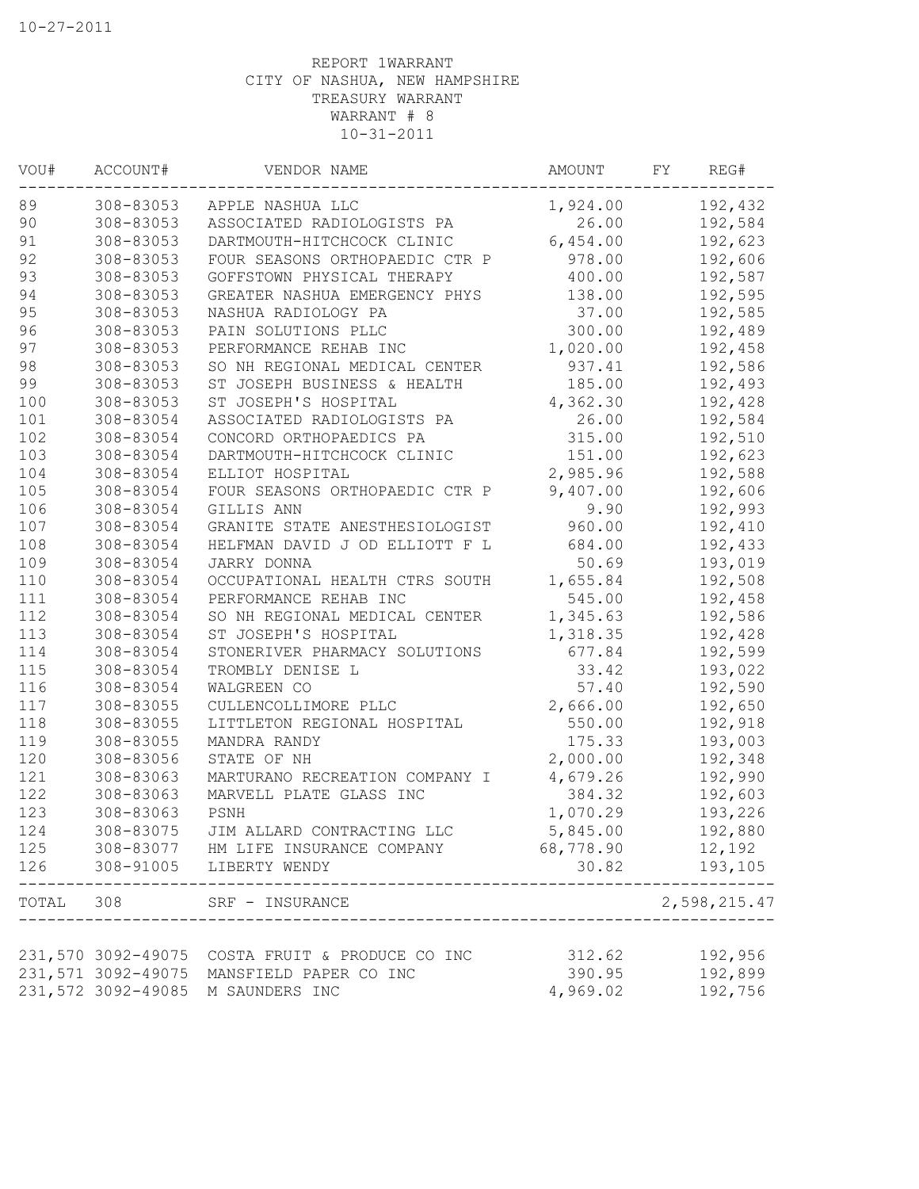10-27-2011

REPORT 1WARRANT
CITY OF NASHUA, NEW HAMPSHIRE
TREASURY WARRANT
WARRANT # 8
10-31-2011

| VOU# | ACCOUNT# | VENDOR NAME | AMOUNT | FY | REG# |
|---|---|---|---|---|---|
| 89 | 308-83053 | APPLE NASHUA LLC | 1,924.00 | | 192,432 |
| 90 | 308-83053 | ASSOCIATED RADIOLOGISTS PA | 26.00 | | 192,584 |
| 91 | 308-83053 | DARTMOUTH-HITCHCOCK CLINIC | 6,454.00 | | 192,623 |
| 92 | 308-83053 | FOUR SEASONS ORTHOPAEDIC CTR P | 978.00 | | 192,606 |
| 93 | 308-83053 | GOFFSTOWN PHYSICAL THERAPY | 400.00 | | 192,587 |
| 94 | 308-83053 | GREATER NASHUA EMERGENCY PHYS | 138.00 | | 192,595 |
| 95 | 308-83053 | NASHUA RADIOLOGY PA | 37.00 | | 192,585 |
| 96 | 308-83053 | PAIN SOLUTIONS PLLC | 300.00 | | 192,489 |
| 97 | 308-83053 | PERFORMANCE REHAB INC | 1,020.00 | | 192,458 |
| 98 | 308-83053 | SO NH REGIONAL MEDICAL CENTER | 937.41 | | 192,586 |
| 99 | 308-83053 | ST JOSEPH BUSINESS & HEALTH | 185.00 | | 192,493 |
| 100 | 308-83053 | ST JOSEPH'S HOSPITAL | 4,362.30 | | 192,428 |
| 101 | 308-83054 | ASSOCIATED RADIOLOGISTS PA | 26.00 | | 192,584 |
| 102 | 308-83054 | CONCORD ORTHOPAEDICS PA | 315.00 | | 192,510 |
| 103 | 308-83054 | DARTMOUTH-HITCHCOCK CLINIC | 151.00 | | 192,623 |
| 104 | 308-83054 | ELLIOT HOSPITAL | 2,985.96 | | 192,588 |
| 105 | 308-83054 | FOUR SEASONS ORTHOPAEDIC CTR P | 9,407.00 | | 192,606 |
| 106 | 308-83054 | GILLIS ANN | 9.90 | | 192,993 |
| 107 | 308-83054 | GRANITE STATE ANESTHESIOLOGIST | 960.00 | | 192,410 |
| 108 | 308-83054 | HELFMAN DAVID J OD ELLIOTT F L | 684.00 | | 192,433 |
| 109 | 308-83054 | JARRY DONNA | 50.69 | | 193,019 |
| 110 | 308-83054 | OCCUPATIONAL HEALTH CTRS SOUTH | 1,655.84 | | 192,508 |
| 111 | 308-83054 | PERFORMANCE REHAB INC | 545.00 | | 192,458 |
| 112 | 308-83054 | SO NH REGIONAL MEDICAL CENTER | 1,345.63 | | 192,586 |
| 113 | 308-83054 | ST JOSEPH'S HOSPITAL | 1,318.35 | | 192,428 |
| 114 | 308-83054 | STONERIVER PHARMACY SOLUTIONS | 677.84 | | 192,599 |
| 115 | 308-83054 | TROMBLY DENISE L | 33.42 | | 193,022 |
| 116 | 308-83054 | WALGREEN CO | 57.40 | | 192,590 |
| 117 | 308-83055 | CULLENCOLLIMORE PLLC | 2,666.00 | | 192,650 |
| 118 | 308-83055 | LITTLETON REGIONAL HOSPITAL | 550.00 | | 192,918 |
| 119 | 308-83055 | MANDRA RANDY | 175.33 | | 193,003 |
| 120 | 308-83056 | STATE OF NH | 2,000.00 | | 192,348 |
| 121 | 308-83063 | MARTURANO RECREATION COMPANY I | 4,679.26 | | 192,990 |
| 122 | 308-83063 | MARVELL PLATE GLASS INC | 384.32 | | 192,603 |
| 123 | 308-83063 | PSNH | 1,070.29 | | 193,226 |
| 124 | 308-83075 | JIM ALLARD CONTRACTING LLC | 5,845.00 | | 192,880 |
| 125 | 308-83077 | HM LIFE INSURANCE COMPANY | 68,778.90 | | 12,192 |
| 126 | 308-91005 | LIBERTY WENDY | 30.82 | | 193,105 |
| TOTAL | 308 | SRF - INSURANCE | | | 2,598,215.47 |
| 231,570 | 3092-49075 | COSTA FRUIT & PRODUCE CO INC | 312.62 | | 192,956 |
| 231,571 | 3092-49075 | MANSFIELD PAPER CO INC | 390.95 | | 192,899 |
| 231,572 | 3092-49085 | M SAUNDERS INC | 4,969.02 | | 192,756 |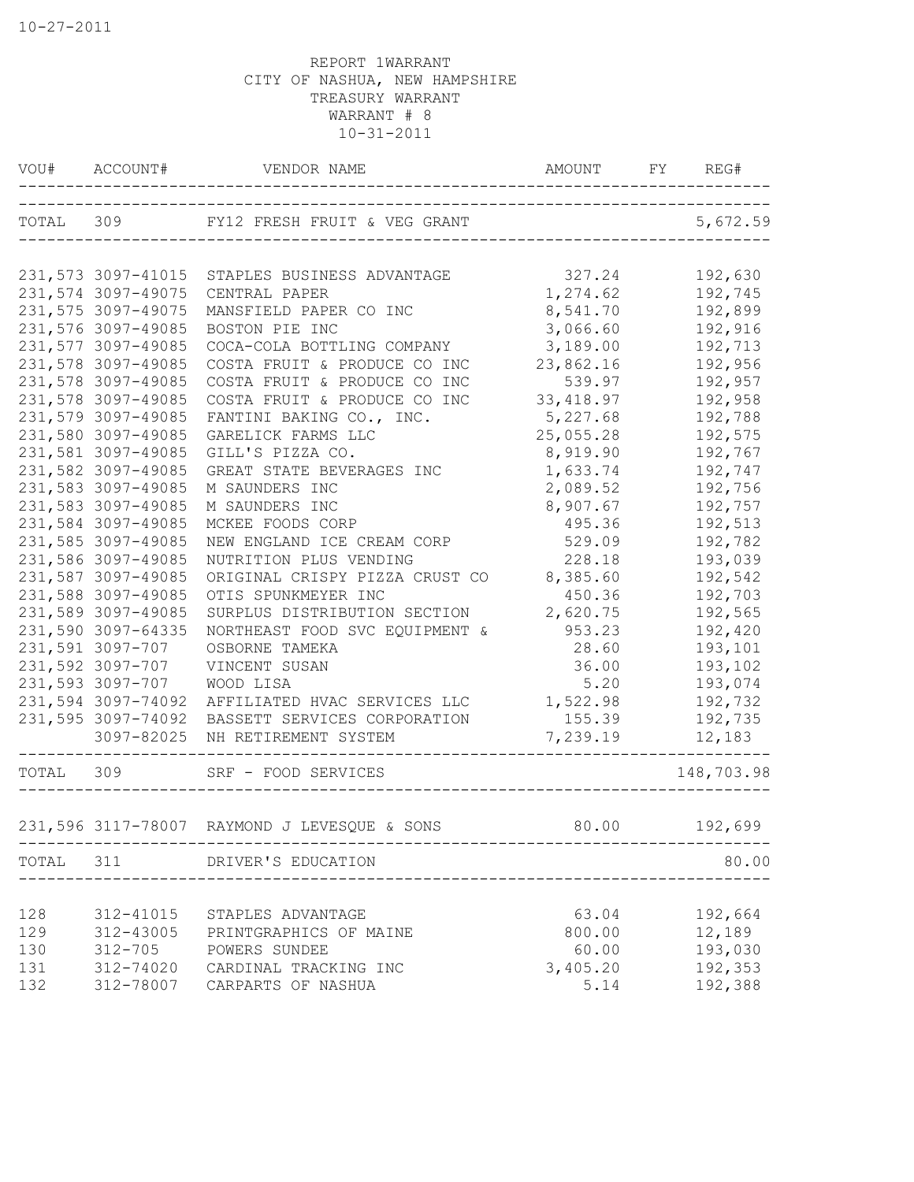10-27-2011

REPORT 1WARRANT
CITY OF NASHUA, NEW HAMPSHIRE
TREASURY WARRANT
WARRANT # 8
10-31-2011

| VOU# | ACCOUNT# | VENDOR NAME | AMOUNT | FY | REG# |
|---|---|---|---|---|---|
| TOTAL | 309 | FY12 FRESH FRUIT & VEG GRANT | | | 5,672.59 |
| 231,573 | 3097-41015 | STAPLES BUSINESS ADVANTAGE | 327.24 | | 192,630 |
| 231,574 | 3097-49075 | CENTRAL PAPER | 1,274.62 | | 192,745 |
| 231,575 | 3097-49075 | MANSFIELD PAPER CO INC | 8,541.70 | | 192,899 |
| 231,576 | 3097-49085 | BOSTON PIE INC | 3,066.60 | | 192,916 |
| 231,577 | 3097-49085 | COCA-COLA BOTTLING COMPANY | 3,189.00 | | 192,713 |
| 231,578 | 3097-49085 | COSTA FRUIT & PRODUCE CO INC | 23,862.16 | | 192,956 |
| 231,578 | 3097-49085 | COSTA FRUIT & PRODUCE CO INC | 539.97 | | 192,957 |
| 231,578 | 3097-49085 | COSTA FRUIT & PRODUCE CO INC | 33,418.97 | | 192,958 |
| 231,579 | 3097-49085 | FANTINI BAKING CO., INC. | 5,227.68 | | 192,788 |
| 231,580 | 3097-49085 | GARELICK FARMS LLC | 25,055.28 | | 192,575 |
| 231,581 | 3097-49085 | GILL'S PIZZA CO. | 8,919.90 | | 192,767 |
| 231,582 | 3097-49085 | GREAT STATE BEVERAGES INC | 1,633.74 | | 192,747 |
| 231,583 | 3097-49085 | M SAUNDERS INC | 2,089.52 | | 192,756 |
| 231,583 | 3097-49085 | M SAUNDERS INC | 8,907.67 | | 192,757 |
| 231,584 | 3097-49085 | MCKEE FOODS CORP | 495.36 | | 192,513 |
| 231,585 | 3097-49085 | NEW ENGLAND ICE CREAM CORP | 529.09 | | 192,782 |
| 231,586 | 3097-49085 | NUTRITION PLUS VENDING | 228.18 | | 193,039 |
| 231,587 | 3097-49085 | ORIGINAL CRISPY PIZZA CRUST CO | 8,385.60 | | 192,542 |
| 231,588 | 3097-49085 | OTIS SPUNKMEYER INC | 450.36 | | 192,703 |
| 231,589 | 3097-49085 | SURPLUS DISTRIBUTION SECTION | 2,620.75 | | 192,565 |
| 231,590 | 3097-64335 | NORTHEAST FOOD SVC EQUIPMENT & | 953.23 | | 192,420 |
| 231,591 | 3097-707 | OSBORNE TAMEKA | 28.60 | | 193,101 |
| 231,592 | 3097-707 | VINCENT SUSAN | 36.00 | | 193,102 |
| 231,593 | 3097-707 | WOOD LISA | 5.20 | | 193,074 |
| 231,594 | 3097-74092 | AFFILIATED HVAC SERVICES LLC | 1,522.98 | | 192,732 |
| 231,595 | 3097-74092 | BASSETT SERVICES CORPORATION | 155.39 | | 192,735 |
| | 3097-82025 | NH RETIREMENT SYSTEM | 7,239.19 | | 12,183 |
| TOTAL | 309 | SRF - FOOD SERVICES | | | 148,703.98 |
| 231,596 | 3117-78007 | RAYMOND J LEVESQUE & SONS | 80.00 | | 192,699 |
| TOTAL | 311 | DRIVER'S EDUCATION | | | 80.00 |
| 128 | 312-41015 | STAPLES ADVANTAGE | 63.04 | | 192,664 |
| 129 | 312-43005 | PRINTGRAPHICS OF MAINE | 800.00 | | 12,189 |
| 130 | 312-705 | POWERS SUNDEE | 60.00 | | 193,030 |
| 131 | 312-74020 | CARDINAL TRACKING INC | 3,405.20 | | 192,353 |
| 132 | 312-78007 | CARPARTS OF NASHUA | 5.14 | | 192,388 |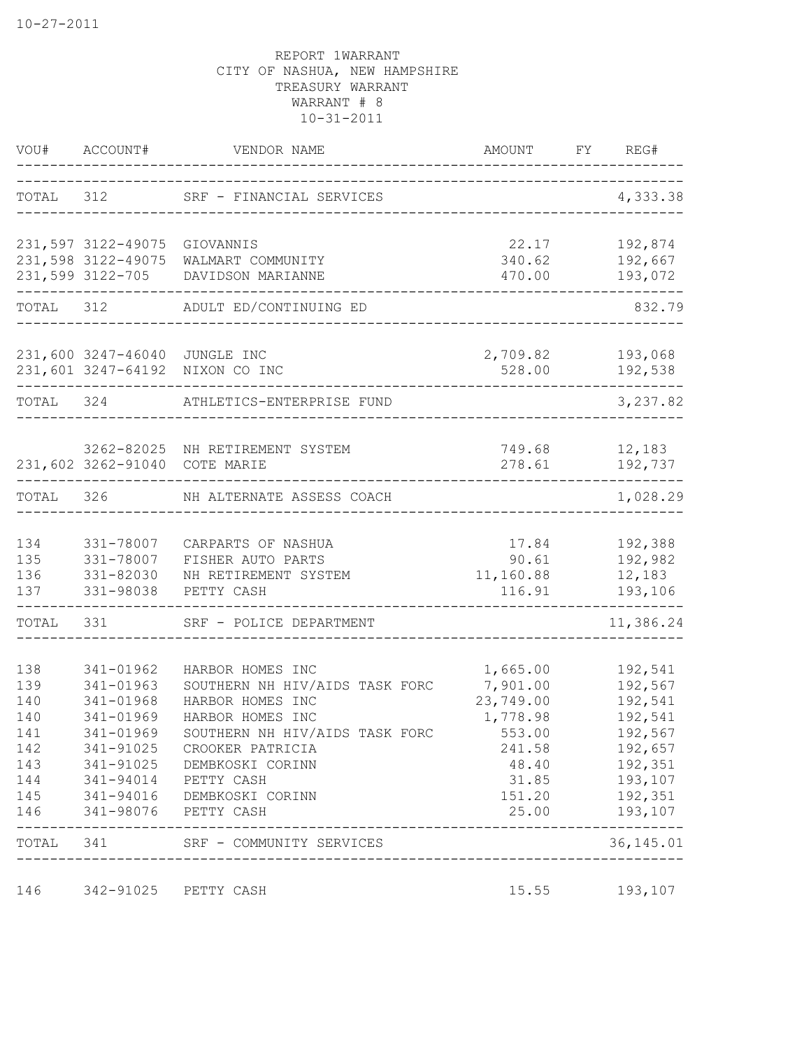10-27-2011

REPORT 1WARRANT
CITY OF NASHUA, NEW HAMPSHIRE
TREASURY WARRANT
WARRANT # 8
10-31-2011

| VOU# | ACCOUNT# | VENDOR NAME | AMOUNT | FY | REG# |
|---|---|---|---|---|---|
| TOTAL | 312 | SRF - FINANCIAL SERVICES | | | 4,333.38 |
| 231,597 | 3122-49075 | GIOVANNIS | 22.17 | | 192,874 |
| 231,598 | 3122-49075 | WALMART COMMUNITY | 340.62 | | 192,667 |
| 231,599 | 3122-705 | DAVIDSON MARIANNE | 470.00 | | 193,072 |
| TOTAL | 312 | ADULT ED/CONTINUING ED | | | 832.79 |
| 231,600 | 3247-46040 | JUNGLE INC | 2,709.82 | | 193,068 |
| 231,601 | 3247-64192 | NIXON CO INC | 528.00 | | 192,538 |
| TOTAL | 324 | ATHLETICS-ENTERPRISE FUND | | | 3,237.82 |
| | 3262-82025 | NH RETIREMENT SYSTEM | 749.68 | | 12,183 |
| 231,602 | 3262-91040 | COTE MARIE | 278.61 | | 192,737 |
| TOTAL | 326 | NH ALTERNATE ASSESS COACH | | | 1,028.29 |
| 134 | 331-78007 | CARPARTS OF NASHUA | 17.84 | | 192,388 |
| 135 | 331-78007 | FISHER AUTO PARTS | 90.61 | | 192,982 |
| 136 | 331-82030 | NH RETIREMENT SYSTEM | 11,160.88 | | 12,183 |
| 137 | 331-98038 | PETTY CASH | 116.91 | | 193,106 |
| TOTAL | 331 | SRF - POLICE DEPARTMENT | | | 11,386.24 |
| 138 | 341-01962 | HARBOR HOMES INC | 1,665.00 | | 192,541 |
| 139 | 341-01963 | SOUTHERN NH HIV/AIDS TASK FORC | 7,901.00 | | 192,567 |
| 140 | 341-01968 | HARBOR HOMES INC | 23,749.00 | | 192,541 |
| 140 | 341-01969 | HARBOR HOMES INC | 1,778.98 | | 192,541 |
| 141 | 341-01969 | SOUTHERN NH HIV/AIDS TASK FORC | 553.00 | | 192,567 |
| 142 | 341-91025 | CROOKER PATRICIA | 241.58 | | 192,657 |
| 143 | 341-91025 | DEMBKOSKI CORINN | 48.40 | | 192,351 |
| 144 | 341-94014 | PETTY CASH | 31.85 | | 193,107 |
| 145 | 341-94016 | DEMBKOSKI CORINN | 151.20 | | 192,351 |
| 146 | 341-98076 | PETTY CASH | 25.00 | | 193,107 |
| TOTAL | 341 | SRF - COMMUNITY SERVICES | | | 36,145.01 |
| 146 | 342-91025 | PETTY CASH | 15.55 | | 193,107 |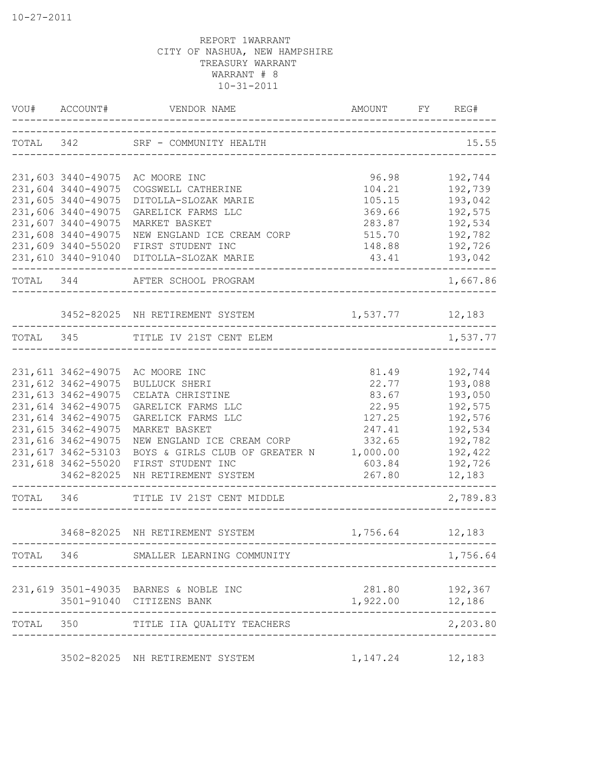10-27-2011

REPORT 1WARRANT
CITY OF NASHUA, NEW HAMPSHIRE
TREASURY WARRANT
WARRANT # 8
10-31-2011

| VOU# | ACCOUNT# | VENDOR NAME | AMOUNT | FY | REG# |
|---|---|---|---|---|---|
| TOTAL | 342 | SRF - COMMUNITY HEALTH | | | 15.55 |
| 231,603 | 3440-49075 | AC MOORE INC | 96.98 | | 192,744 |
| 231,604 | 3440-49075 | COGSWELL CATHERINE | 104.21 | | 192,739 |
| 231,605 | 3440-49075 | DITOLLA-SLOZAK MARIE | 105.15 | | 193,042 |
| 231,606 | 3440-49075 | GARELICK FARMS LLC | 369.66 | | 192,575 |
| 231,607 | 3440-49075 | MARKET BASKET | 283.87 | | 192,534 |
| 231,608 | 3440-49075 | NEW ENGLAND ICE CREAM CORP | 515.70 | | 192,782 |
| 231,609 | 3440-55020 | FIRST STUDENT INC | 148.88 | | 192,726 |
| 231,610 | 3440-91040 | DITOLLA-SLOZAK MARIE | 43.41 | | 193,042 |
| TOTAL | 344 | AFTER SCHOOL PROGRAM | | | 1,667.86 |
| | 3452-82025 | NH RETIREMENT SYSTEM | 1,537.77 | | 12,183 |
| TOTAL | 345 | TITLE IV 21ST CENT ELEM | | | 1,537.77 |
| 231,611 | 3462-49075 | AC MOORE INC | 81.49 | | 192,744 |
| 231,612 | 3462-49075 | BULLUCK SHERI | 22.77 | | 193,088 |
| 231,613 | 3462-49075 | CELATA CHRISTINE | 83.67 | | 193,050 |
| 231,614 | 3462-49075 | GARELICK FARMS LLC | 22.95 | | 192,575 |
| 231,614 | 3462-49075 | GARELICK FARMS LLC | 127.25 | | 192,576 |
| 231,615 | 3462-49075 | MARKET BASKET | 247.41 | | 192,534 |
| 231,616 | 3462-49075 | NEW ENGLAND ICE CREAM CORP | 332.65 | | 192,782 |
| 231,617 | 3462-53103 | BOYS & GIRLS CLUB OF GREATER N | 1,000.00 | | 192,422 |
| 231,618 | 3462-55020 | FIRST STUDENT INC | 603.84 | | 192,726 |
| | 3462-82025 | NH RETIREMENT SYSTEM | 267.80 | | 12,183 |
| TOTAL | 346 | TITLE IV 21ST CENT MIDDLE | | | 2,789.83 |
| | 3468-82025 | NH RETIREMENT SYSTEM | 1,756.64 | | 12,183 |
| TOTAL | 346 | SMALLER LEARNING COMMUNITY | | | 1,756.64 |
| 231,619 | 3501-49035 | BARNES & NOBLE INC | 281.80 | | 192,367 |
| | 3501-91040 | CITIZENS BANK | 1,922.00 | | 12,186 |
| TOTAL | 350 | TITLE IIA QUALITY TEACHERS | | | 2,203.80 |
| | 3502-82025 | NH RETIREMENT SYSTEM | 1,147.24 | | 12,183 |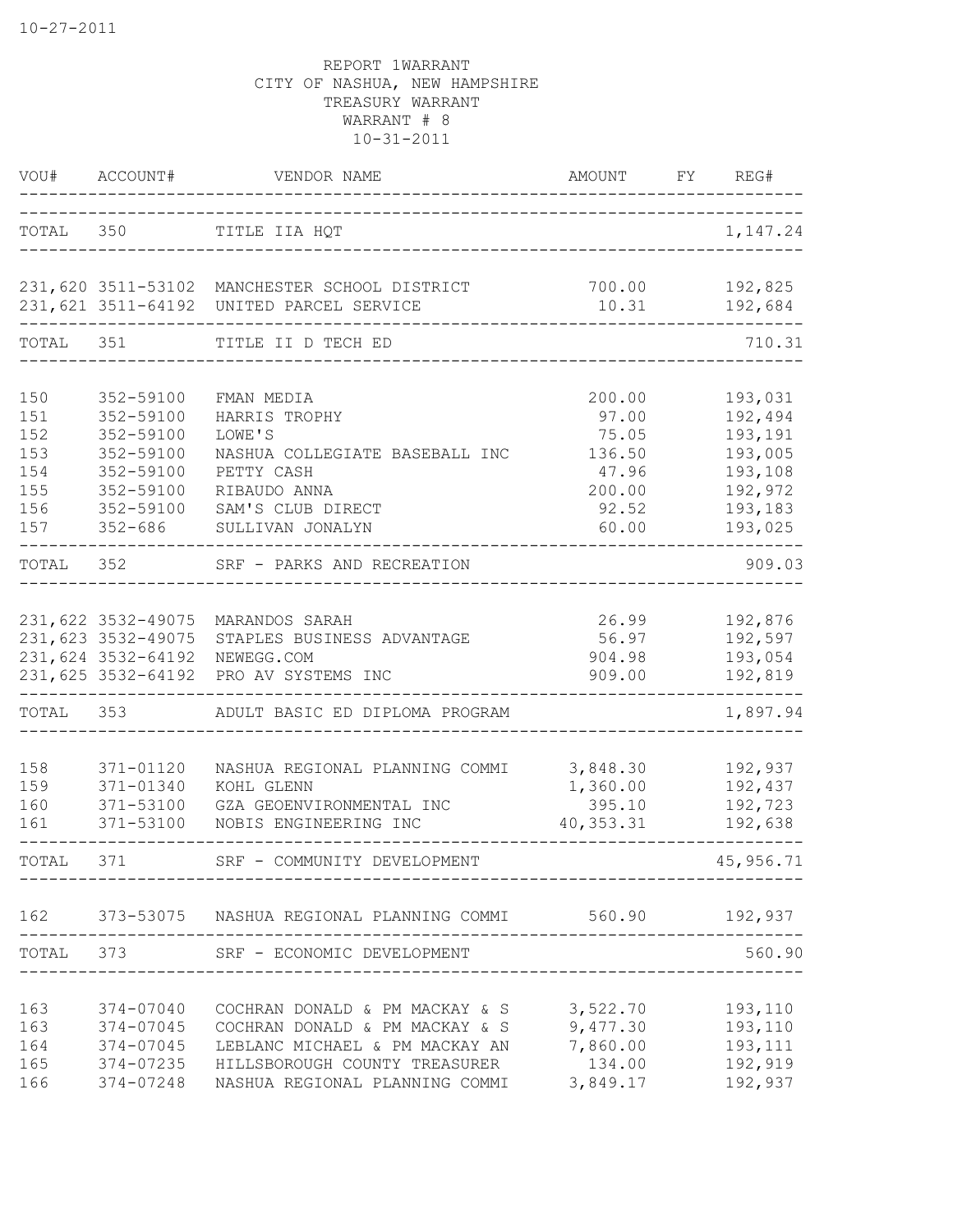10-27-2011

REPORT 1WARRANT
CITY OF NASHUA, NEW HAMPSHIRE
TREASURY WARRANT
WARRANT # 8
10-31-2011

| VOU# | ACCOUNT# | VENDOR NAME | AMOUNT | FY | REG# |
|---|---|---|---|---|---|
| TOTAL | 350 | TITLE IIA HQT | | | 1,147.24 |
| 231,620 | 3511-53102 | MANCHESTER SCHOOL DISTRICT | 700.00 | | 192,825 |
| 231,621 | 3511-64192 | UNITED PARCEL SERVICE | 10.31 | | 192,684 |
| TOTAL | 351 | TITLE II D TECH ED | | | 710.31 |
| 150 | 352-59100 | FMAN MEDIA | 200.00 | | 193,031 |
| 151 | 352-59100 | HARRIS TROPHY | 97.00 | | 192,494 |
| 152 | 352-59100 | LOWE'S | 75.05 | | 193,191 |
| 153 | 352-59100 | NASHUA COLLEGIATE BASEBALL INC | 136.50 | | 193,005 |
| 154 | 352-59100 | PETTY CASH | 47.96 | | 193,108 |
| 155 | 352-59100 | RIBAUDO ANNA | 200.00 | | 192,972 |
| 156 | 352-59100 | SAM'S CLUB DIRECT | 92.52 | | 193,183 |
| 157 | 352-686 | SULLIVAN JONALYN | 60.00 | | 193,025 |
| TOTAL | 352 | SRF - PARKS AND RECREATION | | | 909.03 |
| 231,622 | 3532-49075 | MARANDOS SARAH | 26.99 | | 192,876 |
| 231,623 | 3532-49075 | STAPLES BUSINESS ADVANTAGE | 56.97 | | 192,597 |
| 231,624 | 3532-64192 | NEWEGG.COM | 904.98 | | 193,054 |
| 231,625 | 3532-64192 | PRO AV SYSTEMS INC | 909.00 | | 192,819 |
| TOTAL | 353 | ADULT BASIC ED DIPLOMA PROGRAM | | | 1,897.94 |
| 158 | 371-01120 | NASHUA REGIONAL PLANNING COMMI | 3,848.30 | | 192,937 |
| 159 | 371-01340 | KOHL GLENN | 1,360.00 | | 192,437 |
| 160 | 371-53100 | GZA GEOENVIRONMENTAL INC | 395.10 | | 192,723 |
| 161 | 371-53100 | NOBIS ENGINEERING INC | 40,353.31 | | 192,638 |
| TOTAL | 371 | SRF - COMMUNITY DEVELOPMENT | | | 45,956.71 |
| 162 | 373-53075 | NASHUA REGIONAL PLANNING COMMI | 560.90 | | 192,937 |
| TOTAL | 373 | SRF - ECONOMIC DEVELOPMENT | | | 560.90 |
| 163 | 374-07040 | COCHRAN DONALD & PM MACKAY & S | 3,522.70 | | 193,110 |
| 163 | 374-07045 | COCHRAN DONALD & PM MACKAY & S | 9,477.30 | | 193,110 |
| 164 | 374-07045 | LEBLANC MICHAEL & PM MACKAY AN | 7,860.00 | | 193,111 |
| 165 | 374-07235 | HILLSBOROUGH COUNTY TREASURER | 134.00 | | 192,919 |
| 166 | 374-07248 | NASHUA REGIONAL PLANNING COMMI | 3,849.17 | | 192,937 |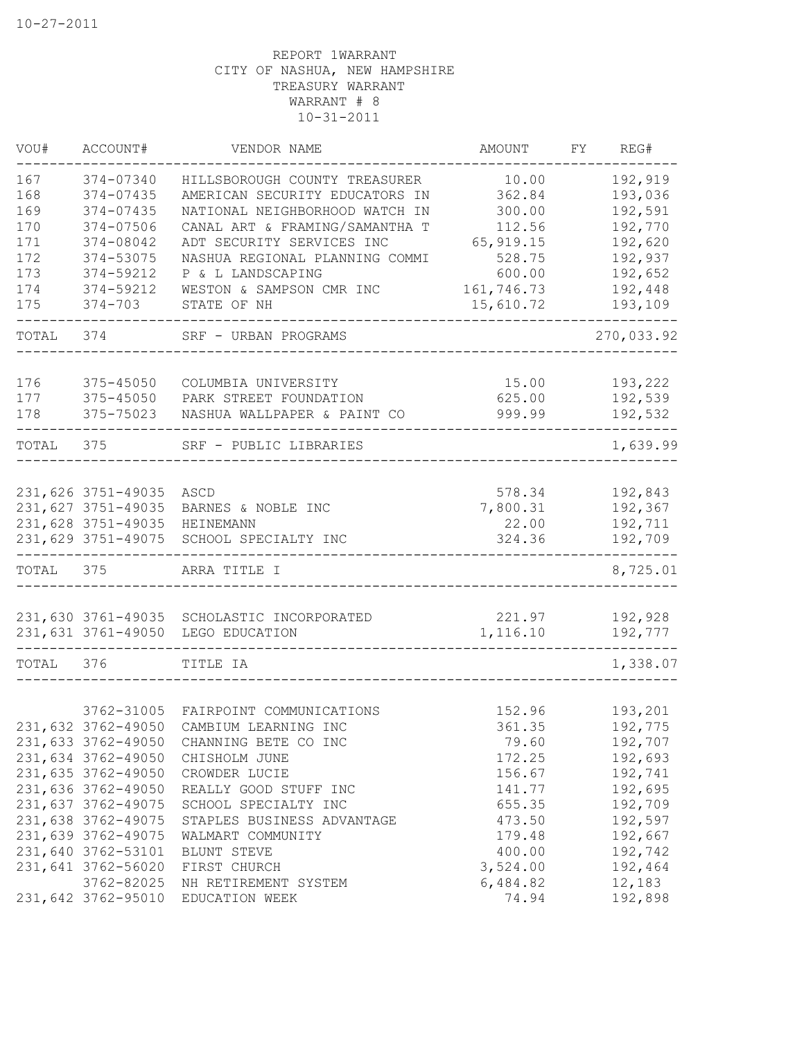10-27-2011

REPORT 1WARRANT
CITY OF NASHUA, NEW HAMPSHIRE
TREASURY WARRANT
WARRANT # 8
10-31-2011

| VOU# | ACCOUNT# | VENDOR NAME | AMOUNT | FY | REG# |
|---|---|---|---|---|---|
| 167 | 374-07340 | HILLSBOROUGH COUNTY TREASURER | 10.00 | | 192,919 |
| 168 | 374-07435 | AMERICAN SECURITY EDUCATORS IN | 362.84 | | 193,036 |
| 169 | 374-07435 | NATIONAL NEIGHBORHOOD WATCH IN | 300.00 | | 192,591 |
| 170 | 374-07506 | CANAL ART & FRAMING/SAMANTHA T | 112.56 | | 192,770 |
| 171 | 374-08042 | ADT SECURITY SERVICES INC | 65,919.15 | | 192,620 |
| 172 | 374-53075 | NASHUA REGIONAL PLANNING COMMI | 528.75 | | 192,937 |
| 173 | 374-59212 | P & L LANDSCAPING | 600.00 | | 192,652 |
| 174 | 374-59212 | WESTON & SAMPSON CMR INC | 161,746.73 | | 192,448 |
| 175 | 374-703 | STATE OF NH | 15,610.72 | | 193,109 |
| TOTAL | 374 | SRF - URBAN PROGRAMS | | | 270,033.92 |
| 176 | 375-45050 | COLUMBIA UNIVERSITY | 15.00 | | 193,222 |
| 177 | 375-45050 | PARK STREET FOUNDATION | 625.00 | | 192,539 |
| 178 | 375-75023 | NASHUA WALLPAPER & PAINT CO | 999.99 | | 192,532 |
| TOTAL | 375 | SRF - PUBLIC LIBRARIES | | | 1,639.99 |
| 231,626 | 3751-49035 | ASCD | 578.34 | | 192,843 |
| 231,627 | 3751-49035 | BARNES & NOBLE INC | 7,800.31 | | 192,367 |
| 231,628 | 3751-49035 | HEINEMANN | 22.00 | | 192,711 |
| 231,629 | 3751-49075 | SCHOOL SPECIALTY INC | 324.36 | | 192,709 |
| TOTAL | 375 | ARRA TITLE I | | | 8,725.01 |
| 231,630 | 3761-49035 | SCHOLASTIC INCORPORATED | 221.97 | | 192,928 |
| 231,631 | 3761-49050 | LEGO EDUCATION | 1,116.10 | | 192,777 |
| TOTAL | 376 | TITLE IA | | | 1,338.07 |
| | 3762-31005 | FAIRPOINT COMMUNICATIONS | 152.96 | | 193,201 |
| 231,632 | 3762-49050 | CAMBIUM LEARNING INC | 361.35 | | 192,775 |
| 231,633 | 3762-49050 | CHANNING BETE CO INC | 79.60 | | 192,707 |
| 231,634 | 3762-49050 | CHISHOLM JUNE | 172.25 | | 192,693 |
| 231,635 | 3762-49050 | CROWDER LUCIE | 156.67 | | 192,741 |
| 231,636 | 3762-49050 | REALLY GOOD STUFF INC | 141.77 | | 192,695 |
| 231,637 | 3762-49075 | SCHOOL SPECIALTY INC | 655.35 | | 192,709 |
| 231,638 | 3762-49075 | STAPLES BUSINESS ADVANTAGE | 473.50 | | 192,597 |
| 231,639 | 3762-49075 | WALMART COMMUNITY | 179.48 | | 192,667 |
| 231,640 | 3762-53101 | BLUNT STEVE | 400.00 | | 192,742 |
| 231,641 | 3762-56020 | FIRST CHURCH | 3,524.00 | | 192,464 |
| | 3762-82025 | NH RETIREMENT SYSTEM | 6,484.82 | | 12,183 |
| 231,642 | 3762-95010 | EDUCATION WEEK | 74.94 | | 192,898 |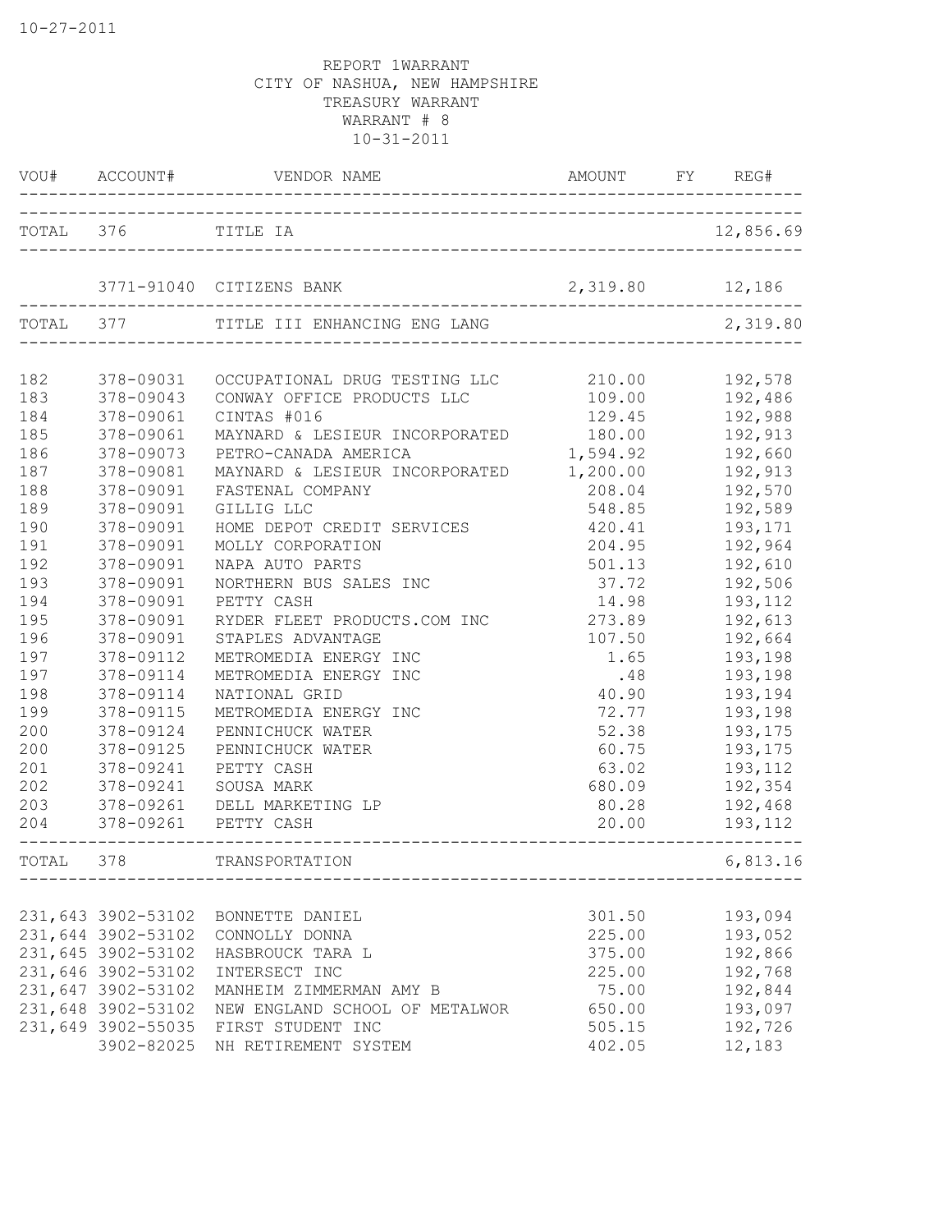10-27-2011

REPORT 1WARRANT
CITY OF NASHUA, NEW HAMPSHIRE
TREASURY WARRANT
WARRANT # 8
10-31-2011

| VOU# | ACCOUNT# | VENDOR NAME | AMOUNT | FY | REG# |
|---|---|---|---|---|---|
| TOTAL | 376 | TITLE IA | | | 12,856.69 |
| | 3771-91040 | CITIZENS BANK | 2,319.80 | | 12,186 |
| TOTAL | 377 | TITLE III ENHANCING ENG LANG | | | 2,319.80 |
| 182 | 378-09031 | OCCUPATIONAL DRUG TESTING LLC | 210.00 | | 192,578 |
| 183 | 378-09043 | CONWAY OFFICE PRODUCTS LLC | 109.00 | | 192,486 |
| 184 | 378-09061 | CINTAS #016 | 129.45 | | 192,988 |
| 185 | 378-09061 | MAYNARD & LESIEUR INCORPORATED | 180.00 | | 192,913 |
| 186 | 378-09073 | PETRO-CANADA AMERICA | 1,594.92 | | 192,660 |
| 187 | 378-09081 | MAYNARD & LESIEUR INCORPORATED | 1,200.00 | | 192,913 |
| 188 | 378-09091 | FASTENAL COMPANY | 208.04 | | 192,570 |
| 189 | 378-09091 | GILLIG LLC | 548.85 | | 192,589 |
| 190 | 378-09091 | HOME DEPOT CREDIT SERVICES | 420.41 | | 193,171 |
| 191 | 378-09091 | MOLLY CORPORATION | 204.95 | | 192,964 |
| 192 | 378-09091 | NAPA AUTO PARTS | 501.13 | | 192,610 |
| 193 | 378-09091 | NORTHERN BUS SALES INC | 37.72 | | 192,506 |
| 194 | 378-09091 | PETTY CASH | 14.98 | | 193,112 |
| 195 | 378-09091 | RYDER FLEET PRODUCTS.COM INC | 273.89 | | 192,613 |
| 196 | 378-09091 | STAPLES ADVANTAGE | 107.50 | | 192,664 |
| 197 | 378-09112 | METROMEDIA ENERGY INC | 1.65 | | 193,198 |
| 197 | 378-09114 | METROMEDIA ENERGY INC | .48 | | 193,198 |
| 198 | 378-09114 | NATIONAL GRID | 40.90 | | 193,194 |
| 199 | 378-09115 | METROMEDIA ENERGY INC | 72.77 | | 193,198 |
| 200 | 378-09124 | PENNICHUCK WATER | 52.38 | | 193,175 |
| 200 | 378-09125 | PENNICHUCK WATER | 60.75 | | 193,175 |
| 201 | 378-09241 | PETTY CASH | 63.02 | | 193,112 |
| 202 | 378-09241 | SOUSA MARK | 680.09 | | 192,354 |
| 203 | 378-09261 | DELL MARKETING LP | 80.28 | | 192,468 |
| 204 | 378-09261 | PETTY CASH | 20.00 | | 193,112 |
| TOTAL | 378 | TRANSPORTATION | | | 6,813.16 |
| 231,643 | 3902-53102 | BONNETTE DANIEL | 301.50 | | 193,094 |
| 231,644 | 3902-53102 | CONNOLLY DONNA | 225.00 | | 193,052 |
| 231,645 | 3902-53102 | HASBROUCK TARA L | 375.00 | | 192,866 |
| 231,646 | 3902-53102 | INTERSECT INC | 225.00 | | 192,768 |
| 231,647 | 3902-53102 | MANHEIM ZIMMERMAN AMY B | 75.00 | | 192,844 |
| 231,648 | 3902-53102 | NEW ENGLAND SCHOOL OF METALWOR | 650.00 | | 193,097 |
| 231,649 | 3902-55035 | FIRST STUDENT INC | 505.15 | | 192,726 |
| | 3902-82025 | NH RETIREMENT SYSTEM | 402.05 | | 12,183 |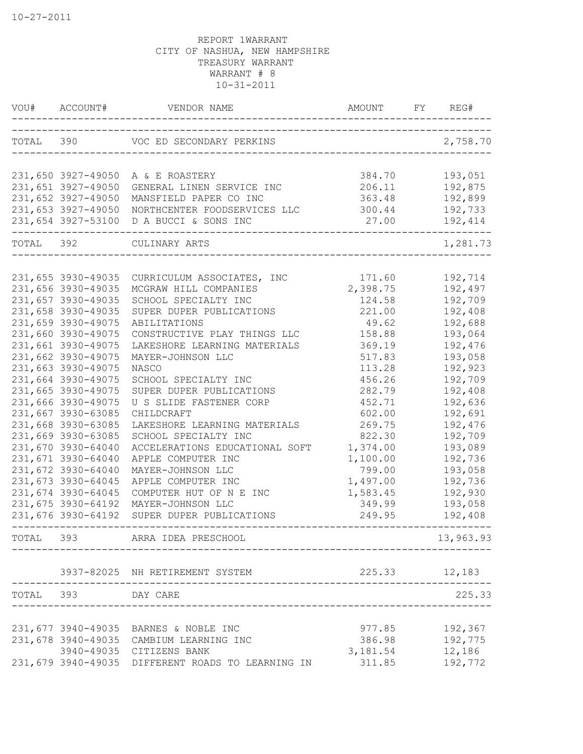10-27-2011

REPORT 1WARRANT
CITY OF NASHUA, NEW HAMPSHIRE
TREASURY WARRANT
WARRANT # 8
10-31-2011

| VOU# | ACCOUNT# | VENDOR NAME | AMOUNT | FY | REG# |
|---|---|---|---|---|---|
| TOTAL | 390 | VOC ED SECONDARY PERKINS | | | 2,758.70 |
| 231,650 | 3927-49050 | A & E ROASTERY | 384.70 | | 193,051 |
| 231,651 | 3927-49050 | GENERAL LINEN SERVICE INC | 206.11 | | 192,875 |
| 231,652 | 3927-49050 | MANSFIELD PAPER CO INC | 363.48 | | 192,899 |
| 231,653 | 3927-49050 | NORTHCENTER FOODSERVICES LLC | 300.44 | | 192,733 |
| 231,654 | 3927-53100 | D A BUCCI & SONS INC | 27.00 | | 192,414 |
| TOTAL | 392 | CULINARY ARTS | | | 1,281.73 |
| 231,655 | 3930-49035 | CURRICULUM ASSOCIATES, INC | 171.60 | | 192,714 |
| 231,656 | 3930-49035 | MCGRAW HILL COMPANIES | 2,398.75 | | 192,497 |
| 231,657 | 3930-49035 | SCHOOL SPECIALTY INC | 124.58 | | 192,709 |
| 231,658 | 3930-49035 | SUPER DUPER PUBLICATIONS | 221.00 | | 192,408 |
| 231,659 | 3930-49075 | ABILITATIONS | 49.62 | | 192,688 |
| 231,660 | 3930-49075 | CONSTRUCTIVE PLAY THINGS LLC | 158.88 | | 193,064 |
| 231,661 | 3930-49075 | LAKESHORE LEARNING MATERIALS | 369.19 | | 192,476 |
| 231,662 | 3930-49075 | MAYER-JOHNSON LLC | 517.83 | | 193,058 |
| 231,663 | 3930-49075 | NASCO | 113.28 | | 192,923 |
| 231,664 | 3930-49075 | SCHOOL SPECIALTY INC | 456.26 | | 192,709 |
| 231,665 | 3930-49075 | SUPER DUPER PUBLICATIONS | 282.79 | | 192,408 |
| 231,666 | 3930-49075 | U S SLIDE FASTENER CORP | 452.71 | | 192,636 |
| 231,667 | 3930-63085 | CHILDCRAFT | 602.00 | | 192,691 |
| 231,668 | 3930-63085 | LAKESHORE LEARNING MATERIALS | 269.75 | | 192,476 |
| 231,669 | 3930-63085 | SCHOOL SPECIALTY INC | 822.30 | | 192,709 |
| 231,670 | 3930-64040 | ACCELERATIONS EDUCATIONAL SOFT | 1,374.00 | | 193,089 |
| 231,671 | 3930-64040 | APPLE COMPUTER INC | 1,100.00 | | 192,736 |
| 231,672 | 3930-64040 | MAYER-JOHNSON LLC | 799.00 | | 193,058 |
| 231,673 | 3930-64045 | APPLE COMPUTER INC | 1,497.00 | | 192,736 |
| 231,674 | 3930-64045 | COMPUTER HUT OF N E INC | 1,583.45 | | 192,930 |
| 231,675 | 3930-64192 | MAYER-JOHNSON LLC | 349.99 | | 193,058 |
| 231,676 | 3930-64192 | SUPER DUPER PUBLICATIONS | 249.95 | | 192,408 |
| TOTAL | 393 | ARRA IDEA PRESCHOOL | | | 13,963.93 |
| | 3937-82025 | NH RETIREMENT SYSTEM | 225.33 | | 12,183 |
| TOTAL | 393 | DAY CARE | | | 225.33 |
| 231,677 | 3940-49035 | BARNES & NOBLE INC | 977.85 | | 192,367 |
| 231,678 | 3940-49035 | CAMBIUM LEARNING INC | 386.98 | | 192,775 |
| | 3940-49035 | CITIZENS BANK | 3,181.54 | | 12,186 |
| 231,679 | 3940-49035 | DIFFERENT ROADS TO LEARNING IN | 311.85 | | 192,772 |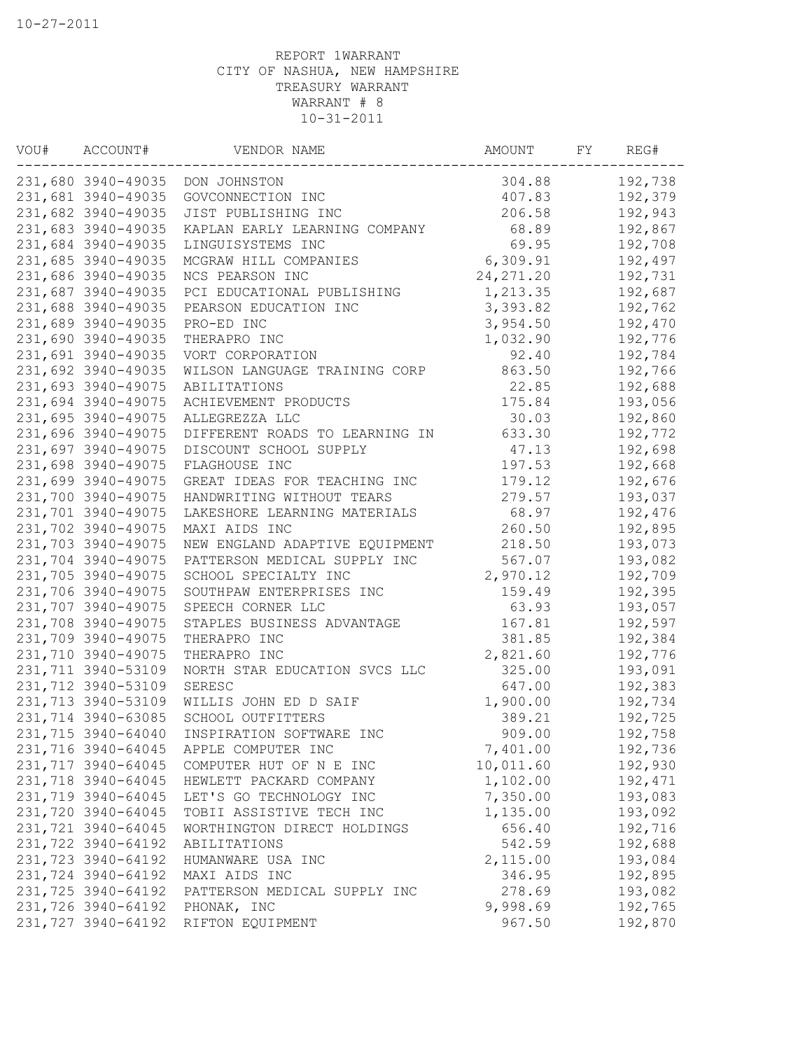10-27-2011

REPORT 1WARRANT
CITY OF NASHUA, NEW HAMPSHIRE
TREASURY WARRANT
WARRANT # 8
10-31-2011

| VOU# | ACCOUNT# | VENDOR NAME | AMOUNT | FY | REG# |
|---|---|---|---|---|---|
| 231,680 | 3940-49035 | DON JOHNSTON | 304.88 | | 192,738 |
| 231,681 | 3940-49035 | GOVCONNECTION INC | 407.83 | | 192,379 |
| 231,682 | 3940-49035 | JIST PUBLISHING INC | 206.58 | | 192,943 |
| 231,683 | 3940-49035 | KAPLAN EARLY LEARNING COMPANY | 68.89 | | 192,867 |
| 231,684 | 3940-49035 | LINGUISYSTEMS INC | 69.95 | | 192,708 |
| 231,685 | 3940-49035 | MCGRAW HILL COMPANIES | 6,309.91 | | 192,497 |
| 231,686 | 3940-49035 | NCS PEARSON INC | 24,271.20 | | 192,731 |
| 231,687 | 3940-49035 | PCI EDUCATIONAL PUBLISHING | 1,213.35 | | 192,687 |
| 231,688 | 3940-49035 | PEARSON EDUCATION INC | 3,393.82 | | 192,762 |
| 231,689 | 3940-49035 | PRO-ED INC | 3,954.50 | | 192,470 |
| 231,690 | 3940-49035 | THERAPRO INC | 1,032.90 | | 192,776 |
| 231,691 | 3940-49035 | VORT CORPORATION | 92.40 | | 192,784 |
| 231,692 | 3940-49035 | WILSON LANGUAGE TRAINING CORP | 863.50 | | 192,766 |
| 231,693 | 3940-49075 | ABILITATIONS | 22.85 | | 192,688 |
| 231,694 | 3940-49075 | ACHIEVEMENT PRODUCTS | 175.84 | | 193,056 |
| 231,695 | 3940-49075 | ALLEGREZZA LLC | 30.03 | | 192,860 |
| 231,696 | 3940-49075 | DIFFERENT ROADS TO LEARNING IN | 633.30 | | 192,772 |
| 231,697 | 3940-49075 | DISCOUNT SCHOOL SUPPLY | 47.13 | | 192,698 |
| 231,698 | 3940-49075 | FLAGHOUSE INC | 197.53 | | 192,668 |
| 231,699 | 3940-49075 | GREAT IDEAS FOR TEACHING INC | 179.12 | | 192,676 |
| 231,700 | 3940-49075 | HANDWRITING WITHOUT TEARS | 279.57 | | 193,037 |
| 231,701 | 3940-49075 | LAKESHORE LEARNING MATERIALS | 68.97 | | 192,476 |
| 231,702 | 3940-49075 | MAXI AIDS INC | 260.50 | | 192,895 |
| 231,703 | 3940-49075 | NEW ENGLAND ADAPTIVE EQUIPMENT | 218.50 | | 193,073 |
| 231,704 | 3940-49075 | PATTERSON MEDICAL SUPPLY INC | 567.07 | | 193,082 |
| 231,705 | 3940-49075 | SCHOOL SPECIALTY INC | 2,970.12 | | 192,709 |
| 231,706 | 3940-49075 | SOUTHPAW ENTERPRISES INC | 159.49 | | 192,395 |
| 231,707 | 3940-49075 | SPEECH CORNER LLC | 63.93 | | 193,057 |
| 231,708 | 3940-49075 | STAPLES BUSINESS ADVANTAGE | 167.81 | | 192,597 |
| 231,709 | 3940-49075 | THERAPRO INC | 381.85 | | 192,384 |
| 231,710 | 3940-49075 | THERAPRO INC | 2,821.60 | | 192,776 |
| 231,711 | 3940-53109 | NORTH STAR EDUCATION SVCS LLC | 325.00 | | 193,091 |
| 231,712 | 3940-53109 | SERESC | 647.00 | | 192,383 |
| 231,713 | 3940-53109 | WILLIS JOHN ED D SAIF | 1,900.00 | | 192,734 |
| 231,714 | 3940-63085 | SCHOOL OUTFITTERS | 389.21 | | 192,725 |
| 231,715 | 3940-64040 | INSPIRATION SOFTWARE INC | 909.00 | | 192,758 |
| 231,716 | 3940-64045 | APPLE COMPUTER INC | 7,401.00 | | 192,736 |
| 231,717 | 3940-64045 | COMPUTER HUT OF N E INC | 10,011.60 | | 192,930 |
| 231,718 | 3940-64045 | HEWLETT PACKARD COMPANY | 1,102.00 | | 192,471 |
| 231,719 | 3940-64045 | LET'S GO TECHNOLOGY INC | 7,350.00 | | 193,083 |
| 231,720 | 3940-64045 | TOBII ASSISTIVE TECH INC | 1,135.00 | | 193,092 |
| 231,721 | 3940-64045 | WORTHINGTON DIRECT HOLDINGS | 656.40 | | 192,716 |
| 231,722 | 3940-64192 | ABILITATIONS | 542.59 | | 192,688 |
| 231,723 | 3940-64192 | HUMANWARE USA INC | 2,115.00 | | 193,084 |
| 231,724 | 3940-64192 | MAXI AIDS INC | 346.95 | | 192,895 |
| 231,725 | 3940-64192 | PATTERSON MEDICAL SUPPLY INC | 278.69 | | 193,082 |
| 231,726 | 3940-64192 | PHONAK, INC | 9,998.69 | | 192,765 |
| 231,727 | 3940-64192 | RIFTON EQUIPMENT | 967.50 | | 192,870 |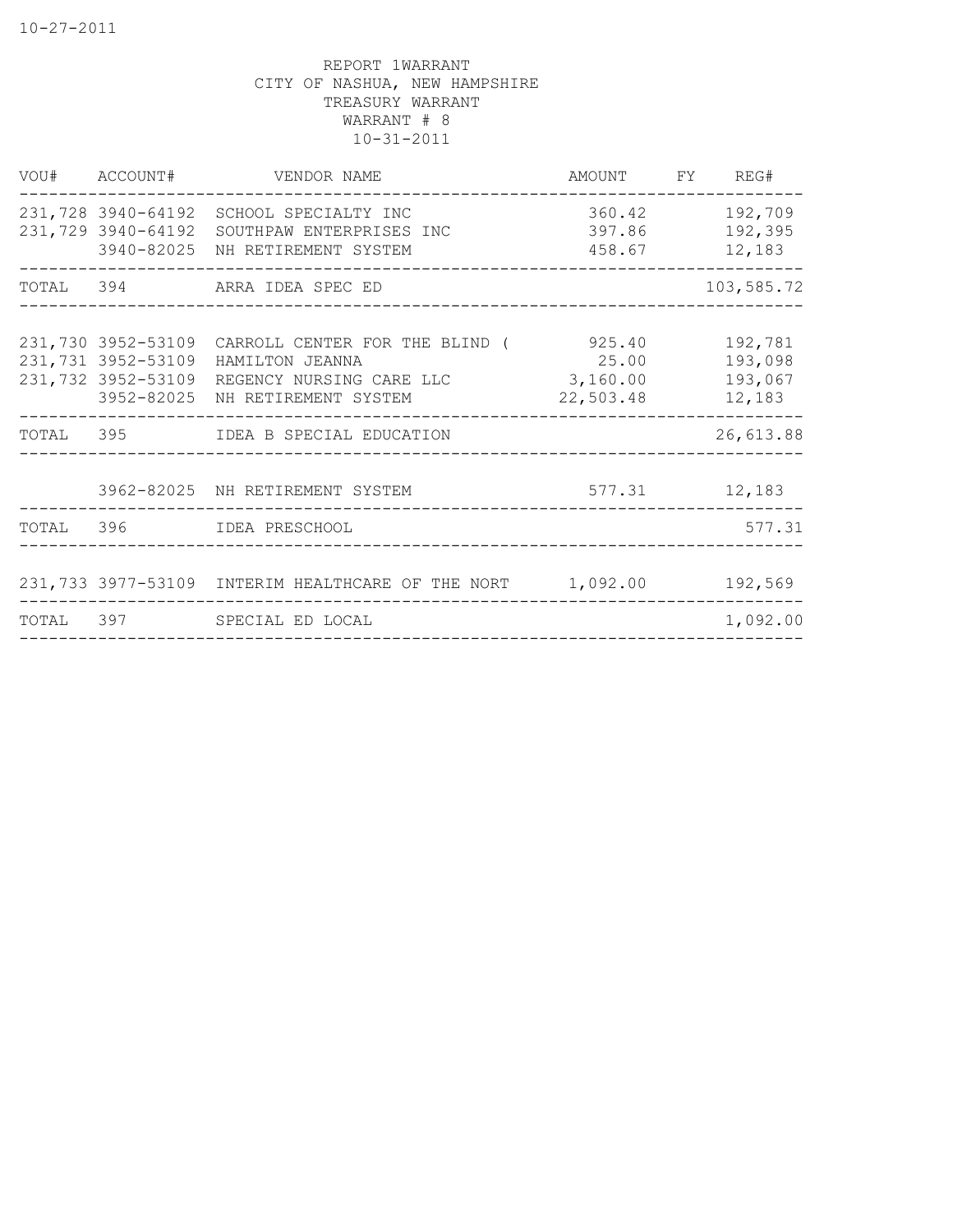10-27-2011

REPORT 1WARRANT
CITY OF NASHUA, NEW HAMPSHIRE
TREASURY WARRANT
WARRANT # 8
10-31-2011

| VOU# | ACCOUNT# | VENDOR NAME | AMOUNT | FY | REG# |
|---|---|---|---|---|---|
| 231,728 | 3940-64192 | SCHOOL SPECIALTY INC | 360.42 | | 192,709 |
| 231,729 | 3940-64192 | SOUTHPAW ENTERPRISES INC | 397.86 | | 192,395 |
| | 3940-82025 | NH RETIREMENT SYSTEM | 458.67 | | 12,183 |
| TOTAL | 394 | ARRA IDEA SPEC ED | | | 103,585.72 |
| 231,730 | 3952-53109 | CARROLL CENTER FOR THE BLIND ( | 925.40 | | 192,781 |
| 231,731 | 3952-53109 | HAMILTON JEANNA | 25.00 | | 193,098 |
| 231,732 | 3952-53109 | REGENCY NURSING CARE LLC | 3,160.00 | | 193,067 |
| | 3952-82025 | NH RETIREMENT SYSTEM | 22,503.48 | | 12,183 |
| TOTAL | 395 | IDEA B SPECIAL EDUCATION | | | 26,613.88 |
| | 3962-82025 | NH RETIREMENT SYSTEM | 577.31 | | 12,183 |
| TOTAL | 396 | IDEA PRESCHOOL | | | 577.31 |
| 231,733 | 3977-53109 | INTERIM HEALTHCARE OF THE NORT | 1,092.00 | | 192,569 |
| TOTAL | 397 | SPECIAL ED LOCAL | | | 1,092.00 |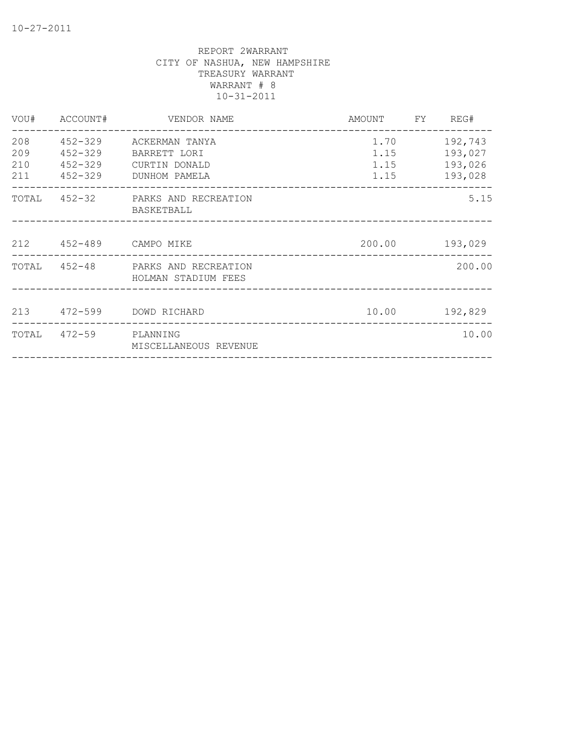10-27-2011

REPORT 2WARRANT
CITY OF NASHUA, NEW HAMPSHIRE
TREASURY WARRANT
WARRANT # 8
10-31-2011

| VOU# | ACCOUNT# | VENDOR NAME | AMOUNT | FY | REG# |
|---|---|---|---|---|---|
| 208 | 452-329 | ACKERMAN TANYA | 1.70 | | 192,743 |
| 209 | 452-329 | BARRETT LORI | 1.15 | | 193,027 |
| 210 | 452-329 | CURTIN DONALD | 1.15 | | 193,026 |
| 211 | 452-329 | DUNHOM PAMELA | 1.15 | | 193,028 |
| TOTAL | 452-32 | PARKS AND RECREATION BASKETBALL | | | 5.15 |
| 212 | 452-489 | CAMPO MIKE | 200.00 | | 193,029 |
| TOTAL | 452-48 | PARKS AND RECREATION HOLMAN STADIUM FEES | | | 200.00 |
| 213 | 472-599 | DOWD RICHARD | 10.00 | | 192,829 |
| TOTAL | 472-59 | PLANNING MISCELLANEOUS REVENUE | | | 10.00 |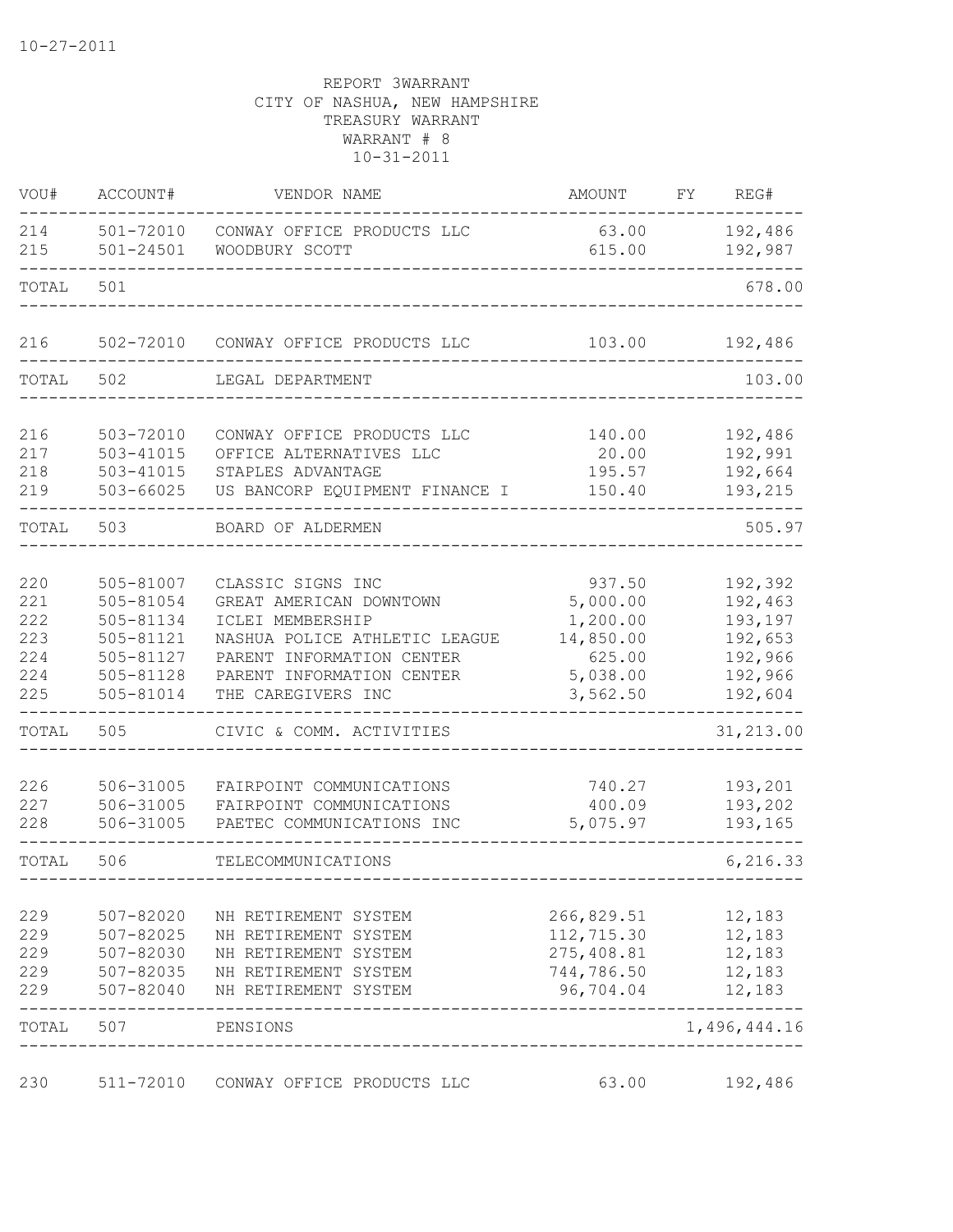10-27-2011

REPORT 3WARRANT
CITY OF NASHUA, NEW HAMPSHIRE
TREASURY WARRANT
WARRANT # 8
10-31-2011

| VOU# | ACCOUNT# | VENDOR NAME | AMOUNT | FY | REG# |
|---|---|---|---|---|---|
| 214 | 501-72010 | CONWAY OFFICE PRODUCTS LLC | 63.00 | | 192,486 |
| 215 | 501-24501 | WOODBURY SCOTT | 615.00 | | 192,987 |
| TOTAL | 501 | | | | 678.00 |
| 216 | 502-72010 | CONWAY OFFICE PRODUCTS LLC | 103.00 | | 192,486 |
| TOTAL | 502 | LEGAL DEPARTMENT | | | 103.00 |
| 216 | 503-72010 | CONWAY OFFICE PRODUCTS LLC | 140.00 | | 192,486 |
| 217 | 503-41015 | OFFICE ALTERNATIVES LLC | 20.00 | | 192,991 |
| 218 | 503-41015 | STAPLES ADVANTAGE | 195.57 | | 192,664 |
| 219 | 503-66025 | US BANCORP EQUIPMENT FINANCE I | 150.40 | | 193,215 |
| TOTAL | 503 | BOARD OF ALDERMEN | | | 505.97 |
| 220 | 505-81007 | CLASSIC SIGNS INC | 937.50 | | 192,392 |
| 221 | 505-81054 | GREAT AMERICAN DOWNTOWN | 5,000.00 | | 192,463 |
| 222 | 505-81134 | ICLEI MEMBERSHIP | 1,200.00 | | 193,197 |
| 223 | 505-81121 | NASHUA POLICE ATHLETIC LEAGUE | 14,850.00 | | 192,653 |
| 224 | 505-81127 | PARENT INFORMATION CENTER | 625.00 | | 192,966 |
| 224 | 505-81128 | PARENT INFORMATION CENTER | 5,038.00 | | 192,966 |
| 225 | 505-81014 | THE CAREGIVERS INC | 3,562.50 | | 192,604 |
| TOTAL | 505 | CIVIC & COMM. ACTIVITIES | | | 31,213.00 |
| 226 | 506-31005 | FAIRPOINT COMMUNICATIONS | 740.27 | | 193,201 |
| 227 | 506-31005 | FAIRPOINT COMMUNICATIONS | 400.09 | | 193,202 |
| 228 | 506-31005 | PAETEC COMMUNICATIONS INC | 5,075.97 | | 193,165 |
| TOTAL | 506 | TELECOMMUNICATIONS | | | 6,216.33 |
| 229 | 507-82020 | NH RETIREMENT SYSTEM | 266,829.51 | | 12,183 |
| 229 | 507-82025 | NH RETIREMENT SYSTEM | 112,715.30 | | 12,183 |
| 229 | 507-82030 | NH RETIREMENT SYSTEM | 275,408.81 | | 12,183 |
| 229 | 507-82035 | NH RETIREMENT SYSTEM | 744,786.50 | | 12,183 |
| 229 | 507-82040 | NH RETIREMENT SYSTEM | 96,704.04 | | 12,183 |
| TOTAL | 507 | PENSIONS | | | 1,496,444.16 |
| 230 | 511-72010 | CONWAY OFFICE PRODUCTS LLC | 63.00 | | 192,486 |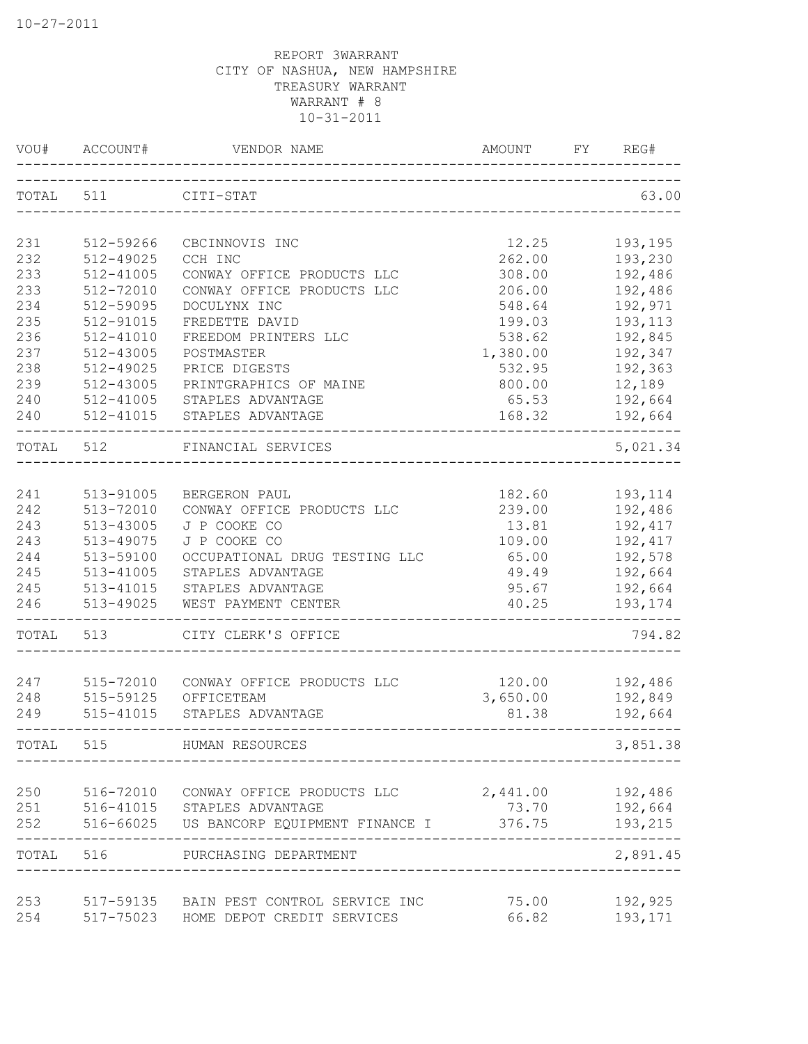10-27-2011

REPORT 3WARRANT
CITY OF NASHUA, NEW HAMPSHIRE
TREASURY WARRANT
WARRANT # 8
10-31-2011

| VOU# | ACCOUNT# | VENDOR NAME | AMOUNT | FY | REG# |
|---|---|---|---|---|---|
| TOTAL | 511 | CITI-STAT | | | 63.00 |
| 231 | 512-59266 | CBCINNOVIS INC | 12.25 | | 193,195 |
| 232 | 512-49025 | CCH INC | 262.00 | | 193,230 |
| 233 | 512-41005 | CONWAY OFFICE PRODUCTS LLC | 308.00 | | 192,486 |
| 233 | 512-72010 | CONWAY OFFICE PRODUCTS LLC | 206.00 | | 192,486 |
| 234 | 512-59095 | DOCULYNX INC | 548.64 | | 192,971 |
| 235 | 512-91015 | FREDETTE DAVID | 199.03 | | 193,113 |
| 236 | 512-41010 | FREEDOM PRINTERS LLC | 538.62 | | 192,845 |
| 237 | 512-43005 | POSTMASTER | 1,380.00 | | 192,347 |
| 238 | 512-49025 | PRICE DIGESTS | 532.95 | | 192,363 |
| 239 | 512-43005 | PRINTGRAPHICS OF MAINE | 800.00 | | 12,189 |
| 240 | 512-41005 | STAPLES ADVANTAGE | 65.53 | | 192,664 |
| 240 | 512-41015 | STAPLES ADVANTAGE | 168.32 | | 192,664 |
| TOTAL | 512 | FINANCIAL SERVICES | | | 5,021.34 |
| 241 | 513-91005 | BERGERON PAUL | 182.60 | | 193,114 |
| 242 | 513-72010 | CONWAY OFFICE PRODUCTS LLC | 239.00 | | 192,486 |
| 243 | 513-43005 | J P COOKE CO | 13.81 | | 192,417 |
| 243 | 513-49075 | J P COOKE CO | 109.00 | | 192,417 |
| 244 | 513-59100 | OCCUPATIONAL DRUG TESTING LLC | 65.00 | | 192,578 |
| 245 | 513-41005 | STAPLES ADVANTAGE | 49.49 | | 192,664 |
| 245 | 513-41015 | STAPLES ADVANTAGE | 95.67 | | 192,664 |
| 246 | 513-49025 | WEST PAYMENT CENTER | 40.25 | | 193,174 |
| TOTAL | 513 | CITY CLERK'S OFFICE | | | 794.82 |
| 247 | 515-72010 | CONWAY OFFICE PRODUCTS LLC | 120.00 | | 192,486 |
| 248 | 515-59125 | OFFICETEAM | 3,650.00 | | 192,849 |
| 249 | 515-41015 | STAPLES ADVANTAGE | 81.38 | | 192,664 |
| TOTAL | 515 | HUMAN RESOURCES | | | 3,851.38 |
| 250 | 516-72010 | CONWAY OFFICE PRODUCTS LLC | 2,441.00 | | 192,486 |
| 251 | 516-41015 | STAPLES ADVANTAGE | 73.70 | | 192,664 |
| 252 | 516-66025 | US BANCORP EQUIPMENT FINANCE I | 376.75 | | 193,215 |
| TOTAL | 516 | PURCHASING DEPARTMENT | | | 2,891.45 |
| 253 | 517-59135 | BAIN PEST CONTROL SERVICE INC | 75.00 | | 192,925 |
| 254 | 517-75023 | HOME DEPOT CREDIT SERVICES | 66.82 | | 193,171 |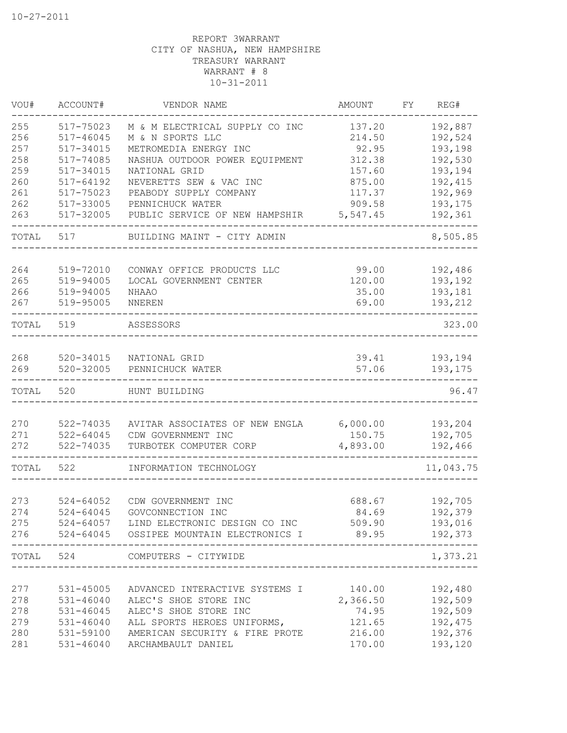10-27-2011

REPORT 3WARRANT
CITY OF NASHUA, NEW HAMPSHIRE
TREASURY WARRANT
WARRANT # 8
10-31-2011

| VOU# | ACCOUNT# | VENDOR NAME | AMOUNT | FY | REG# |
|---|---|---|---|---|---|
| 255 | 517-75023 | M & M ELECTRICAL SUPPLY CO INC | 137.20 | | 192,887 |
| 256 | 517-46045 | M & N SPORTS LLC | 214.50 | | 192,524 |
| 257 | 517-34015 | METROMEDIA ENERGY INC | 92.95 | | 193,198 |
| 258 | 517-74085 | NASHUA OUTDOOR POWER EQUIPMENT | 312.38 | | 192,530 |
| 259 | 517-34015 | NATIONAL GRID | 157.60 | | 193,194 |
| 260 | 517-64192 | NEVERETTS SEW & VAC INC | 875.00 | | 192,415 |
| 261 | 517-75023 | PEABODY SUPPLY COMPANY | 117.37 | | 192,969 |
| 262 | 517-33005 | PENNICHUCK WATER | 909.58 | | 193,175 |
| 263 | 517-32005 | PUBLIC SERVICE OF NEW HAMPSHIR | 5,547.45 | | 192,361 |
| TOTAL | 517 | BUILDING MAINT - CITY ADMIN | | | 8,505.85 |
| 264 | 519-72010 | CONWAY OFFICE PRODUCTS LLC | 99.00 | | 192,486 |
| 265 | 519-94005 | LOCAL GOVERNMENT CENTER | 120.00 | | 193,192 |
| 266 | 519-94005 | NHAAO | 35.00 | | 193,181 |
| 267 | 519-95005 | NNEREN | 69.00 | | 193,212 |
| TOTAL | 519 | ASSESSORS | | | 323.00 |
| 268 | 520-34015 | NATIONAL GRID | 39.41 | | 193,194 |
| 269 | 520-32005 | PENNICHUCK WATER | 57.06 | | 193,175 |
| TOTAL | 520 | HUNT BUILDING | | | 96.47 |
| 270 | 522-74035 | AVITAR ASSOCIATES OF NEW ENGLA | 6,000.00 | | 193,204 |
| 271 | 522-64045 | CDW GOVERNMENT INC | 150.75 | | 192,705 |
| 272 | 522-74035 | TURBOTEK COMPUTER CORP | 4,893.00 | | 192,466 |
| TOTAL | 522 | INFORMATION TECHNOLOGY | | | 11,043.75 |
| 273 | 524-64052 | CDW GOVERNMENT INC | 688.67 | | 192,705 |
| 274 | 524-64045 | GOVCONNECTION INC | 84.69 | | 192,379 |
| 275 | 524-64057 | LIND ELECTRONIC DESIGN CO INC | 509.90 | | 193,016 |
| 276 | 524-64045 | OSSIPEE MOUNTAIN ELECTRONICS I | 89.95 | | 192,373 |
| TOTAL | 524 | COMPUTERS - CITYWIDE | | | 1,373.21 |
| 277 | 531-45005 | ADVANCED INTERACTIVE SYSTEMS I | 140.00 | | 192,480 |
| 278 | 531-46040 | ALEC'S SHOE STORE INC | 2,366.50 | | 192,509 |
| 278 | 531-46045 | ALEC'S SHOE STORE INC | 74.95 | | 192,509 |
| 279 | 531-46040 | ALL SPORTS HEROES UNIFORMS, | 121.65 | | 192,475 |
| 280 | 531-59100 | AMERICAN SECURITY & FIRE PROTE | 216.00 | | 192,376 |
| 281 | 531-46040 | ARCHAMBAULT DANIEL | 170.00 | | 193,120 |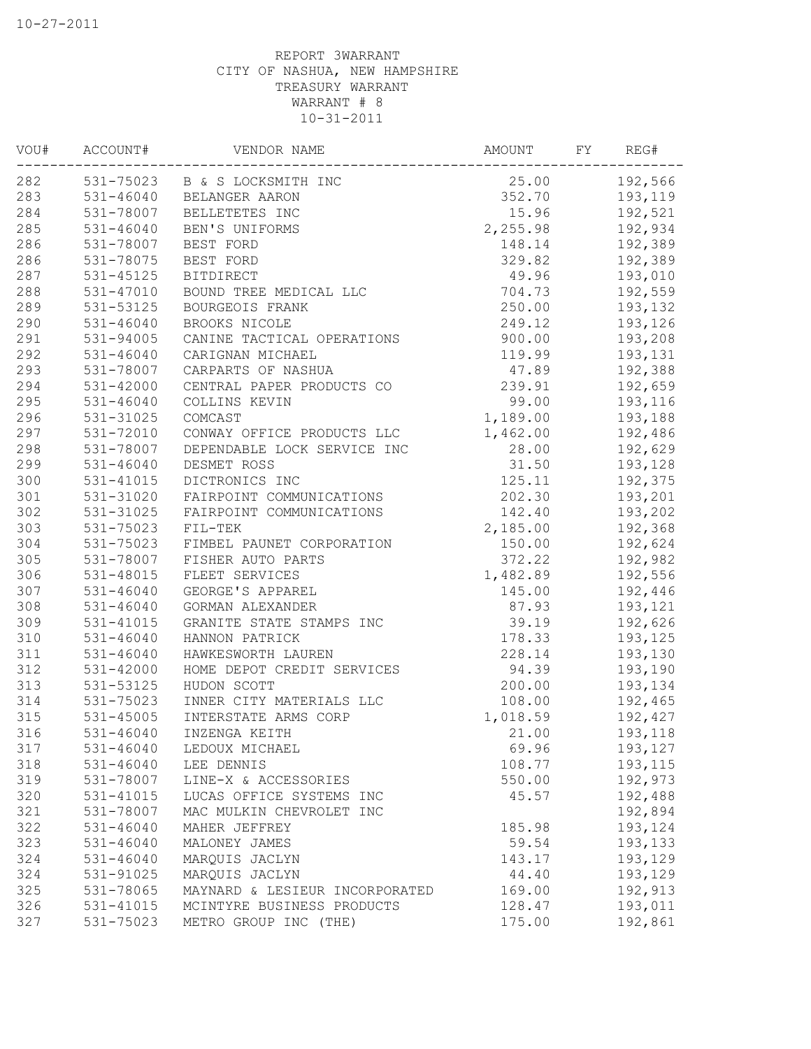10-27-2011

REPORT 3WARRANT
CITY OF NASHUA, NEW HAMPSHIRE
TREASURY WARRANT
WARRANT # 8
10-31-2011

| VOU# | ACCOUNT# | VENDOR NAME | AMOUNT | FY | REG# |
|---|---|---|---|---|---|
| 282 | 531-75023 | B & S LOCKSMITH INC | 25.00 | | 192,566 |
| 283 | 531-46040 | BELANGER AARON | 352.70 | | 193,119 |
| 284 | 531-78007 | BELLETETES INC | 15.96 | | 192,521 |
| 285 | 531-46040 | BEN'S UNIFORMS | 2,255.98 | | 192,934 |
| 286 | 531-78007 | BEST FORD | 148.14 | | 192,389 |
| 286 | 531-78075 | BEST FORD | 329.82 | | 192,389 |
| 287 | 531-45125 | BITDIRECT | 49.96 | | 193,010 |
| 288 | 531-47010 | BOUND TREE MEDICAL LLC | 704.73 | | 192,559 |
| 289 | 531-53125 | BOURGEOIS FRANK | 250.00 | | 193,132 |
| 290 | 531-46040 | BROOKS NICOLE | 249.12 | | 193,126 |
| 291 | 531-94005 | CANINE TACTICAL OPERATIONS | 900.00 | | 193,208 |
| 292 | 531-46040 | CARIGNAN MICHAEL | 119.99 | | 193,131 |
| 293 | 531-78007 | CARPARTS OF NASHUA | 47.89 | | 192,388 |
| 294 | 531-42000 | CENTRAL PAPER PRODUCTS CO | 239.91 | | 192,659 |
| 295 | 531-46040 | COLLINS KEVIN | 99.00 | | 193,116 |
| 296 | 531-31025 | COMCAST | 1,189.00 | | 193,188 |
| 297 | 531-72010 | CONWAY OFFICE PRODUCTS LLC | 1,462.00 | | 192,486 |
| 298 | 531-78007 | DEPENDABLE LOCK SERVICE INC | 28.00 | | 192,629 |
| 299 | 531-46040 | DESMET ROSS | 31.50 | | 193,128 |
| 300 | 531-41015 | DICTRONICS INC | 125.11 | | 192,375 |
| 301 | 531-31020 | FAIRPOINT COMMUNICATIONS | 202.30 | | 193,201 |
| 302 | 531-31025 | FAIRPOINT COMMUNICATIONS | 142.40 | | 193,202 |
| 303 | 531-75023 | FIL-TEK | 2,185.00 | | 192,368 |
| 304 | 531-75023 | FIMBEL PAUNET CORPORATION | 150.00 | | 192,624 |
| 305 | 531-78007 | FISHER AUTO PARTS | 372.22 | | 192,982 |
| 306 | 531-48015 | FLEET SERVICES | 1,482.89 | | 192,556 |
| 307 | 531-46040 | GEORGE'S APPAREL | 145.00 | | 192,446 |
| 308 | 531-46040 | GORMAN ALEXANDER | 87.93 | | 193,121 |
| 309 | 531-41015 | GRANITE STATE STAMPS INC | 39.19 | | 192,626 |
| 310 | 531-46040 | HANNON PATRICK | 178.33 | | 193,125 |
| 311 | 531-46040 | HAWKESWORTH LAUREN | 228.14 | | 193,130 |
| 312 | 531-42000 | HOME DEPOT CREDIT SERVICES | 94.39 | | 193,190 |
| 313 | 531-53125 | HUDON SCOTT | 200.00 | | 193,134 |
| 314 | 531-75023 | INNER CITY MATERIALS LLC | 108.00 | | 192,465 |
| 315 | 531-45005 | INTERSTATE ARMS CORP | 1,018.59 | | 192,427 |
| 316 | 531-46040 | INZENGA KEITH | 21.00 | | 193,118 |
| 317 | 531-46040 | LEDOUX MICHAEL | 69.96 | | 193,127 |
| 318 | 531-46040 | LEE DENNIS | 108.77 | | 193,115 |
| 319 | 531-78007 | LINE-X & ACCESSORIES | 550.00 | | 192,973 |
| 320 | 531-41015 | LUCAS OFFICE SYSTEMS INC | 45.57 | | 192,488 |
| 321 | 531-78007 | MAC MULKIN CHEVROLET INC | | | 192,894 |
| 322 | 531-46040 | MAHER JEFFREY | 185.98 | | 193,124 |
| 323 | 531-46040 | MALONEY JAMES | 59.54 | | 193,133 |
| 324 | 531-46040 | MARQUIS JACLYN | 143.17 | | 193,129 |
| 324 | 531-91025 | MARQUIS JACLYN | 44.40 | | 193,129 |
| 325 | 531-78065 | MAYNARD & LESIEUR INCORPORATED | 169.00 | | 192,913 |
| 326 | 531-41015 | MCINTYRE BUSINESS PRODUCTS | 128.47 | | 193,011 |
| 327 | 531-75023 | METRO GROUP INC (THE) | 175.00 | | 192,861 |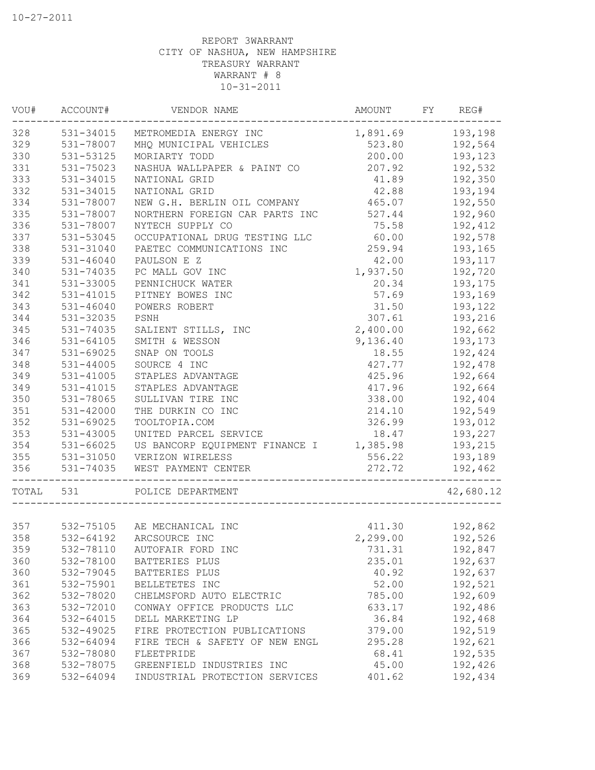10-27-2011

REPORT 3WARRANT
CITY OF NASHUA, NEW HAMPSHIRE
TREASURY WARRANT
WARRANT # 8
10-31-2011

| VOU# | ACCOUNT# | VENDOR NAME | AMOUNT | FY | REG# |
|---|---|---|---|---|---|
| 328 | 531-34015 | METROMEDIA ENERGY INC | 1,891.69 | | 193,198 |
| 329 | 531-78007 | MHQ MUNICIPAL VEHICLES | 523.80 | | 192,564 |
| 330 | 531-53125 | MORIARTY TODD | 200.00 | | 193,123 |
| 331 | 531-75023 | NASHUA WALLPAPER & PAINT CO | 207.92 | | 192,532 |
| 333 | 531-34015 | NATIONAL GRID | 41.89 | | 192,350 |
| 332 | 531-34015 | NATIONAL GRID | 42.88 | | 193,194 |
| 334 | 531-78007 | NEW G.H. BERLIN OIL COMPANY | 465.07 | | 192,550 |
| 335 | 531-78007 | NORTHERN FOREIGN CAR PARTS INC | 527.44 | | 192,960 |
| 336 | 531-78007 | NYTECH SUPPLY CO | 75.58 | | 192,412 |
| 337 | 531-53045 | OCCUPATIONAL DRUG TESTING LLC | 60.00 | | 192,578 |
| 338 | 531-31040 | PAETEC COMMUNICATIONS INC | 259.94 | | 193,165 |
| 339 | 531-46040 | PAULSON E Z | 42.00 | | 193,117 |
| 340 | 531-74035 | PC MALL GOV INC | 1,937.50 | | 192,720 |
| 341 | 531-33005 | PENNICHUCK WATER | 20.34 | | 193,175 |
| 342 | 531-41015 | PITNEY BOWES INC | 57.69 | | 193,169 |
| 343 | 531-46040 | POWERS ROBERT | 31.50 | | 193,122 |
| 344 | 531-32035 | PSNH | 307.61 | | 193,216 |
| 345 | 531-74035 | SALIENT STILLS, INC | 2,400.00 | | 192,662 |
| 346 | 531-64105 | SMITH & WESSON | 9,136.40 | | 193,173 |
| 347 | 531-69025 | SNAP ON TOOLS | 18.55 | | 192,424 |
| 348 | 531-44005 | SOURCE 4 INC | 427.77 | | 192,478 |
| 349 | 531-41005 | STAPLES ADVANTAGE | 425.96 | | 192,664 |
| 349 | 531-41015 | STAPLES ADVANTAGE | 417.96 | | 192,664 |
| 350 | 531-78065 | SULLIVAN TIRE INC | 338.00 | | 192,404 |
| 351 | 531-42000 | THE DURKIN CO INC | 214.10 | | 192,549 |
| 352 | 531-69025 | TOOLTOPIA.COM | 326.99 | | 193,012 |
| 353 | 531-43005 | UNITED PARCEL SERVICE | 18.47 | | 193,227 |
| 354 | 531-66025 | US BANCORP EQUIPMENT FINANCE I | 1,385.98 | | 193,215 |
| 355 | 531-31050 | VERIZON WIRELESS | 556.22 | | 193,189 |
| 356 | 531-74035 | WEST PAYMENT CENTER | 272.72 | | 192,462 |
| TOTAL | 531 | POLICE DEPARTMENT | | | 42,680.12 |
| 357 | 532-75105 | AE MECHANICAL INC | 411.30 | | 192,862 |
| 358 | 532-64192 | ARCSOURCE INC | 2,299.00 | | 192,526 |
| 359 | 532-78110 | AUTOFAIR FORD INC | 731.31 | | 192,847 |
| 360 | 532-78100 | BATTERIES PLUS | 235.01 | | 192,637 |
| 360 | 532-79045 | BATTERIES PLUS | 40.92 | | 192,637 |
| 361 | 532-75901 | BELLETETES INC | 52.00 | | 192,521 |
| 362 | 532-78020 | CHELMSFORD AUTO ELECTRIC | 785.00 | | 192,609 |
| 363 | 532-72010 | CONWAY OFFICE PRODUCTS LLC | 633.17 | | 192,486 |
| 364 | 532-64015 | DELL MARKETING LP | 36.84 | | 192,468 |
| 365 | 532-49025 | FIRE PROTECTION PUBLICATIONS | 379.00 | | 192,519 |
| 366 | 532-64094 | FIRE TECH & SAFETY OF NEW ENGL | 295.28 | | 192,621 |
| 367 | 532-78080 | FLEETPRIDE | 68.41 | | 192,535 |
| 368 | 532-78075 | GREENFIELD INDUSTRIES INC | 45.00 | | 192,426 |
| 369 | 532-64094 | INDUSTRIAL PROTECTION SERVICES | 401.62 | | 192,434 |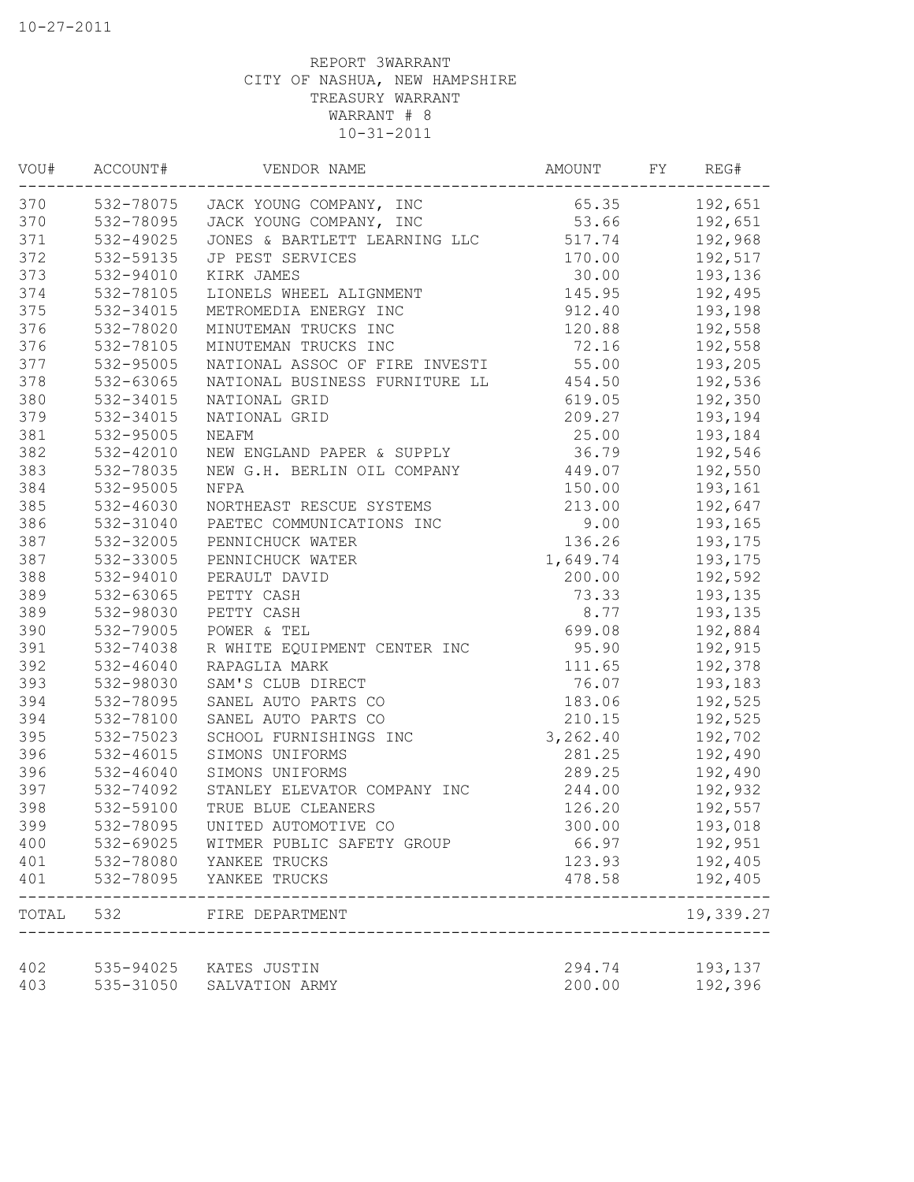10-27-2011

REPORT 3WARRANT
CITY OF NASHUA, NEW HAMPSHIRE
TREASURY WARRANT
WARRANT # 8
10-31-2011

| VOU# | ACCOUNT# | VENDOR NAME | AMOUNT | FY | REG# |
|---|---|---|---|---|---|
| 370 | 532-78075 | JACK YOUNG COMPANY, INC | 65.35 | | 192,651 |
| 370 | 532-78095 | JACK YOUNG COMPANY, INC | 53.66 | | 192,651 |
| 371 | 532-49025 | JONES & BARTLETT LEARNING LLC | 517.74 | | 192,968 |
| 372 | 532-59135 | JP PEST SERVICES | 170.00 | | 192,517 |
| 373 | 532-94010 | KIRK JAMES | 30.00 | | 193,136 |
| 374 | 532-78105 | LIONELS WHEEL ALIGNMENT | 145.95 | | 192,495 |
| 375 | 532-34015 | METROMEDIA ENERGY INC | 912.40 | | 193,198 |
| 376 | 532-78020 | MINUTEMAN TRUCKS INC | 120.88 | | 192,558 |
| 376 | 532-78105 | MINUTEMAN TRUCKS INC | 72.16 | | 192,558 |
| 377 | 532-95005 | NATIONAL ASSOC OF FIRE INVESTI | 55.00 | | 193,205 |
| 378 | 532-63065 | NATIONAL BUSINESS FURNITURE LL | 454.50 | | 192,536 |
| 380 | 532-34015 | NATIONAL GRID | 619.05 | | 192,350 |
| 379 | 532-34015 | NATIONAL GRID | 209.27 | | 193,194 |
| 381 | 532-95005 | NEAFM | 25.00 | | 193,184 |
| 382 | 532-42010 | NEW ENGLAND PAPER & SUPPLY | 36.79 | | 192,546 |
| 383 | 532-78035 | NEW G.H. BERLIN OIL COMPANY | 449.07 | | 192,550 |
| 384 | 532-95005 | NFPA | 150.00 | | 193,161 |
| 385 | 532-46030 | NORTHEAST RESCUE SYSTEMS | 213.00 | | 192,647 |
| 386 | 532-31040 | PAETEC COMMUNICATIONS INC | 9.00 | | 193,165 |
| 387 | 532-32005 | PENNICHUCK WATER | 136.26 | | 193,175 |
| 387 | 532-33005 | PENNICHUCK WATER | 1,649.74 | | 193,175 |
| 388 | 532-94010 | PERAULT DAVID | 200.00 | | 192,592 |
| 389 | 532-63065 | PETTY CASH | 73.33 | | 193,135 |
| 389 | 532-98030 | PETTY CASH | 8.77 | | 193,135 |
| 390 | 532-79005 | POWER & TEL | 699.08 | | 192,884 |
| 391 | 532-74038 | R WHITE EQUIPMENT CENTER INC | 95.90 | | 192,915 |
| 392 | 532-46040 | RAPAGLIA MARK | 111.65 | | 192,378 |
| 393 | 532-98030 | SAM'S CLUB DIRECT | 76.07 | | 193,183 |
| 394 | 532-78095 | SANEL AUTO PARTS CO | 183.06 | | 192,525 |
| 394 | 532-78100 | SANEL AUTO PARTS CO | 210.15 | | 192,525 |
| 395 | 532-75023 | SCHOOL FURNISHINGS INC | 3,262.40 | | 192,702 |
| 396 | 532-46015 | SIMONS UNIFORMS | 281.25 | | 192,490 |
| 396 | 532-46040 | SIMONS UNIFORMS | 289.25 | | 192,490 |
| 397 | 532-74092 | STANLEY ELEVATOR COMPANY INC | 244.00 | | 192,932 |
| 398 | 532-59100 | TRUE BLUE CLEANERS | 126.20 | | 192,557 |
| 399 | 532-78095 | UNITED AUTOMOTIVE CO | 300.00 | | 193,018 |
| 400 | 532-69025 | WITMER PUBLIC SAFETY GROUP | 66.97 | | 192,951 |
| 401 | 532-78080 | YANKEE TRUCKS | 123.93 | | 192,405 |
| 401 | 532-78095 | YANKEE TRUCKS | 478.58 | | 192,405 |
| TOTAL | 532 | FIRE DEPARTMENT | | | 19,339.27 |
| 402 | 535-94025 | KATES JUSTIN | 294.74 | | 193,137 |
| 403 | 535-31050 | SALVATION ARMY | 200.00 | | 192,396 |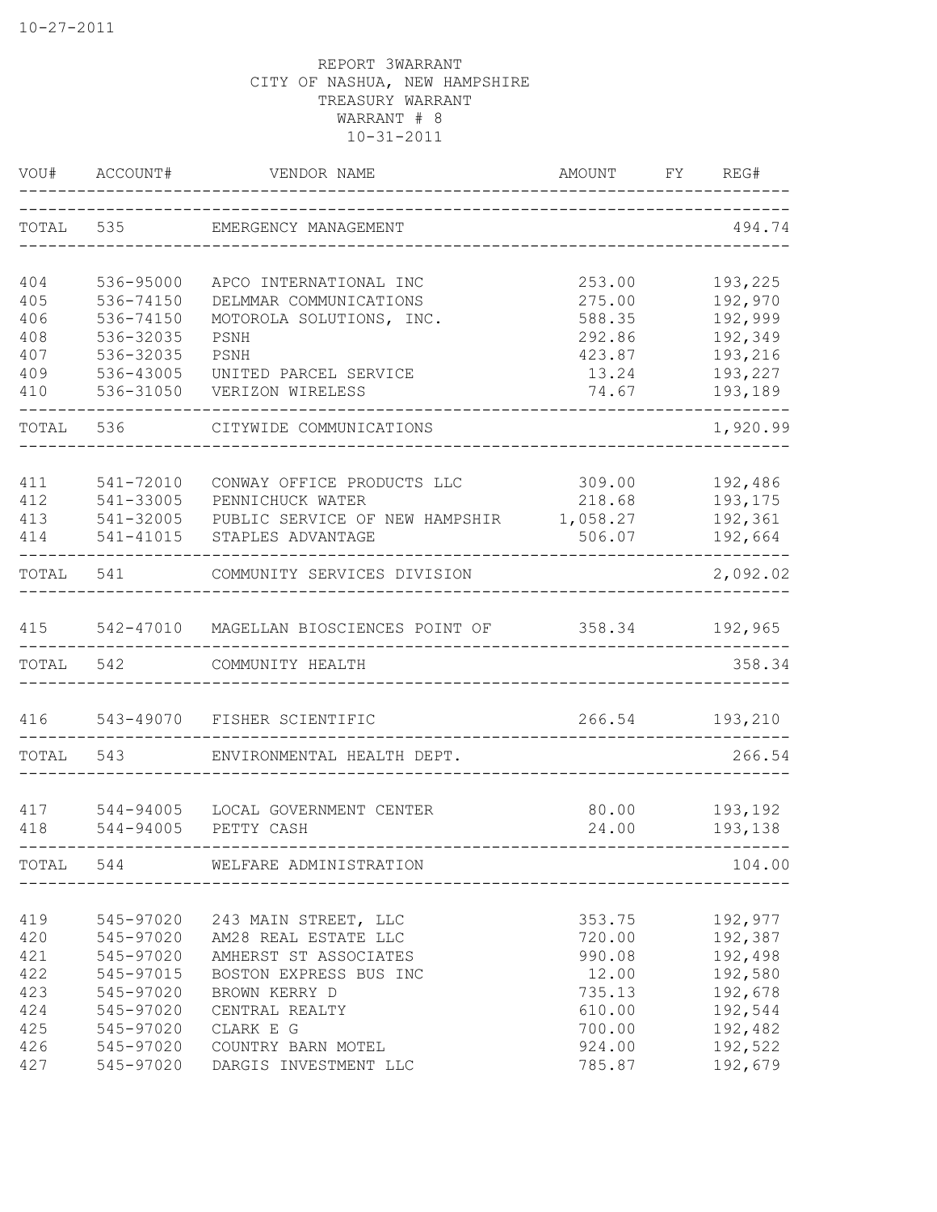10-27-2011

REPORT 3WARRANT
CITY OF NASHUA, NEW HAMPSHIRE
TREASURY WARRANT
WARRANT # 8
10-31-2011

| VOU# | ACCOUNT# | VENDOR NAME | AMOUNT | FY | REG# |
|---|---|---|---|---|---|
| TOTAL | 535 | EMERGENCY MANAGEMENT | | | 494.74 |
| 404 | 536-95000 | APCO INTERNATIONAL INC | 253.00 | | 193,225 |
| 405 | 536-74150 | DELMMAR COMMUNICATIONS | 275.00 | | 192,970 |
| 406 | 536-74150 | MOTOROLA SOLUTIONS, INC. | 588.35 | | 192,999 |
| 408 | 536-32035 | PSNH | 292.86 | | 192,349 |
| 407 | 536-32035 | PSNH | 423.87 | | 193,216 |
| 409 | 536-43005 | UNITED PARCEL SERVICE | 13.24 | | 193,227 |
| 410 | 536-31050 | VERIZON WIRELESS | 74.67 | | 193,189 |
| TOTAL | 536 | CITYWIDE COMMUNICATIONS | | | 1,920.99 |
| 411 | 541-72010 | CONWAY OFFICE PRODUCTS LLC | 309.00 | | 192,486 |
| 412 | 541-33005 | PENNICHUCK WATER | 218.68 | | 193,175 |
| 413 | 541-32005 | PUBLIC SERVICE OF NEW HAMPSHIR | 1,058.27 | | 192,361 |
| 414 | 541-41015 | STAPLES ADVANTAGE | 506.07 | | 192,664 |
| TOTAL | 541 | COMMUNITY SERVICES DIVISION | | | 2,092.02 |
| 415 | 542-47010 | MAGELLAN BIOSCIENCES POINT OF | 358.34 | | 192,965 |
| TOTAL | 542 | COMMUNITY HEALTH | | | 358.34 |
| 416 | 543-49070 | FISHER SCIENTIFIC | 266.54 | | 193,210 |
| TOTAL | 543 | ENVIRONMENTAL HEALTH DEPT. | | | 266.54 |
| 417 | 544-94005 | LOCAL GOVERNMENT CENTER | 80.00 | | 193,192 |
| 418 | 544-94005 | PETTY CASH | 24.00 | | 193,138 |
| TOTAL | 544 | WELFARE ADMINISTRATION | | | 104.00 |
| 419 | 545-97020 | 243 MAIN STREET, LLC | 353.75 | | 192,977 |
| 420 | 545-97020 | AM28 REAL ESTATE LLC | 720.00 | | 192,387 |
| 421 | 545-97020 | AMHERST ST ASSOCIATES | 990.08 | | 192,498 |
| 422 | 545-97015 | BOSTON EXPRESS BUS INC | 12.00 | | 192,580 |
| 423 | 545-97020 | BROWN KERRY D | 735.13 | | 192,678 |
| 424 | 545-97020 | CENTRAL REALTY | 610.00 | | 192,544 |
| 425 | 545-97020 | CLARK E G | 700.00 | | 192,482 |
| 426 | 545-97020 | COUNTRY BARN MOTEL | 924.00 | | 192,522 |
| 427 | 545-97020 | DARGIS INVESTMENT LLC | 785.87 | | 192,679 |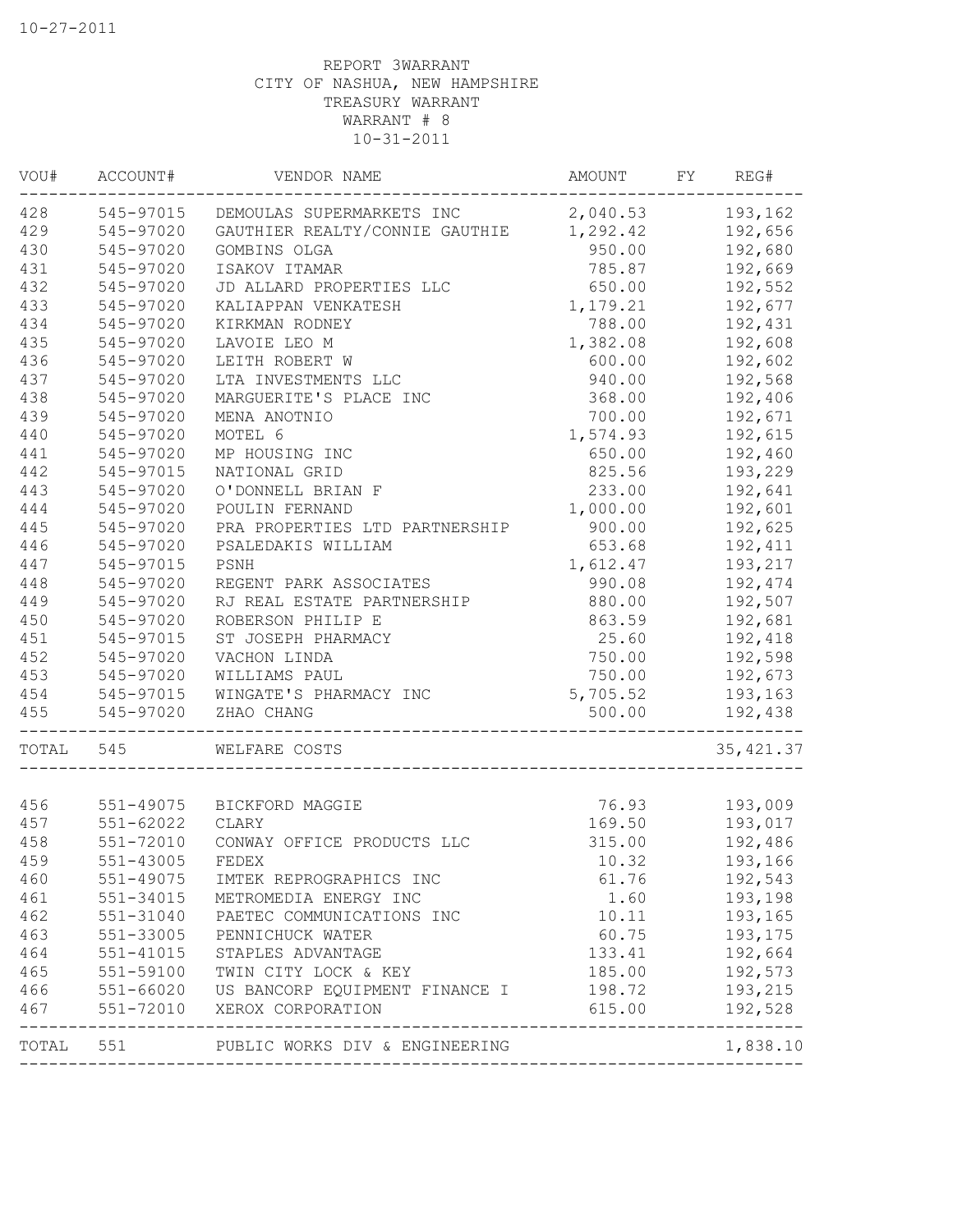10-27-2011

REPORT 3WARRANT
CITY OF NASHUA, NEW HAMPSHIRE
TREASURY WARRANT
WARRANT # 8
10-31-2011

| VOU# | ACCOUNT# | VENDOR NAME | AMOUNT | FY | REG# |
|---|---|---|---|---|---|
| 428 | 545-97015 | DEMOULAS SUPERMARKETS INC | 2,040.53 | | 193,162 |
| 429 | 545-97020 | GAUTHIER REALTY/CONNIE GAUTHIE | 1,292.42 | | 192,656 |
| 430 | 545-97020 | GOMBINS OLGA | 950.00 | | 192,680 |
| 431 | 545-97020 | ISAKOV ITAMAR | 785.87 | | 192,669 |
| 432 | 545-97020 | JD ALLARD PROPERTIES LLC | 650.00 | | 192,552 |
| 433 | 545-97020 | KALIAPPAN VENKATESH | 1,179.21 | | 192,677 |
| 434 | 545-97020 | KIRKMAN RODNEY | 788.00 | | 192,431 |
| 435 | 545-97020 | LAVOIE LEO M | 1,382.08 | | 192,608 |
| 436 | 545-97020 | LEITH ROBERT W | 600.00 | | 192,602 |
| 437 | 545-97020 | LTA INVESTMENTS LLC | 940.00 | | 192,568 |
| 438 | 545-97020 | MARGUERITE'S PLACE INC | 368.00 | | 192,406 |
| 439 | 545-97020 | MENA ANOTNIO | 700.00 | | 192,671 |
| 440 | 545-97020 | MOTEL 6 | 1,574.93 | | 192,615 |
| 441 | 545-97020 | MP HOUSING INC | 650.00 | | 192,460 |
| 442 | 545-97015 | NATIONAL GRID | 825.56 | | 193,229 |
| 443 | 545-97020 | O'DONNELL BRIAN F | 233.00 | | 192,641 |
| 444 | 545-97020 | POULIN FERNAND | 1,000.00 | | 192,601 |
| 445 | 545-97020 | PRA PROPERTIES LTD PARTNERSHIP | 900.00 | | 192,625 |
| 446 | 545-97020 | PSALEDAKIS WILLIAM | 653.68 | | 192,411 |
| 447 | 545-97015 | PSNH | 1,612.47 | | 193,217 |
| 448 | 545-97020 | REGENT PARK ASSOCIATES | 990.08 | | 192,474 |
| 449 | 545-97020 | RJ REAL ESTATE PARTNERSHIP | 880.00 | | 192,507 |
| 450 | 545-97020 | ROBERSON PHILIP E | 863.59 | | 192,681 |
| 451 | 545-97015 | ST JOSEPH PHARMACY | 25.60 | | 192,418 |
| 452 | 545-97020 | VACHON LINDA | 750.00 | | 192,598 |
| 453 | 545-97020 | WILLIAMS PAUL | 750.00 | | 192,673 |
| 454 | 545-97015 | WINGATE'S PHARMACY INC | 5,705.52 | | 193,163 |
| 455 | 545-97020 | ZHAO CHANG | 500.00 | | 192,438 |
| TOTAL | 545 | WELFARE COSTS | | | 35,421.37 |

| VOU# | ACCOUNT# | VENDOR NAME | AMOUNT | FY | REG# |
|---|---|---|---|---|---|
| 456 | 551-49075 | BICKFORD MAGGIE | 76.93 | | 193,009 |
| 457 | 551-62022 | CLARY | 169.50 | | 193,017 |
| 458 | 551-72010 | CONWAY OFFICE PRODUCTS LLC | 315.00 | | 192,486 |
| 459 | 551-43005 | FEDEX | 10.32 | | 193,166 |
| 460 | 551-49075 | IMTEK REPROGRAPHICS INC | 61.76 | | 192,543 |
| 461 | 551-34015 | METROMEDIA ENERGY INC | 1.60 | | 193,198 |
| 462 | 551-31040 | PAETEC COMMUNICATIONS INC | 10.11 | | 193,165 |
| 463 | 551-33005 | PENNICHUCK WATER | 60.75 | | 193,175 |
| 464 | 551-41015 | STAPLES ADVANTAGE | 133.41 | | 192,664 |
| 465 | 551-59100 | TWIN CITY LOCK & KEY | 185.00 | | 192,573 |
| 466 | 551-66020 | US BANCORP EQUIPMENT FINANCE I | 198.72 | | 193,215 |
| 467 | 551-72010 | XEROX CORPORATION | 615.00 | | 192,528 |
| TOTAL | 551 | PUBLIC WORKS DIV & ENGINEERING | | | 1,838.10 |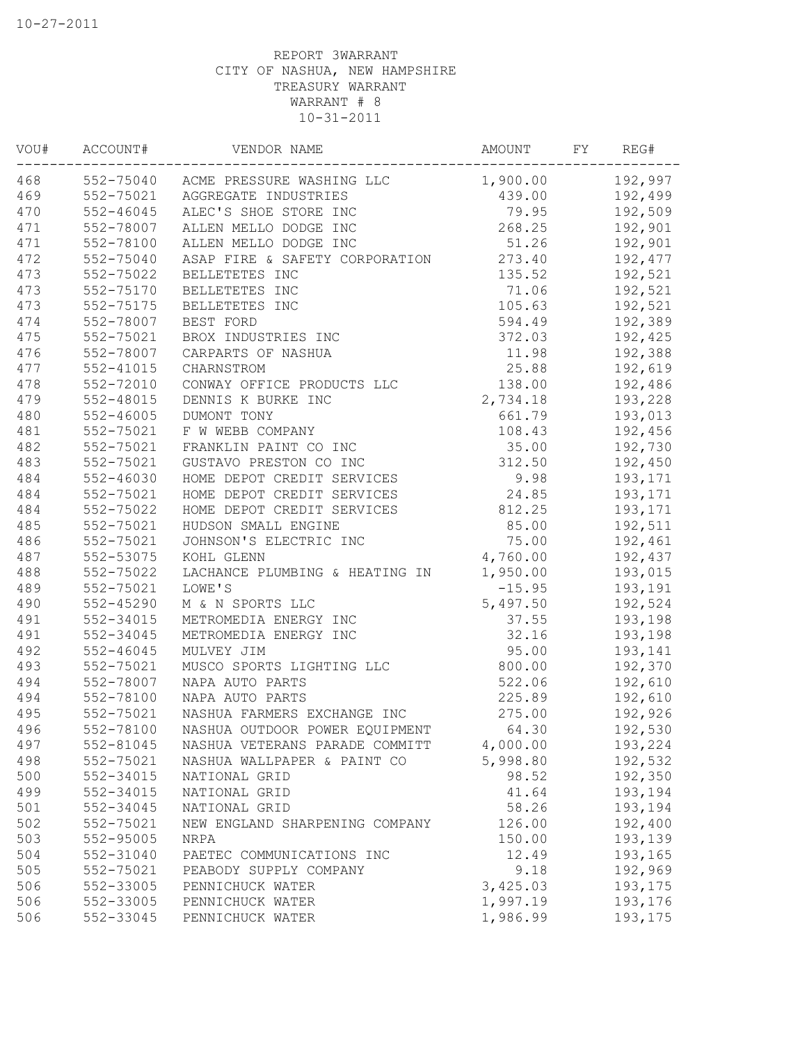10-27-2011

REPORT 3WARRANT
CITY OF NASHUA, NEW HAMPSHIRE
TREASURY WARRANT
WARRANT # 8
10-31-2011

| VOU# | ACCOUNT# | VENDOR NAME | AMOUNT | FY | REG# |
|---|---|---|---|---|---|
| 468 | 552-75040 | ACME PRESSURE WASHING LLC | 1,900.00 | | 192,997 |
| 469 | 552-75021 | AGGREGATE INDUSTRIES | 439.00 | | 192,499 |
| 470 | 552-46045 | ALEC'S SHOE STORE INC | 79.95 | | 192,509 |
| 471 | 552-78007 | ALLEN MELLO DODGE INC | 268.25 | | 192,901 |
| 471 | 552-78100 | ALLEN MELLO DODGE INC | 51.26 | | 192,901 |
| 472 | 552-75040 | ASAP FIRE & SAFETY CORPORATION | 273.40 | | 192,477 |
| 473 | 552-75022 | BELLETETES INC | 135.52 | | 192,521 |
| 473 | 552-75170 | BELLETETES INC | 71.06 | | 192,521 |
| 473 | 552-75175 | BELLETETES INC | 105.63 | | 192,521 |
| 474 | 552-78007 | BEST FORD | 594.49 | | 192,389 |
| 475 | 552-75021 | BROX INDUSTRIES INC | 372.03 | | 192,425 |
| 476 | 552-78007 | CARPARTS OF NASHUA | 11.98 | | 192,388 |
| 477 | 552-41015 | CHARNSTROM | 25.88 | | 192,619 |
| 478 | 552-72010 | CONWAY OFFICE PRODUCTS LLC | 138.00 | | 192,486 |
| 479 | 552-48015 | DENNIS K BURKE INC | 2,734.18 | | 193,228 |
| 480 | 552-46005 | DUMONT TONY | 661.79 | | 193,013 |
| 481 | 552-75021 | F W WEBB COMPANY | 108.43 | | 192,456 |
| 482 | 552-75021 | FRANKLIN PAINT CO INC | 35.00 | | 192,730 |
| 483 | 552-75021 | GUSTAVO PRESTON CO INC | 312.50 | | 192,450 |
| 484 | 552-46030 | HOME DEPOT CREDIT SERVICES | 9.98 | | 193,171 |
| 484 | 552-75021 | HOME DEPOT CREDIT SERVICES | 24.85 | | 193,171 |
| 484 | 552-75022 | HOME DEPOT CREDIT SERVICES | 812.25 | | 193,171 |
| 485 | 552-75021 | HUDSON SMALL ENGINE | 85.00 | | 192,511 |
| 486 | 552-75021 | JOHNSON'S ELECTRIC INC | 75.00 | | 192,461 |
| 487 | 552-53075 | KOHL GLENN | 4,760.00 | | 192,437 |
| 488 | 552-75022 | LACHANCE PLUMBING & HEATING IN | 1,950.00 | | 193,015 |
| 489 | 552-75021 | LOWE'S | -15.95 | | 193,191 |
| 490 | 552-45290 | M & N SPORTS LLC | 5,497.50 | | 192,524 |
| 491 | 552-34015 | METROMEDIA ENERGY INC | 37.55 | | 193,198 |
| 491 | 552-34045 | METROMEDIA ENERGY INC | 32.16 | | 193,198 |
| 492 | 552-46045 | MULVEY JIM | 95.00 | | 193,141 |
| 493 | 552-75021 | MUSCO SPORTS LIGHTING LLC | 800.00 | | 192,370 |
| 494 | 552-78007 | NAPA AUTO PARTS | 522.06 | | 192,610 |
| 494 | 552-78100 | NAPA AUTO PARTS | 225.89 | | 192,610 |
| 495 | 552-75021 | NASHUA FARMERS EXCHANGE INC | 275.00 | | 192,926 |
| 496 | 552-78100 | NASHUA OUTDOOR POWER EQUIPMENT | 64.30 | | 192,530 |
| 497 | 552-81045 | NASHUA VETERANS PARADE COMMITT | 4,000.00 | | 193,224 |
| 498 | 552-75021 | NASHUA WALLPAPER & PAINT CO | 5,998.80 | | 192,532 |
| 500 | 552-34015 | NATIONAL GRID | 98.52 | | 192,350 |
| 499 | 552-34015 | NATIONAL GRID | 41.64 | | 193,194 |
| 501 | 552-34045 | NATIONAL GRID | 58.26 | | 193,194 |
| 502 | 552-75021 | NEW ENGLAND SHARPENING COMPANY | 126.00 | | 192,400 |
| 503 | 552-95005 | NRPA | 150.00 | | 193,139 |
| 504 | 552-31040 | PAETEC COMMUNICATIONS INC | 12.49 | | 193,165 |
| 505 | 552-75021 | PEABODY SUPPLY COMPANY | 9.18 | | 192,969 |
| 506 | 552-33005 | PENNICHUCK WATER | 3,425.03 | | 193,175 |
| 506 | 552-33005 | PENNICHUCK WATER | 1,997.19 | | 193,176 |
| 506 | 552-33045 | PENNICHUCK WATER | 1,986.99 | | 193,175 |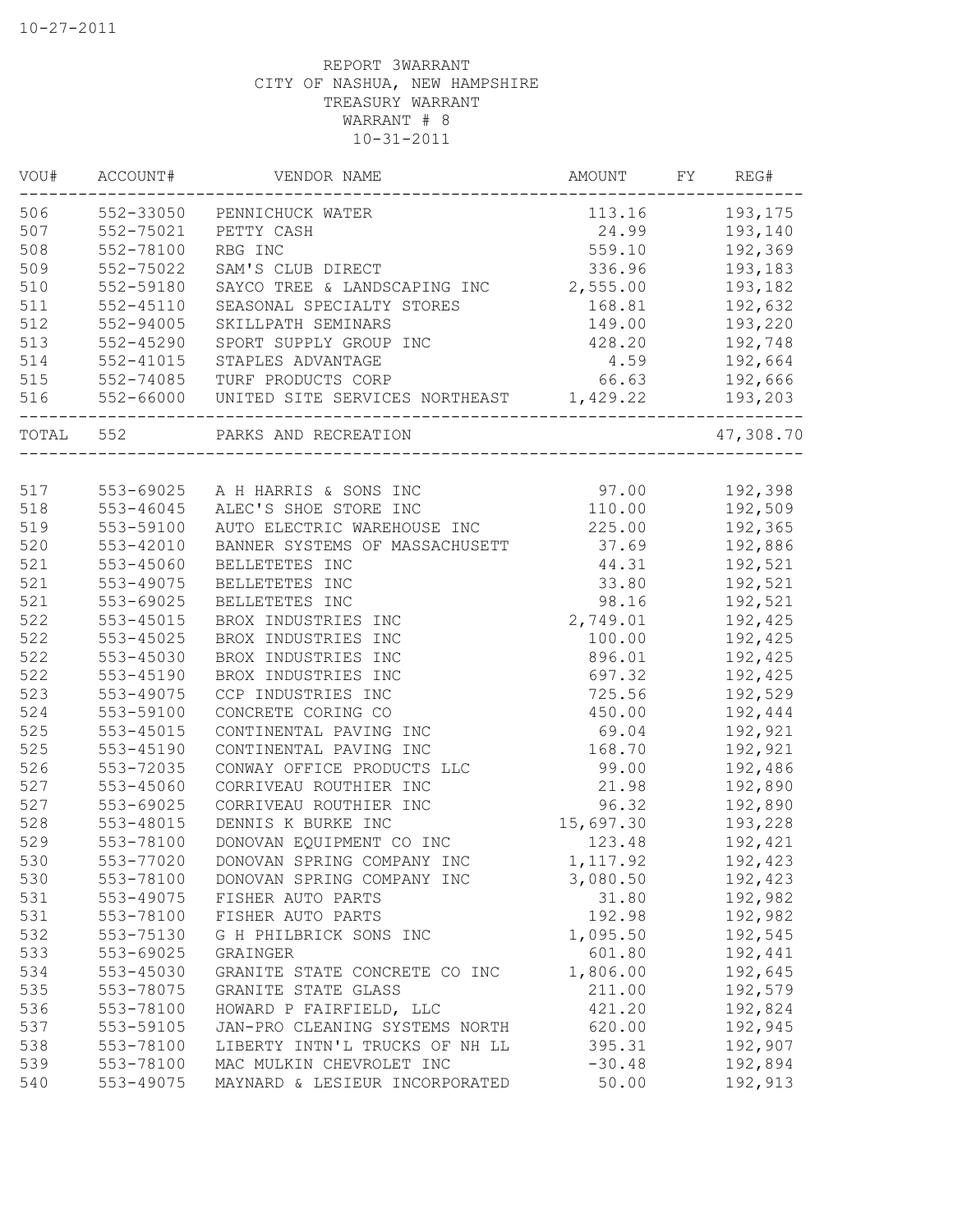10-27-2011

REPORT 3WARRANT
CITY OF NASHUA, NEW HAMPSHIRE
TREASURY WARRANT
WARRANT # 8
10-31-2011

| VOU# | ACCOUNT# | VENDOR NAME | AMOUNT | FY | REG# |
|---|---|---|---|---|---|
| 506 | 552-33050 | PENNICHUCK WATER | 113.16 | | 193,175 |
| 507 | 552-75021 | PETTY CASH | 24.99 | | 193,140 |
| 508 | 552-78100 | RBG INC | 559.10 | | 192,369 |
| 509 | 552-75022 | SAM'S CLUB DIRECT | 336.96 | | 193,183 |
| 510 | 552-59180 | SAYCO TREE & LANDSCAPING INC | 2,555.00 | | 193,182 |
| 511 | 552-45110 | SEASONAL SPECIALTY STORES | 168.81 | | 192,632 |
| 512 | 552-94005 | SKILLPATH SEMINARS | 149.00 | | 193,220 |
| 513 | 552-45290 | SPORT SUPPLY GROUP INC | 428.20 | | 192,748 |
| 514 | 552-41015 | STAPLES ADVANTAGE | 4.59 | | 192,664 |
| 515 | 552-74085 | TURF PRODUCTS CORP | 66.63 | | 192,666 |
| 516 | 552-66000 | UNITED SITE SERVICES NORTHEAST | 1,429.22 | | 193,203 |
| TOTAL | 552 | PARKS AND RECREATION | | | 47,308.70 |
| 517 | 553-69025 | A H HARRIS & SONS INC | 97.00 | | 192,398 |
| 518 | 553-46045 | ALEC'S SHOE STORE INC | 110.00 | | 192,509 |
| 519 | 553-59100 | AUTO ELECTRIC WAREHOUSE INC | 225.00 | | 192,365 |
| 520 | 553-42010 | BANNER SYSTEMS OF MASSACHUSETT | 37.69 | | 192,886 |
| 521 | 553-45060 | BELLETETES INC | 44.31 | | 192,521 |
| 521 | 553-49075 | BELLETETES INC | 33.80 | | 192,521 |
| 521 | 553-69025 | BELLETETES INC | 98.16 | | 192,521 |
| 522 | 553-45015 | BROX INDUSTRIES INC | 2,749.01 | | 192,425 |
| 522 | 553-45025 | BROX INDUSTRIES INC | 100.00 | | 192,425 |
| 522 | 553-45030 | BROX INDUSTRIES INC | 896.01 | | 192,425 |
| 522 | 553-45190 | BROX INDUSTRIES INC | 697.32 | | 192,425 |
| 523 | 553-49075 | CCP INDUSTRIES INC | 725.56 | | 192,529 |
| 524 | 553-59100 | CONCRETE CORING CO | 450.00 | | 192,444 |
| 525 | 553-45015 | CONTINENTAL PAVING INC | 69.04 | | 192,921 |
| 525 | 553-45190 | CONTINENTAL PAVING INC | 168.70 | | 192,921 |
| 526 | 553-72035 | CONWAY OFFICE PRODUCTS LLC | 99.00 | | 192,486 |
| 527 | 553-45060 | CORRIVEAU ROUTHIER INC | 21.98 | | 192,890 |
| 527 | 553-69025 | CORRIVEAU ROUTHIER INC | 96.32 | | 192,890 |
| 528 | 553-48015 | DENNIS K BURKE INC | 15,697.30 | | 193,228 |
| 529 | 553-78100 | DONOVAN EQUIPMENT CO INC | 123.48 | | 192,421 |
| 530 | 553-77020 | DONOVAN SPRING COMPANY INC | 1,117.92 | | 192,423 |
| 530 | 553-78100 | DONOVAN SPRING COMPANY INC | 3,080.50 | | 192,423 |
| 531 | 553-49075 | FISHER AUTO PARTS | 31.80 | | 192,982 |
| 531 | 553-78100 | FISHER AUTO PARTS | 192.98 | | 192,982 |
| 532 | 553-75130 | G H PHILBRICK SONS INC | 1,095.50 | | 192,545 |
| 533 | 553-69025 | GRAINGER | 601.80 | | 192,441 |
| 534 | 553-45030 | GRANITE STATE CONCRETE CO INC | 1,806.00 | | 192,645 |
| 535 | 553-78075 | GRANITE STATE GLASS | 211.00 | | 192,579 |
| 536 | 553-78100 | HOWARD P FAIRFIELD, LLC | 421.20 | | 192,824 |
| 537 | 553-59105 | JAN-PRO CLEANING SYSTEMS NORTH | 620.00 | | 192,945 |
| 538 | 553-78100 | LIBERTY INTN'L TRUCKS OF NH LL | 395.31 | | 192,907 |
| 539 | 553-78100 | MAC MULKIN CHEVROLET INC | -30.48 | | 192,894 |
| 540 | 553-49075 | MAYNARD & LESIEUR INCORPORATED | 50.00 | | 192,913 |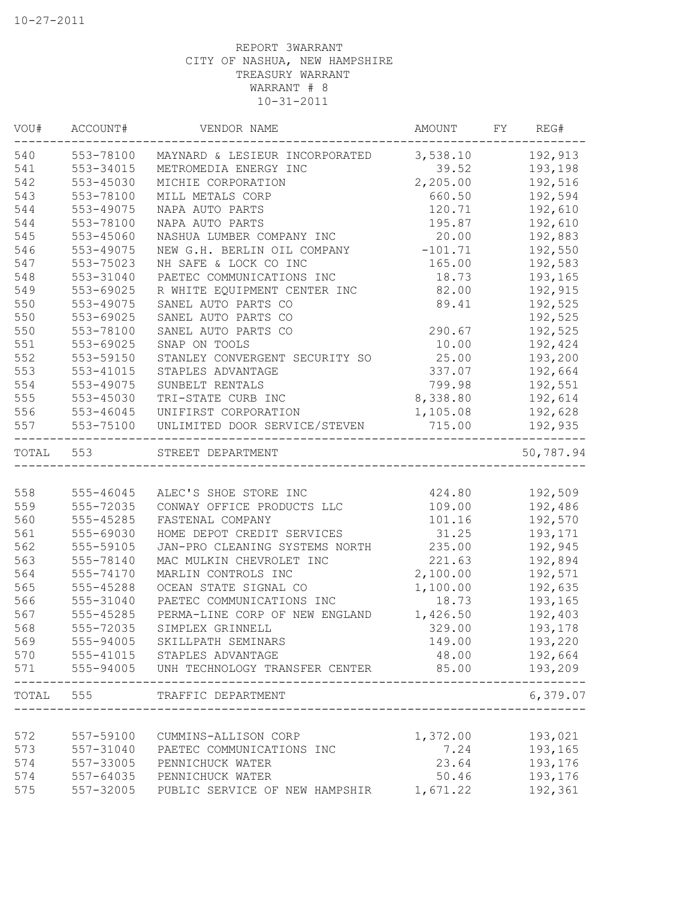10-27-2011

REPORT 3WARRANT
CITY OF NASHUA, NEW HAMPSHIRE
TREASURY WARRANT
WARRANT # 8
10-31-2011

| VOU# | ACCOUNT# | VENDOR NAME | AMOUNT | FY | REG# |
|---|---|---|---|---|---|
| 540 | 553-78100 | MAYNARD & LESIEUR INCORPORATED | 3,538.10 | | 192,913 |
| 541 | 553-34015 | METROMEDIA ENERGY INC | 39.52 | | 193,198 |
| 542 | 553-45030 | MICHIE CORPORATION | 2,205.00 | | 192,516 |
| 543 | 553-78100 | MILL METALS CORP | 660.50 | | 192,594 |
| 544 | 553-49075 | NAPA AUTO PARTS | 120.71 | | 192,610 |
| 544 | 553-78100 | NAPA AUTO PARTS | 195.87 | | 192,610 |
| 545 | 553-45060 | NASHUA LUMBER COMPANY INC | 20.00 | | 192,883 |
| 546 | 553-49075 | NEW G.H. BERLIN OIL COMPANY | -101.71 | | 192,550 |
| 547 | 553-75023 | NH SAFE & LOCK CO INC | 165.00 | | 192,583 |
| 548 | 553-31040 | PAETEC COMMUNICATIONS INC | 18.73 | | 193,165 |
| 549 | 553-69025 | R WHITE EQUIPMENT CENTER INC | 82.00 | | 192,915 |
| 550 | 553-49075 | SANEL AUTO PARTS CO | 89.41 | | 192,525 |
| 550 | 553-69025 | SANEL AUTO PARTS CO | | | 192,525 |
| 550 | 553-78100 | SANEL AUTO PARTS CO | 290.67 | | 192,525 |
| 551 | 553-69025 | SNAP ON TOOLS | 10.00 | | 192,424 |
| 552 | 553-59150 | STANLEY CONVERGENT SECURITY SO | 25.00 | | 193,200 |
| 553 | 553-41015 | STAPLES ADVANTAGE | 337.07 | | 192,664 |
| 554 | 553-49075 | SUNBELT RENTALS | 799.98 | | 192,551 |
| 555 | 553-45030 | TRI-STATE CURB INC | 8,338.80 | | 192,614 |
| 556 | 553-46045 | UNIFIRST CORPORATION | 1,105.08 | | 192,628 |
| 557 | 553-75100 | UNLIMITED DOOR SERVICE/STEVEN | 715.00 | | 192,935 |
| TOTAL | 553 | STREET DEPARTMENT | | | 50,787.94 |
| 558 | 555-46045 | ALEC'S SHOE STORE INC | 424.80 | | 192,509 |
| 559 | 555-72035 | CONWAY OFFICE PRODUCTS LLC | 109.00 | | 192,486 |
| 560 | 555-45285 | FASTENAL COMPANY | 101.16 | | 192,570 |
| 561 | 555-69030 | HOME DEPOT CREDIT SERVICES | 31.25 | | 193,171 |
| 562 | 555-59105 | JAN-PRO CLEANING SYSTEMS NORTH | 235.00 | | 192,945 |
| 563 | 555-78140 | MAC MULKIN CHEVROLET INC | 221.63 | | 192,894 |
| 564 | 555-74170 | MARLIN CONTROLS INC | 2,100.00 | | 192,571 |
| 565 | 555-45288 | OCEAN STATE SIGNAL CO | 1,100.00 | | 192,635 |
| 566 | 555-31040 | PAETEC COMMUNICATIONS INC | 18.73 | | 193,165 |
| 567 | 555-45285 | PERMA-LINE CORP OF NEW ENGLAND | 1,426.50 | | 192,403 |
| 568 | 555-72035 | SIMPLEX GRINNELL | 329.00 | | 193,178 |
| 569 | 555-94005 | SKILLPATH SEMINARS | 149.00 | | 193,220 |
| 570 | 555-41015 | STAPLES ADVANTAGE | 48.00 | | 192,664 |
| 571 | 555-94005 | UNH TECHNOLOGY TRANSFER CENTER | 85.00 | | 193,209 |
| TOTAL | 555 | TRAFFIC DEPARTMENT | | | 6,379.07 |
| 572 | 557-59100 | CUMMINS-ALLISON CORP | 1,372.00 | | 193,021 |
| 573 | 557-31040 | PAETEC COMMUNICATIONS INC | 7.24 | | 193,165 |
| 574 | 557-33005 | PENNICHUCK WATER | 23.64 | | 193,176 |
| 574 | 557-64035 | PENNICHUCK WATER | 50.46 | | 193,176 |
| 575 | 557-32005 | PUBLIC SERVICE OF NEW HAMPSHIR | 1,671.22 | | 192,361 |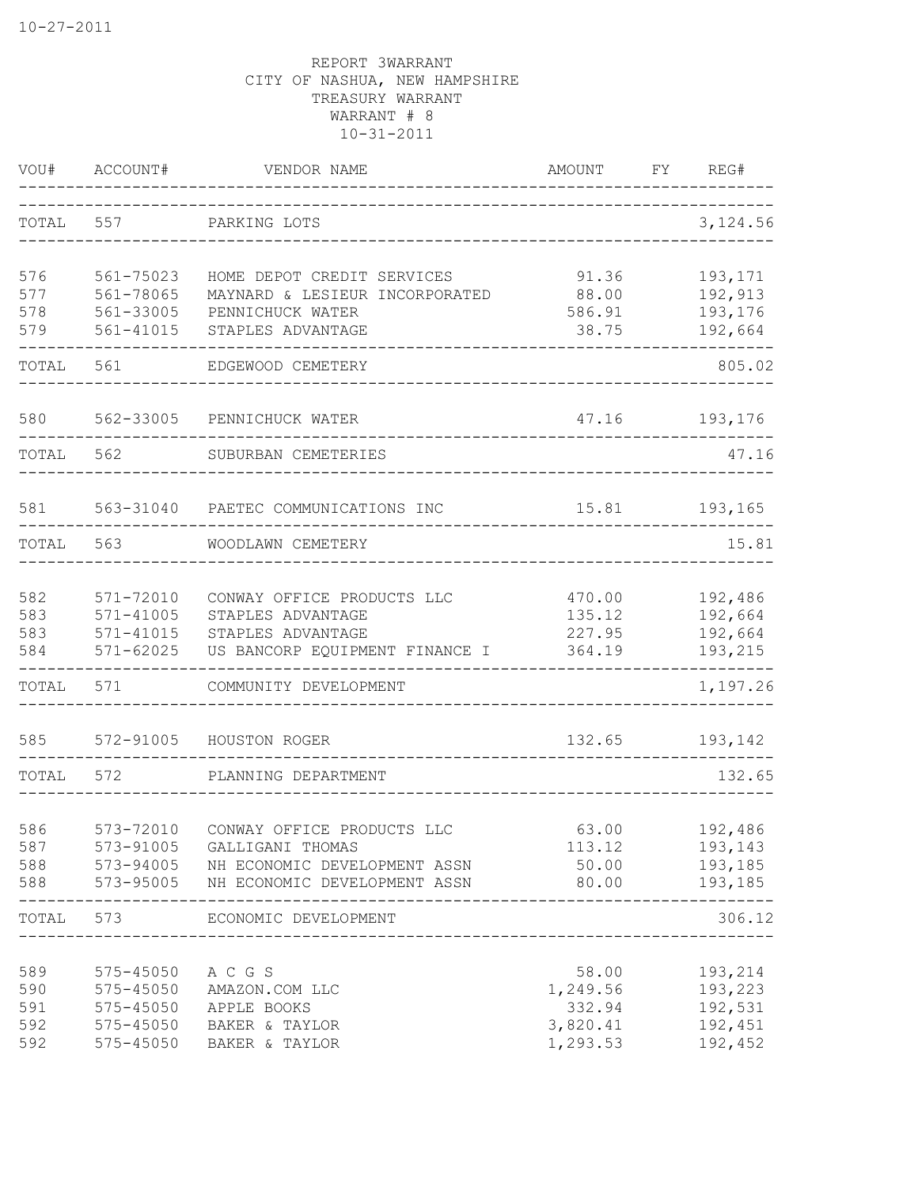10-27-2011

REPORT 3WARRANT
CITY OF NASHUA, NEW HAMPSHIRE
TREASURY WARRANT
WARRANT # 8
10-31-2011

| VOU# | ACCOUNT# | VENDOR NAME | AMOUNT | FY | REG# |
|---|---|---|---|---|---|
| TOTAL | 557 | PARKING LOTS | | | 3,124.56 |
| 576 | 561-75023 | HOME DEPOT CREDIT SERVICES | 91.36 | | 193,171 |
| 577 | 561-78065 | MAYNARD & LESIEUR INCORPORATED | 88.00 | | 192,913 |
| 578 | 561-33005 | PENNICHUCK WATER | 586.91 | | 193,176 |
| 579 | 561-41015 | STAPLES ADVANTAGE | 38.75 | | 192,664 |
| TOTAL | 561 | EDGEWOOD CEMETERY | | | 805.02 |
| 580 | 562-33005 | PENNICHUCK WATER | 47.16 | | 193,176 |
| TOTAL | 562 | SUBURBAN CEMETERIES | | | 47.16 |
| 581 | 563-31040 | PAETEC COMMUNICATIONS INC | 15.81 | | 193,165 |
| TOTAL | 563 | WOODLAWN CEMETERY | | | 15.81 |
| 582 | 571-72010 | CONWAY OFFICE PRODUCTS LLC | 470.00 | | 192,486 |
| 583 | 571-41005 | STAPLES ADVANTAGE | 135.12 | | 192,664 |
| 583 | 571-41015 | STAPLES ADVANTAGE | 227.95 | | 192,664 |
| 584 | 571-62025 | US BANCORP EQUIPMENT FINANCE I | 364.19 | | 193,215 |
| TOTAL | 571 | COMMUNITY DEVELOPMENT | | | 1,197.26 |
| 585 | 572-91005 | HOUSTON ROGER | 132.65 | | 193,142 |
| TOTAL | 572 | PLANNING DEPARTMENT | | | 132.65 |
| 586 | 573-72010 | CONWAY OFFICE PRODUCTS LLC | 63.00 | | 192,486 |
| 587 | 573-91005 | GALLIGANI THOMAS | 113.12 | | 193,143 |
| 588 | 573-94005 | NH ECONOMIC DEVELOPMENT ASSN | 50.00 | | 193,185 |
| 588 | 573-95005 | NH ECONOMIC DEVELOPMENT ASSN | 80.00 | | 193,185 |
| TOTAL | 573 | ECONOMIC DEVELOPMENT | | | 306.12 |
| 589 | 575-45050 | A C G S | 58.00 | | 193,214 |
| 590 | 575-45050 | AMAZON.COM LLC | 1,249.56 | | 193,223 |
| 591 | 575-45050 | APPLE BOOKS | 332.94 | | 192,531 |
| 592 | 575-45050 | BAKER & TAYLOR | 3,820.41 | | 192,451 |
| 592 | 575-45050 | BAKER & TAYLOR | 1,293.53 | | 192,452 |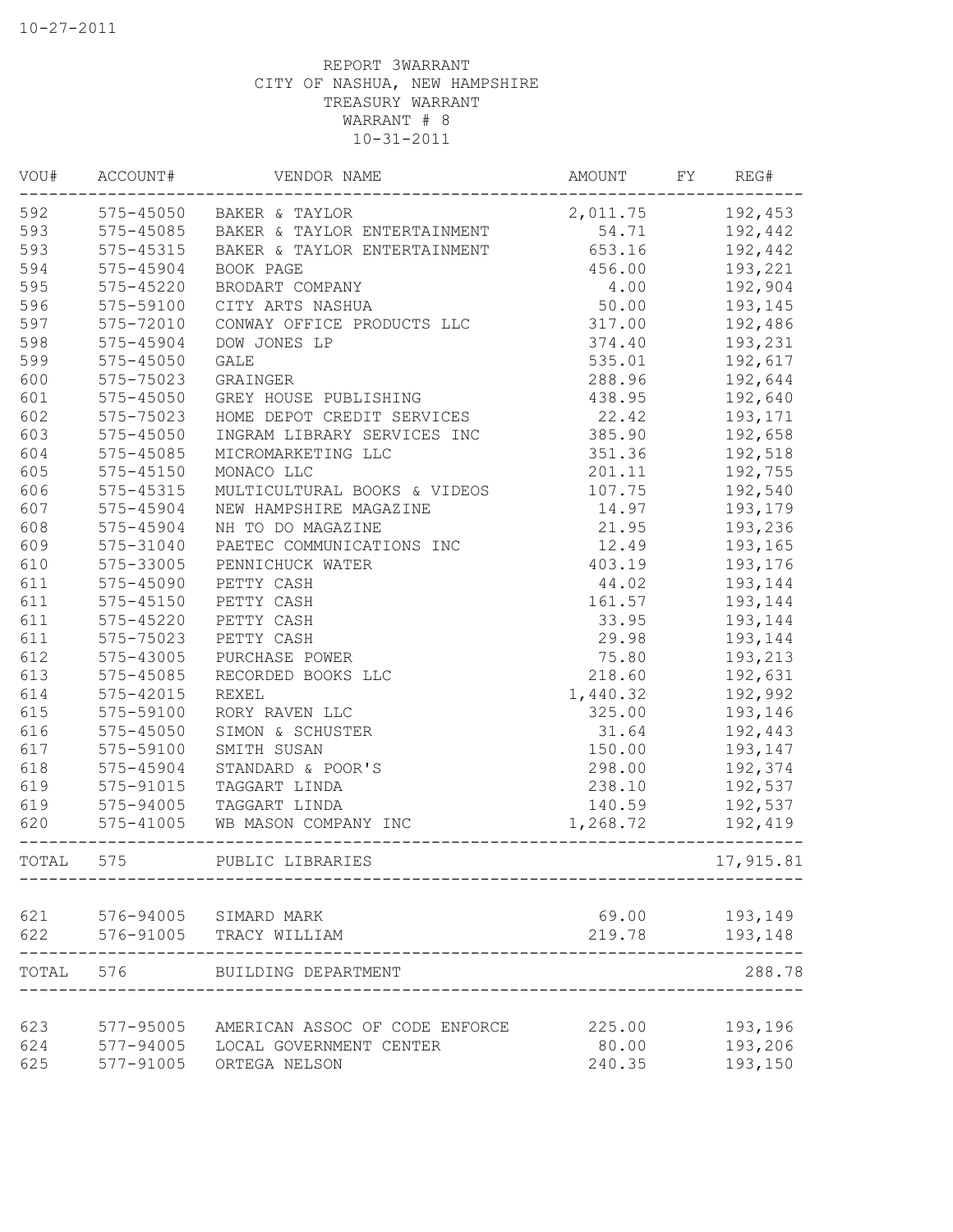10-27-2011

REPORT 3WARRANT
CITY OF NASHUA, NEW HAMPSHIRE
TREASURY WARRANT
WARRANT # 8
10-31-2011

| VOU# | ACCOUNT# | VENDOR NAME | AMOUNT | FY | REG# |
|---|---|---|---|---|---|
| 592 | 575-45050 | BAKER & TAYLOR | 2,011.75 | | 192,453 |
| 593 | 575-45085 | BAKER & TAYLOR ENTERTAINMENT | 54.71 | | 192,442 |
| 593 | 575-45315 | BAKER & TAYLOR ENTERTAINMENT | 653.16 | | 192,442 |
| 594 | 575-45904 | BOOK PAGE | 456.00 | | 193,221 |
| 595 | 575-45220 | BRODART COMPANY | 4.00 | | 192,904 |
| 596 | 575-59100 | CITY ARTS NASHUA | 50.00 | | 193,145 |
| 597 | 575-72010 | CONWAY OFFICE PRODUCTS LLC | 317.00 | | 192,486 |
| 598 | 575-45904 | DOW JONES LP | 374.40 | | 193,231 |
| 599 | 575-45050 | GALE | 535.01 | | 192,617 |
| 600 | 575-75023 | GRAINGER | 288.96 | | 192,644 |
| 601 | 575-45050 | GREY HOUSE PUBLISHING | 438.95 | | 192,640 |
| 602 | 575-75023 | HOME DEPOT CREDIT SERVICES | 22.42 | | 193,171 |
| 603 | 575-45050 | INGRAM LIBRARY SERVICES INC | 385.90 | | 192,658 |
| 604 | 575-45085 | MICROMARKETING LLC | 351.36 | | 192,518 |
| 605 | 575-45150 | MONACO LLC | 201.11 | | 192,755 |
| 606 | 575-45315 | MULTICULTURAL BOOKS & VIDEOS | 107.75 | | 192,540 |
| 607 | 575-45904 | NEW HAMPSHIRE MAGAZINE | 14.97 | | 193,179 |
| 608 | 575-45904 | NH TO DO MAGAZINE | 21.95 | | 193,236 |
| 609 | 575-31040 | PAETEC COMMUNICATIONS INC | 12.49 | | 193,165 |
| 610 | 575-33005 | PENNICHUCK WATER | 403.19 | | 193,176 |
| 611 | 575-45090 | PETTY CASH | 44.02 | | 193,144 |
| 611 | 575-45150 | PETTY CASH | 161.57 | | 193,144 |
| 611 | 575-45220 | PETTY CASH | 33.95 | | 193,144 |
| 611 | 575-75023 | PETTY CASH | 29.98 | | 193,144 |
| 612 | 575-43005 | PURCHASE POWER | 75.80 | | 193,213 |
| 613 | 575-45085 | RECORDED BOOKS LLC | 218.60 | | 192,631 |
| 614 | 575-42015 | REXEL | 1,440.32 | | 192,992 |
| 615 | 575-59100 | RORY RAVEN LLC | 325.00 | | 193,146 |
| 616 | 575-45050 | SIMON & SCHUSTER | 31.64 | | 192,443 |
| 617 | 575-59100 | SMITH SUSAN | 150.00 | | 193,147 |
| 618 | 575-45904 | STANDARD & POOR'S | 298.00 | | 192,374 |
| 619 | 575-91015 | TAGGART LINDA | 238.10 | | 192,537 |
| 619 | 575-94005 | TAGGART LINDA | 140.59 | | 192,537 |
| 620 | 575-41005 | WB MASON COMPANY INC | 1,268.72 | | 192,419 |
| TOTAL | 575 | PUBLIC LIBRARIES | | | 17,915.81 |
| 621 | 576-94005 | SIMARD MARK | 69.00 | | 193,149 |
| 622 | 576-91005 | TRACY WILLIAM | 219.78 | | 193,148 |
| TOTAL | 576 | BUILDING DEPARTMENT | | | 288.78 |
| 623 | 577-95005 | AMERICAN ASSOC OF CODE ENFORCE | 225.00 | | 193,196 |
| 624 | 577-94005 | LOCAL GOVERNMENT CENTER | 80.00 | | 193,206 |
| 625 | 577-91005 | ORTEGA NELSON | 240.35 | | 193,150 |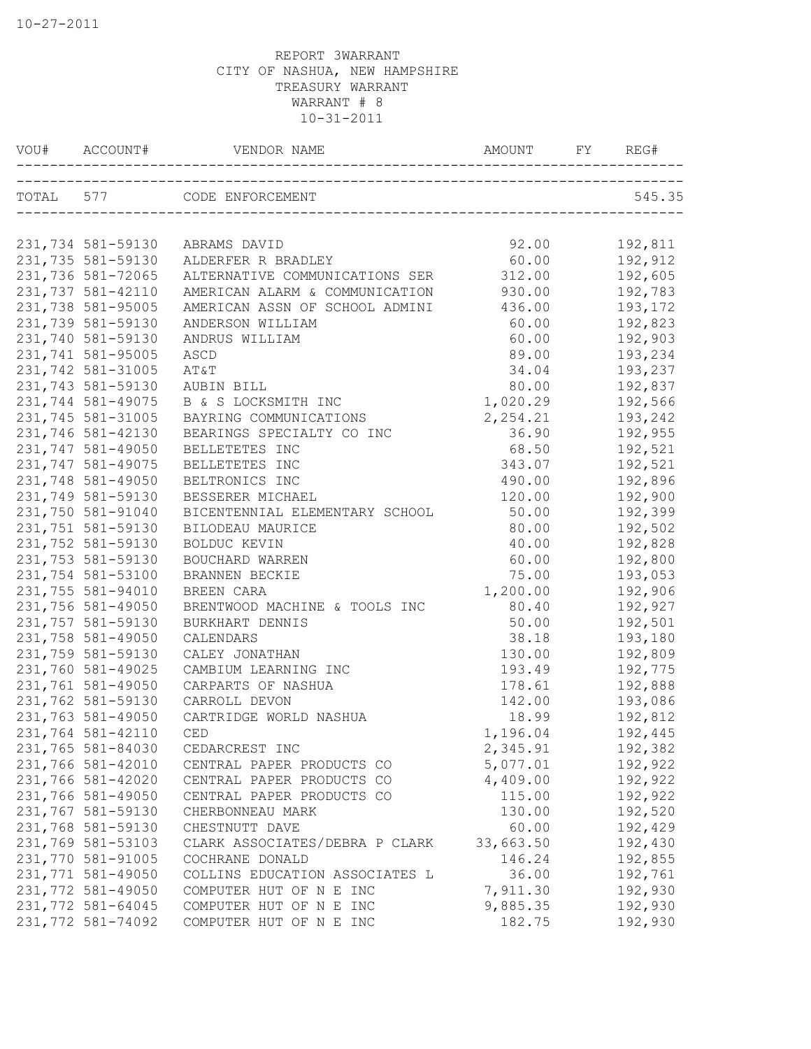10-27-2011

REPORT 3WARRANT
CITY OF NASHUA, NEW HAMPSHIRE
TREASURY WARRANT
WARRANT # 8
10-31-2011

| VOU# | ACCOUNT# | VENDOR NAME | AMOUNT | FY | REG# |
|---|---|---|---|---|---|
| TOTAL | 577 | CODE ENFORCEMENT | | | 545.35 |
| 231,734 | 581-59130 | ABRAMS DAVID | 92.00 | | 192,811 |
| 231,735 | 581-59130 | ALDERFER R BRADLEY | 60.00 | | 192,912 |
| 231,736 | 581-72065 | ALTERNATIVE COMMUNICATIONS SER | 312.00 | | 192,605 |
| 231,737 | 581-42110 | AMERICAN ALARM & COMMUNICATION | 930.00 | | 192,783 |
| 231,738 | 581-95005 | AMERICAN ASSN OF SCHOOL ADMINI | 436.00 | | 193,172 |
| 231,739 | 581-59130 | ANDERSON WILLIAM | 60.00 | | 192,823 |
| 231,740 | 581-59130 | ANDRUS WILLIAM | 60.00 | | 192,903 |
| 231,741 | 581-95005 | ASCD | 89.00 | | 193,234 |
| 231,742 | 581-31005 | AT&T | 34.04 | | 193,237 |
| 231,743 | 581-59130 | AUBIN BILL | 80.00 | | 192,837 |
| 231,744 | 581-49075 | B & S LOCKSMITH INC | 1,020.29 | | 192,566 |
| 231,745 | 581-31005 | BAYRING COMMUNICATIONS | 2,254.21 | | 193,242 |
| 231,746 | 581-42130 | BEARINGS SPECIALTY CO INC | 36.90 | | 192,955 |
| 231,747 | 581-49050 | BELLETETES INC | 68.50 | | 192,521 |
| 231,747 | 581-49075 | BELLETETES INC | 343.07 | | 192,521 |
| 231,748 | 581-49050 | BELTRONICS INC | 490.00 | | 192,896 |
| 231,749 | 581-59130 | BESSERER MICHAEL | 120.00 | | 192,900 |
| 231,750 | 581-91040 | BICENTENNIAL ELEMENTARY SCHOOL | 50.00 | | 192,399 |
| 231,751 | 581-59130 | BILODEAU MAURICE | 80.00 | | 192,502 |
| 231,752 | 581-59130 | BOLDUC KEVIN | 40.00 | | 192,828 |
| 231,753 | 581-59130 | BOUCHARD WARREN | 60.00 | | 192,800 |
| 231,754 | 581-53100 | BRANNEN BECKIE | 75.00 | | 193,053 |
| 231,755 | 581-94010 | BREEN CARA | 1,200.00 | | 192,906 |
| 231,756 | 581-49050 | BRENTWOOD MACHINE & TOOLS INC | 80.40 | | 192,927 |
| 231,757 | 581-59130 | BURKHART DENNIS | 50.00 | | 192,501 |
| 231,758 | 581-49050 | CALENDARS | 38.18 | | 193,180 |
| 231,759 | 581-59130 | CALEY JONATHAN | 130.00 | | 192,809 |
| 231,760 | 581-49025 | CAMBIUM LEARNING INC | 193.49 | | 192,775 |
| 231,761 | 581-49050 | CARPARTS OF NASHUA | 178.61 | | 192,888 |
| 231,762 | 581-59130 | CARROLL DEVON | 142.00 | | 193,086 |
| 231,763 | 581-49050 | CARTRIDGE WORLD NASHUA | 18.99 | | 192,812 |
| 231,764 | 581-42110 | CED | 1,196.04 | | 192,445 |
| 231,765 | 581-84030 | CEDARCREST INC | 2,345.91 | | 192,382 |
| 231,766 | 581-42010 | CENTRAL PAPER PRODUCTS CO | 5,077.01 | | 192,922 |
| 231,766 | 581-42020 | CENTRAL PAPER PRODUCTS CO | 4,409.00 | | 192,922 |
| 231,766 | 581-49050 | CENTRAL PAPER PRODUCTS CO | 115.00 | | 192,922 |
| 231,767 | 581-59130 | CHERBONNEAU MARK | 130.00 | | 192,520 |
| 231,768 | 581-59130 | CHESTNUTT DAVE | 60.00 | | 192,429 |
| 231,769 | 581-53103 | CLARK ASSOCIATES/DEBRA P CLARK | 33,663.50 | | 192,430 |
| 231,770 | 581-91005 | COCHRANE DONALD | 146.24 | | 192,855 |
| 231,771 | 581-49050 | COLLINS EDUCATION ASSOCIATES L | 36.00 | | 192,761 |
| 231,772 | 581-49050 | COMPUTER HUT OF N E INC | 7,911.30 | | 192,930 |
| 231,772 | 581-64045 | COMPUTER HUT OF N E INC | 9,885.35 | | 192,930 |
| 231,772 | 581-74092 | COMPUTER HUT OF N E INC | 182.75 | | 192,930 |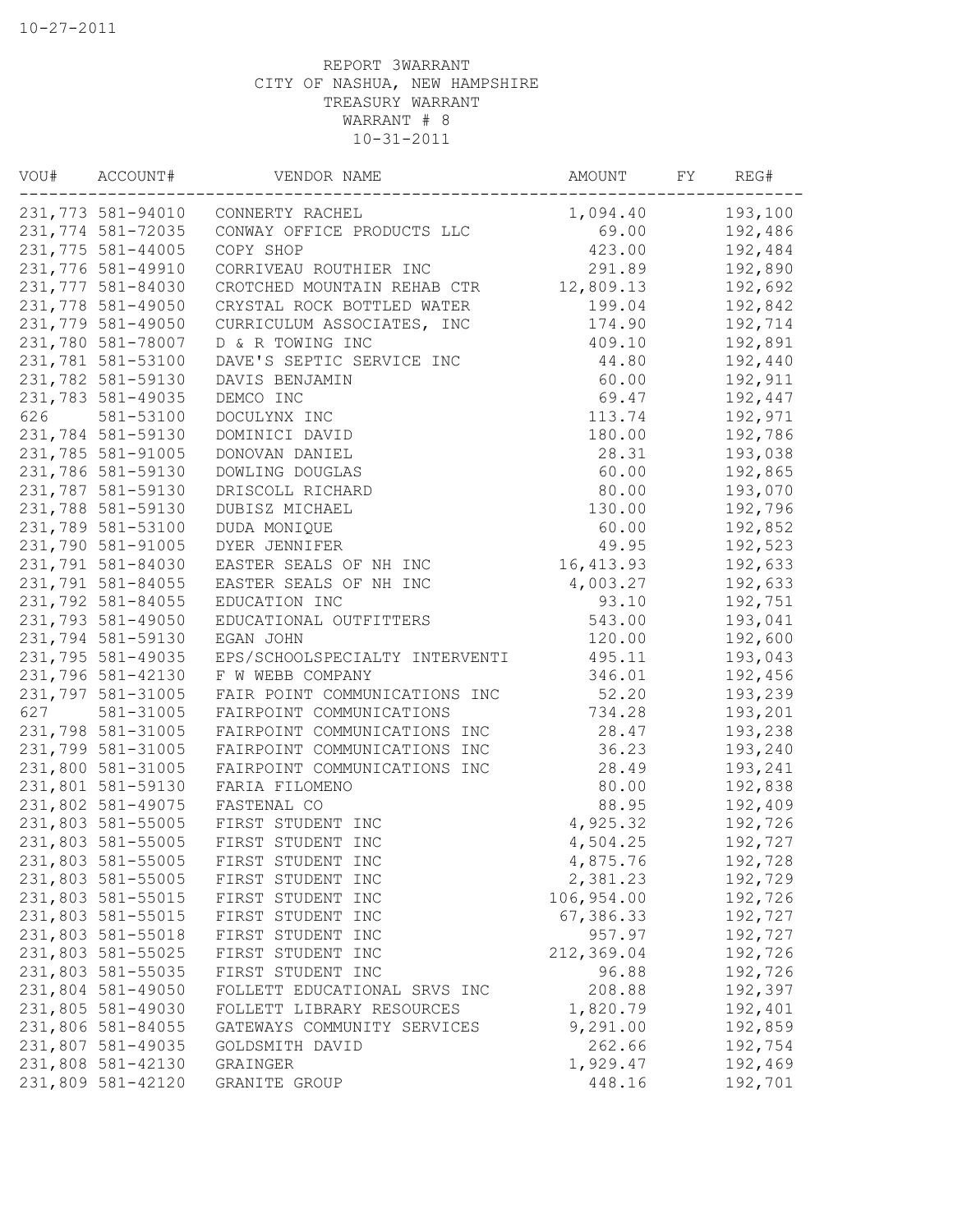10-27-2011

REPORT 3WARRANT
CITY OF NASHUA, NEW HAMPSHIRE
TREASURY WARRANT
WARRANT # 8
10-31-2011

| VOU# | ACCOUNT# | VENDOR NAME | AMOUNT | FY | REG# |
|---|---|---|---|---|---|
| 231,773 | 581-94010 | CONNERTY RACHEL | 1,094.40 | | 193,100 |
| 231,774 | 581-72035 | CONWAY OFFICE PRODUCTS LLC | 69.00 | | 192,486 |
| 231,775 | 581-44005 | COPY SHOP | 423.00 | | 192,484 |
| 231,776 | 581-49910 | CORRIVEAU ROUTHIER INC | 291.89 | | 192,890 |
| 231,777 | 581-84030 | CROTCHED MOUNTAIN REHAB CTR | 12,809.13 | | 192,692 |
| 231,778 | 581-49050 | CRYSTAL ROCK BOTTLED WATER | 199.04 | | 192,842 |
| 231,779 | 581-49050 | CURRICULUM ASSOCIATES, INC | 174.90 | | 192,714 |
| 231,780 | 581-78007 | D & R TOWING INC | 409.10 | | 192,891 |
| 231,781 | 581-53100 | DAVE'S SEPTIC SERVICE INC | 44.80 | | 192,440 |
| 231,782 | 581-59130 | DAVIS BENJAMIN | 60.00 | | 192,911 |
| 231,783 | 581-49035 | DEMCO INC | 69.47 | | 192,447 |
| 626 | 581-53100 | DOCULYNX INC | 113.74 | | 192,971 |
| 231,784 | 581-59130 | DOMINICI DAVID | 180.00 | | 192,786 |
| 231,785 | 581-91005 | DONOVAN DANIEL | 28.31 | | 193,038 |
| 231,786 | 581-59130 | DOWLING DOUGLAS | 60.00 | | 192,865 |
| 231,787 | 581-59130 | DRISCOLL RICHARD | 80.00 | | 193,070 |
| 231,788 | 581-59130 | DUBISZ MICHAEL | 130.00 | | 192,796 |
| 231,789 | 581-53100 | DUDA MONIQUE | 60.00 | | 192,852 |
| 231,790 | 581-91005 | DYER JENNIFER | 49.95 | | 192,523 |
| 231,791 | 581-84030 | EASTER SEALS OF NH INC | 16,413.93 | | 192,633 |
| 231,791 | 581-84055 | EASTER SEALS OF NH INC | 4,003.27 | | 192,633 |
| 231,792 | 581-84055 | EDUCATION INC | 93.10 | | 192,751 |
| 231,793 | 581-49050 | EDUCATIONAL OUTFITTERS | 543.00 | | 193,041 |
| 231,794 | 581-59130 | EGAN JOHN | 120.00 | | 192,600 |
| 231,795 | 581-49035 | EPS/SCHOOLSPECIALTY INTERVENTI | 495.11 | | 193,043 |
| 231,796 | 581-42130 | F W WEBB COMPANY | 346.01 | | 192,456 |
| 231,797 | 581-31005 | FAIR POINT COMMUNICATIONS INC | 52.20 | | 193,239 |
| 627 | 581-31005 | FAIRPOINT COMMUNICATIONS | 734.28 | | 193,201 |
| 231,798 | 581-31005 | FAIRPOINT COMMUNICATIONS INC | 28.47 | | 193,238 |
| 231,799 | 581-31005 | FAIRPOINT COMMUNICATIONS INC | 36.23 | | 193,240 |
| 231,800 | 581-31005 | FAIRPOINT COMMUNICATIONS INC | 28.49 | | 193,241 |
| 231,801 | 581-59130 | FARIA FILOMENO | 80.00 | | 192,838 |
| 231,802 | 581-49075 | FASTENAL CO | 88.95 | | 192,409 |
| 231,803 | 581-55005 | FIRST STUDENT INC | 4,925.32 | | 192,726 |
| 231,803 | 581-55005 | FIRST STUDENT INC | 4,504.25 | | 192,727 |
| 231,803 | 581-55005 | FIRST STUDENT INC | 4,875.76 | | 192,728 |
| 231,803 | 581-55005 | FIRST STUDENT INC | 2,381.23 | | 192,729 |
| 231,803 | 581-55015 | FIRST STUDENT INC | 106,954.00 | | 192,726 |
| 231,803 | 581-55015 | FIRST STUDENT INC | 67,386.33 | | 192,727 |
| 231,803 | 581-55018 | FIRST STUDENT INC | 957.97 | | 192,727 |
| 231,803 | 581-55025 | FIRST STUDENT INC | 212,369.04 | | 192,726 |
| 231,803 | 581-55035 | FIRST STUDENT INC | 96.88 | | 192,726 |
| 231,804 | 581-49050 | FOLLETT EDUCATIONAL SRVS INC | 208.88 | | 192,397 |
| 231,805 | 581-49030 | FOLLETT LIBRARY RESOURCES | 1,820.79 | | 192,401 |
| 231,806 | 581-84055 | GATEWAYS COMMUNITY SERVICES | 9,291.00 | | 192,859 |
| 231,807 | 581-49035 | GOLDSMITH DAVID | 262.66 | | 192,754 |
| 231,808 | 581-42130 | GRAINGER | 1,929.47 | | 192,469 |
| 231,809 | 581-42120 | GRANITE GROUP | 448.16 | | 192,701 |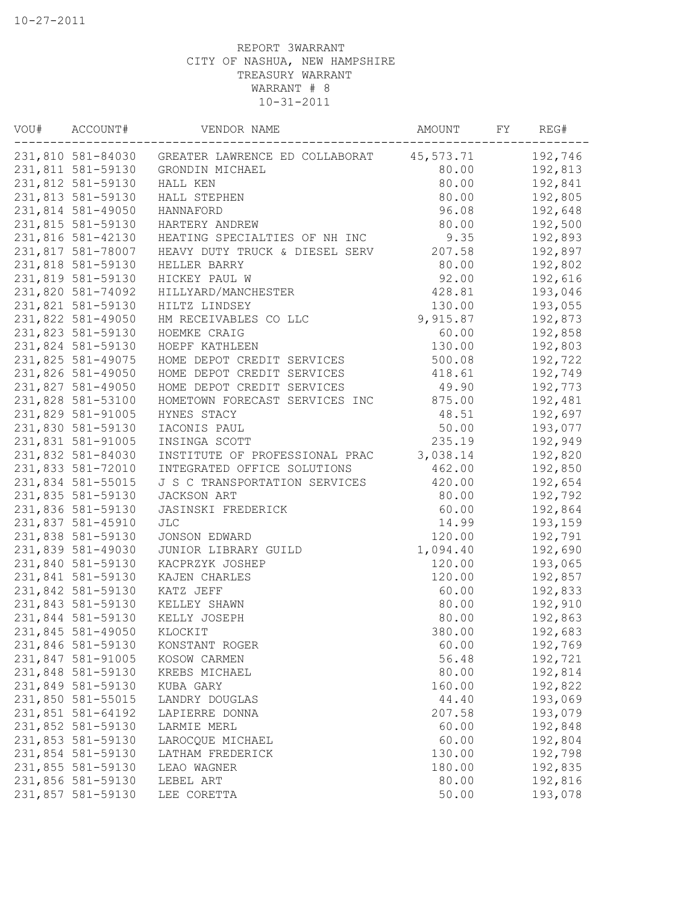10-27-2011

REPORT 3WARRANT
CITY OF NASHUA, NEW HAMPSHIRE
TREASURY WARRANT
WARRANT # 8
10-31-2011

| VOU# | ACCOUNT# | VENDOR NAME | AMOUNT | FY | REG# |
|---|---|---|---|---|---|
| 231,810 | 581-84030 | GREATER LAWRENCE ED COLLABORAT | 45,573.71 | | 192,746 |
| 231,811 | 581-59130 | GRONDIN MICHAEL | 80.00 | | 192,813 |
| 231,812 | 581-59130 | HALL KEN | 80.00 | | 192,841 |
| 231,813 | 581-59130 | HALL STEPHEN | 80.00 | | 192,805 |
| 231,814 | 581-49050 | HANNAFORD | 96.08 | | 192,648 |
| 231,815 | 581-59130 | HARTERY ANDREW | 80.00 | | 192,500 |
| 231,816 | 581-42130 | HEATING SPECIALTIES OF NH INC | 9.35 | | 192,893 |
| 231,817 | 581-78007 | HEAVY DUTY TRUCK & DIESEL SERV | 207.58 | | 192,897 |
| 231,818 | 581-59130 | HELLER BARRY | 80.00 | | 192,802 |
| 231,819 | 581-59130 | HICKEY PAUL W | 92.00 | | 192,616 |
| 231,820 | 581-74092 | HILLYARD/MANCHESTER | 428.81 | | 193,046 |
| 231,821 | 581-59130 | HILTZ LINDSEY | 130.00 | | 193,055 |
| 231,822 | 581-49050 | HM RECEIVABLES CO LLC | 9,915.87 | | 192,873 |
| 231,823 | 581-59130 | HOEMKE CRAIG | 60.00 | | 192,858 |
| 231,824 | 581-59130 | HOEPF KATHLEEN | 130.00 | | 192,803 |
| 231,825 | 581-49075 | HOME DEPOT CREDIT SERVICES | 500.08 | | 192,722 |
| 231,826 | 581-49050 | HOME DEPOT CREDIT SERVICES | 418.61 | | 192,749 |
| 231,827 | 581-49050 | HOME DEPOT CREDIT SERVICES | 49.90 | | 192,773 |
| 231,828 | 581-53100 | HOMETOWN FORECAST SERVICES INC | 875.00 | | 192,481 |
| 231,829 | 581-91005 | HYNES STACY | 48.51 | | 192,697 |
| 231,830 | 581-59130 | IACONIS PAUL | 50.00 | | 193,077 |
| 231,831 | 581-91005 | INSINGA SCOTT | 235.19 | | 192,949 |
| 231,832 | 581-84030 | INSTITUTE OF PROFESSIONAL PRAC | 3,038.14 | | 192,820 |
| 231,833 | 581-72010 | INTEGRATED OFFICE SOLUTIONS | 462.00 | | 192,850 |
| 231,834 | 581-55015 | J S C TRANSPORTATION SERVICES | 420.00 | | 192,654 |
| 231,835 | 581-59130 | JACKSON ART | 80.00 | | 192,792 |
| 231,836 | 581-59130 | JASINSKI FREDERICK | 60.00 | | 192,864 |
| 231,837 | 581-45910 | JLC | 14.99 | | 193,159 |
| 231,838 | 581-59130 | JONSON EDWARD | 120.00 | | 192,791 |
| 231,839 | 581-49030 | JUNIOR LIBRARY GUILD | 1,094.40 | | 192,690 |
| 231,840 | 581-59130 | KACPRZYK JOSHEP | 120.00 | | 193,065 |
| 231,841 | 581-59130 | KAJEN CHARLES | 120.00 | | 192,857 |
| 231,842 | 581-59130 | KATZ JEFF | 60.00 | | 192,833 |
| 231,843 | 581-59130 | KELLEY SHAWN | 80.00 | | 192,910 |
| 231,844 | 581-59130 | KELLY JOSEPH | 80.00 | | 192,863 |
| 231,845 | 581-49050 | KLOCKIT | 380.00 | | 192,683 |
| 231,846 | 581-59130 | KONSTANT ROGER | 60.00 | | 192,769 |
| 231,847 | 581-91005 | KOSOW CARMEN | 56.48 | | 192,721 |
| 231,848 | 581-59130 | KREBS MICHAEL | 80.00 | | 192,814 |
| 231,849 | 581-59130 | KUBA GARY | 160.00 | | 192,822 |
| 231,850 | 581-55015 | LANDRY DOUGLAS | 44.40 | | 193,069 |
| 231,851 | 581-64192 | LAPIERRE DONNA | 207.58 | | 193,079 |
| 231,852 | 581-59130 | LARMIE MERL | 60.00 | | 192,848 |
| 231,853 | 581-59130 | LAROCQUE MICHAEL | 60.00 | | 192,804 |
| 231,854 | 581-59130 | LATHAM FREDERICK | 130.00 | | 192,798 |
| 231,855 | 581-59130 | LEAO WAGNER | 180.00 | | 192,835 |
| 231,856 | 581-59130 | LEBEL ART | 80.00 | | 192,816 |
| 231,857 | 581-59130 | LEE CORETTA | 50.00 | | 193,078 |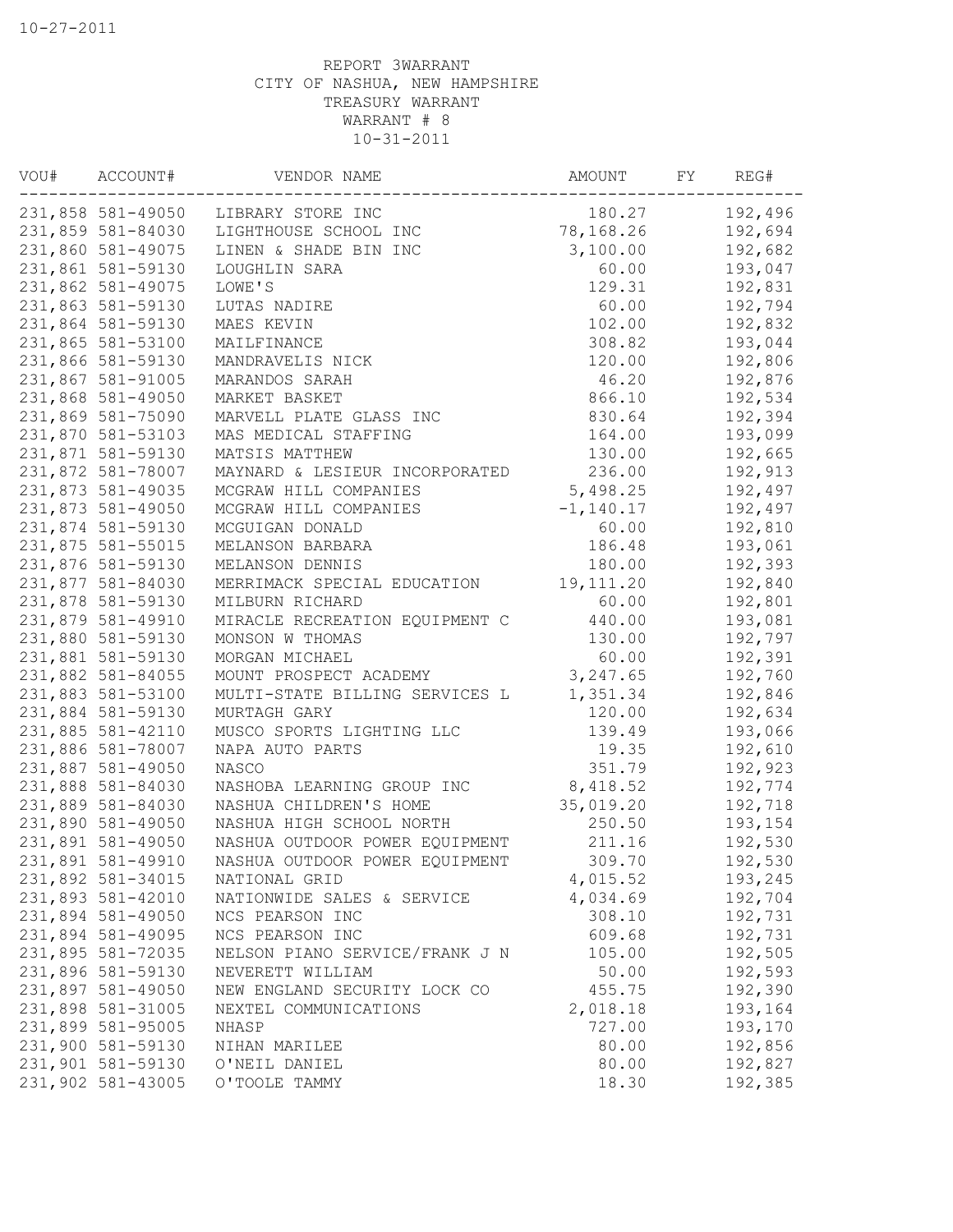10-27-2011

REPORT 3WARRANT
CITY OF NASHUA, NEW HAMPSHIRE
TREASURY WARRANT
WARRANT # 8
10-31-2011

| VOU# | ACCOUNT# | VENDOR NAME | AMOUNT | FY | REG# |
|---|---|---|---|---|---|
| 231,858 | 581-49050 | LIBRARY STORE INC | 180.27 | | 192,496 |
| 231,859 | 581-84030 | LIGHTHOUSE SCHOOL INC | 78,168.26 | | 192,694 |
| 231,860 | 581-49075 | LINEN & SHADE BIN INC | 3,100.00 | | 192,682 |
| 231,861 | 581-59130 | LOUGHLIN SARA | 60.00 | | 193,047 |
| 231,862 | 581-49075 | LOWE'S | 129.31 | | 192,831 |
| 231,863 | 581-59130 | LUTAS NADIRE | 60.00 | | 192,794 |
| 231,864 | 581-59130 | MAES KEVIN | 102.00 | | 192,832 |
| 231,865 | 581-53100 | MAILFINANCE | 308.82 | | 193,044 |
| 231,866 | 581-59130 | MANDRAVELIS NICK | 120.00 | | 192,806 |
| 231,867 | 581-91005 | MARANDOS SARAH | 46.20 | | 192,876 |
| 231,868 | 581-49050 | MARKET BASKET | 866.10 | | 192,534 |
| 231,869 | 581-75090 | MARVELL PLATE GLASS INC | 830.64 | | 192,394 |
| 231,870 | 581-53103 | MAS MEDICAL STAFFING | 164.00 | | 193,099 |
| 231,871 | 581-59130 | MATSIS MATTHEW | 130.00 | | 192,665 |
| 231,872 | 581-78007 | MAYNARD & LESIEUR INCORPORATED | 236.00 | | 192,913 |
| 231,873 | 581-49035 | MCGRAW HILL COMPANIES | 5,498.25 | | 192,497 |
| 231,873 | 581-49050 | MCGRAW HILL COMPANIES | -1,140.17 | | 192,497 |
| 231,874 | 581-59130 | MCGUIGAN DONALD | 60.00 | | 192,810 |
| 231,875 | 581-55015 | MELANSON BARBARA | 186.48 | | 193,061 |
| 231,876 | 581-59130 | MELANSON DENNIS | 180.00 | | 192,393 |
| 231,877 | 581-84030 | MERRIMACK SPECIAL EDUCATION | 19,111.20 | | 192,840 |
| 231,878 | 581-59130 | MILBURN RICHARD | 60.00 | | 192,801 |
| 231,879 | 581-49910 | MIRACLE RECREATION EQUIPMENT C | 440.00 | | 193,081 |
| 231,880 | 581-59130 | MONSON W THOMAS | 130.00 | | 192,797 |
| 231,881 | 581-59130 | MORGAN MICHAEL | 60.00 | | 192,391 |
| 231,882 | 581-84055 | MOUNT PROSPECT ACADEMY | 3,247.65 | | 192,760 |
| 231,883 | 581-53100 | MULTI-STATE BILLING SERVICES L | 1,351.34 | | 192,846 |
| 231,884 | 581-59130 | MURTAGH GARY | 120.00 | | 192,634 |
| 231,885 | 581-42110 | MUSCO SPORTS LIGHTING LLC | 139.49 | | 193,066 |
| 231,886 | 581-78007 | NAPA AUTO PARTS | 19.35 | | 192,610 |
| 231,887 | 581-49050 | NASCO | 351.79 | | 192,923 |
| 231,888 | 581-84030 | NASHOBA LEARNING GROUP INC | 8,418.52 | | 192,774 |
| 231,889 | 581-84030 | NASHUA CHILDREN'S HOME | 35,019.20 | | 192,718 |
| 231,890 | 581-49050 | NASHUA HIGH SCHOOL NORTH | 250.50 | | 193,154 |
| 231,891 | 581-49050 | NASHUA OUTDOOR POWER EQUIPMENT | 211.16 | | 192,530 |
| 231,891 | 581-49910 | NASHUA OUTDOOR POWER EQUIPMENT | 309.70 | | 192,530 |
| 231,892 | 581-34015 | NATIONAL GRID | 4,015.52 | | 193,245 |
| 231,893 | 581-42010 | NATIONWIDE SALES & SERVICE | 4,034.69 | | 192,704 |
| 231,894 | 581-49050 | NCS PEARSON INC | 308.10 | | 192,731 |
| 231,894 | 581-49095 | NCS PEARSON INC | 609.68 | | 192,731 |
| 231,895 | 581-72035 | NELSON PIANO SERVICE/FRANK J N | 105.00 | | 192,505 |
| 231,896 | 581-59130 | NEVERETT WILLIAM | 50.00 | | 192,593 |
| 231,897 | 581-49050 | NEW ENGLAND SECURITY LOCK CO | 455.75 | | 192,390 |
| 231,898 | 581-31005 | NEXTEL COMMUNICATIONS | 2,018.18 | | 193,164 |
| 231,899 | 581-95005 | NHASP | 727.00 | | 193,170 |
| 231,900 | 581-59130 | NIHAN MARILEE | 80.00 | | 192,856 |
| 231,901 | 581-59130 | O'NEIL DANIEL | 80.00 | | 192,827 |
| 231,902 | 581-43005 | O'TOOLE TAMMY | 18.30 | | 192,385 |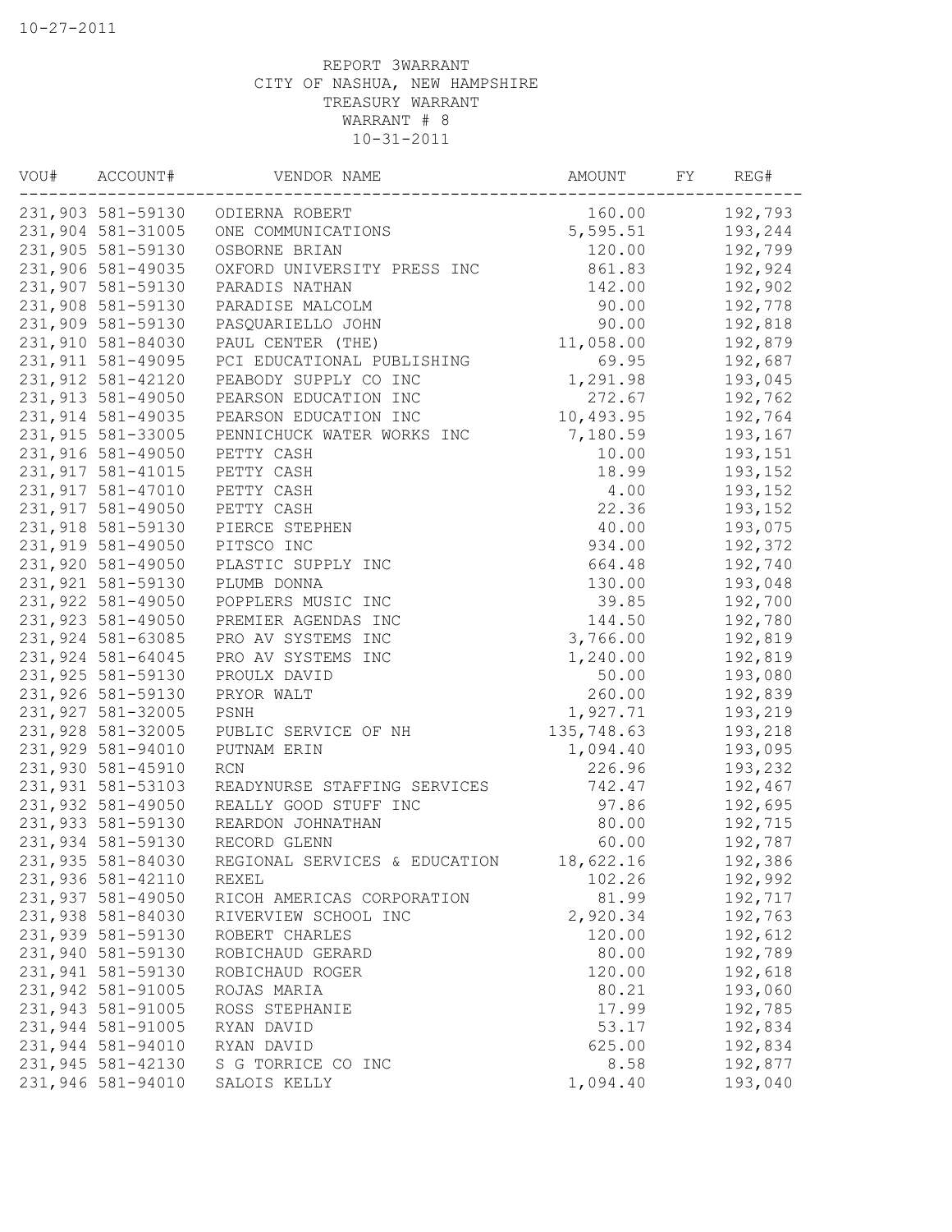10-27-2011

REPORT 3WARRANT
CITY OF NASHUA, NEW HAMPSHIRE
TREASURY WARRANT
WARRANT # 8
10-31-2011

| VOU# | ACCOUNT# | VENDOR NAME | AMOUNT | FY | REG# |
|---|---|---|---|---|---|
| 231,903 | 581-59130 | ODIERNA ROBERT | 160.00 | | 192,793 |
| 231,904 | 581-31005 | ONE COMMUNICATIONS | 5,595.51 | | 193,244 |
| 231,905 | 581-59130 | OSBORNE BRIAN | 120.00 | | 192,799 |
| 231,906 | 581-49035 | OXFORD UNIVERSITY PRESS INC | 861.83 | | 192,924 |
| 231,907 | 581-59130 | PARADIS NATHAN | 142.00 | | 192,902 |
| 231,908 | 581-59130 | PARADISE MALCOLM | 90.00 | | 192,778 |
| 231,909 | 581-59130 | PASQUARIELLO JOHN | 90.00 | | 192,818 |
| 231,910 | 581-84030 | PAUL CENTER (THE) | 11,058.00 | | 192,879 |
| 231,911 | 581-49095 | PCI EDUCATIONAL PUBLISHING | 69.95 | | 192,687 |
| 231,912 | 581-42120 | PEABODY SUPPLY CO INC | 1,291.98 | | 193,045 |
| 231,913 | 581-49050 | PEARSON EDUCATION INC | 272.67 | | 192,762 |
| 231,914 | 581-49035 | PEARSON EDUCATION INC | 10,493.95 | | 192,764 |
| 231,915 | 581-33005 | PENNICHUCK WATER WORKS INC | 7,180.59 | | 193,167 |
| 231,916 | 581-49050 | PETTY CASH | 10.00 | | 193,151 |
| 231,917 | 581-41015 | PETTY CASH | 18.99 | | 193,152 |
| 231,917 | 581-47010 | PETTY CASH | 4.00 | | 193,152 |
| 231,917 | 581-49050 | PETTY CASH | 22.36 | | 193,152 |
| 231,918 | 581-59130 | PIERCE STEPHEN | 40.00 | | 193,075 |
| 231,919 | 581-49050 | PITSCO INC | 934.00 | | 192,372 |
| 231,920 | 581-49050 | PLASTIC SUPPLY INC | 664.48 | | 192,740 |
| 231,921 | 581-59130 | PLUMB DONNA | 130.00 | | 193,048 |
| 231,922 | 581-49050 | POPPLERS MUSIC INC | 39.85 | | 192,700 |
| 231,923 | 581-49050 | PREMIER AGENDAS INC | 144.50 | | 192,780 |
| 231,924 | 581-63085 | PRO AV SYSTEMS INC | 3,766.00 | | 192,819 |
| 231,924 | 581-64045 | PRO AV SYSTEMS INC | 1,240.00 | | 192,819 |
| 231,925 | 581-59130 | PROULX DAVID | 50.00 | | 193,080 |
| 231,926 | 581-59130 | PRYOR WALT | 260.00 | | 192,839 |
| 231,927 | 581-32005 | PSNH | 1,927.71 | | 193,219 |
| 231,928 | 581-32005 | PUBLIC SERVICE OF NH | 135,748.63 | | 193,218 |
| 231,929 | 581-94010 | PUTNAM ERIN | 1,094.40 | | 193,095 |
| 231,930 | 581-45910 | RCN | 226.96 | | 193,232 |
| 231,931 | 581-53103 | READYNURSE STAFFING SERVICES | 742.47 | | 192,467 |
| 231,932 | 581-49050 | REALLY GOOD STUFF INC | 97.86 | | 192,695 |
| 231,933 | 581-59130 | REARDON JOHNATHAN | 80.00 | | 192,715 |
| 231,934 | 581-59130 | RECORD GLENN | 60.00 | | 192,787 |
| 231,935 | 581-84030 | REGIONAL SERVICES & EDUCATION | 18,622.16 | | 192,386 |
| 231,936 | 581-42110 | REXEL | 102.26 | | 192,992 |
| 231,937 | 581-49050 | RICOH AMERICAS CORPORATION | 81.99 | | 192,717 |
| 231,938 | 581-84030 | RIVERVIEW SCHOOL INC | 2,920.34 | | 192,763 |
| 231,939 | 581-59130 | ROBERT CHARLES | 120.00 | | 192,612 |
| 231,940 | 581-59130 | ROBICHAUD GERARD | 80.00 | | 192,789 |
| 231,941 | 581-59130 | ROBICHAUD ROGER | 120.00 | | 192,618 |
| 231,942 | 581-91005 | ROJAS MARIA | 80.21 | | 193,060 |
| 231,943 | 581-91005 | ROSS STEPHANIE | 17.99 | | 192,785 |
| 231,944 | 581-91005 | RYAN DAVID | 53.17 | | 192,834 |
| 231,944 | 581-94010 | RYAN DAVID | 625.00 | | 192,834 |
| 231,945 | 581-42130 | S G TORRICE CO INC | 8.58 | | 192,877 |
| 231,946 | 581-94010 | SALOIS KELLY | 1,094.40 | | 193,040 |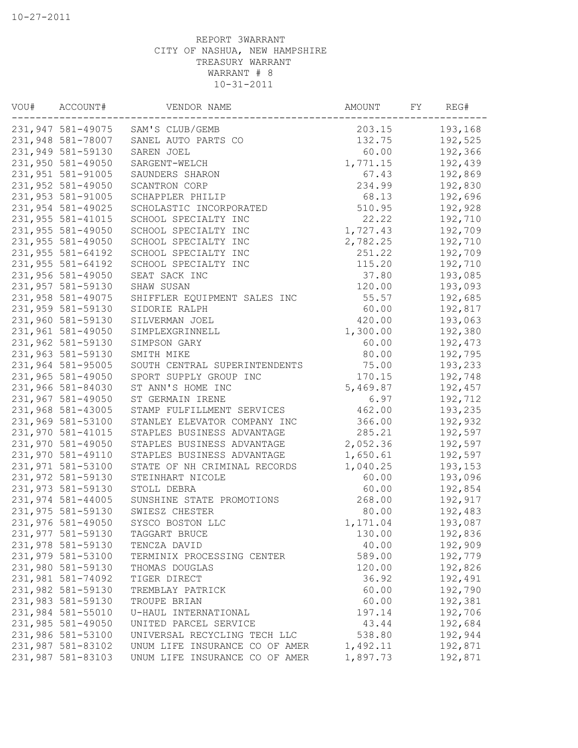10-27-2011

REPORT 3WARRANT
CITY OF NASHUA, NEW HAMPSHIRE
TREASURY WARRANT
WARRANT # 8
10-31-2011

| VOU# | ACCOUNT# | VENDOR NAME | AMOUNT | FY | REG# |
|---|---|---|---|---|---|
| 231,947 | 581-49075 | SAM'S CLUB/GEMB | 203.15 | | 193,168 |
| 231,948 | 581-78007 | SANEL AUTO PARTS CO | 132.75 | | 192,525 |
| 231,949 | 581-59130 | SAREN JOEL | 60.00 | | 192,366 |
| 231,950 | 581-49050 | SARGENT-WELCH | 1,771.15 | | 192,439 |
| 231,951 | 581-91005 | SAUNDERS SHARON | 67.43 | | 192,869 |
| 231,952 | 581-49050 | SCANTRON CORP | 234.99 | | 192,830 |
| 231,953 | 581-91005 | SCHAPPLER PHILIP | 68.13 | | 192,696 |
| 231,954 | 581-49025 | SCHOLASTIC INCORPORATED | 510.95 | | 192,928 |
| 231,955 | 581-41015 | SCHOOL SPECIALTY INC | 22.22 | | 192,710 |
| 231,955 | 581-49050 | SCHOOL SPECIALTY INC | 1,727.43 | | 192,709 |
| 231,955 | 581-49050 | SCHOOL SPECIALTY INC | 2,782.25 | | 192,710 |
| 231,955 | 581-64192 | SCHOOL SPECIALTY INC | 251.22 | | 192,709 |
| 231,955 | 581-64192 | SCHOOL SPECIALTY INC | 115.20 | | 192,710 |
| 231,956 | 581-49050 | SEAT SACK INC | 37.80 | | 193,085 |
| 231,957 | 581-59130 | SHAW SUSAN | 120.00 | | 193,093 |
| 231,958 | 581-49075 | SHIFFLER EQUIPMENT SALES INC | 55.57 | | 192,685 |
| 231,959 | 581-59130 | SIDORIE RALPH | 60.00 | | 192,817 |
| 231,960 | 581-59130 | SILVERMAN JOEL | 420.00 | | 193,063 |
| 231,961 | 581-49050 | SIMPLEXGRINNELL | 1,300.00 | | 192,380 |
| 231,962 | 581-59130 | SIMPSON GARY | 60.00 | | 192,473 |
| 231,963 | 581-59130 | SMITH MIKE | 80.00 | | 192,795 |
| 231,964 | 581-95005 | SOUTH CENTRAL SUPERINTENDENTS | 75.00 | | 193,233 |
| 231,965 | 581-49050 | SPORT SUPPLY GROUP INC | 170.15 | | 192,748 |
| 231,966 | 581-84030 | ST ANN'S HOME INC | 5,469.87 | | 192,457 |
| 231,967 | 581-49050 | ST GERMAIN IRENE | 6.97 | | 192,712 |
| 231,968 | 581-43005 | STAMP FULFILLMENT SERVICES | 462.00 | | 193,235 |
| 231,969 | 581-53100 | STANLEY ELEVATOR COMPANY INC | 366.00 | | 192,932 |
| 231,970 | 581-41015 | STAPLES BUSINESS ADVANTAGE | 285.21 | | 192,597 |
| 231,970 | 581-49050 | STAPLES BUSINESS ADVANTAGE | 2,052.36 | | 192,597 |
| 231,970 | 581-49110 | STAPLES BUSINESS ADVANTAGE | 1,650.61 | | 192,597 |
| 231,971 | 581-53100 | STATE OF NH CRIMINAL RECORDS | 1,040.25 | | 193,153 |
| 231,972 | 581-59130 | STEINHART NICOLE | 60.00 | | 193,096 |
| 231,973 | 581-59130 | STOLL DEBRA | 60.00 | | 192,854 |
| 231,974 | 581-44005 | SUNSHINE STATE PROMOTIONS | 268.00 | | 192,917 |
| 231,975 | 581-59130 | SWIESZ CHESTER | 80.00 | | 192,483 |
| 231,976 | 581-49050 | SYSCO BOSTON LLC | 1,171.04 | | 193,087 |
| 231,977 | 581-59130 | TAGGART BRUCE | 130.00 | | 192,836 |
| 231,978 | 581-59130 | TENCZA DAVID | 40.00 | | 192,909 |
| 231,979 | 581-53100 | TERMINIX PROCESSING CENTER | 589.00 | | 192,779 |
| 231,980 | 581-59130 | THOMAS DOUGLAS | 120.00 | | 192,826 |
| 231,981 | 581-74092 | TIGER DIRECT | 36.92 | | 192,491 |
| 231,982 | 581-59130 | TREMBLAY PATRICK | 60.00 | | 192,790 |
| 231,983 | 581-59130 | TROUPE BRIAN | 60.00 | | 192,381 |
| 231,984 | 581-55010 | U-HAUL INTERNATIONAL | 197.14 | | 192,706 |
| 231,985 | 581-49050 | UNITED PARCEL SERVICE | 43.44 | | 192,684 |
| 231,986 | 581-53100 | UNIVERSAL RECYCLING TECH LLC | 538.80 | | 192,944 |
| 231,987 | 581-83102 | UNUM LIFE INSURANCE CO OF AMER | 1,492.11 | | 192,871 |
| 231,987 | 581-83103 | UNUM LIFE INSURANCE CO OF AMER | 1,897.73 | | 192,871 |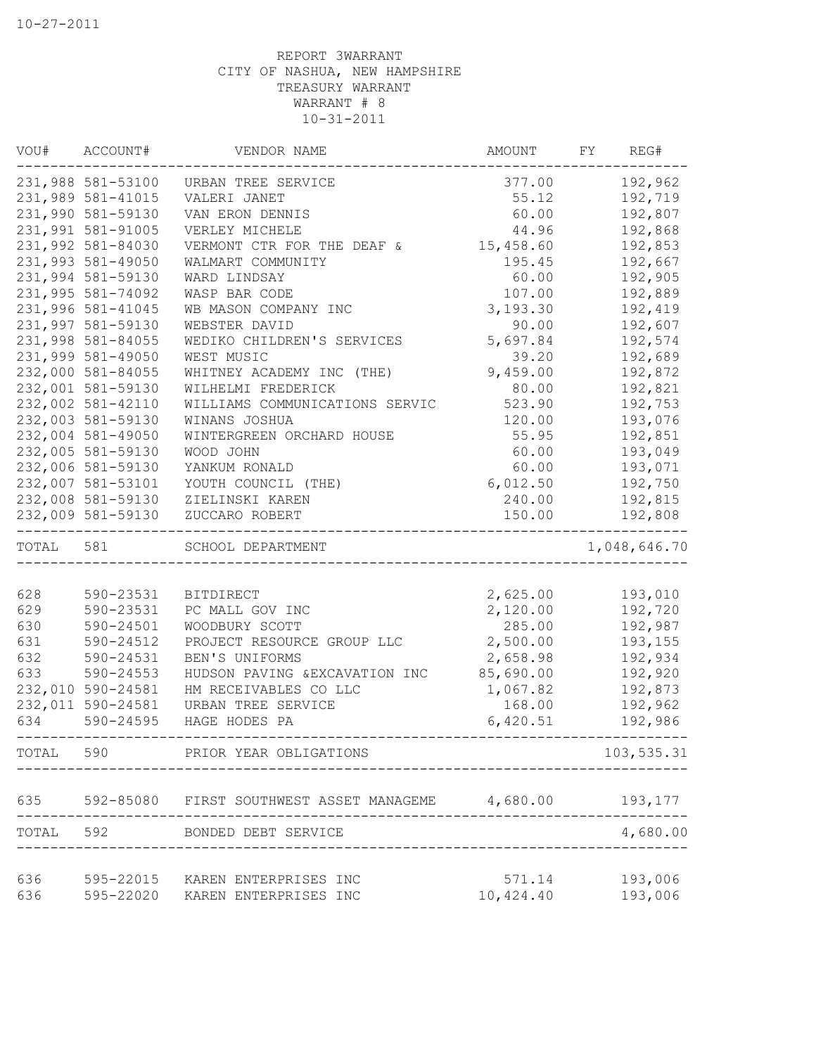10-27-2011

REPORT 3WARRANT
CITY OF NASHUA, NEW HAMPSHIRE
TREASURY WARRANT
WARRANT # 8
10-31-2011

| VOU# | ACCOUNT# | VENDOR NAME | AMOUNT | FY | REG# |
|---|---|---|---|---|---|
| 231,988 | 581-53100 | URBAN TREE SERVICE | 377.00 | | 192,962 |
| 231,989 | 581-41015 | VALERI JANET | 55.12 | | 192,719 |
| 231,990 | 581-59130 | VAN ERON DENNIS | 60.00 | | 192,807 |
| 231,991 | 581-91005 | VERLEY MICHELE | 44.96 | | 192,868 |
| 231,992 | 581-84030 | VERMONT CTR FOR THE DEAF & | 15,458.60 | | 192,853 |
| 231,993 | 581-49050 | WALMART COMMUNITY | 195.45 | | 192,667 |
| 231,994 | 581-59130 | WARD LINDSAY | 60.00 | | 192,905 |
| 231,995 | 581-74092 | WASP BAR CODE | 107.00 | | 192,889 |
| 231,996 | 581-41045 | WB MASON COMPANY INC | 3,193.30 | | 192,419 |
| 231,997 | 581-59130 | WEBSTER DAVID | 90.00 | | 192,607 |
| 231,998 | 581-84055 | WEDIKO CHILDREN'S SERVICES | 5,697.84 | | 192,574 |
| 231,999 | 581-49050 | WEST MUSIC | 39.20 | | 192,689 |
| 232,000 | 581-84055 | WHITNEY ACADEMY INC (THE) | 9,459.00 | | 192,872 |
| 232,001 | 581-59130 | WILHELMI FREDERICK | 80.00 | | 192,821 |
| 232,002 | 581-42110 | WILLIAMS COMMUNICATIONS SERVIC | 523.90 | | 192,753 |
| 232,003 | 581-59130 | WINANS JOSHUA | 120.00 | | 193,076 |
| 232,004 | 581-49050 | WINTERGREEN ORCHARD HOUSE | 55.95 | | 192,851 |
| 232,005 | 581-59130 | WOOD JOHN | 60.00 | | 193,049 |
| 232,006 | 581-59130 | YANKUM RONALD | 60.00 | | 193,071 |
| 232,007 | 581-53101 | YOUTH COUNCIL (THE) | 6,012.50 | | 192,750 |
| 232,008 | 581-59130 | ZIELINSKI KAREN | 240.00 | | 192,815 |
| 232,009 | 581-59130 | ZUCCARO ROBERT | 150.00 | | 192,808 |
| TOTAL | 581 | SCHOOL DEPARTMENT | | | 1,048,646.70 |
| 628 | 590-23531 | BITDIRECT | 2,625.00 | | 193,010 |
| 629 | 590-23531 | PC MALL GOV INC | 2,120.00 | | 192,720 |
| 630 | 590-24501 | WOODBURY SCOTT | 285.00 | | 192,987 |
| 631 | 590-24512 | PROJECT RESOURCE GROUP LLC | 2,500.00 | | 193,155 |
| 632 | 590-24531 | BEN'S UNIFORMS | 2,658.98 | | 192,934 |
| 633 | 590-24553 | HUDSON PAVING &EXCAVATION INC | 85,690.00 | | 192,920 |
| 232,010 | 590-24581 | HM RECEIVABLES CO LLC | 1,067.82 | | 192,873 |
| 232,011 | 590-24581 | URBAN TREE SERVICE | 168.00 | | 192,962 |
| 634 | 590-24595 | HAGE HODES PA | 6,420.51 | | 192,986 |
| TOTAL | 590 | PRIOR YEAR OBLIGATIONS | | | 103,535.31 |
| 635 | 592-85080 | FIRST SOUTHWEST ASSET MANAGEME | 4,680.00 | | 193,177 |
| TOTAL | 592 | BONDED DEBT SERVICE | | | 4,680.00 |
| 636 | 595-22015 | KAREN ENTERPRISES INC | 571.14 | | 193,006 |
| 636 | 595-22020 | KAREN ENTERPRISES INC | 10,424.40 | | 193,006 |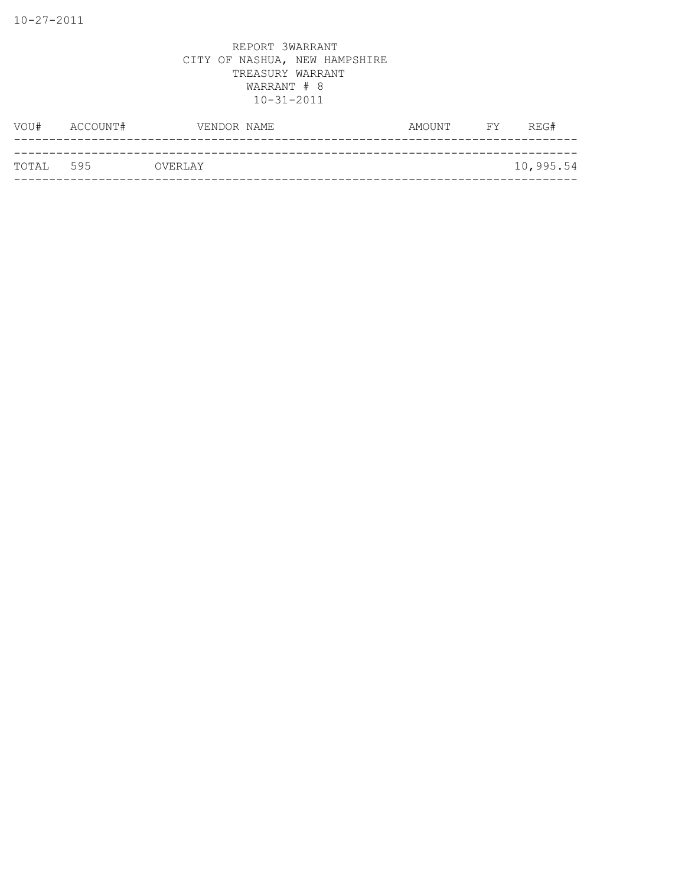REPORT 3WARRANT
CITY OF NASHUA, NEW HAMPSHIRE
TREASURY WARRANT
WARRANT # 8
10-31-2011

| VOU# | ACCOUNT# | VENDOR NAME | AMOUNT | FY | REG# |
|---|---|---|---|---|---|
| TOTAL | 595 | OVERLAY | | | 10,995.54 |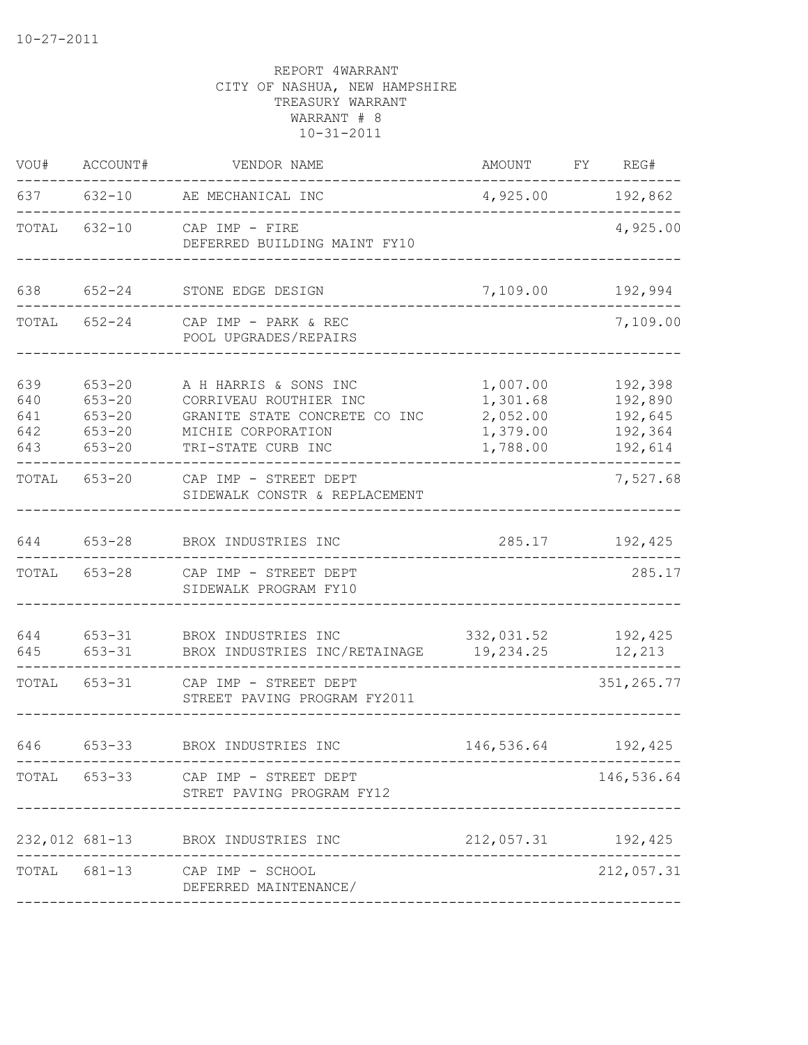10-27-2011

REPORT 4WARRANT
CITY OF NASHUA, NEW HAMPSHIRE
TREASURY WARRANT
WARRANT # 8
10-31-2011

| VOU# | ACCOUNT# | VENDOR NAME | AMOUNT | FY | REG# |
|---|---|---|---|---|---|
| 637 | 632-10 | AE MECHANICAL INC | 4,925.00 | | 192,862 |
| TOTAL | 632-10 | CAP IMP - FIRE<br>DEFERRED BUILDING MAINT FY10 | | | 4,925.00 |
| 638 | 652-24 | STONE EDGE DESIGN | 7,109.00 | | 192,994 |
| TOTAL | 652-24 | CAP IMP - PARK & REC<br>POOL UPGRADES/REPAIRS | | | 7,109.00 |
| 639 | 653-20 | A H HARRIS & SONS INC | 1,007.00 | | 192,398 |
| 640 | 653-20 | CORRIVEAU ROUTHIER INC | 1,301.68 | | 192,890 |
| 641 | 653-20 | GRANITE STATE CONCRETE CO INC | 2,052.00 | | 192,645 |
| 642 | 653-20 | MICHIE CORPORATION | 1,379.00 | | 192,364 |
| 643 | 653-20 | TRI-STATE CURB INC | 1,788.00 | | 192,614 |
| TOTAL | 653-20 | CAP IMP - STREET DEPT<br>SIDEWALK CONSTR & REPLACEMENT | | | 7,527.68 |
| 644 | 653-28 | BROX INDUSTRIES INC | 285.17 | | 192,425 |
| TOTAL | 653-28 | CAP IMP - STREET DEPT<br>SIDEWALK PROGRAM FY10 | | | 285.17 |
| 644 | 653-31 | BROX INDUSTRIES INC | 332,031.52 | | 192,425 |
| 645 | 653-31 | BROX INDUSTRIES INC/RETAINAGE | 19,234.25 | | 12,213 |
| TOTAL | 653-31 | CAP IMP - STREET DEPT<br>STREET PAVING PROGRAM FY2011 | | | 351,265.77 |
| 646 | 653-33 | BROX INDUSTRIES INC | 146,536.64 | | 192,425 |
| TOTAL | 653-33 | CAP IMP - STREET DEPT<br>STRET PAVING PROGRAM FY12 | | | 146,536.64 |
| 232,012 | 681-13 | BROX INDUSTRIES INC | 212,057.31 | | 192,425 |
| TOTAL | 681-13 | CAP IMP - SCHOOL<br>DEFERRED MAINTENANCE/ | | | 212,057.31 |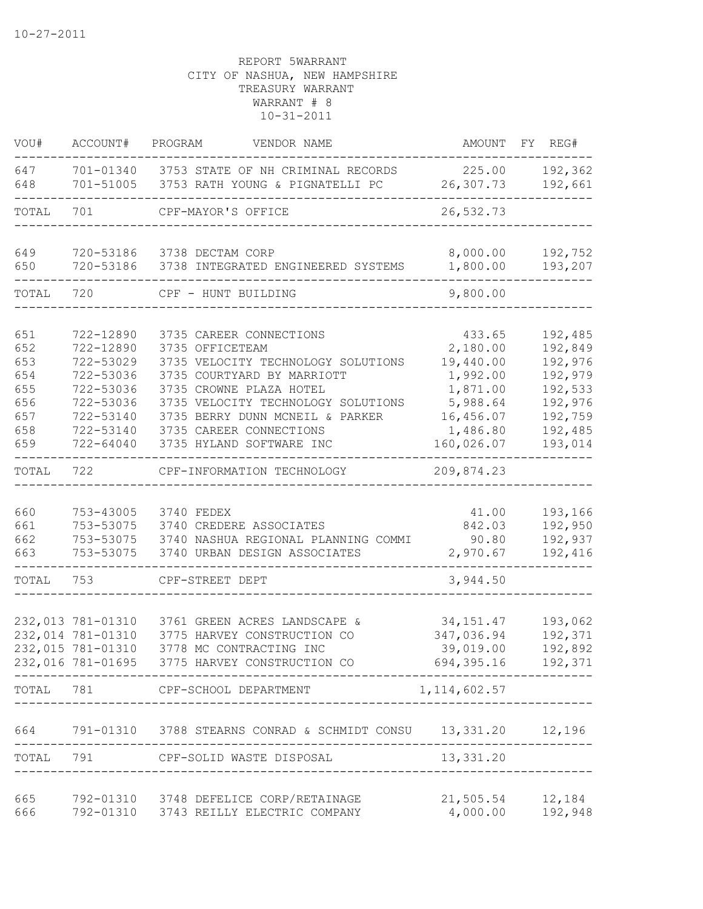10-27-2011

REPORT 5WARRANT
CITY OF NASHUA, NEW HAMPSHIRE
TREASURY WARRANT
WARRANT # 8
10-31-2011

| VOU# | ACCOUNT# | PROGRAM | VENDOR NAME | AMOUNT | FY | REG# |
|---|---|---|---|---|---|---|
| 647 | 701-01340 | 3753 | STATE OF NH CRIMINAL RECORDS | 225.00 | | 192,362 |
| 648 | 701-51005 | 3753 | RATH YOUNG & PIGNATELLI PC | 26,307.73 | | 192,661 |
| TOTAL | 701 | | CPF-MAYOR'S OFFICE | 26,532.73 | | |
| 649 | 720-53186 | 3738 | DECTAM CORP | 8,000.00 | | 192,752 |
| 650 | 720-53186 | 3738 | INTEGRATED ENGINEERED SYSTEMS | 1,800.00 | | 193,207 |
| TOTAL | 720 | | CPF - HUNT BUILDING | 9,800.00 | | |
| 651 | 722-12890 | 3735 | CAREER CONNECTIONS | 433.65 | | 192,485 |
| 652 | 722-12890 | 3735 | OFFICETEAM | 2,180.00 | | 192,849 |
| 653 | 722-53029 | 3735 | VELOCITY TECHNOLOGY SOLUTIONS | 19,440.00 | | 192,976 |
| 654 | 722-53036 | 3735 | COURTYARD BY MARRIOTT | 1,992.00 | | 192,979 |
| 655 | 722-53036 | 3735 | CROWNE PLAZA HOTEL | 1,871.00 | | 192,533 |
| 656 | 722-53036 | 3735 | VELOCITY TECHNOLOGY SOLUTIONS | 5,988.64 | | 192,976 |
| 657 | 722-53140 | 3735 | BERRY DUNN MCNEIL & PARKER | 16,456.07 | | 192,759 |
| 658 | 722-53140 | 3735 | CAREER CONNECTIONS | 1,486.80 | | 192,485 |
| 659 | 722-64040 | 3735 | HYLAND SOFTWARE INC | 160,026.07 | | 193,014 |
| TOTAL | 722 | | CPF-INFORMATION TECHNOLOGY | 209,874.23 | | |
| 660 | 753-43005 | 3740 | FEDEX | 41.00 | | 193,166 |
| 661 | 753-53075 | 3740 | CREDERE ASSOCIATES | 842.03 | | 192,950 |
| 662 | 753-53075 | 3740 | NASHUA REGIONAL PLANNING COMMI | 90.80 | | 192,937 |
| 663 | 753-53075 | 3740 | URBAN DESIGN ASSOCIATES | 2,970.67 | | 192,416 |
| TOTAL | 753 | | CPF-STREET DEPT | 3,944.50 | | |
| 232,013 | 781-01310 | 3761 | GREEN ACRES LANDSCAPE & | 34,151.47 | | 193,062 |
| 232,014 | 781-01310 | 3775 | HARVEY CONSTRUCTION CO | 347,036.94 | | 192,371 |
| 232,015 | 781-01310 | 3778 | MC CONTRACTING INC | 39,019.00 | | 192,892 |
| 232,016 | 781-01695 | 3775 | HARVEY CONSTRUCTION CO | 694,395.16 | | 192,371 |
| TOTAL | 781 | | CPF-SCHOOL DEPARTMENT | 1,114,602.57 | | |
| 664 | 791-01310 | 3788 | STEARNS CONRAD & SCHMIDT CONSU | 13,331.20 | | 12,196 |
| TOTAL | 791 | | CPF-SOLID WASTE DISPOSAL | 13,331.20 | | |
| 665 | 792-01310 | 3748 | DEFELICE CORP/RETAINAGE | 21,505.54 | | 12,184 |
| 666 | 792-01310 | 3743 | REILLY ELECTRIC COMPANY | 4,000.00 | | 192,948 |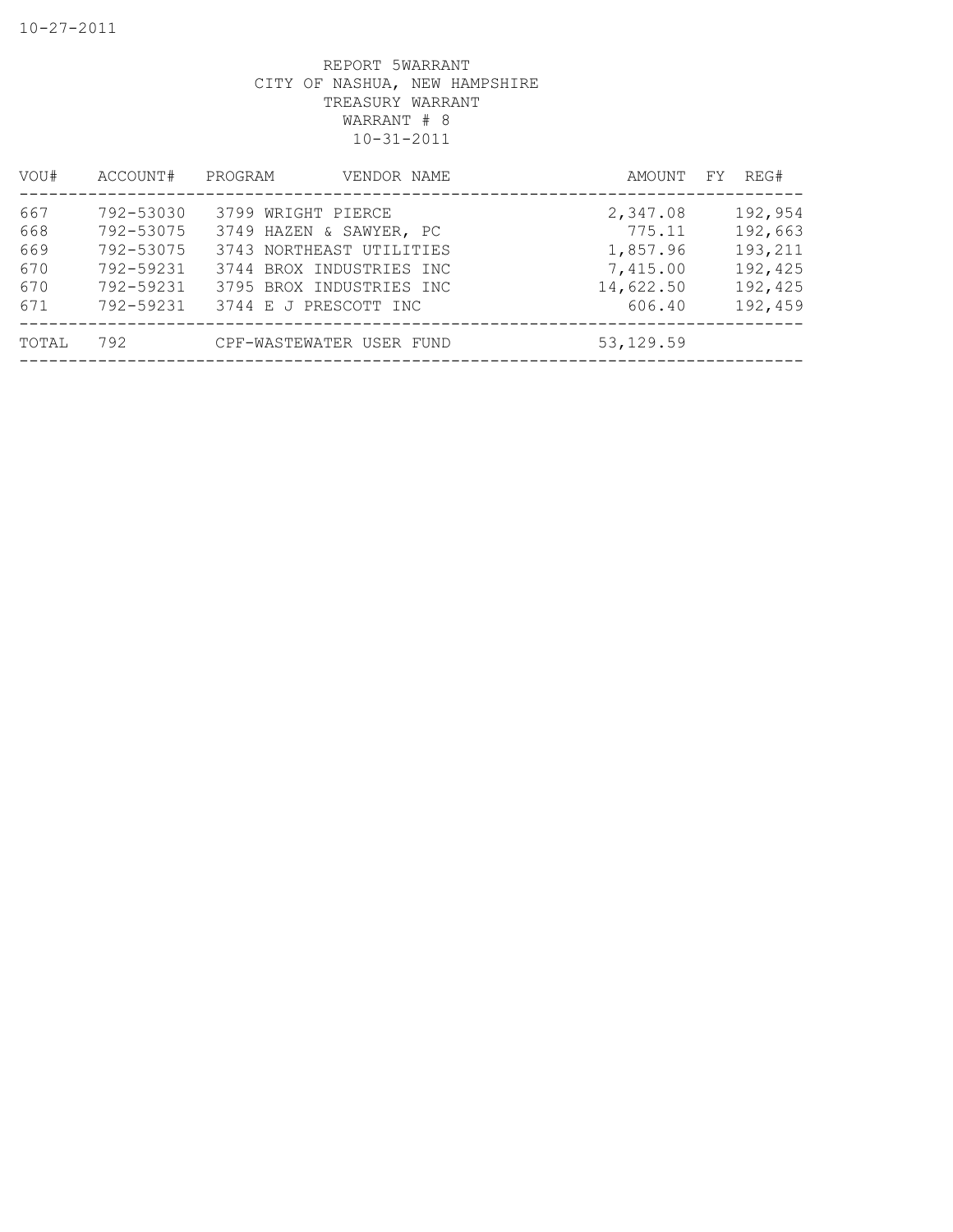REPORT 5WARRANT
CITY OF NASHUA, NEW HAMPSHIRE
TREASURY WARRANT
WARRANT # 8
10-31-2011

| VOU# | ACCOUNT# | PROGRAM | VENDOR NAME | AMOUNT | FY | REG# |
|---|---|---|---|---|---|---|
| 667 | 792-53030 | 3799 | WRIGHT PIERCE | 2,347.08 | | 192,954 |
| 668 | 792-53075 | 3749 | HAZEN & SAWYER, PC | 775.11 | | 192,663 |
| 669 | 792-53075 | 3743 | NORTHEAST UTILITIES | 1,857.96 | | 193,211 |
| 670 | 792-59231 | 3744 | BROX INDUSTRIES INC | 7,415.00 | | 192,425 |
| 670 | 792-59231 | 3795 | BROX INDUSTRIES INC | 14,622.50 | | 192,425 |
| 671 | 792-59231 | 3744 | E J PRESCOTT INC | 606.40 | | 192,459 |
| TOTAL | 792 | | CPF-WASTEWATER USER FUND | 53,129.59 | | |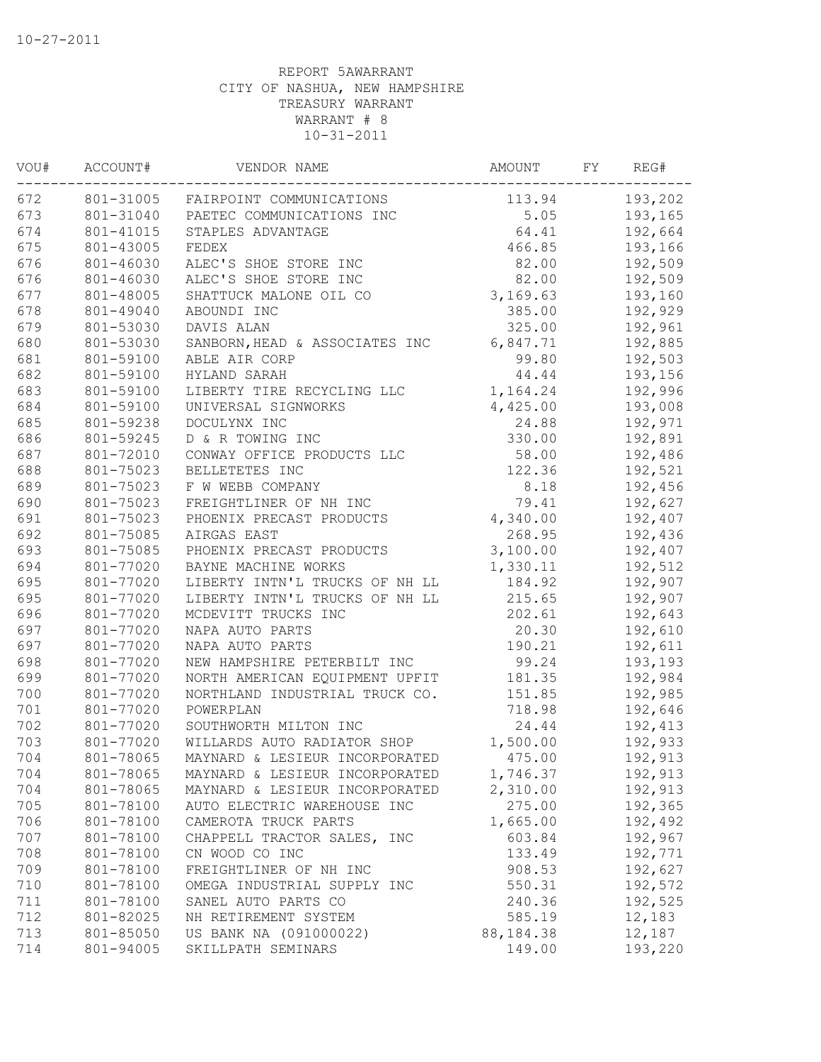10-27-2011

REPORT 5AWARRANT
CITY OF NASHUA, NEW HAMPSHIRE
TREASURY WARRANT
WARRANT # 8
10-31-2011

| VOU# | ACCOUNT# | VENDOR NAME | AMOUNT | FY | REG# |
|---|---|---|---|---|---|
| 672 | 801-31005 | FAIRPOINT COMMUNICATIONS | 113.94 | | 193,202 |
| 673 | 801-31040 | PAETEC COMMUNICATIONS INC | 5.05 | | 193,165 |
| 674 | 801-41015 | STAPLES ADVANTAGE | 64.41 | | 192,664 |
| 675 | 801-43005 | FEDEX | 466.85 | | 193,166 |
| 676 | 801-46030 | ALEC'S SHOE STORE INC | 82.00 | | 192,509 |
| 676 | 801-46030 | ALEC'S SHOE STORE INC | 82.00 | | 192,509 |
| 677 | 801-48005 | SHATTUCK MALONE OIL CO | 3,169.63 | | 193,160 |
| 678 | 801-49040 | ABOUNDI INC | 385.00 | | 192,929 |
| 679 | 801-53030 | DAVIS ALAN | 325.00 | | 192,961 |
| 680 | 801-53030 | SANBORN,HEAD & ASSOCIATES INC | 6,847.71 | | 192,885 |
| 681 | 801-59100 | ABLE AIR CORP | 99.80 | | 192,503 |
| 682 | 801-59100 | HYLAND SARAH | 44.44 | | 193,156 |
| 683 | 801-59100 | LIBERTY TIRE RECYCLING LLC | 1,164.24 | | 192,996 |
| 684 | 801-59100 | UNIVERSAL SIGNWORKS | 4,425.00 | | 193,008 |
| 685 | 801-59238 | DOCULYNX INC | 24.88 | | 192,971 |
| 686 | 801-59245 | D & R TOWING INC | 330.00 | | 192,891 |
| 687 | 801-72010 | CONWAY OFFICE PRODUCTS LLC | 58.00 | | 192,486 |
| 688 | 801-75023 | BELLETETES INC | 122.36 | | 192,521 |
| 689 | 801-75023 | F W WEBB COMPANY | 8.18 | | 192,456 |
| 690 | 801-75023 | FREIGHTLINER OF NH INC | 79.41 | | 192,627 |
| 691 | 801-75023 | PHOENIX PRECAST PRODUCTS | 4,340.00 | | 192,407 |
| 692 | 801-75085 | AIRGAS EAST | 268.95 | | 192,436 |
| 693 | 801-75085 | PHOENIX PRECAST PRODUCTS | 3,100.00 | | 192,407 |
| 694 | 801-77020 | BAYNE MACHINE WORKS | 1,330.11 | | 192,512 |
| 695 | 801-77020 | LIBERTY INTN'L TRUCKS OF NH LL | 184.92 | | 192,907 |
| 695 | 801-77020 | LIBERTY INTN'L TRUCKS OF NH LL | 215.65 | | 192,907 |
| 696 | 801-77020 | MCDEVITT TRUCKS INC | 202.61 | | 192,643 |
| 697 | 801-77020 | NAPA AUTO PARTS | 20.30 | | 192,610 |
| 697 | 801-77020 | NAPA AUTO PARTS | 190.21 | | 192,611 |
| 698 | 801-77020 | NEW HAMPSHIRE PETERBILT INC | 99.24 | | 193,193 |
| 699 | 801-77020 | NORTH AMERICAN EQUIPMENT UPFIT | 181.35 | | 192,984 |
| 700 | 801-77020 | NORTHLAND INDUSTRIAL TRUCK CO. | 151.85 | | 192,985 |
| 701 | 801-77020 | POWERPLAN | 718.98 | | 192,646 |
| 702 | 801-77020 | SOUTHWORTH MILTON INC | 24.44 | | 192,413 |
| 703 | 801-77020 | WILLARDS AUTO RADIATOR SHOP | 1,500.00 | | 192,933 |
| 704 | 801-78065 | MAYNARD & LESIEUR INCORPORATED | 475.00 | | 192,913 |
| 704 | 801-78065 | MAYNARD & LESIEUR INCORPORATED | 1,746.37 | | 192,913 |
| 704 | 801-78065 | MAYNARD & LESIEUR INCORPORATED | 2,310.00 | | 192,913 |
| 705 | 801-78100 | AUTO ELECTRIC WAREHOUSE INC | 275.00 | | 192,365 |
| 706 | 801-78100 | CAMEROTA TRUCK PARTS | 1,665.00 | | 192,492 |
| 707 | 801-78100 | CHAPPELL TRACTOR SALES, INC | 603.84 | | 192,967 |
| 708 | 801-78100 | CN WOOD CO INC | 133.49 | | 192,771 |
| 709 | 801-78100 | FREIGHTLINER OF NH INC | 908.53 | | 192,627 |
| 710 | 801-78100 | OMEGA INDUSTRIAL SUPPLY INC | 550.31 | | 192,572 |
| 711 | 801-78100 | SANEL AUTO PARTS CO | 240.36 | | 192,525 |
| 712 | 801-82025 | NH RETIREMENT SYSTEM | 585.19 | | 12,183 |
| 713 | 801-85050 | US BANK NA (091000022) | 88,184.38 | | 12,187 |
| 714 | 801-94005 | SKILLPATH SEMINARS | 149.00 | | 193,220 |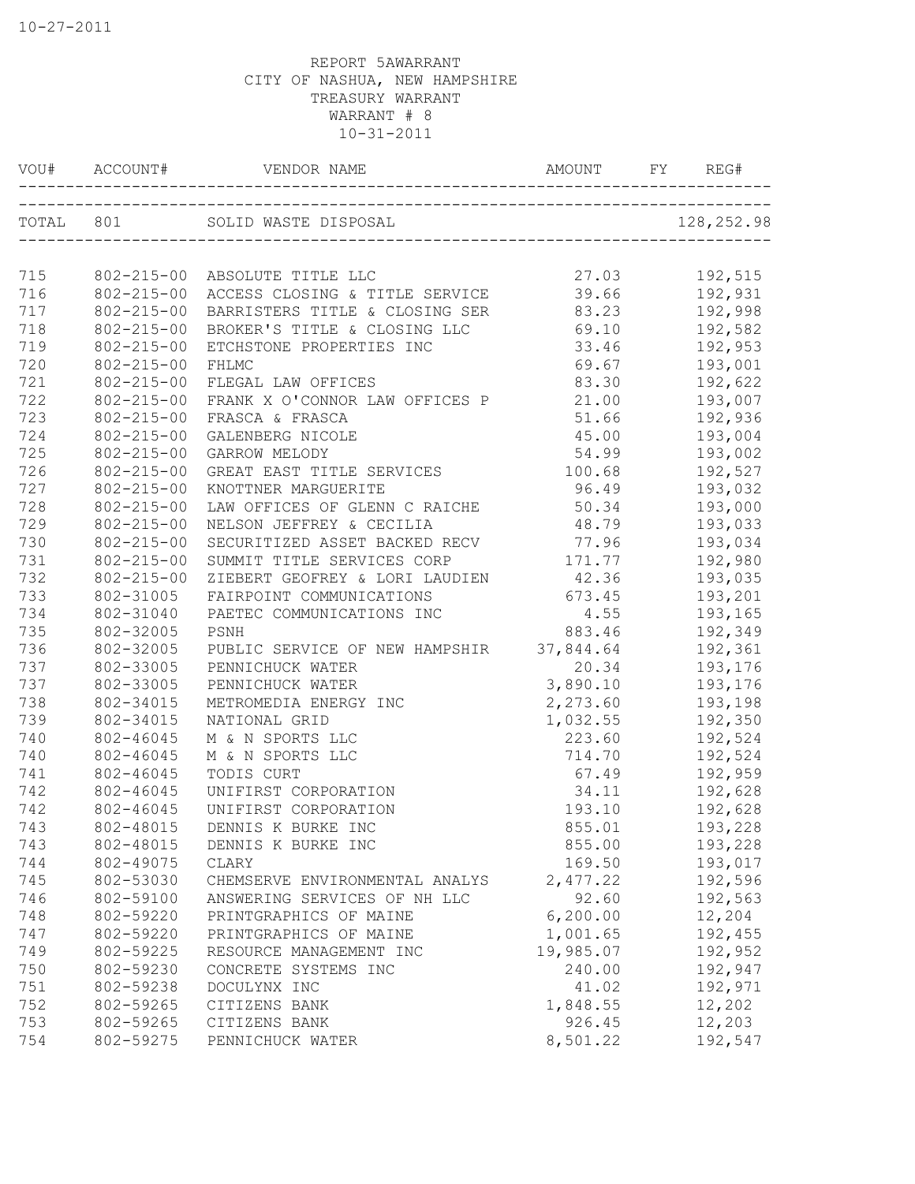10-27-2011

REPORT 5AWARRANT
CITY OF NASHUA, NEW HAMPSHIRE
TREASURY WARRANT
WARRANT # 8
10-31-2011

| VOU# | ACCOUNT# | VENDOR NAME | AMOUNT | FY | REG# |
|---|---|---|---|---|---|
| TOTAL | 801 | SOLID WASTE DISPOSAL | | | 128,252.98 |
| 715 | 802-215-00 | ABSOLUTE TITLE LLC | 27.03 | | 192,515 |
| 716 | 802-215-00 | ACCESS CLOSING & TITLE SERVICE | 39.66 | | 192,931 |
| 717 | 802-215-00 | BARRISTERS TITLE & CLOSING SER | 83.23 | | 192,998 |
| 718 | 802-215-00 | BROKER'S TITLE & CLOSING LLC | 69.10 | | 192,582 |
| 719 | 802-215-00 | ETCHSTONE PROPERTIES INC | 33.46 | | 192,953 |
| 720 | 802-215-00 | FHLMC | 69.67 | | 193,001 |
| 721 | 802-215-00 | FLEGAL LAW OFFICES | 83.30 | | 192,622 |
| 722 | 802-215-00 | FRANK X O'CONNOR LAW OFFICES P | 21.00 | | 193,007 |
| 723 | 802-215-00 | FRASCA & FRASCA | 51.66 | | 192,936 |
| 724 | 802-215-00 | GALENBERG NICOLE | 45.00 | | 193,004 |
| 725 | 802-215-00 | GARROW MELODY | 54.99 | | 193,002 |
| 726 | 802-215-00 | GREAT EAST TITLE SERVICES | 100.68 | | 192,527 |
| 727 | 802-215-00 | KNOTTNER MARGUERITE | 96.49 | | 193,032 |
| 728 | 802-215-00 | LAW OFFICES OF GLENN C RAICHE | 50.34 | | 193,000 |
| 729 | 802-215-00 | NELSON JEFFREY & CECILIA | 48.79 | | 193,033 |
| 730 | 802-215-00 | SECURITIZED ASSET BACKED RECV | 77.96 | | 193,034 |
| 731 | 802-215-00 | SUMMIT TITLE SERVICES CORP | 171.77 | | 192,980 |
| 732 | 802-215-00 | ZIEBERT GEOFREY & LORI LAUDIEN | 42.36 | | 193,035 |
| 733 | 802-31005 | FAIRPOINT COMMUNICATIONS | 673.45 | | 193,201 |
| 734 | 802-31040 | PAETEC COMMUNICATIONS INC | 4.55 | | 193,165 |
| 735 | 802-32005 | PSNH | 883.46 | | 192,349 |
| 736 | 802-32005 | PUBLIC SERVICE OF NEW HAMPSHIR | 37,844.64 | | 192,361 |
| 737 | 802-33005 | PENNICHUCK WATER | 20.34 | | 193,176 |
| 737 | 802-33005 | PENNICHUCK WATER | 3,890.10 | | 193,176 |
| 738 | 802-34015 | METROMEDIA ENERGY INC | 2,273.60 | | 193,198 |
| 739 | 802-34015 | NATIONAL GRID | 1,032.55 | | 192,350 |
| 740 | 802-46045 | M & N SPORTS LLC | 223.60 | | 192,524 |
| 740 | 802-46045 | M & N SPORTS LLC | 714.70 | | 192,524 |
| 741 | 802-46045 | TODIS CURT | 67.49 | | 192,959 |
| 742 | 802-46045 | UNIFIRST CORPORATION | 34.11 | | 192,628 |
| 742 | 802-46045 | UNIFIRST CORPORATION | 193.10 | | 192,628 |
| 743 | 802-48015 | DENNIS K BURKE INC | 855.01 | | 193,228 |
| 743 | 802-48015 | DENNIS K BURKE INC | 855.00 | | 193,228 |
| 744 | 802-49075 | CLARY | 169.50 | | 193,017 |
| 745 | 802-53030 | CHEMSERVE ENVIRONMENTAL ANALYS | 2,477.22 | | 192,596 |
| 746 | 802-59100 | ANSWERING SERVICES OF NH LLC | 92.60 | | 192,563 |
| 748 | 802-59220 | PRINTGRAPHICS OF MAINE | 6,200.00 | | 12,204 |
| 747 | 802-59220 | PRINTGRAPHICS OF MAINE | 1,001.65 | | 192,455 |
| 749 | 802-59225 | RESOURCE MANAGEMENT INC | 19,985.07 | | 192,952 |
| 750 | 802-59230 | CONCRETE SYSTEMS INC | 240.00 | | 192,947 |
| 751 | 802-59238 | DOCULYNX INC | 41.02 | | 192,971 |
| 752 | 802-59265 | CITIZENS BANK | 1,848.55 | | 12,202 |
| 753 | 802-59265 | CITIZENS BANK | 926.45 | | 12,203 |
| 754 | 802-59275 | PENNICHUCK WATER | 8,501.22 | | 192,547 |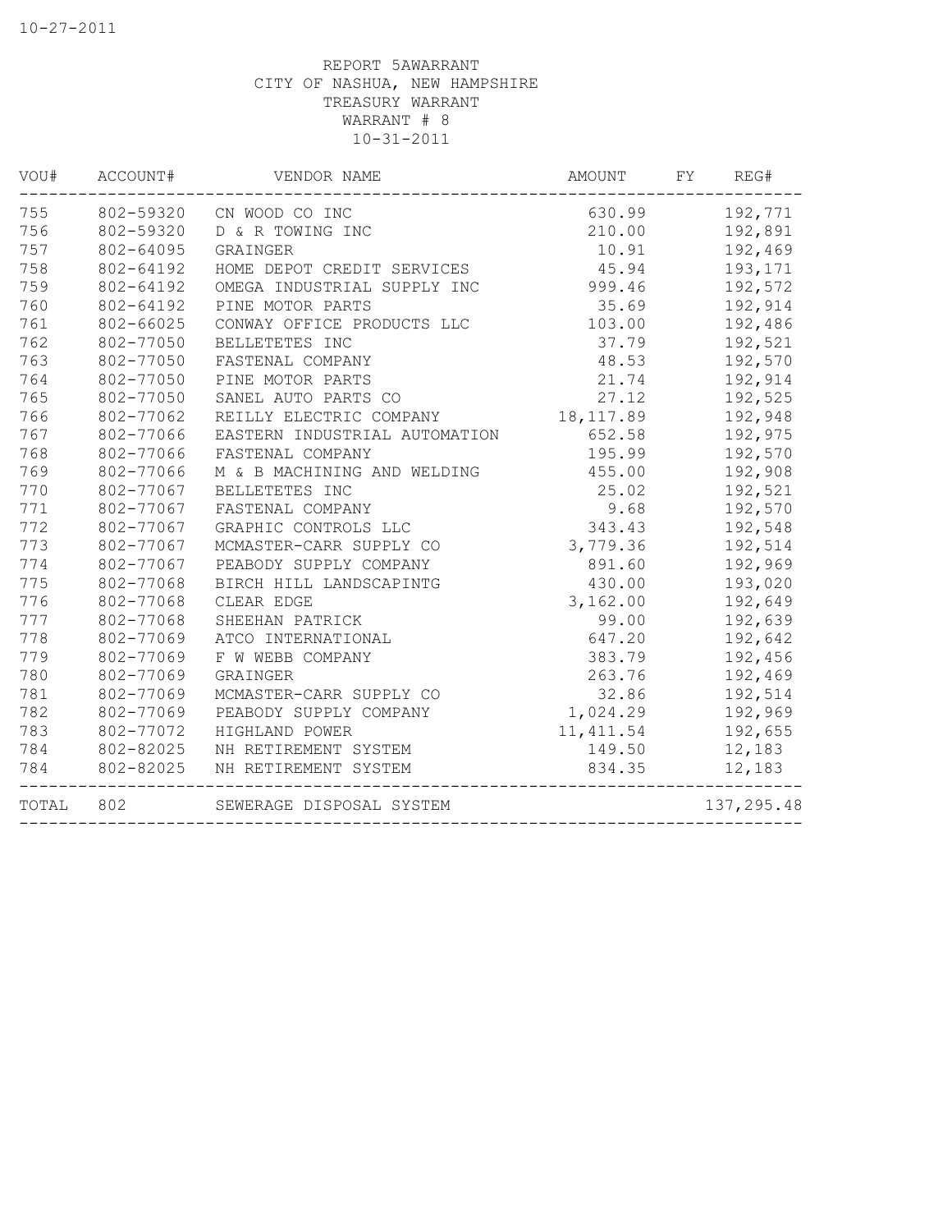REPORT 5AWARRANT
CITY OF NASHUA, NEW HAMPSHIRE
TREASURY WARRANT
WARRANT # 8
10-31-2011

| VOU# | ACCOUNT# | VENDOR NAME | AMOUNT | FY | REG# |
|---|---|---|---|---|---|
| 755 | 802-59320 | CN WOOD CO INC | 630.99 | | 192,771 |
| 756 | 802-59320 | D & R TOWING INC | 210.00 | | 192,891 |
| 757 | 802-64095 | GRAINGER | 10.91 | | 192,469 |
| 758 | 802-64192 | HOME DEPOT CREDIT SERVICES | 45.94 | | 193,171 |
| 759 | 802-64192 | OMEGA INDUSTRIAL SUPPLY INC | 999.46 | | 192,572 |
| 760 | 802-64192 | PINE MOTOR PARTS | 35.69 | | 192,914 |
| 761 | 802-66025 | CONWAY OFFICE PRODUCTS LLC | 103.00 | | 192,486 |
| 762 | 802-77050 | BELLETETES INC | 37.79 | | 192,521 |
| 763 | 802-77050 | FASTENAL COMPANY | 48.53 | | 192,570 |
| 764 | 802-77050 | PINE MOTOR PARTS | 21.74 | | 192,914 |
| 765 | 802-77050 | SANEL AUTO PARTS CO | 27.12 | | 192,525 |
| 766 | 802-77062 | REILLY ELECTRIC COMPANY | 18,117.89 | | 192,948 |
| 767 | 802-77066 | EASTERN INDUSTRIAL AUTOMATION | 652.58 | | 192,975 |
| 768 | 802-77066 | FASTENAL COMPANY | 195.99 | | 192,570 |
| 769 | 802-77066 | M & B MACHINING AND WELDING | 455.00 | | 192,908 |
| 770 | 802-77067 | BELLETETES INC | 25.02 | | 192,521 |
| 771 | 802-77067 | FASTENAL COMPANY | 9.68 | | 192,570 |
| 772 | 802-77067 | GRAPHIC CONTROLS LLC | 343.43 | | 192,548 |
| 773 | 802-77067 | MCMASTER-CARR SUPPLY CO | 3,779.36 | | 192,514 |
| 774 | 802-77067 | PEABODY SUPPLY COMPANY | 891.60 | | 192,969 |
| 775 | 802-77068 | BIRCH HILL LANDSCAPINTG | 430.00 | | 193,020 |
| 776 | 802-77068 | CLEAR EDGE | 3,162.00 | | 192,649 |
| 777 | 802-77068 | SHEEHAN PATRICK | 99.00 | | 192,639 |
| 778 | 802-77069 | ATCO INTERNATIONAL | 647.20 | | 192,642 |
| 779 | 802-77069 | F W WEBB COMPANY | 383.79 | | 192,456 |
| 780 | 802-77069 | GRAINGER | 263.76 | | 192,469 |
| 781 | 802-77069 | MCMASTER-CARR SUPPLY CO | 32.86 | | 192,514 |
| 782 | 802-77069 | PEABODY SUPPLY COMPANY | 1,024.29 | | 192,969 |
| 783 | 802-77072 | HIGHLAND POWER | 11,411.54 | | 192,655 |
| 784 | 802-82025 | NH RETIREMENT SYSTEM | 149.50 | | 12,183 |
| 784 | 802-82025 | NH RETIREMENT SYSTEM | 834.35 | | 12,183 |
| TOTAL | 802 | SEWERAGE DISPOSAL SYSTEM | | | 137,295.48 |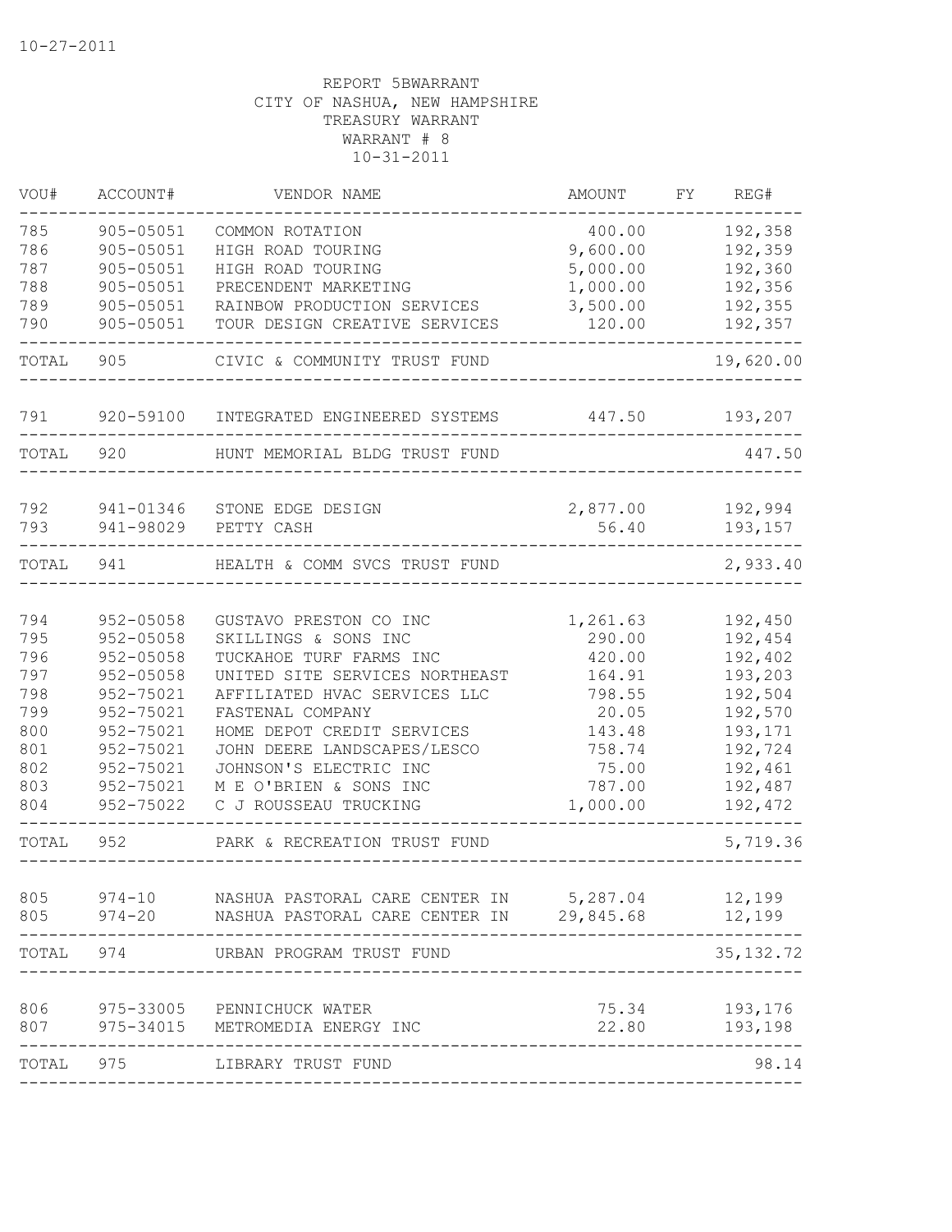10-27-2011

REPORT 5BWARRANT
CITY OF NASHUA, NEW HAMPSHIRE
TREASURY WARRANT
WARRANT # 8
10-31-2011

| VOU# | ACCOUNT# | VENDOR NAME | AMOUNT | FY | REG# |
|---|---|---|---|---|---|
| 785 | 905-05051 | COMMON ROTATION | 400.00 | | 192,358 |
| 786 | 905-05051 | HIGH ROAD TOURING | 9,600.00 | | 192,359 |
| 787 | 905-05051 | HIGH ROAD TOURING | 5,000.00 | | 192,360 |
| 788 | 905-05051 | PRECENDENT MARKETING | 1,000.00 | | 192,356 |
| 789 | 905-05051 | RAINBOW PRODUCTION SERVICES | 3,500.00 | | 192,355 |
| 790 | 905-05051 | TOUR DESIGN CREATIVE SERVICES | 120.00 | | 192,357 |
| TOTAL | 905 | CIVIC & COMMUNITY TRUST FUND | | | 19,620.00 |
| 791 | 920-59100 | INTEGRATED ENGINEERED SYSTEMS | 447.50 | | 193,207 |
| TOTAL | 920 | HUNT MEMORIAL BLDG TRUST FUND | | | 447.50 |
| 792 | 941-01346 | STONE EDGE DESIGN | 2,877.00 | | 192,994 |
| 793 | 941-98029 | PETTY CASH | 56.40 | | 193,157 |
| TOTAL | 941 | HEALTH & COMM SVCS TRUST FUND | | | 2,933.40 |
| 794 | 952-05058 | GUSTAVO PRESTON CO INC | 1,261.63 | | 192,450 |
| 795 | 952-05058 | SKILLINGS & SONS INC | 290.00 | | 192,454 |
| 796 | 952-05058 | TUCKAHOE TURF FARMS INC | 420.00 | | 192,402 |
| 797 | 952-05058 | UNITED SITE SERVICES NORTHEAST | 164.91 | | 193,203 |
| 798 | 952-75021 | AFFILIATED HVAC SERVICES LLC | 798.55 | | 192,504 |
| 799 | 952-75021 | FASTENAL COMPANY | 20.05 | | 192,570 |
| 800 | 952-75021 | HOME DEPOT CREDIT SERVICES | 143.48 | | 193,171 |
| 801 | 952-75021 | JOHN DEERE LANDSCAPES/LESCO | 758.74 | | 192,724 |
| 802 | 952-75021 | JOHNSON'S ELECTRIC INC | 75.00 | | 192,461 |
| 803 | 952-75021 | M E O'BRIEN & SONS INC | 787.00 | | 192,487 |
| 804 | 952-75022 | C J ROUSSEAU TRUCKING | 1,000.00 | | 192,472 |
| TOTAL | 952 | PARK & RECREATION TRUST FUND | | | 5,719.36 |
| 805 | 974-10 | NASHUA PASTORAL CARE CENTER IN | 5,287.04 | | 12,199 |
| 805 | 974-20 | NASHUA PASTORAL CARE CENTER IN | 29,845.68 | | 12,199 |
| TOTAL | 974 | URBAN PROGRAM TRUST FUND | | | 35,132.72 |
| 806 | 975-33005 | PENNICHUCK WATER | 75.34 | | 193,176 |
| 807 | 975-34015 | METROMEDIA ENERGY INC | 22.80 | | 193,198 |
| TOTAL | 975 | LIBRARY TRUST FUND | | | 98.14 |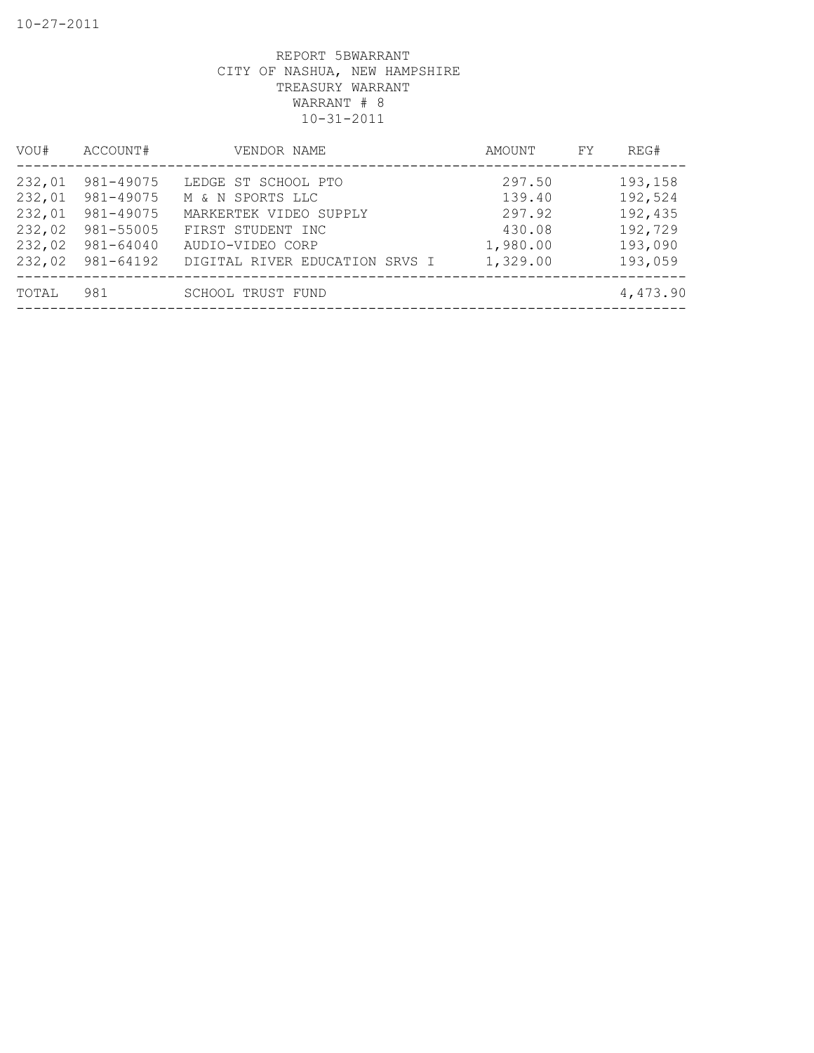10-27-2011

REPORT 5BWARRANT
CITY OF NASHUA, NEW HAMPSHIRE
TREASURY WARRANT
WARRANT # 8
10-31-2011

| VOU# | ACCOUNT# | VENDOR NAME | AMOUNT | FY | REG# |
|---|---|---|---|---|---|
| 232,01 | 981-49075 | LEDGE ST SCHOOL PTO | 297.50 | | 193,158 |
| 232,01 | 981-49075 | M & N SPORTS LLC | 139.40 | | 192,524 |
| 232,01 | 981-49075 | MARKERTEK VIDEO SUPPLY | 297.92 | | 192,435 |
| 232,02 | 981-55005 | FIRST STUDENT INC | 430.08 | | 192,729 |
| 232,02 | 981-64040 | AUDIO-VIDEO CORP | 1,980.00 | | 193,090 |
| 232,02 | 981-64192 | DIGITAL RIVER EDUCATION SRVS I | 1,329.00 | | 193,059 |
| TOTAL | 981 | SCHOOL TRUST FUND | | | 4,473.90 |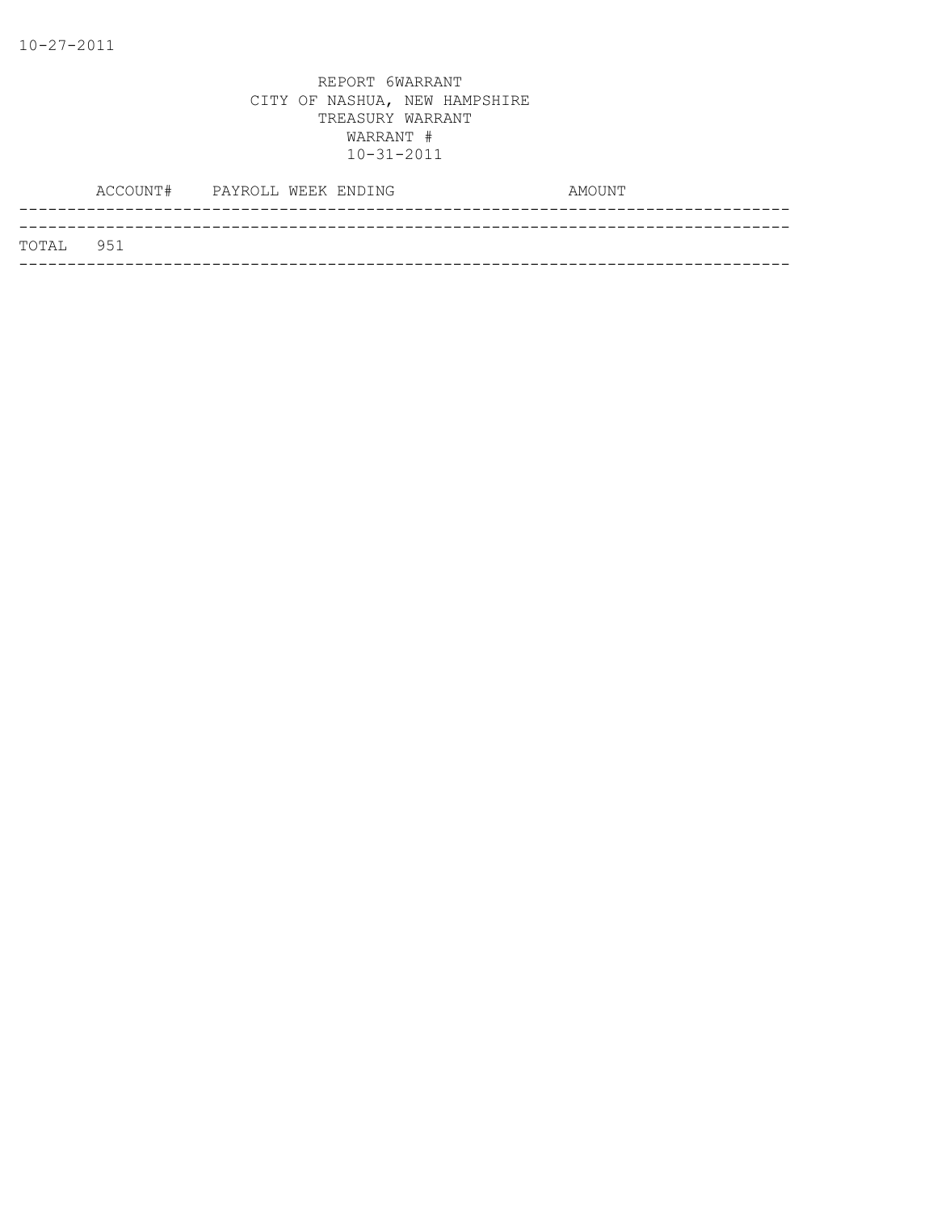10-27-2011

REPORT 6WARRANT
CITY OF NASHUA, NEW HAMPSHIRE
TREASURY WARRANT
WARRANT #
10-31-2011

| ACCOUNT# | PAYROLL WEEK ENDING | AMOUNT |
|---|---|---|
| TOTAL 951 | | |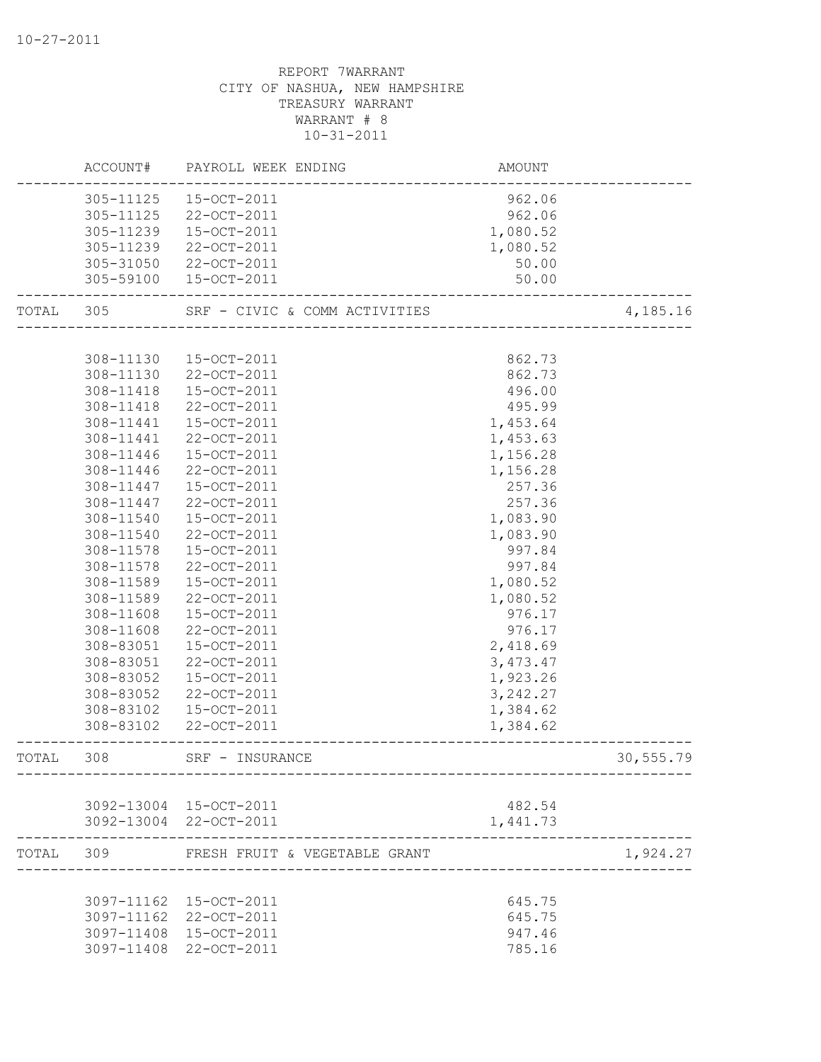10-27-2011

REPORT 7WARRANT
CITY OF NASHUA, NEW HAMPSHIRE
TREASURY WARRANT
WARRANT # 8
10-31-2011

| | ACCOUNT# | PAYROLL WEEK ENDING | AMOUNT | |
|---|---|---|---|---|
| | 305-11125 | 15-OCT-2011 | 962.06 | |
| | 305-11125 | 22-OCT-2011 | 962.06 | |
| | 305-11239 | 15-OCT-2011 | 1,080.52 | |
| | 305-11239 | 22-OCT-2011 | 1,080.52 | |
| | 305-31050 | 22-OCT-2011 | 50.00 | |
| | 305-59100 | 15-OCT-2011 | 50.00 | |
| TOTAL | 305 | SRF - CIVIC & COMM ACTIVITIES | | 4,185.16 |
| | 308-11130 | 15-OCT-2011 | 862.73 | |
| | 308-11130 | 22-OCT-2011 | 862.73 | |
| | 308-11418 | 15-OCT-2011 | 496.00 | |
| | 308-11418 | 22-OCT-2011 | 495.99 | |
| | 308-11441 | 15-OCT-2011 | 1,453.64 | |
| | 308-11441 | 22-OCT-2011 | 1,453.63 | |
| | 308-11446 | 15-OCT-2011 | 1,156.28 | |
| | 308-11446 | 22-OCT-2011 | 1,156.28 | |
| | 308-11447 | 15-OCT-2011 | 257.36 | |
| | 308-11447 | 22-OCT-2011 | 257.36 | |
| | 308-11540 | 15-OCT-2011 | 1,083.90 | |
| | 308-11540 | 22-OCT-2011 | 1,083.90 | |
| | 308-11578 | 15-OCT-2011 | 997.84 | |
| | 308-11578 | 22-OCT-2011 | 997.84 | |
| | 308-11589 | 15-OCT-2011 | 1,080.52 | |
| | 308-11589 | 22-OCT-2011 | 1,080.52 | |
| | 308-11608 | 15-OCT-2011 | 976.17 | |
| | 308-11608 | 22-OCT-2011 | 976.17 | |
| | 308-83051 | 15-OCT-2011 | 2,418.69 | |
| | 308-83051 | 22-OCT-2011 | 3,473.47 | |
| | 308-83052 | 15-OCT-2011 | 1,923.26 | |
| | 308-83052 | 22-OCT-2011 | 3,242.27 | |
| | 308-83102 | 15-OCT-2011 | 1,384.62 | |
| | 308-83102 | 22-OCT-2011 | 1,384.62 | |
| TOTAL | 308 | SRF - INSURANCE | | 30,555.79 |
| | 3092-13004 | 15-OCT-2011 | 482.54 | |
| | 3092-13004 | 22-OCT-2011 | 1,441.73 | |
| TOTAL | 309 | FRESH FRUIT & VEGETABLE GRANT | | 1,924.27 |
| | 3097-11162 | 15-OCT-2011 | 645.75 | |
| | 3097-11162 | 22-OCT-2011 | 645.75 | |
| | 3097-11408 | 15-OCT-2011 | 947.46 | |
| | 3097-11408 | 22-OCT-2011 | 785.16 | |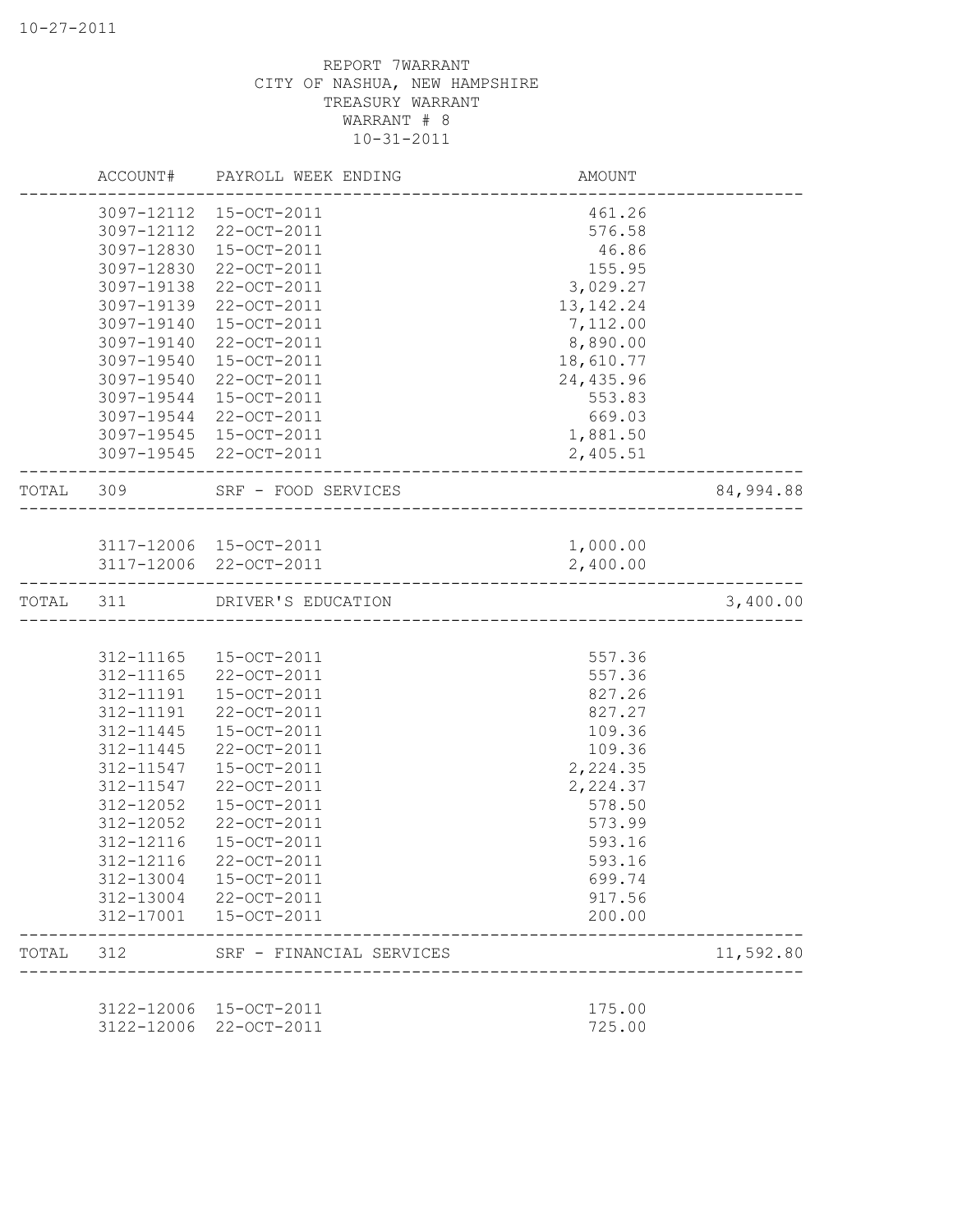10-27-2011

REPORT 7WARRANT
CITY OF NASHUA, NEW HAMPSHIRE
TREASURY WARRANT
WARRANT # 8
10-31-2011

| ACCOUNT# | PAYROLL WEEK ENDING | AMOUNT | |
|---|---|---|---|
| 3097-12112 | 15-OCT-2011 | 461.26 | |
| 3097-12112 | 22-OCT-2011 | 576.58 | |
| 3097-12830 | 15-OCT-2011 | 46.86 | |
| 3097-12830 | 22-OCT-2011 | 155.95 | |
| 3097-19138 | 22-OCT-2011 | 3,029.27 | |
| 3097-19139 | 22-OCT-2011 | 13,142.24 | |
| 3097-19140 | 15-OCT-2011 | 7,112.00 | |
| 3097-19140 | 22-OCT-2011 | 8,890.00 | |
| 3097-19540 | 15-OCT-2011 | 18,610.77 | |
| 3097-19540 | 22-OCT-2011 | 24,435.96 | |
| 3097-19544 | 15-OCT-2011 | 553.83 | |
| 3097-19544 | 22-OCT-2011 | 669.03 | |
| 3097-19545 | 15-OCT-2011 | 1,881.50 | |
| 3097-19545 | 22-OCT-2011 | 2,405.51 | |
| TOTAL 309 | SRF - FOOD SERVICES | | 84,994.88 |
| 3117-12006 | 15-OCT-2011 | 1,000.00 | |
| 3117-12006 | 22-OCT-2011 | 2,400.00 | |
| TOTAL 311 | DRIVER'S EDUCATION | | 3,400.00 |
| 312-11165 | 15-OCT-2011 | 557.36 | |
| 312-11165 | 22-OCT-2011 | 557.36 | |
| 312-11191 | 15-OCT-2011 | 827.26 | |
| 312-11191 | 22-OCT-2011 | 827.27 | |
| 312-11445 | 15-OCT-2011 | 109.36 | |
| 312-11445 | 22-OCT-2011 | 109.36 | |
| 312-11547 | 15-OCT-2011 | 2,224.35 | |
| 312-11547 | 22-OCT-2011 | 2,224.37 | |
| 312-12052 | 15-OCT-2011 | 578.50 | |
| 312-12052 | 22-OCT-2011 | 573.99 | |
| 312-12116 | 15-OCT-2011 | 593.16 | |
| 312-12116 | 22-OCT-2011 | 593.16 | |
| 312-13004 | 15-OCT-2011 | 699.74 | |
| 312-13004 | 22-OCT-2011 | 917.56 | |
| 312-17001 | 15-OCT-2011 | 200.00 | |
| TOTAL 312 | SRF - FINANCIAL SERVICES | | 11,592.80 |
| 3122-12006 | 15-OCT-2011 | 175.00 | |
| 3122-12006 | 22-OCT-2011 | 725.00 | |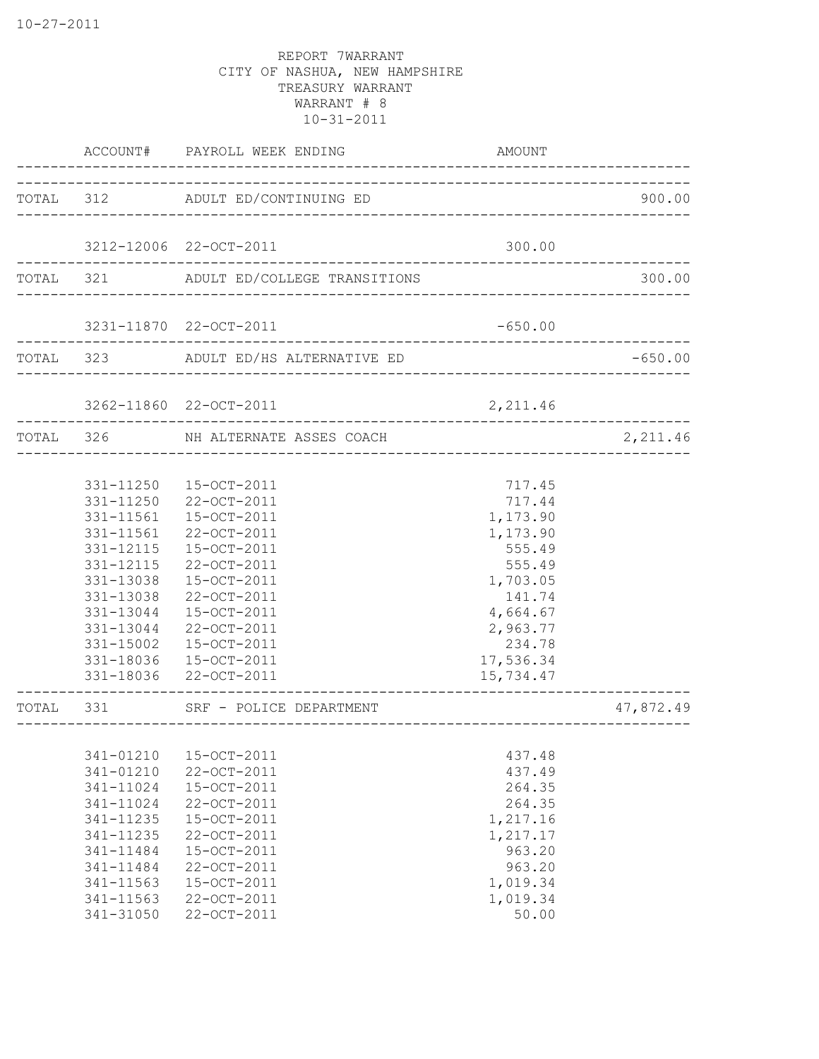10-27-2011

REPORT 7WARRANT
CITY OF NASHUA, NEW HAMPSHIRE
TREASURY WARRANT
WARRANT # 8
10-31-2011

| | ACCOUNT# | PAYROLL WEEK ENDING | AMOUNT | |
|---|---|---|---|---|
| TOTAL | 312 | ADULT ED/CONTINUING ED | | 900.00 |
| | 3212-12006 | 22-OCT-2011 | 300.00 | |
| TOTAL | 321 | ADULT ED/COLLEGE TRANSITIONS | | 300.00 |
| | 3231-11870 | 22-OCT-2011 | -650.00 | |
| TOTAL | 323 | ADULT ED/HS ALTERNATIVE ED | | -650.00 |
| | 3262-11860 | 22-OCT-2011 | 2,211.46 | |
| TOTAL | 326 | NH ALTERNATE ASSES COACH | | 2,211.46 |
| | 331-11250 | 15-OCT-2011 | 717.45 | |
| | 331-11250 | 22-OCT-2011 | 717.44 | |
| | 331-11561 | 15-OCT-2011 | 1,173.90 | |
| | 331-11561 | 22-OCT-2011 | 1,173.90 | |
| | 331-12115 | 15-OCT-2011 | 555.49 | |
| | 331-12115 | 22-OCT-2011 | 555.49 | |
| | 331-13038 | 15-OCT-2011 | 1,703.05 | |
| | 331-13038 | 22-OCT-2011 | 141.74 | |
| | 331-13044 | 15-OCT-2011 | 4,664.67 | |
| | 331-13044 | 22-OCT-2011 | 2,963.77 | |
| | 331-15002 | 15-OCT-2011 | 234.78 | |
| | 331-18036 | 15-OCT-2011 | 17,536.34 | |
| | 331-18036 | 22-OCT-2011 | 15,734.47 | |
| TOTAL | 331 | SRF - POLICE DEPARTMENT | | 47,872.49 |
| | 341-01210 | 15-OCT-2011 | 437.48 | |
| | 341-01210 | 22-OCT-2011 | 437.49 | |
| | 341-11024 | 15-OCT-2011 | 264.35 | |
| | 341-11024 | 22-OCT-2011 | 264.35 | |
| | 341-11235 | 15-OCT-2011 | 1,217.16 | |
| | 341-11235 | 22-OCT-2011 | 1,217.17 | |
| | 341-11484 | 15-OCT-2011 | 963.20 | |
| | 341-11484 | 22-OCT-2011 | 963.20 | |
| | 341-11563 | 15-OCT-2011 | 1,019.34 | |
| | 341-11563 | 22-OCT-2011 | 1,019.34 | |
| | 341-31050 | 22-OCT-2011 | 50.00 | |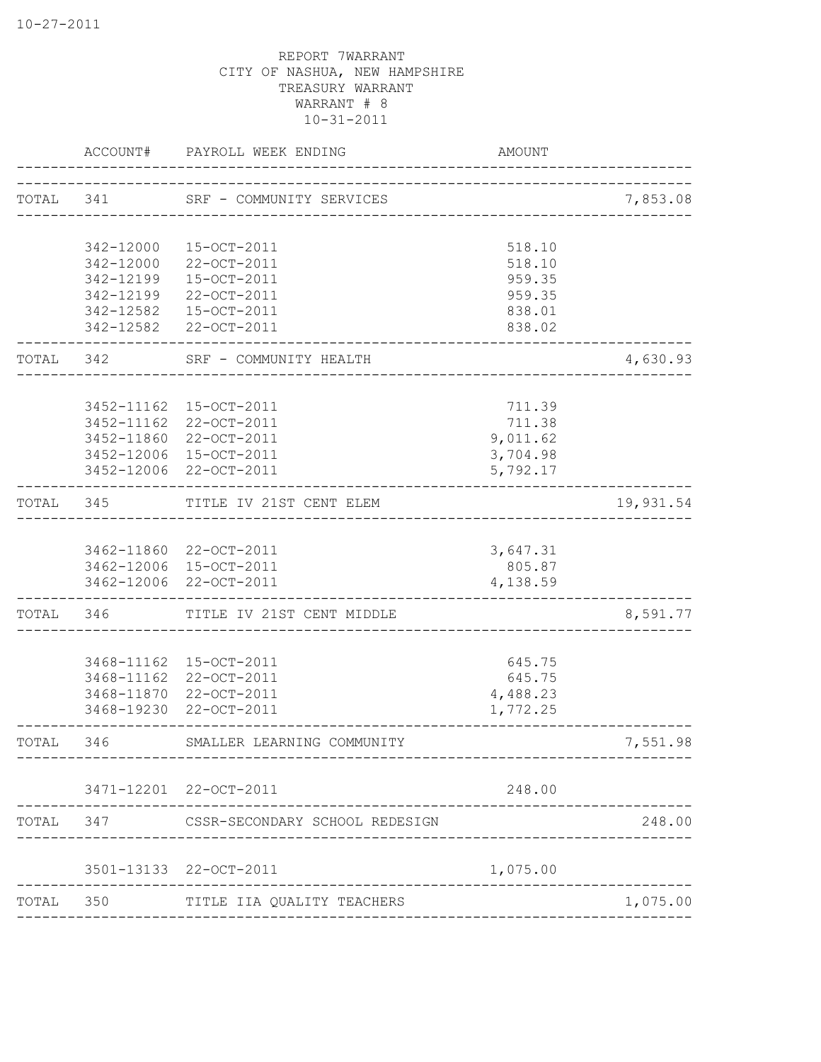REPORT 7WARRANT
CITY OF NASHUA, NEW HAMPSHIRE
TREASURY WARRANT
WARRANT # 8
10-31-2011

| | ACCOUNT# | PAYROLL WEEK ENDING | AMOUNT | |
|---|---|---|---|---|
| TOTAL | 341 | SRF - COMMUNITY SERVICES | | 7,853.08 |
| | 342-12000 | 15-OCT-2011 | 518.10 | |
| | 342-12000 | 22-OCT-2011 | 518.10 | |
| | 342-12199 | 15-OCT-2011 | 959.35 | |
| | 342-12199 | 22-OCT-2011 | 959.35 | |
| | 342-12582 | 15-OCT-2011 | 838.01 | |
| | 342-12582 | 22-OCT-2011 | 838.02 | |
| TOTAL | 342 | SRF - COMMUNITY HEALTH | | 4,630.93 |
| | 3452-11162 | 15-OCT-2011 | 711.39 | |
| | 3452-11162 | 22-OCT-2011 | 711.38 | |
| | 3452-11860 | 22-OCT-2011 | 9,011.62 | |
| | 3452-12006 | 15-OCT-2011 | 3,704.98 | |
| | 3452-12006 | 22-OCT-2011 | 5,792.17 | |
| TOTAL | 345 | TITLE IV 21ST CENT ELEM | | 19,931.54 |
| | 3462-11860 | 22-OCT-2011 | 3,647.31 | |
| | 3462-12006 | 15-OCT-2011 | 805.87 | |
| | 3462-12006 | 22-OCT-2011 | 4,138.59 | |
| TOTAL | 346 | TITLE IV 21ST CENT MIDDLE | | 8,591.77 |
| | 3468-11162 | 15-OCT-2011 | 645.75 | |
| | 3468-11162 | 22-OCT-2011 | 645.75 | |
| | 3468-11870 | 22-OCT-2011 | 4,488.23 | |
| | 3468-19230 | 22-OCT-2011 | 1,772.25 | |
| TOTAL | 346 | SMALLER LEARNING COMMUNITY | | 7,551.98 |
| | 3471-12201 | 22-OCT-2011 | 248.00 | |
| TOTAL | 347 | CSSR-SECONDARY SCHOOL REDESIGN | | 248.00 |
| | 3501-13133 | 22-OCT-2011 | 1,075.00 | |
| TOTAL | 350 | TITLE IIA QUALITY TEACHERS | | 1,075.00 |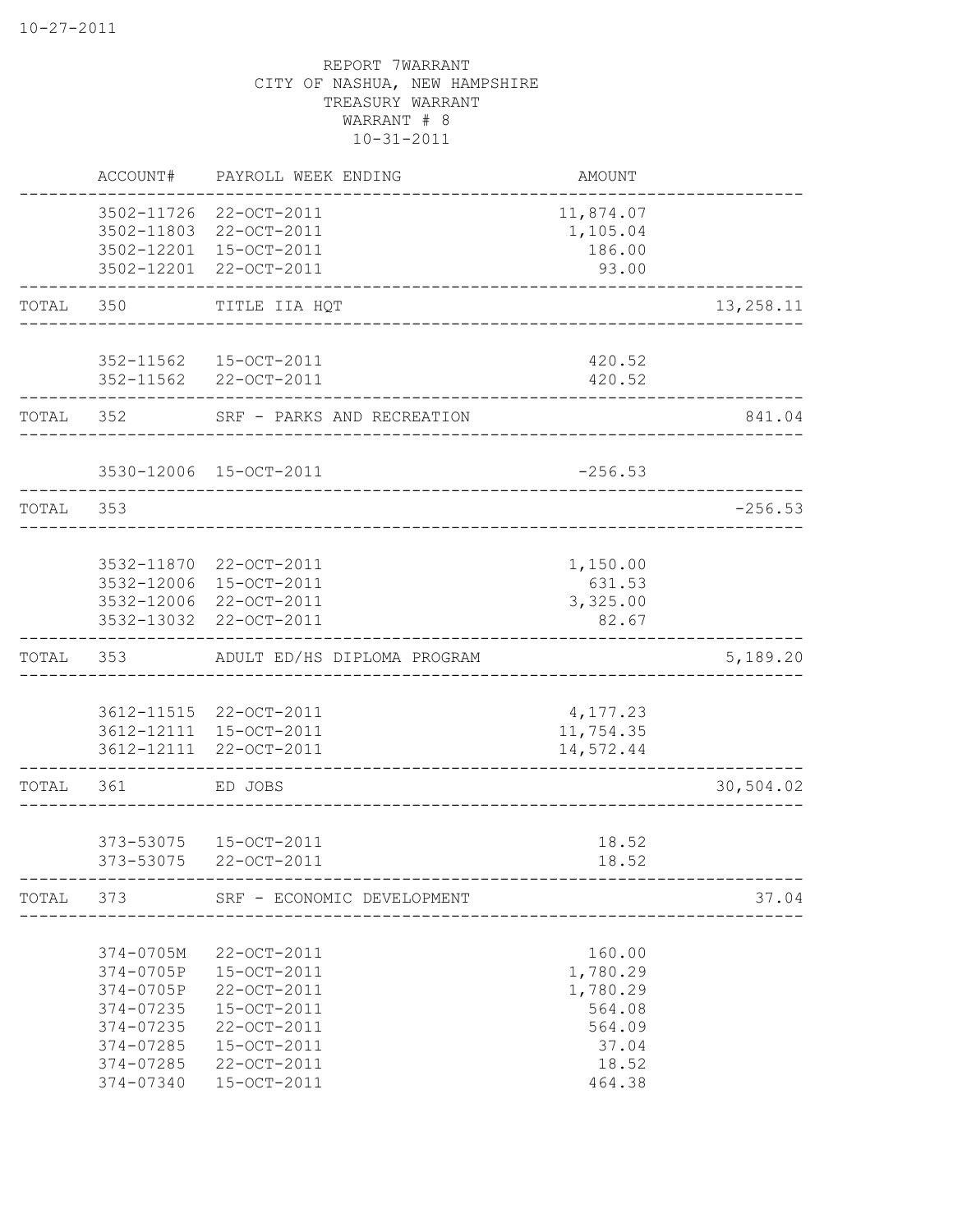REPORT 7WARRANT
CITY OF NASHUA, NEW HAMPSHIRE
TREASURY WARRANT
WARRANT # 8
10-31-2011

| | ACCOUNT# | PAYROLL WEEK ENDING | AMOUNT | |
|---|---|---|---|---|
| | 3502-11726 | 22-OCT-2011 | 11,874.07 | |
| | 3502-11803 | 22-OCT-2011 | 1,105.04 | |
| | 3502-12201 | 15-OCT-2011 | 186.00 | |
| | 3502-12201 | 22-OCT-2011 | 93.00 | |
| TOTAL | 350 | TITLE IIA HQT | | 13,258.11 |
| | 352-11562 | 15-OCT-2011 | 420.52 | |
| | 352-11562 | 22-OCT-2011 | 420.52 | |
| TOTAL | 352 | SRF - PARKS AND RECREATION | | 841.04 |
| | 3530-12006 | 15-OCT-2011 | -256.53 | |
| TOTAL | 353 | | | -256.53 |
| | 3532-11870 | 22-OCT-2011 | 1,150.00 | |
| | 3532-12006 | 15-OCT-2011 | 631.53 | |
| | 3532-12006 | 22-OCT-2011 | 3,325.00 | |
| | 3532-13032 | 22-OCT-2011 | 82.67 | |
| TOTAL | 353 | ADULT ED/HS DIPLOMA PROGRAM | | 5,189.20 |
| | 3612-11515 | 22-OCT-2011 | 4,177.23 | |
| | 3612-12111 | 15-OCT-2011 | 11,754.35 | |
| | 3612-12111 | 22-OCT-2011 | 14,572.44 | |
| TOTAL | 361 | ED JOBS | | 30,504.02 |
| | 373-53075 | 15-OCT-2011 | 18.52 | |
| | 373-53075 | 22-OCT-2011 | 18.52 | |
| TOTAL | 373 | SRF - ECONOMIC DEVELOPMENT | | 37.04 |
| | 374-0705M | 22-OCT-2011 | 160.00 | |
| | 374-0705P | 15-OCT-2011 | 1,780.29 | |
| | 374-0705P | 22-OCT-2011 | 1,780.29 | |
| | 374-07235 | 15-OCT-2011 | 564.08 | |
| | 374-07235 | 22-OCT-2011 | 564.09 | |
| | 374-07285 | 15-OCT-2011 | 37.04 | |
| | 374-07285 | 22-OCT-2011 | 18.52 | |
| | 374-07340 | 15-OCT-2011 | 464.38 | |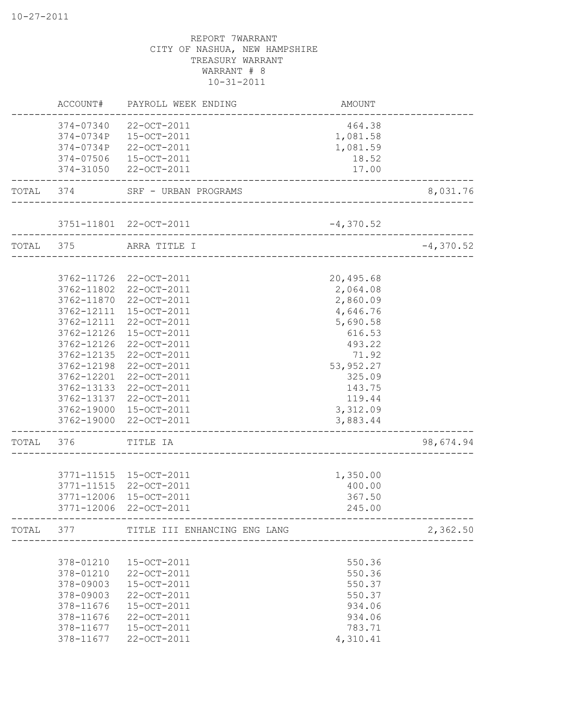10-27-2011

REPORT 7WARRANT
CITY OF NASHUA, NEW HAMPSHIRE
TREASURY WARRANT
WARRANT # 8
10-31-2011

| | ACCOUNT# | PAYROLL WEEK ENDING | AMOUNT | |
|---|---|---|---|---|
| | 374-07340 | 22-OCT-2011 | 464.38 | |
| | 374-0734P | 15-OCT-2011 | 1,081.58 | |
| | 374-0734P | 22-OCT-2011 | 1,081.59 | |
| | 374-07506 | 15-OCT-2011 | 18.52 | |
| | 374-31050 | 22-OCT-2011 | 17.00 | |
| TOTAL | 374 | SRF - URBAN PROGRAMS | | 8,031.76 |
| | 3751-11801 | 22-OCT-2011 | -4,370.52 | |
| TOTAL | 375 | ARRA TITLE I | | -4,370.52 |
| | 3762-11726 | 22-OCT-2011 | 20,495.68 | |
| | 3762-11802 | 22-OCT-2011 | 2,064.08 | |
| | 3762-11870 | 22-OCT-2011 | 2,860.09 | |
| | 3762-12111 | 15-OCT-2011 | 4,646.76 | |
| | 3762-12111 | 22-OCT-2011 | 5,690.58 | |
| | 3762-12126 | 15-OCT-2011 | 616.53 | |
| | 3762-12126 | 22-OCT-2011 | 493.22 | |
| | 3762-12135 | 22-OCT-2011 | 71.92 | |
| | 3762-12198 | 22-OCT-2011 | 53,952.27 | |
| | 3762-12201 | 22-OCT-2011 | 325.09 | |
| | 3762-13133 | 22-OCT-2011 | 143.75 | |
| | 3762-13137 | 22-OCT-2011 | 119.44 | |
| | 3762-19000 | 15-OCT-2011 | 3,312.09 | |
| | 3762-19000 | 22-OCT-2011 | 3,883.44 | |
| TOTAL | 376 | TITLE IA | | 98,674.94 |
| | 3771-11515 | 15-OCT-2011 | 1,350.00 | |
| | 3771-11515 | 22-OCT-2011 | 400.00 | |
| | 3771-12006 | 15-OCT-2011 | 367.50 | |
| | 3771-12006 | 22-OCT-2011 | 245.00 | |
| TOTAL | 377 | TITLE III ENHANCING ENG LANG | | 2,362.50 |
| | 378-01210 | 15-OCT-2011 | 550.36 | |
| | 378-01210 | 22-OCT-2011 | 550.36 | |
| | 378-09003 | 15-OCT-2011 | 550.37 | |
| | 378-09003 | 22-OCT-2011 | 550.37 | |
| | 378-11676 | 15-OCT-2011 | 934.06 | |
| | 378-11676 | 22-OCT-2011 | 934.06 | |
| | 378-11677 | 15-OCT-2011 | 783.71 | |
| | 378-11677 | 22-OCT-2011 | 4,310.41 | |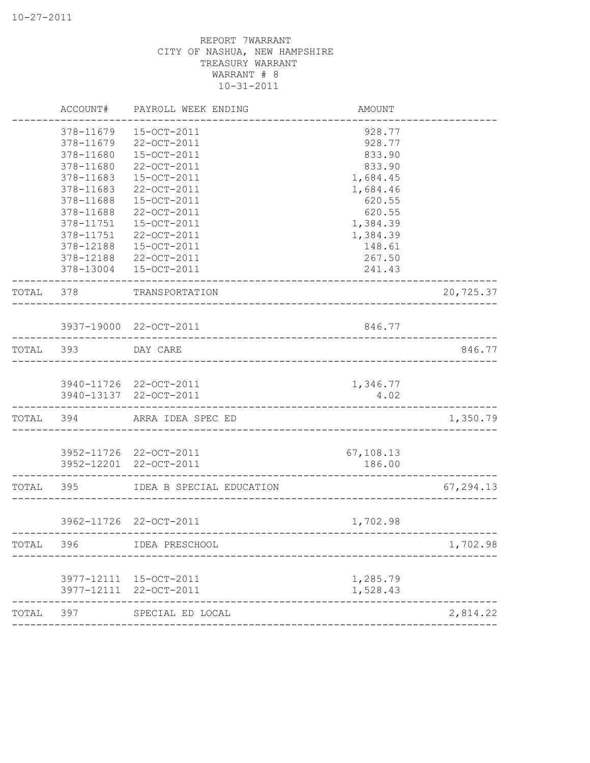10-27-2011

REPORT 7WARRANT
CITY OF NASHUA, NEW HAMPSHIRE
TREASURY WARRANT
WARRANT # 8
10-31-2011

| | ACCOUNT# | PAYROLL WEEK ENDING | AMOUNT | |
|---|---|---|---|---|
| | 378-11679 | 15-OCT-2011 | 928.77 | |
| | 378-11679 | 22-OCT-2011 | 928.77 | |
| | 378-11680 | 15-OCT-2011 | 833.90 | |
| | 378-11680 | 22-OCT-2011 | 833.90 | |
| | 378-11683 | 15-OCT-2011 | 1,684.45 | |
| | 378-11683 | 22-OCT-2011 | 1,684.46 | |
| | 378-11688 | 15-OCT-2011 | 620.55 | |
| | 378-11688 | 22-OCT-2011 | 620.55 | |
| | 378-11751 | 15-OCT-2011 | 1,384.39 | |
| | 378-11751 | 22-OCT-2011 | 1,384.39 | |
| | 378-12188 | 15-OCT-2011 | 148.61 | |
| | 378-12188 | 22-OCT-2011 | 267.50 | |
| | 378-13004 | 15-OCT-2011 | 241.43 | |
| TOTAL | 378 | TRANSPORTATION | | 20,725.37 |
| | 3937-19000 | 22-OCT-2011 | 846.77 | |
| TOTAL | 393 | DAY CARE | | 846.77 |
| | 3940-11726 | 22-OCT-2011 | 1,346.77 | |
| | 3940-13137 | 22-OCT-2011 | 4.02 | |
| TOTAL | 394 | ARRA IDEA SPEC ED | | 1,350.79 |
| | 3952-11726 | 22-OCT-2011 | 67,108.13 | |
| | 3952-12201 | 22-OCT-2011 | 186.00 | |
| TOTAL | 395 | IDEA B SPECIAL EDUCATION | | 67,294.13 |
| | 3962-11726 | 22-OCT-2011 | 1,702.98 | |
| TOTAL | 396 | IDEA PRESCHOOL | | 1,702.98 |
| | 3977-12111 | 15-OCT-2011 | 1,285.79 | |
| | 3977-12111 | 22-OCT-2011 | 1,528.43 | |
| TOTAL | 397 | SPECIAL ED LOCAL | | 2,814.22 |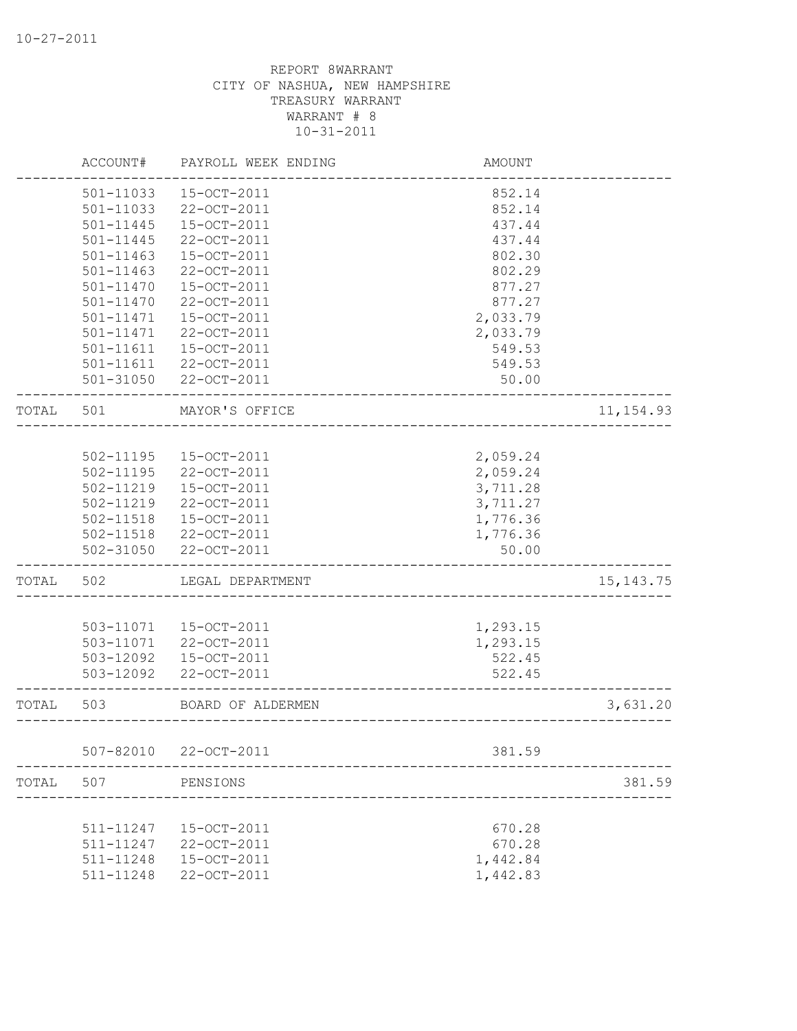10-27-2011

REPORT 8WARRANT
CITY OF NASHUA, NEW HAMPSHIRE
TREASURY WARRANT
WARRANT # 8
10-31-2011

| | ACCOUNT# | PAYROLL WEEK ENDING | AMOUNT | |
|---|---|---|---|---|
| | 501-11033 | 15-OCT-2011 | 852.14 | |
| | 501-11033 | 22-OCT-2011 | 852.14 | |
| | 501-11445 | 15-OCT-2011 | 437.44 | |
| | 501-11445 | 22-OCT-2011 | 437.44 | |
| | 501-11463 | 15-OCT-2011 | 802.30 | |
| | 501-11463 | 22-OCT-2011 | 802.29 | |
| | 501-11470 | 15-OCT-2011 | 877.27 | |
| | 501-11470 | 22-OCT-2011 | 877.27 | |
| | 501-11471 | 15-OCT-2011 | 2,033.79 | |
| | 501-11471 | 22-OCT-2011 | 2,033.79 | |
| | 501-11611 | 15-OCT-2011 | 549.53 | |
| | 501-11611 | 22-OCT-2011 | 549.53 | |
| | 501-31050 | 22-OCT-2011 | 50.00 | |
| TOTAL | 501 | MAYOR'S OFFICE | | 11,154.93 |
| | 502-11195 | 15-OCT-2011 | 2,059.24 | |
| | 502-11195 | 22-OCT-2011 | 2,059.24 | |
| | 502-11219 | 15-OCT-2011 | 3,711.28 | |
| | 502-11219 | 22-OCT-2011 | 3,711.27 | |
| | 502-11518 | 15-OCT-2011 | 1,776.36 | |
| | 502-11518 | 22-OCT-2011 | 1,776.36 | |
| | 502-31050 | 22-OCT-2011 | 50.00 | |
| TOTAL | 502 | LEGAL DEPARTMENT | | 15,143.75 |
| | 503-11071 | 15-OCT-2011 | 1,293.15 | |
| | 503-11071 | 22-OCT-2011 | 1,293.15 | |
| | 503-12092 | 15-OCT-2011 | 522.45 | |
| | 503-12092 | 22-OCT-2011 | 522.45 | |
| TOTAL | 503 | BOARD OF ALDERMEN | | 3,631.20 |
| | 507-82010 | 22-OCT-2011 | 381.59 | |
| TOTAL | 507 | PENSIONS | | 381.59 |
| | 511-11247 | 15-OCT-2011 | 670.28 | |
| | 511-11247 | 22-OCT-2011 | 670.28 | |
| | 511-11248 | 15-OCT-2011 | 1,442.84 | |
| | 511-11248 | 22-OCT-2011 | 1,442.83 | |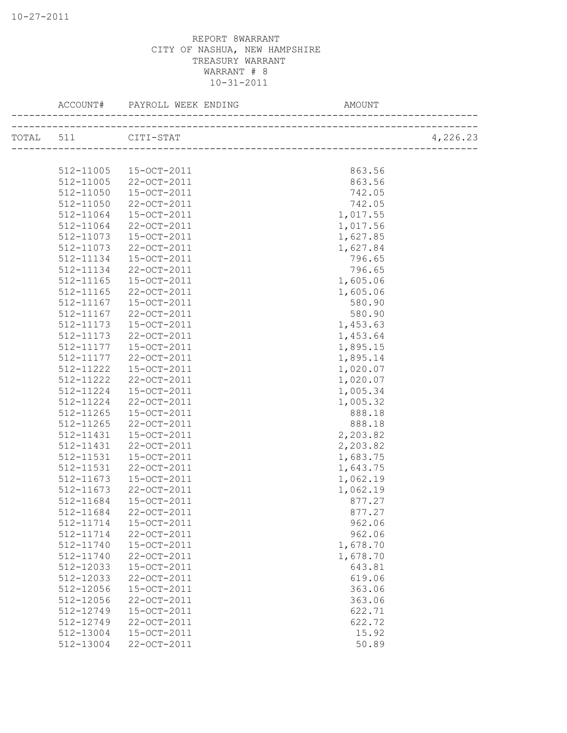REPORT 8WARRANT
CITY OF NASHUA, NEW HAMPSHIRE
TREASURY WARRANT
WARRANT # 8
10-31-2011

| | ACCOUNT# | PAYROLL WEEK ENDING | AMOUNT | |
|---|---|---|---|---|
| TOTAL | 511 | CITI-STAT | | 4,226.23 |
| | 512-11005 | 15-OCT-2011 | 863.56 | |
| | 512-11005 | 22-OCT-2011 | 863.56 | |
| | 512-11050 | 15-OCT-2011 | 742.05 | |
| | 512-11050 | 22-OCT-2011 | 742.05 | |
| | 512-11064 | 15-OCT-2011 | 1,017.55 | |
| | 512-11064 | 22-OCT-2011 | 1,017.56 | |
| | 512-11073 | 15-OCT-2011 | 1,627.85 | |
| | 512-11073 | 22-OCT-2011 | 1,627.84 | |
| | 512-11134 | 15-OCT-2011 | 796.65 | |
| | 512-11134 | 22-OCT-2011 | 796.65 | |
| | 512-11165 | 15-OCT-2011 | 1,605.06 | |
| | 512-11165 | 22-OCT-2011 | 1,605.06 | |
| | 512-11167 | 15-OCT-2011 | 580.90 | |
| | 512-11167 | 22-OCT-2011 | 580.90 | |
| | 512-11173 | 15-OCT-2011 | 1,453.63 | |
| | 512-11173 | 22-OCT-2011 | 1,453.64 | |
| | 512-11177 | 15-OCT-2011 | 1,895.15 | |
| | 512-11177 | 22-OCT-2011 | 1,895.14 | |
| | 512-11222 | 15-OCT-2011 | 1,020.07 | |
| | 512-11222 | 22-OCT-2011 | 1,020.07 | |
| | 512-11224 | 15-OCT-2011 | 1,005.34 | |
| | 512-11224 | 22-OCT-2011 | 1,005.32 | |
| | 512-11265 | 15-OCT-2011 | 888.18 | |
| | 512-11265 | 22-OCT-2011 | 888.18 | |
| | 512-11431 | 15-OCT-2011 | 2,203.82 | |
| | 512-11431 | 22-OCT-2011 | 2,203.82 | |
| | 512-11531 | 15-OCT-2011 | 1,683.75 | |
| | 512-11531 | 22-OCT-2011 | 1,643.75 | |
| | 512-11673 | 15-OCT-2011 | 1,062.19 | |
| | 512-11673 | 22-OCT-2011 | 1,062.19 | |
| | 512-11684 | 15-OCT-2011 | 877.27 | |
| | 512-11684 | 22-OCT-2011 | 877.27 | |
| | 512-11714 | 15-OCT-2011 | 962.06 | |
| | 512-11714 | 22-OCT-2011 | 962.06 | |
| | 512-11740 | 15-OCT-2011 | 1,678.70 | |
| | 512-11740 | 22-OCT-2011 | 1,678.70 | |
| | 512-12033 | 15-OCT-2011 | 643.81 | |
| | 512-12033 | 22-OCT-2011 | 619.06 | |
| | 512-12056 | 15-OCT-2011 | 363.06 | |
| | 512-12056 | 22-OCT-2011 | 363.06 | |
| | 512-12749 | 15-OCT-2011 | 622.71 | |
| | 512-12749 | 22-OCT-2011 | 622.72 | |
| | 512-13004 | 15-OCT-2011 | 15.92 | |
| | 512-13004 | 22-OCT-2011 | 50.89 | |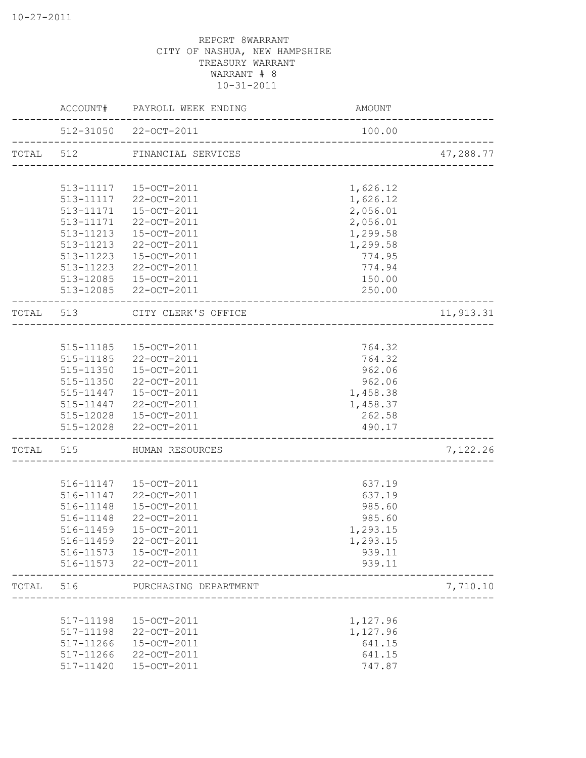REPORT 8WARRANT
CITY OF NASHUA, NEW HAMPSHIRE
TREASURY WARRANT
WARRANT # 8
10-31-2011

| | ACCOUNT# | PAYROLL WEEK ENDING | AMOUNT | |
|---|---|---|---|---|
| | 512-31050 | 22-OCT-2011 | 100.00 | |
| TOTAL | 512 | FINANCIAL SERVICES | | 47,288.77 |
| | 513-11117 | 15-OCT-2011 | 1,626.12 | |
| | 513-11117 | 22-OCT-2011 | 1,626.12 | |
| | 513-11171 | 15-OCT-2011 | 2,056.01 | |
| | 513-11171 | 22-OCT-2011 | 2,056.01 | |
| | 513-11213 | 15-OCT-2011 | 1,299.58 | |
| | 513-11213 | 22-OCT-2011 | 1,299.58 | |
| | 513-11223 | 15-OCT-2011 | 774.95 | |
| | 513-11223 | 22-OCT-2011 | 774.94 | |
| | 513-12085 | 15-OCT-2011 | 150.00 | |
| | 513-12085 | 22-OCT-2011 | 250.00 | |
| TOTAL | 513 | CITY CLERK'S OFFICE | | 11,913.31 |
| | 515-11185 | 15-OCT-2011 | 764.32 | |
| | 515-11185 | 22-OCT-2011 | 764.32 | |
| | 515-11350 | 15-OCT-2011 | 962.06 | |
| | 515-11350 | 22-OCT-2011 | 962.06 | |
| | 515-11447 | 15-OCT-2011 | 1,458.38 | |
| | 515-11447 | 22-OCT-2011 | 1,458.37 | |
| | 515-12028 | 15-OCT-2011 | 262.58 | |
| | 515-12028 | 22-OCT-2011 | 490.17 | |
| TOTAL | 515 | HUMAN RESOURCES | | 7,122.26 |
| | 516-11147 | 15-OCT-2011 | 637.19 | |
| | 516-11147 | 22-OCT-2011 | 637.19 | |
| | 516-11148 | 15-OCT-2011 | 985.60 | |
| | 516-11148 | 22-OCT-2011 | 985.60 | |
| | 516-11459 | 15-OCT-2011 | 1,293.15 | |
| | 516-11459 | 22-OCT-2011 | 1,293.15 | |
| | 516-11573 | 15-OCT-2011 | 939.11 | |
| | 516-11573 | 22-OCT-2011 | 939.11 | |
| TOTAL | 516 | PURCHASING DEPARTMENT | | 7,710.10 |
| | 517-11198 | 15-OCT-2011 | 1,127.96 | |
| | 517-11198 | 22-OCT-2011 | 1,127.96 | |
| | 517-11266 | 15-OCT-2011 | 641.15 | |
| | 517-11266 | 22-OCT-2011 | 641.15 | |
| | 517-11420 | 15-OCT-2011 | 747.87 | |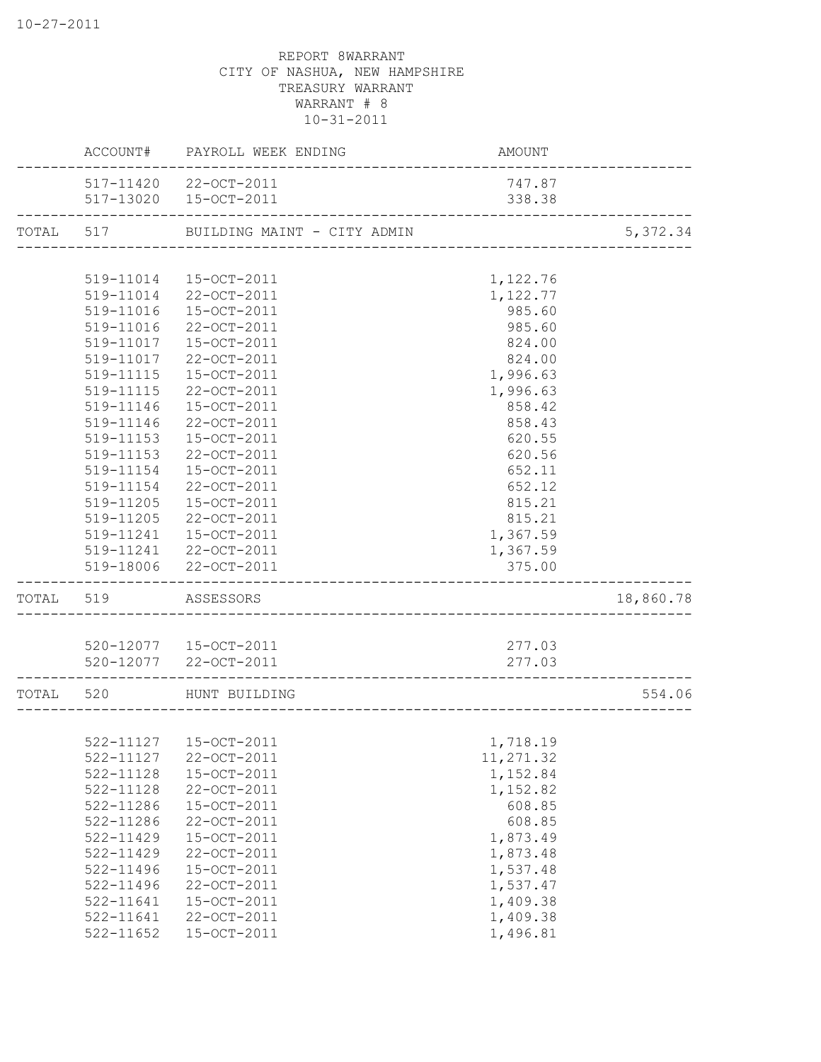REPORT 8WARRANT
CITY OF NASHUA, NEW HAMPSHIRE
TREASURY WARRANT
WARRANT # 8
10-31-2011

| | ACCOUNT# | PAYROLL WEEK ENDING | AMOUNT | |
|---|---|---|---|---|
| | 517-11420 | 22-OCT-2011 | 747.87 | |
| | 517-13020 | 15-OCT-2011 | 338.38 | |
| TOTAL | 517 | BUILDING MAINT - CITY ADMIN | | 5,372.34 |
| | 519-11014 | 15-OCT-2011 | 1,122.76 | |
| | 519-11014 | 22-OCT-2011 | 1,122.77 | |
| | 519-11016 | 15-OCT-2011 | 985.60 | |
| | 519-11016 | 22-OCT-2011 | 985.60 | |
| | 519-11017 | 15-OCT-2011 | 824.00 | |
| | 519-11017 | 22-OCT-2011 | 824.00 | |
| | 519-11115 | 15-OCT-2011 | 1,996.63 | |
| | 519-11115 | 22-OCT-2011 | 1,996.63 | |
| | 519-11146 | 15-OCT-2011 | 858.42 | |
| | 519-11146 | 22-OCT-2011 | 858.43 | |
| | 519-11153 | 15-OCT-2011 | 620.55 | |
| | 519-11153 | 22-OCT-2011 | 620.56 | |
| | 519-11154 | 15-OCT-2011 | 652.11 | |
| | 519-11154 | 22-OCT-2011 | 652.12 | |
| | 519-11205 | 15-OCT-2011 | 815.21 | |
| | 519-11205 | 22-OCT-2011 | 815.21 | |
| | 519-11241 | 15-OCT-2011 | 1,367.59 | |
| | 519-11241 | 22-OCT-2011 | 1,367.59 | |
| | 519-18006 | 22-OCT-2011 | 375.00 | |
| TOTAL | 519 | ASSESSORS | | 18,860.78 |
| | 520-12077 | 15-OCT-2011 | 277.03 | |
| | 520-12077 | 22-OCT-2011 | 277.03 | |
| TOTAL | 520 | HUNT BUILDING | | 554.06 |
| | 522-11127 | 15-OCT-2011 | 1,718.19 | |
| | 522-11127 | 22-OCT-2011 | 11,271.32 | |
| | 522-11128 | 15-OCT-2011 | 1,152.84 | |
| | 522-11128 | 22-OCT-2011 | 1,152.82 | |
| | 522-11286 | 15-OCT-2011 | 608.85 | |
| | 522-11286 | 22-OCT-2011 | 608.85 | |
| | 522-11429 | 15-OCT-2011 | 1,873.49 | |
| | 522-11429 | 22-OCT-2011 | 1,873.48 | |
| | 522-11496 | 15-OCT-2011 | 1,537.48 | |
| | 522-11496 | 22-OCT-2011 | 1,537.47 | |
| | 522-11641 | 15-OCT-2011 | 1,409.38 | |
| | 522-11641 | 22-OCT-2011 | 1,409.38 | |
| | 522-11652 | 15-OCT-2011 | 1,496.81 | |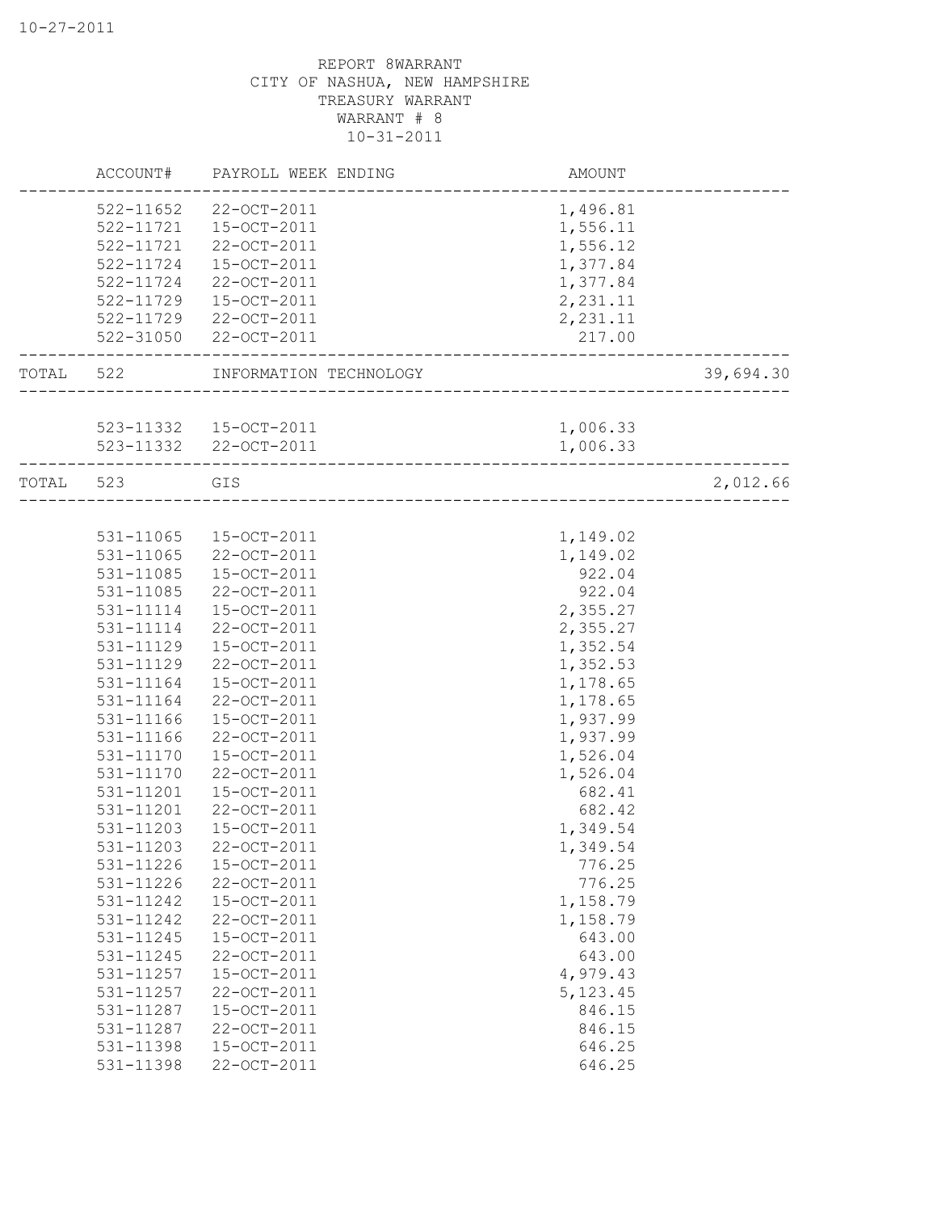REPORT 8WARRANT
CITY OF NASHUA, NEW HAMPSHIRE
TREASURY WARRANT
WARRANT # 8
10-31-2011

| | ACCOUNT# | PAYROLL WEEK ENDING | AMOUNT | |
|---|---|---|---|---|
| | 522-11652 | 22-OCT-2011 | 1,496.81 | |
| | 522-11721 | 15-OCT-2011 | 1,556.11 | |
| | 522-11721 | 22-OCT-2011 | 1,556.12 | |
| | 522-11724 | 15-OCT-2011 | 1,377.84 | |
| | 522-11724 | 22-OCT-2011 | 1,377.84 | |
| | 522-11729 | 15-OCT-2011 | 2,231.11 | |
| | 522-11729 | 22-OCT-2011 | 2,231.11 | |
| | 522-31050 | 22-OCT-2011 | 217.00 | |
| TOTAL | 522 | INFORMATION TECHNOLOGY | | 39,694.30 |
| | 523-11332 | 15-OCT-2011 | 1,006.33 | |
| | 523-11332 | 22-OCT-2011 | 1,006.33 | |
| TOTAL | 523 | GIS | | 2,012.66 |
| | 531-11065 | 15-OCT-2011 | 1,149.02 | |
| | 531-11065 | 22-OCT-2011 | 1,149.02 | |
| | 531-11085 | 15-OCT-2011 | 922.04 | |
| | 531-11085 | 22-OCT-2011 | 922.04 | |
| | 531-11114 | 15-OCT-2011 | 2,355.27 | |
| | 531-11114 | 22-OCT-2011 | 2,355.27 | |
| | 531-11129 | 15-OCT-2011 | 1,352.54 | |
| | 531-11129 | 22-OCT-2011 | 1,352.53 | |
| | 531-11164 | 15-OCT-2011 | 1,178.65 | |
| | 531-11164 | 22-OCT-2011 | 1,178.65 | |
| | 531-11166 | 15-OCT-2011 | 1,937.99 | |
| | 531-11166 | 22-OCT-2011 | 1,937.99 | |
| | 531-11170 | 15-OCT-2011 | 1,526.04 | |
| | 531-11170 | 22-OCT-2011 | 1,526.04 | |
| | 531-11201 | 15-OCT-2011 | 682.41 | |
| | 531-11201 | 22-OCT-2011 | 682.42 | |
| | 531-11203 | 15-OCT-2011 | 1,349.54 | |
| | 531-11203 | 22-OCT-2011 | 1,349.54 | |
| | 531-11226 | 15-OCT-2011 | 776.25 | |
| | 531-11226 | 22-OCT-2011 | 776.25 | |
| | 531-11242 | 15-OCT-2011 | 1,158.79 | |
| | 531-11242 | 22-OCT-2011 | 1,158.79 | |
| | 531-11245 | 15-OCT-2011 | 643.00 | |
| | 531-11245 | 22-OCT-2011 | 643.00 | |
| | 531-11257 | 15-OCT-2011 | 4,979.43 | |
| | 531-11257 | 22-OCT-2011 | 5,123.45 | |
| | 531-11287 | 15-OCT-2011 | 846.15 | |
| | 531-11287 | 22-OCT-2011 | 846.15 | |
| | 531-11398 | 15-OCT-2011 | 646.25 | |
| | 531-11398 | 22-OCT-2011 | 646.25 | |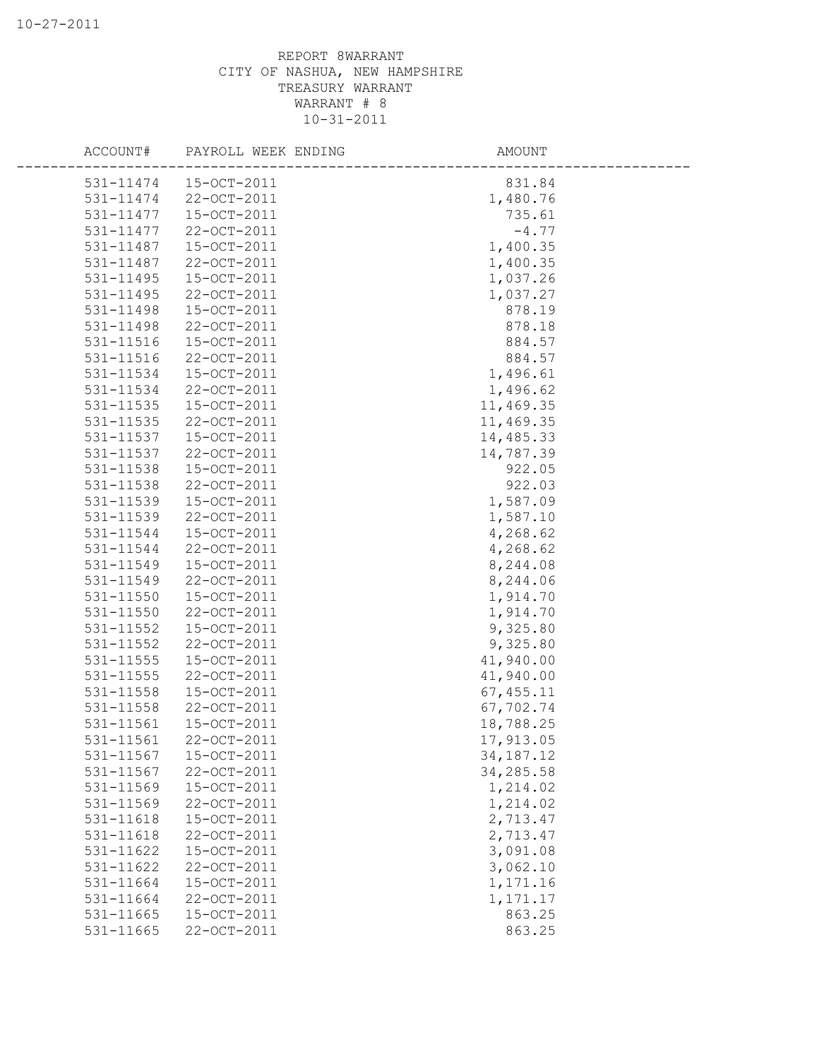REPORT 8WARRANT
CITY OF NASHUA, NEW HAMPSHIRE
TREASURY WARRANT
WARRANT # 8
10-31-2011

| ACCOUNT# | PAYROLL WEEK ENDING | AMOUNT |
|---|---|---|
| 531-11474 | 15-OCT-2011 | 831.84 |
| 531-11474 | 22-OCT-2011 | 1,480.76 |
| 531-11477 | 15-OCT-2011 | 735.61 |
| 531-11477 | 22-OCT-2011 | -4.77 |
| 531-11487 | 15-OCT-2011 | 1,400.35 |
| 531-11487 | 22-OCT-2011 | 1,400.35 |
| 531-11495 | 15-OCT-2011 | 1,037.26 |
| 531-11495 | 22-OCT-2011 | 1,037.27 |
| 531-11498 | 15-OCT-2011 | 878.19 |
| 531-11498 | 22-OCT-2011 | 878.18 |
| 531-11516 | 15-OCT-2011 | 884.57 |
| 531-11516 | 22-OCT-2011 | 884.57 |
| 531-11534 | 15-OCT-2011 | 1,496.61 |
| 531-11534 | 22-OCT-2011 | 1,496.62 |
| 531-11535 | 15-OCT-2011 | 11,469.35 |
| 531-11535 | 22-OCT-2011 | 11,469.35 |
| 531-11537 | 15-OCT-2011 | 14,485.33 |
| 531-11537 | 22-OCT-2011 | 14,787.39 |
| 531-11538 | 15-OCT-2011 | 922.05 |
| 531-11538 | 22-OCT-2011 | 922.03 |
| 531-11539 | 15-OCT-2011 | 1,587.09 |
| 531-11539 | 22-OCT-2011 | 1,587.10 |
| 531-11544 | 15-OCT-2011 | 4,268.62 |
| 531-11544 | 22-OCT-2011 | 4,268.62 |
| 531-11549 | 15-OCT-2011 | 8,244.08 |
| 531-11549 | 22-OCT-2011 | 8,244.06 |
| 531-11550 | 15-OCT-2011 | 1,914.70 |
| 531-11550 | 22-OCT-2011 | 1,914.70 |
| 531-11552 | 15-OCT-2011 | 9,325.80 |
| 531-11552 | 22-OCT-2011 | 9,325.80 |
| 531-11555 | 15-OCT-2011 | 41,940.00 |
| 531-11555 | 22-OCT-2011 | 41,940.00 |
| 531-11558 | 15-OCT-2011 | 67,455.11 |
| 531-11558 | 22-OCT-2011 | 67,702.74 |
| 531-11561 | 15-OCT-2011 | 18,788.25 |
| 531-11561 | 22-OCT-2011 | 17,913.05 |
| 531-11567 | 15-OCT-2011 | 34,187.12 |
| 531-11567 | 22-OCT-2011 | 34,285.58 |
| 531-11569 | 15-OCT-2011 | 1,214.02 |
| 531-11569 | 22-OCT-2011 | 1,214.02 |
| 531-11618 | 15-OCT-2011 | 2,713.47 |
| 531-11618 | 22-OCT-2011 | 2,713.47 |
| 531-11622 | 15-OCT-2011 | 3,091.08 |
| 531-11622 | 22-OCT-2011 | 3,062.10 |
| 531-11664 | 15-OCT-2011 | 1,171.16 |
| 531-11664 | 22-OCT-2011 | 1,171.17 |
| 531-11665 | 15-OCT-2011 | 863.25 |
| 531-11665 | 22-OCT-2011 | 863.25 |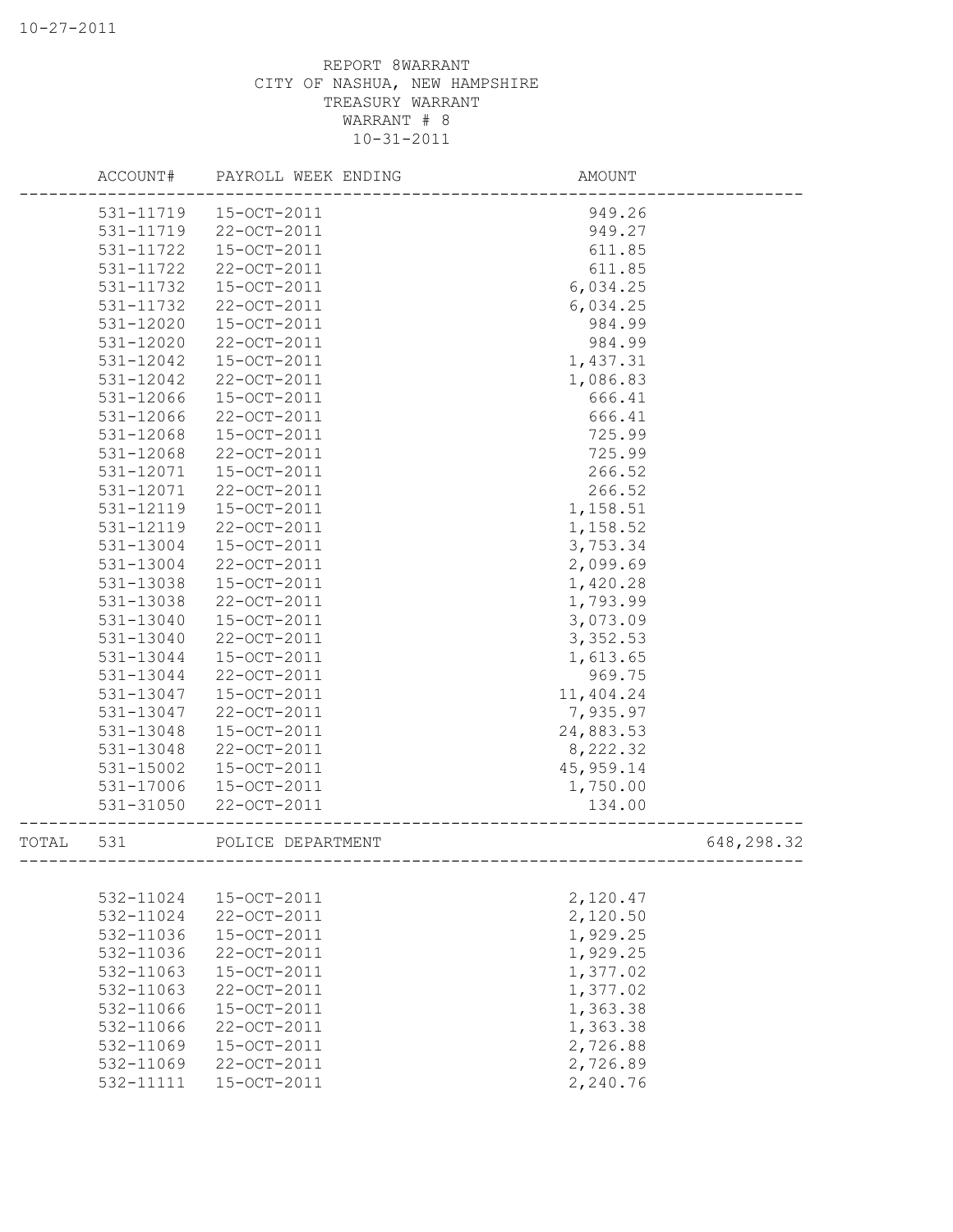REPORT 8WARRANT
CITY OF NASHUA, NEW HAMPSHIRE
TREASURY WARRANT
WARRANT # 8
10-31-2011

| | ACCOUNT# | PAYROLL WEEK ENDING | AMOUNT | |
|---|---|---|---|---|
| | 531-11719 | 15-OCT-2011 | 949.26 | |
| | 531-11719 | 22-OCT-2011 | 949.27 | |
| | 531-11722 | 15-OCT-2011 | 611.85 | |
| | 531-11722 | 22-OCT-2011 | 611.85 | |
| | 531-11732 | 15-OCT-2011 | 6,034.25 | |
| | 531-11732 | 22-OCT-2011 | 6,034.25 | |
| | 531-12020 | 15-OCT-2011 | 984.99 | |
| | 531-12020 | 22-OCT-2011 | 984.99 | |
| | 531-12042 | 15-OCT-2011 | 1,437.31 | |
| | 531-12042 | 22-OCT-2011 | 1,086.83 | |
| | 531-12066 | 15-OCT-2011 | 666.41 | |
| | 531-12066 | 22-OCT-2011 | 666.41 | |
| | 531-12068 | 15-OCT-2011 | 725.99 | |
| | 531-12068 | 22-OCT-2011 | 725.99 | |
| | 531-12071 | 15-OCT-2011 | 266.52 | |
| | 531-12071 | 22-OCT-2011 | 266.52 | |
| | 531-12119 | 15-OCT-2011 | 1,158.51 | |
| | 531-12119 | 22-OCT-2011 | 1,158.52 | |
| | 531-13004 | 15-OCT-2011 | 3,753.34 | |
| | 531-13004 | 22-OCT-2011 | 2,099.69 | |
| | 531-13038 | 15-OCT-2011 | 1,420.28 | |
| | 531-13038 | 22-OCT-2011 | 1,793.99 | |
| | 531-13040 | 15-OCT-2011 | 3,073.09 | |
| | 531-13040 | 22-OCT-2011 | 3,352.53 | |
| | 531-13044 | 15-OCT-2011 | 1,613.65 | |
| | 531-13044 | 22-OCT-2011 | 969.75 | |
| | 531-13047 | 15-OCT-2011 | 11,404.24 | |
| | 531-13047 | 22-OCT-2011 | 7,935.97 | |
| | 531-13048 | 15-OCT-2011 | 24,883.53 | |
| | 531-13048 | 22-OCT-2011 | 8,222.32 | |
| | 531-15002 | 15-OCT-2011 | 45,959.14 | |
| | 531-17006 | 15-OCT-2011 | 1,750.00 | |
| | 531-31050 | 22-OCT-2011 | 134.00 | |
| TOTAL | 531 | POLICE DEPARTMENT | | 648,298.32 |
| | 532-11024 | 15-OCT-2011 | 2,120.47 | |
| | 532-11024 | 22-OCT-2011 | 2,120.50 | |
| | 532-11036 | 15-OCT-2011 | 1,929.25 | |
| | 532-11036 | 22-OCT-2011 | 1,929.25 | |
| | 532-11063 | 15-OCT-2011 | 1,377.02 | |
| | 532-11063 | 22-OCT-2011 | 1,377.02 | |
| | 532-11066 | 15-OCT-2011 | 1,363.38 | |
| | 532-11066 | 22-OCT-2011 | 1,363.38 | |
| | 532-11069 | 15-OCT-2011 | 2,726.88 | |
| | 532-11069 | 22-OCT-2011 | 2,726.89 | |
| | 532-11111 | 15-OCT-2011 | 2,240.76 | |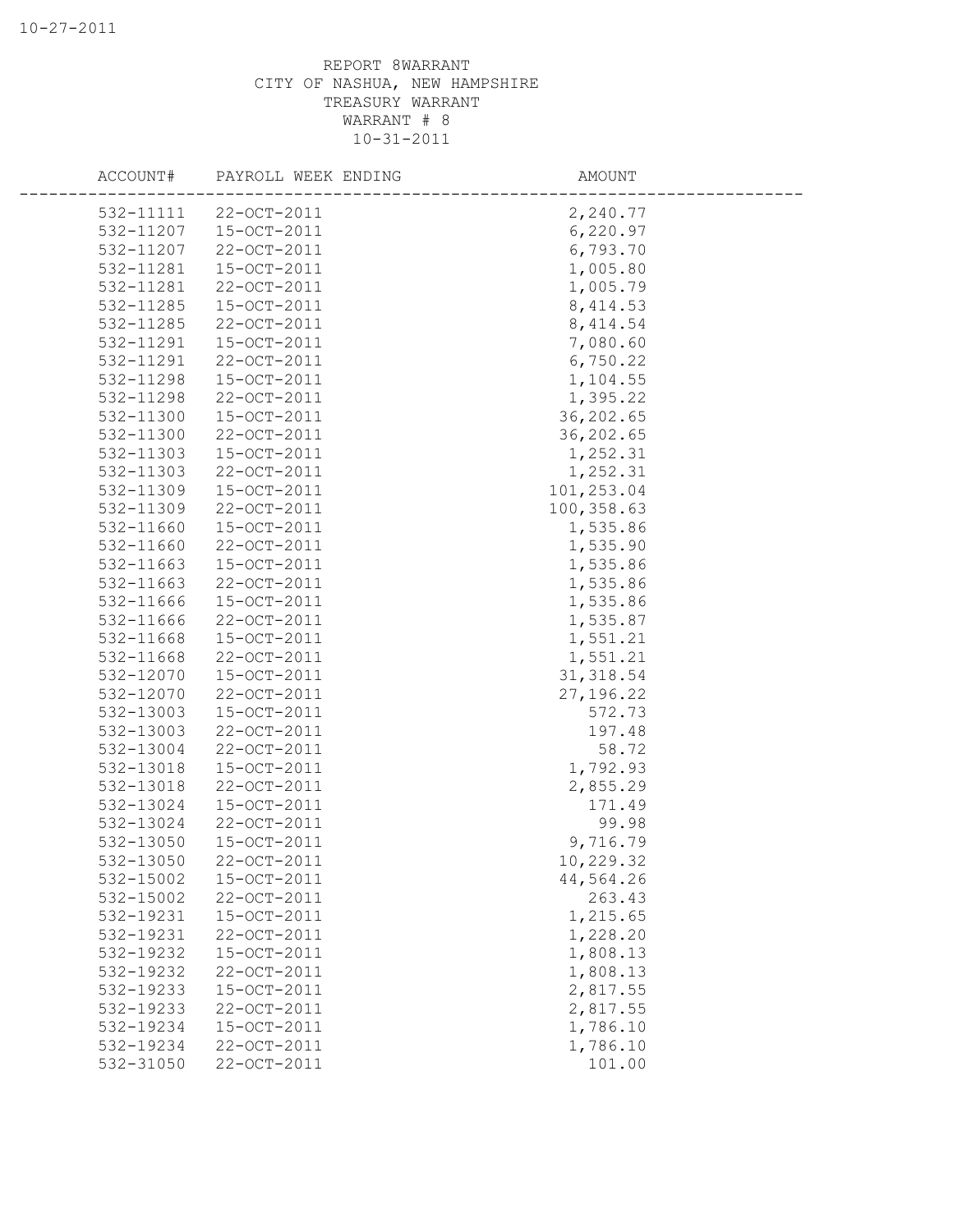REPORT 8WARRANT
CITY OF NASHUA, NEW HAMPSHIRE
TREASURY WARRANT
WARRANT # 8
10-31-2011

| ACCOUNT# | PAYROLL WEEK ENDING | AMOUNT |
|---|---|---|
| 532-11111 | 22-OCT-2011 | 2,240.77 |
| 532-11207 | 15-OCT-2011 | 6,220.97 |
| 532-11207 | 22-OCT-2011 | 6,793.70 |
| 532-11281 | 15-OCT-2011 | 1,005.80 |
| 532-11281 | 22-OCT-2011 | 1,005.79 |
| 532-11285 | 15-OCT-2011 | 8,414.53 |
| 532-11285 | 22-OCT-2011 | 8,414.54 |
| 532-11291 | 15-OCT-2011 | 7,080.60 |
| 532-11291 | 22-OCT-2011 | 6,750.22 |
| 532-11298 | 15-OCT-2011 | 1,104.55 |
| 532-11298 | 22-OCT-2011 | 1,395.22 |
| 532-11300 | 15-OCT-2011 | 36,202.65 |
| 532-11300 | 22-OCT-2011 | 36,202.65 |
| 532-11303 | 15-OCT-2011 | 1,252.31 |
| 532-11303 | 22-OCT-2011 | 1,252.31 |
| 532-11309 | 15-OCT-2011 | 101,253.04 |
| 532-11309 | 22-OCT-2011 | 100,358.63 |
| 532-11660 | 15-OCT-2011 | 1,535.86 |
| 532-11660 | 22-OCT-2011 | 1,535.90 |
| 532-11663 | 15-OCT-2011 | 1,535.86 |
| 532-11663 | 22-OCT-2011 | 1,535.86 |
| 532-11666 | 15-OCT-2011 | 1,535.86 |
| 532-11666 | 22-OCT-2011 | 1,535.87 |
| 532-11668 | 15-OCT-2011 | 1,551.21 |
| 532-11668 | 22-OCT-2011 | 1,551.21 |
| 532-12070 | 15-OCT-2011 | 31,318.54 |
| 532-12070 | 22-OCT-2011 | 27,196.22 |
| 532-13003 | 15-OCT-2011 | 572.73 |
| 532-13003 | 22-OCT-2011 | 197.48 |
| 532-13004 | 22-OCT-2011 | 58.72 |
| 532-13018 | 15-OCT-2011 | 1,792.93 |
| 532-13018 | 22-OCT-2011 | 2,855.29 |
| 532-13024 | 15-OCT-2011 | 171.49 |
| 532-13024 | 22-OCT-2011 | 99.98 |
| 532-13050 | 15-OCT-2011 | 9,716.79 |
| 532-13050 | 22-OCT-2011 | 10,229.32 |
| 532-15002 | 15-OCT-2011 | 44,564.26 |
| 532-15002 | 22-OCT-2011 | 263.43 |
| 532-19231 | 15-OCT-2011 | 1,215.65 |
| 532-19231 | 22-OCT-2011 | 1,228.20 |
| 532-19232 | 15-OCT-2011 | 1,808.13 |
| 532-19232 | 22-OCT-2011 | 1,808.13 |
| 532-19233 | 15-OCT-2011 | 2,817.55 |
| 532-19233 | 22-OCT-2011 | 2,817.55 |
| 532-19234 | 15-OCT-2011 | 1,786.10 |
| 532-19234 | 22-OCT-2011 | 1,786.10 |
| 532-31050 | 22-OCT-2011 | 101.00 |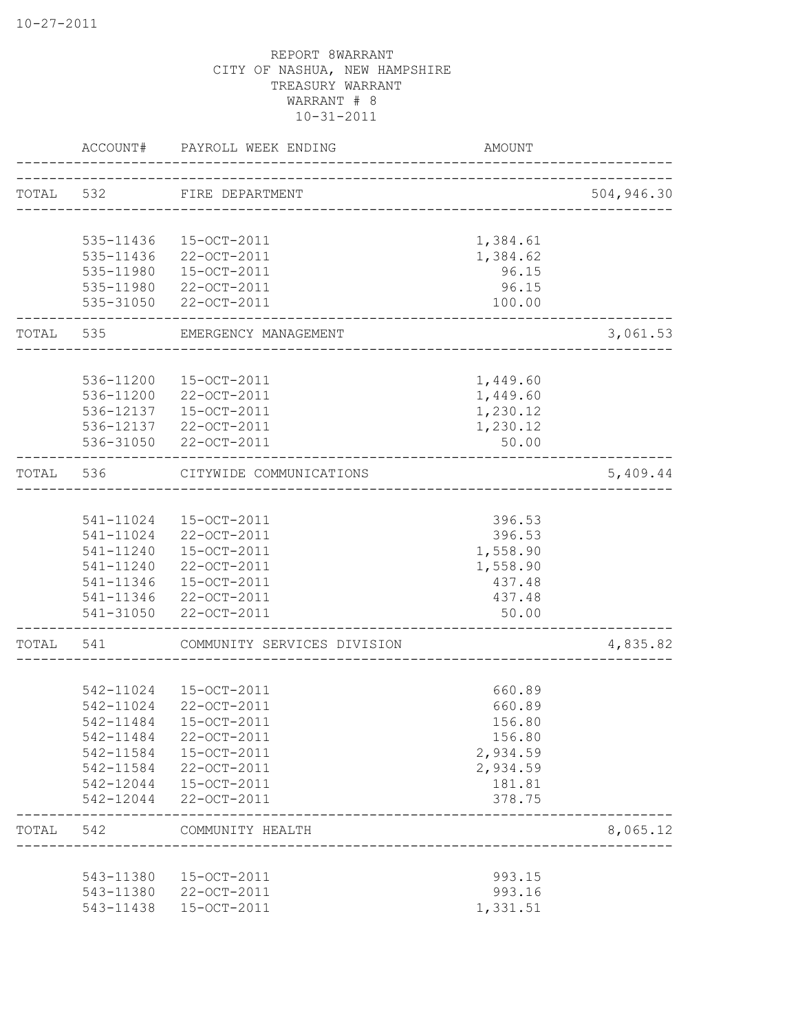10-27-2011

REPORT 8WARRANT
CITY OF NASHUA, NEW HAMPSHIRE
TREASURY WARRANT
WARRANT # 8
10-31-2011

| | ACCOUNT# | PAYROLL WEEK ENDING | AMOUNT | |
|---|---|---|---|---|
| TOTAL | 532 | FIRE DEPARTMENT | | 504,946.30 |
| | 535-11436 | 15-OCT-2011 | 1,384.61 | |
| | 535-11436 | 22-OCT-2011 | 1,384.62 | |
| | 535-11980 | 15-OCT-2011 | 96.15 | |
| | 535-11980 | 22-OCT-2011 | 96.15 | |
| | 535-31050 | 22-OCT-2011 | 100.00 | |
| TOTAL | 535 | EMERGENCY MANAGEMENT | | 3,061.53 |
| | 536-11200 | 15-OCT-2011 | 1,449.60 | |
| | 536-11200 | 22-OCT-2011 | 1,449.60 | |
| | 536-12137 | 15-OCT-2011 | 1,230.12 | |
| | 536-12137 | 22-OCT-2011 | 1,230.12 | |
| | 536-31050 | 22-OCT-2011 | 50.00 | |
| TOTAL | 536 | CITYWIDE COMMUNICATIONS | | 5,409.44 |
| | 541-11024 | 15-OCT-2011 | 396.53 | |
| | 541-11024 | 22-OCT-2011 | 396.53 | |
| | 541-11240 | 15-OCT-2011 | 1,558.90 | |
| | 541-11240 | 22-OCT-2011 | 1,558.90 | |
| | 541-11346 | 15-OCT-2011 | 437.48 | |
| | 541-11346 | 22-OCT-2011 | 437.48 | |
| | 541-31050 | 22-OCT-2011 | 50.00 | |
| TOTAL | 541 | COMMUNITY SERVICES DIVISION | | 4,835.82 |
| | 542-11024 | 15-OCT-2011 | 660.89 | |
| | 542-11024 | 22-OCT-2011 | 660.89 | |
| | 542-11484 | 15-OCT-2011 | 156.80 | |
| | 542-11484 | 22-OCT-2011 | 156.80 | |
| | 542-11584 | 15-OCT-2011 | 2,934.59 | |
| | 542-11584 | 22-OCT-2011 | 2,934.59 | |
| | 542-12044 | 15-OCT-2011 | 181.81 | |
| | 542-12044 | 22-OCT-2011 | 378.75 | |
| TOTAL | 542 | COMMUNITY HEALTH | | 8,065.12 |
| | 543-11380 | 15-OCT-2011 | 993.15 | |
| | 543-11380 | 22-OCT-2011 | 993.16 | |
| | 543-11438 | 15-OCT-2011 | 1,331.51 | |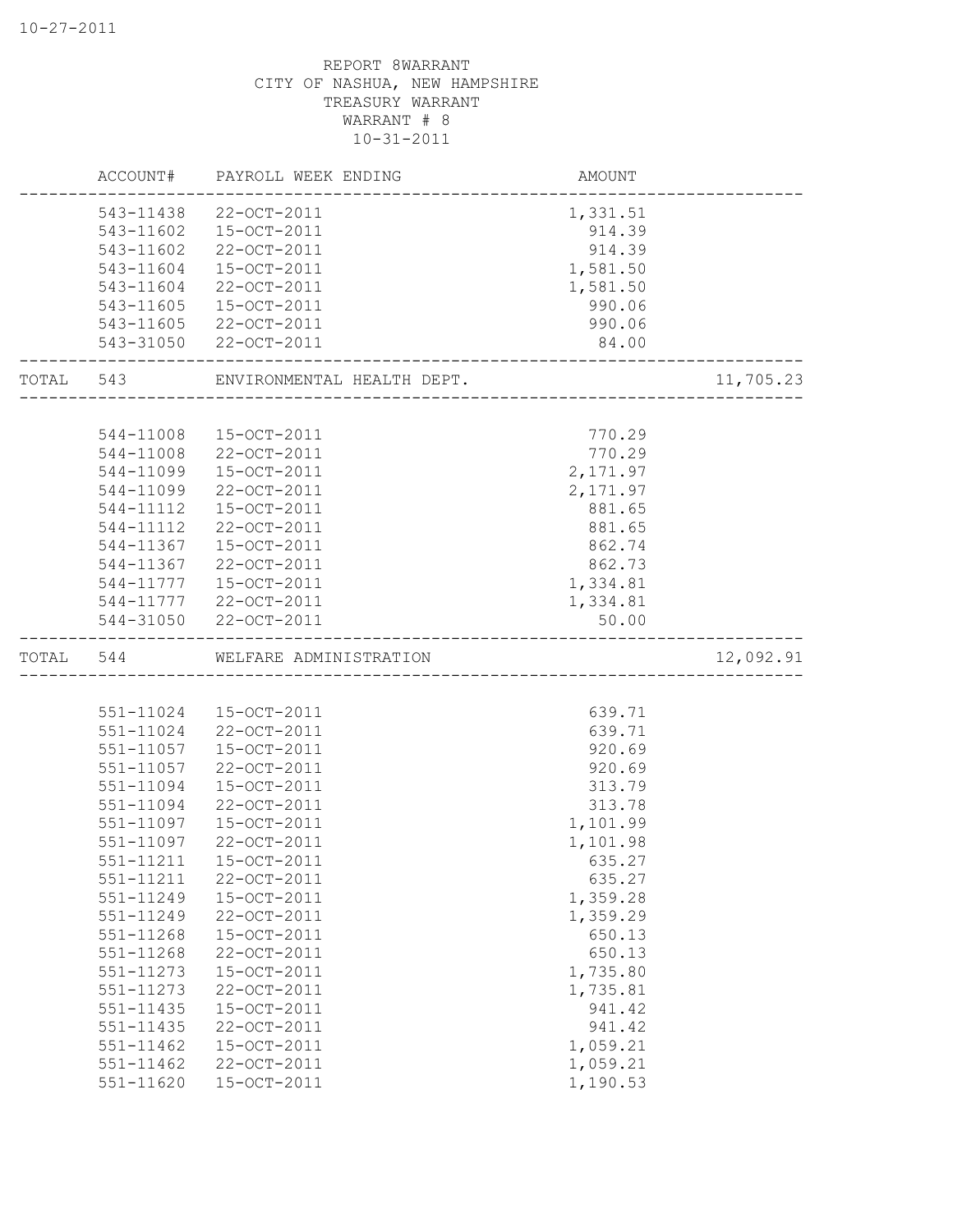REPORT 8WARRANT
CITY OF NASHUA, NEW HAMPSHIRE
TREASURY WARRANT
WARRANT # 8
10-31-2011

| | ACCOUNT# | PAYROLL WEEK ENDING | AMOUNT | |
|---|---|---|---|---|
| | 543-11438 | 22-OCT-2011 | 1,331.51 | |
| | 543-11602 | 15-OCT-2011 | 914.39 | |
| | 543-11602 | 22-OCT-2011 | 914.39 | |
| | 543-11604 | 15-OCT-2011 | 1,581.50 | |
| | 543-11604 | 22-OCT-2011 | 1,581.50 | |
| | 543-11605 | 15-OCT-2011 | 990.06 | |
| | 543-11605 | 22-OCT-2011 | 990.06 | |
| | 543-31050 | 22-OCT-2011 | 84.00 | |
| TOTAL | 543 | ENVIRONMENTAL HEALTH DEPT. | | 11,705.23 |
| | 544-11008 | 15-OCT-2011 | 770.29 | |
| | 544-11008 | 22-OCT-2011 | 770.29 | |
| | 544-11099 | 15-OCT-2011 | 2,171.97 | |
| | 544-11099 | 22-OCT-2011 | 2,171.97 | |
| | 544-11112 | 15-OCT-2011 | 881.65 | |
| | 544-11112 | 22-OCT-2011 | 881.65 | |
| | 544-11367 | 15-OCT-2011 | 862.74 | |
| | 544-11367 | 22-OCT-2011 | 862.73 | |
| | 544-11777 | 15-OCT-2011 | 1,334.81 | |
| | 544-11777 | 22-OCT-2011 | 1,334.81 | |
| | 544-31050 | 22-OCT-2011 | 50.00 | |
| TOTAL | 544 | WELFARE ADMINISTRATION | | 12,092.91 |
| | 551-11024 | 15-OCT-2011 | 639.71 | |
| | 551-11024 | 22-OCT-2011 | 639.71 | |
| | 551-11057 | 15-OCT-2011 | 920.69 | |
| | 551-11057 | 22-OCT-2011 | 920.69 | |
| | 551-11094 | 15-OCT-2011 | 313.79 | |
| | 551-11094 | 22-OCT-2011 | 313.78 | |
| | 551-11097 | 15-OCT-2011 | 1,101.99 | |
| | 551-11097 | 22-OCT-2011 | 1,101.98 | |
| | 551-11211 | 15-OCT-2011 | 635.27 | |
| | 551-11211 | 22-OCT-2011 | 635.27 | |
| | 551-11249 | 15-OCT-2011 | 1,359.28 | |
| | 551-11249 | 22-OCT-2011 | 1,359.29 | |
| | 551-11268 | 15-OCT-2011 | 650.13 | |
| | 551-11268 | 22-OCT-2011 | 650.13 | |
| | 551-11273 | 15-OCT-2011 | 1,735.80 | |
| | 551-11273 | 22-OCT-2011 | 1,735.81 | |
| | 551-11435 | 15-OCT-2011 | 941.42 | |
| | 551-11435 | 22-OCT-2011 | 941.42 | |
| | 551-11462 | 15-OCT-2011 | 1,059.21 | |
| | 551-11462 | 22-OCT-2011 | 1,059.21 | |
| | 551-11620 | 15-OCT-2011 | 1,190.53 | |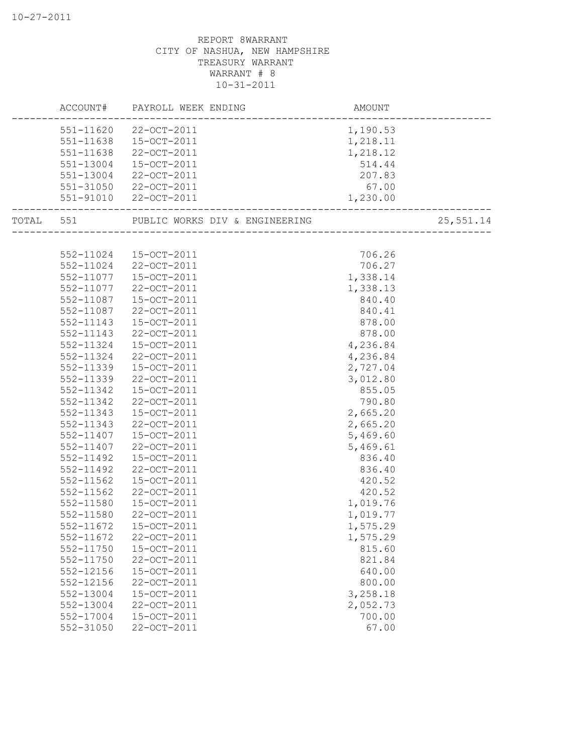REPORT 8WARRANT
CITY OF NASHUA, NEW HAMPSHIRE
TREASURY WARRANT
WARRANT # 8
10-31-2011

| | ACCOUNT# | PAYROLL WEEK ENDING | AMOUNT | |
|---|---|---|---|---|
| | 551-11620 | 22-OCT-2011 | 1,190.53 | |
| | 551-11638 | 15-OCT-2011 | 1,218.11 | |
| | 551-11638 | 22-OCT-2011 | 1,218.12 | |
| | 551-13004 | 15-OCT-2011 | 514.44 | |
| | 551-13004 | 22-OCT-2011 | 207.83 | |
| | 551-31050 | 22-OCT-2011 | 67.00 | |
| | 551-91010 | 22-OCT-2011 | 1,230.00 | |
| TOTAL | 551 | PUBLIC WORKS DIV & ENGINEERING | | 25,551.14 |
| | 552-11024 | 15-OCT-2011 | 706.26 | |
| | 552-11024 | 22-OCT-2011 | 706.27 | |
| | 552-11077 | 15-OCT-2011 | 1,338.14 | |
| | 552-11077 | 22-OCT-2011 | 1,338.13 | |
| | 552-11087 | 15-OCT-2011 | 840.40 | |
| | 552-11087 | 22-OCT-2011 | 840.41 | |
| | 552-11143 | 15-OCT-2011 | 878.00 | |
| | 552-11143 | 22-OCT-2011 | 878.00 | |
| | 552-11324 | 15-OCT-2011 | 4,236.84 | |
| | 552-11324 | 22-OCT-2011 | 4,236.84 | |
| | 552-11339 | 15-OCT-2011 | 2,727.04 | |
| | 552-11339 | 22-OCT-2011 | 3,012.80 | |
| | 552-11342 | 15-OCT-2011 | 855.05 | |
| | 552-11342 | 22-OCT-2011 | 790.80 | |
| | 552-11343 | 15-OCT-2011 | 2,665.20 | |
| | 552-11343 | 22-OCT-2011 | 2,665.20 | |
| | 552-11407 | 15-OCT-2011 | 5,469.60 | |
| | 552-11407 | 22-OCT-2011 | 5,469.61 | |
| | 552-11492 | 15-OCT-2011 | 836.40 | |
| | 552-11492 | 22-OCT-2011 | 836.40 | |
| | 552-11562 | 15-OCT-2011 | 420.52 | |
| | 552-11562 | 22-OCT-2011 | 420.52 | |
| | 552-11580 | 15-OCT-2011 | 1,019.76 | |
| | 552-11580 | 22-OCT-2011 | 1,019.77 | |
| | 552-11672 | 15-OCT-2011 | 1,575.29 | |
| | 552-11672 | 22-OCT-2011 | 1,575.29 | |
| | 552-11750 | 15-OCT-2011 | 815.60 | |
| | 552-11750 | 22-OCT-2011 | 821.84 | |
| | 552-12156 | 15-OCT-2011 | 640.00 | |
| | 552-12156 | 22-OCT-2011 | 800.00 | |
| | 552-13004 | 15-OCT-2011 | 3,258.18 | |
| | 552-13004 | 22-OCT-2011 | 2,052.73 | |
| | 552-17004 | 15-OCT-2011 | 700.00 | |
| | 552-31050 | 22-OCT-2011 | 67.00 | |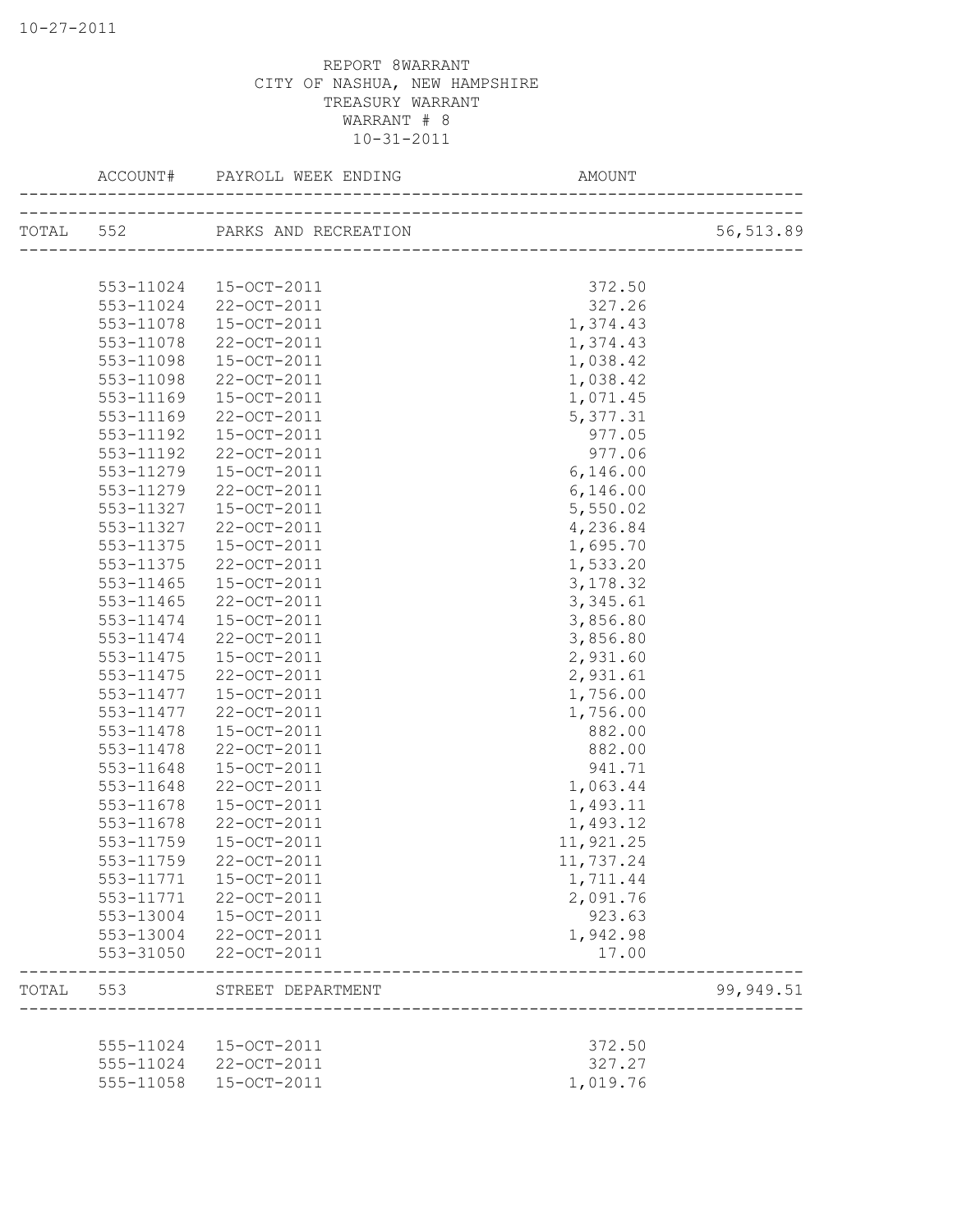10-27-2011

REPORT 8WARRANT
CITY OF NASHUA, NEW HAMPSHIRE
TREASURY WARRANT
WARRANT # 8
10-31-2011

| | ACCOUNT# | PAYROLL WEEK ENDING | AMOUNT | |
|---|---|---|---|---|
| TOTAL | 552 | PARKS AND RECREATION | | 56,513.89 |
| | 553-11024 | 15-OCT-2011 | 372.50 | |
| | 553-11024 | 22-OCT-2011 | 327.26 | |
| | 553-11078 | 15-OCT-2011 | 1,374.43 | |
| | 553-11078 | 22-OCT-2011 | 1,374.43 | |
| | 553-11098 | 15-OCT-2011 | 1,038.42 | |
| | 553-11098 | 22-OCT-2011 | 1,038.42 | |
| | 553-11169 | 15-OCT-2011 | 1,071.45 | |
| | 553-11169 | 22-OCT-2011 | 5,377.31 | |
| | 553-11192 | 15-OCT-2011 | 977.05 | |
| | 553-11192 | 22-OCT-2011 | 977.06 | |
| | 553-11279 | 15-OCT-2011 | 6,146.00 | |
| | 553-11279 | 22-OCT-2011 | 6,146.00 | |
| | 553-11327 | 15-OCT-2011 | 5,550.02 | |
| | 553-11327 | 22-OCT-2011 | 4,236.84 | |
| | 553-11375 | 15-OCT-2011 | 1,695.70 | |
| | 553-11375 | 22-OCT-2011 | 1,533.20 | |
| | 553-11465 | 15-OCT-2011 | 3,178.32 | |
| | 553-11465 | 22-OCT-2011 | 3,345.61 | |
| | 553-11474 | 15-OCT-2011 | 3,856.80 | |
| | 553-11474 | 22-OCT-2011 | 3,856.80 | |
| | 553-11475 | 15-OCT-2011 | 2,931.60 | |
| | 553-11475 | 22-OCT-2011 | 2,931.61 | |
| | 553-11477 | 15-OCT-2011 | 1,756.00 | |
| | 553-11477 | 22-OCT-2011 | 1,756.00 | |
| | 553-11478 | 15-OCT-2011 | 882.00 | |
| | 553-11478 | 22-OCT-2011 | 882.00 | |
| | 553-11648 | 15-OCT-2011 | 941.71 | |
| | 553-11648 | 22-OCT-2011 | 1,063.44 | |
| | 553-11678 | 15-OCT-2011 | 1,493.11 | |
| | 553-11678 | 22-OCT-2011 | 1,493.12 | |
| | 553-11759 | 15-OCT-2011 | 11,921.25 | |
| | 553-11759 | 22-OCT-2011 | 11,737.24 | |
| | 553-11771 | 15-OCT-2011 | 1,711.44 | |
| | 553-11771 | 22-OCT-2011 | 2,091.76 | |
| | 553-13004 | 15-OCT-2011 | 923.63 | |
| | 553-13004 | 22-OCT-2011 | 1,942.98 | |
| | 553-31050 | 22-OCT-2011 | 17.00 | |
| TOTAL | 553 | STREET DEPARTMENT | | 99,949.51 |
| | 555-11024 | 15-OCT-2011 | 372.50 | |
| | 555-11024 | 22-OCT-2011 | 327.27 | |
| | 555-11058 | 15-OCT-2011 | 1,019.76 | |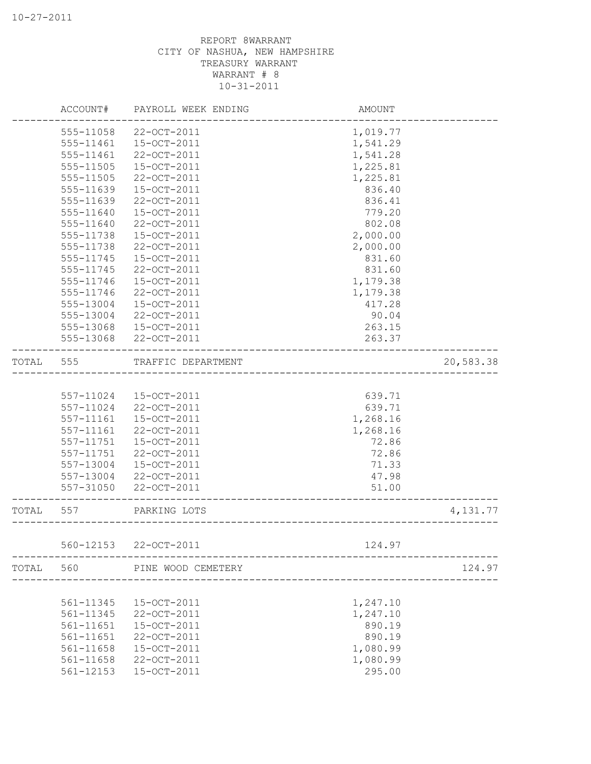REPORT 8WARRANT
CITY OF NASHUA, NEW HAMPSHIRE
TREASURY WARRANT
WARRANT # 8
10-31-2011

| ACCOUNT# | PAYROLL WEEK ENDING | AMOUNT | |
|---|---|---|---|
| 555-11058 | 22-OCT-2011 | 1,019.77 | |
| 555-11461 | 15-OCT-2011 | 1,541.29 | |
| 555-11461 | 22-OCT-2011 | 1,541.28 | |
| 555-11505 | 15-OCT-2011 | 1,225.81 | |
| 555-11505 | 22-OCT-2011 | 1,225.81 | |
| 555-11639 | 15-OCT-2011 | 836.40 | |
| 555-11639 | 22-OCT-2011 | 836.41 | |
| 555-11640 | 15-OCT-2011 | 779.20 | |
| 555-11640 | 22-OCT-2011 | 802.08 | |
| 555-11738 | 15-OCT-2011 | 2,000.00 | |
| 555-11738 | 22-OCT-2011 | 2,000.00 | |
| 555-11745 | 15-OCT-2011 | 831.60 | |
| 555-11745 | 22-OCT-2011 | 831.60 | |
| 555-11746 | 15-OCT-2011 | 1,179.38 | |
| 555-11746 | 22-OCT-2011 | 1,179.38 | |
| 555-13004 | 15-OCT-2011 | 417.28 | |
| 555-13004 | 22-OCT-2011 | 90.04 | |
| 555-13068 | 15-OCT-2011 | 263.15 | |
| 555-13068 | 22-OCT-2011 | 263.37 | |
| TOTAL 555 | TRAFFIC DEPARTMENT | | 20,583.38 |
| 557-11024 | 15-OCT-2011 | 639.71 | |
| 557-11024 | 22-OCT-2011 | 639.71 | |
| 557-11161 | 15-OCT-2011 | 1,268.16 | |
| 557-11161 | 22-OCT-2011 | 1,268.16 | |
| 557-11751 | 15-OCT-2011 | 72.86 | |
| 557-11751 | 22-OCT-2011 | 72.86 | |
| 557-13004 | 15-OCT-2011 | 71.33 | |
| 557-13004 | 22-OCT-2011 | 47.98 | |
| 557-31050 | 22-OCT-2011 | 51.00 | |
| TOTAL 557 | PARKING LOTS | | 4,131.77 |
| 560-12153 | 22-OCT-2011 | 124.97 | |
| TOTAL 560 | PINE WOOD CEMETERY | | 124.97 |
| 561-11345 | 15-OCT-2011 | 1,247.10 | |
| 561-11345 | 22-OCT-2011 | 1,247.10 | |
| 561-11651 | 15-OCT-2011 | 890.19 | |
| 561-11651 | 22-OCT-2011 | 890.19 | |
| 561-11658 | 15-OCT-2011 | 1,080.99 | |
| 561-11658 | 22-OCT-2011 | 1,080.99 | |
| 561-12153 | 15-OCT-2011 | 295.00 | |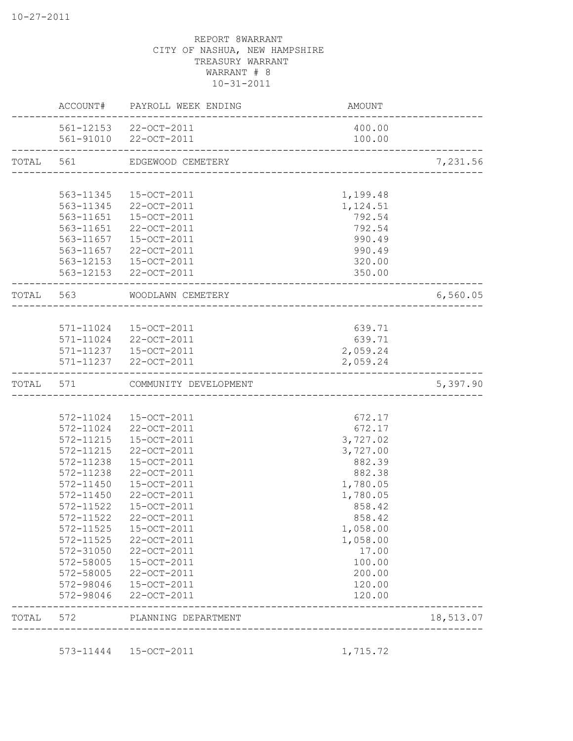10-27-2011

REPORT 8WARRANT
CITY OF NASHUA, NEW HAMPSHIRE
TREASURY WARRANT
WARRANT # 8
10-31-2011

| | ACCOUNT# | PAYROLL WEEK ENDING | AMOUNT | |
|---|---|---|---|---|
| | 561-12153 | 22-OCT-2011 | 400.00 | |
| | 561-91010 | 22-OCT-2011 | 100.00 | |
| TOTAL | 561 | EDGEWOOD CEMETERY | | 7,231.56 |
| | 563-11345 | 15-OCT-2011 | 1,199.48 | |
| | 563-11345 | 22-OCT-2011 | 1,124.51 | |
| | 563-11651 | 15-OCT-2011 | 792.54 | |
| | 563-11651 | 22-OCT-2011 | 792.54 | |
| | 563-11657 | 15-OCT-2011 | 990.49 | |
| | 563-11657 | 22-OCT-2011 | 990.49 | |
| | 563-12153 | 15-OCT-2011 | 320.00 | |
| | 563-12153 | 22-OCT-2011 | 350.00 | |
| TOTAL | 563 | WOODLAWN CEMETERY | | 6,560.05 |
| | 571-11024 | 15-OCT-2011 | 639.71 | |
| | 571-11024 | 22-OCT-2011 | 639.71 | |
| | 571-11237 | 15-OCT-2011 | 2,059.24 | |
| | 571-11237 | 22-OCT-2011 | 2,059.24 | |
| TOTAL | 571 | COMMUNITY DEVELOPMENT | | 5,397.90 |
| | 572-11024 | 15-OCT-2011 | 672.17 | |
| | 572-11024 | 22-OCT-2011 | 672.17 | |
| | 572-11215 | 15-OCT-2011 | 3,727.02 | |
| | 572-11215 | 22-OCT-2011 | 3,727.00 | |
| | 572-11238 | 15-OCT-2011 | 882.39 | |
| | 572-11238 | 22-OCT-2011 | 882.38 | |
| | 572-11450 | 15-OCT-2011 | 1,780.05 | |
| | 572-11450 | 22-OCT-2011 | 1,780.05 | |
| | 572-11522 | 15-OCT-2011 | 858.42 | |
| | 572-11522 | 22-OCT-2011 | 858.42 | |
| | 572-11525 | 15-OCT-2011 | 1,058.00 | |
| | 572-11525 | 22-OCT-2011 | 1,058.00 | |
| | 572-31050 | 22-OCT-2011 | 17.00 | |
| | 572-58005 | 15-OCT-2011 | 100.00 | |
| | 572-58005 | 22-OCT-2011 | 200.00 | |
| | 572-98046 | 15-OCT-2011 | 120.00 | |
| | 572-98046 | 22-OCT-2011 | 120.00 | |
| TOTAL | 572 | PLANNING DEPARTMENT | | 18,513.07 |
| | 573-11444 | 15-OCT-2011 | 1,715.72 | |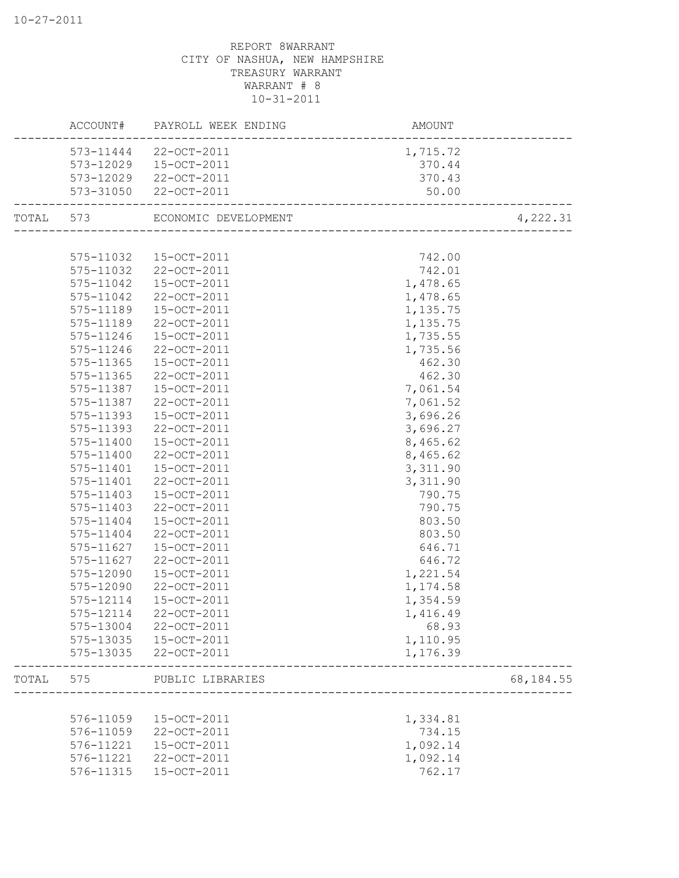REPORT 8WARRANT
CITY OF NASHUA, NEW HAMPSHIRE
TREASURY WARRANT
WARRANT # 8
10-31-2011

| | ACCOUNT# | PAYROLL WEEK ENDING | AMOUNT | |
|---|---|---|---|---|
| | 573-11444 | 22-OCT-2011 | 1,715.72 | |
| | 573-12029 | 15-OCT-2011 | 370.44 | |
| | 573-12029 | 22-OCT-2011 | 370.43 | |
| | 573-31050 | 22-OCT-2011 | 50.00 | |
| TOTAL | 573 | ECONOMIC DEVELOPMENT | | 4,222.31 |
| | 575-11032 | 15-OCT-2011 | 742.00 | |
| | 575-11032 | 22-OCT-2011 | 742.01 | |
| | 575-11042 | 15-OCT-2011 | 1,478.65 | |
| | 575-11042 | 22-OCT-2011 | 1,478.65 | |
| | 575-11189 | 15-OCT-2011 | 1,135.75 | |
| | 575-11189 | 22-OCT-2011 | 1,135.75 | |
| | 575-11246 | 15-OCT-2011 | 1,735.55 | |
| | 575-11246 | 22-OCT-2011 | 1,735.56 | |
| | 575-11365 | 15-OCT-2011 | 462.30 | |
| | 575-11365 | 22-OCT-2011 | 462.30 | |
| | 575-11387 | 15-OCT-2011 | 7,061.54 | |
| | 575-11387 | 22-OCT-2011 | 7,061.52 | |
| | 575-11393 | 15-OCT-2011 | 3,696.26 | |
| | 575-11393 | 22-OCT-2011 | 3,696.27 | |
| | 575-11400 | 15-OCT-2011 | 8,465.62 | |
| | 575-11400 | 22-OCT-2011 | 8,465.62 | |
| | 575-11401 | 15-OCT-2011 | 3,311.90 | |
| | 575-11401 | 22-OCT-2011 | 3,311.90 | |
| | 575-11403 | 15-OCT-2011 | 790.75 | |
| | 575-11403 | 22-OCT-2011 | 790.75 | |
| | 575-11404 | 15-OCT-2011 | 803.50 | |
| | 575-11404 | 22-OCT-2011 | 803.50 | |
| | 575-11627 | 15-OCT-2011 | 646.71 | |
| | 575-11627 | 22-OCT-2011 | 646.72 | |
| | 575-12090 | 15-OCT-2011 | 1,221.54 | |
| | 575-12090 | 22-OCT-2011 | 1,174.58 | |
| | 575-12114 | 15-OCT-2011 | 1,354.59 | |
| | 575-12114 | 22-OCT-2011 | 1,416.49 | |
| | 575-13004 | 22-OCT-2011 | 68.93 | |
| | 575-13035 | 15-OCT-2011 | 1,110.95 | |
| | 575-13035 | 22-OCT-2011 | 1,176.39 | |
| TOTAL | 575 | PUBLIC LIBRARIES | | 68,184.55 |
| | 576-11059 | 15-OCT-2011 | 1,334.81 | |
| | 576-11059 | 22-OCT-2011 | 734.15 | |
| | 576-11221 | 15-OCT-2011 | 1,092.14 | |
| | 576-11221 | 22-OCT-2011 | 1,092.14 | |
| | 576-11315 | 15-OCT-2011 | 762.17 | |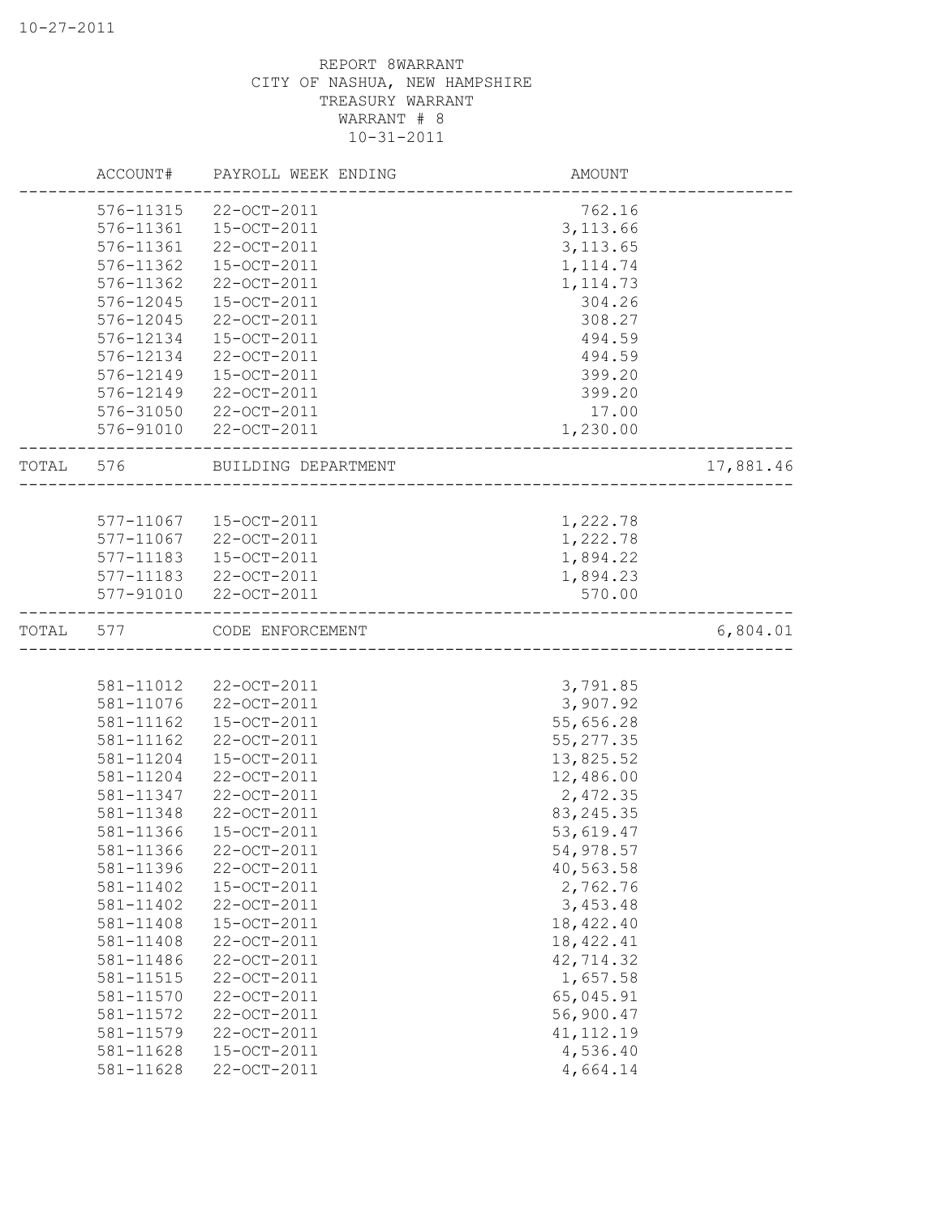REPORT 8WARRANT
CITY OF NASHUA, NEW HAMPSHIRE
TREASURY WARRANT
WARRANT # 8
10-31-2011

| ACCOUNT# | PAYROLL WEEK ENDING | AMOUNT | |
|---|---|---|---|
| 576-11315 | 22-OCT-2011 | 762.16 | |
| 576-11361 | 15-OCT-2011 | 3,113.66 | |
| 576-11361 | 22-OCT-2011 | 3,113.65 | |
| 576-11362 | 15-OCT-2011 | 1,114.74 | |
| 576-11362 | 22-OCT-2011 | 1,114.73 | |
| 576-12045 | 15-OCT-2011 | 304.26 | |
| 576-12045 | 22-OCT-2011 | 308.27 | |
| 576-12134 | 15-OCT-2011 | 494.59 | |
| 576-12134 | 22-OCT-2011 | 494.59 | |
| 576-12149 | 15-OCT-2011 | 399.20 | |
| 576-12149 | 22-OCT-2011 | 399.20 | |
| 576-31050 | 22-OCT-2011 | 17.00 | |
| 576-91010 | 22-OCT-2011 | 1,230.00 | |
| TOTAL 576 | BUILDING DEPARTMENT | | 17,881.46 |
| 577-11067 | 15-OCT-2011 | 1,222.78 | |
| 577-11067 | 22-OCT-2011 | 1,222.78 | |
| 577-11183 | 15-OCT-2011 | 1,894.22 | |
| 577-11183 | 22-OCT-2011 | 1,894.23 | |
| 577-91010 | 22-OCT-2011 | 570.00 | |
| TOTAL 577 | CODE ENFORCEMENT | | 6,804.01 |
| 581-11012 | 22-OCT-2011 | 3,791.85 | |
| 581-11076 | 22-OCT-2011 | 3,907.92 | |
| 581-11162 | 15-OCT-2011 | 55,656.28 | |
| 581-11162 | 22-OCT-2011 | 55,277.35 | |
| 581-11204 | 15-OCT-2011 | 13,825.52 | |
| 581-11204 | 22-OCT-2011 | 12,486.00 | |
| 581-11347 | 22-OCT-2011 | 2,472.35 | |
| 581-11348 | 22-OCT-2011 | 83,245.35 | |
| 581-11366 | 15-OCT-2011 | 53,619.47 | |
| 581-11366 | 22-OCT-2011 | 54,978.57 | |
| 581-11396 | 22-OCT-2011 | 40,563.58 | |
| 581-11402 | 15-OCT-2011 | 2,762.76 | |
| 581-11402 | 22-OCT-2011 | 3,453.48 | |
| 581-11408 | 15-OCT-2011 | 18,422.40 | |
| 581-11408 | 22-OCT-2011 | 18,422.41 | |
| 581-11486 | 22-OCT-2011 | 42,714.32 | |
| 581-11515 | 22-OCT-2011 | 1,657.58 | |
| 581-11570 | 22-OCT-2011 | 65,045.91 | |
| 581-11572 | 22-OCT-2011 | 56,900.47 | |
| 581-11579 | 22-OCT-2011 | 41,112.19 | |
| 581-11628 | 15-OCT-2011 | 4,536.40 | |
| 581-11628 | 22-OCT-2011 | 4,664.14 | |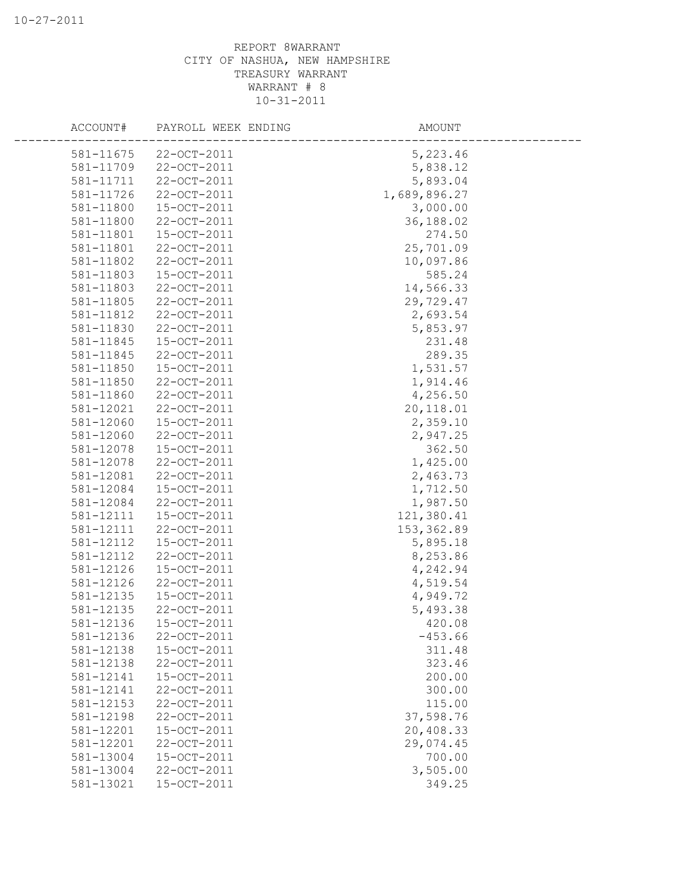REPORT 8WARRANT
CITY OF NASHUA, NEW HAMPSHIRE
TREASURY WARRANT
WARRANT # 8
10-31-2011

| ACCOUNT# | PAYROLL WEEK ENDING | AMOUNT |
|---|---|---|
| 581-11675 | 22-OCT-2011 | 5,223.46 |
| 581-11709 | 22-OCT-2011 | 5,838.12 |
| 581-11711 | 22-OCT-2011 | 5,893.04 |
| 581-11726 | 22-OCT-2011 | 1,689,896.27 |
| 581-11800 | 15-OCT-2011 | 3,000.00 |
| 581-11800 | 22-OCT-2011 | 36,188.02 |
| 581-11801 | 15-OCT-2011 | 274.50 |
| 581-11801 | 22-OCT-2011 | 25,701.09 |
| 581-11802 | 22-OCT-2011 | 10,097.86 |
| 581-11803 | 15-OCT-2011 | 585.24 |
| 581-11803 | 22-OCT-2011 | 14,566.33 |
| 581-11805 | 22-OCT-2011 | 29,729.47 |
| 581-11812 | 22-OCT-2011 | 2,693.54 |
| 581-11830 | 22-OCT-2011 | 5,853.97 |
| 581-11845 | 15-OCT-2011 | 231.48 |
| 581-11845 | 22-OCT-2011 | 289.35 |
| 581-11850 | 15-OCT-2011 | 1,531.57 |
| 581-11850 | 22-OCT-2011 | 1,914.46 |
| 581-11860 | 22-OCT-2011 | 4,256.50 |
| 581-12021 | 22-OCT-2011 | 20,118.01 |
| 581-12060 | 15-OCT-2011 | 2,359.10 |
| 581-12060 | 22-OCT-2011 | 2,947.25 |
| 581-12078 | 15-OCT-2011 | 362.50 |
| 581-12078 | 22-OCT-2011 | 1,425.00 |
| 581-12081 | 22-OCT-2011 | 2,463.73 |
| 581-12084 | 15-OCT-2011 | 1,712.50 |
| 581-12084 | 22-OCT-2011 | 1,987.50 |
| 581-12111 | 15-OCT-2011 | 121,380.41 |
| 581-12111 | 22-OCT-2011 | 153,362.89 |
| 581-12112 | 15-OCT-2011 | 5,895.18 |
| 581-12112 | 22-OCT-2011 | 8,253.86 |
| 581-12126 | 15-OCT-2011 | 4,242.94 |
| 581-12126 | 22-OCT-2011 | 4,519.54 |
| 581-12135 | 15-OCT-2011 | 4,949.72 |
| 581-12135 | 22-OCT-2011 | 5,493.38 |
| 581-12136 | 15-OCT-2011 | 420.08 |
| 581-12136 | 22-OCT-2011 | -453.66 |
| 581-12138 | 15-OCT-2011 | 311.48 |
| 581-12138 | 22-OCT-2011 | 323.46 |
| 581-12141 | 15-OCT-2011 | 200.00 |
| 581-12141 | 22-OCT-2011 | 300.00 |
| 581-12153 | 22-OCT-2011 | 115.00 |
| 581-12198 | 22-OCT-2011 | 37,598.76 |
| 581-12201 | 15-OCT-2011 | 20,408.33 |
| 581-12201 | 22-OCT-2011 | 29,074.45 |
| 581-13004 | 15-OCT-2011 | 700.00 |
| 581-13004 | 22-OCT-2011 | 3,505.00 |
| 581-13021 | 15-OCT-2011 | 349.25 |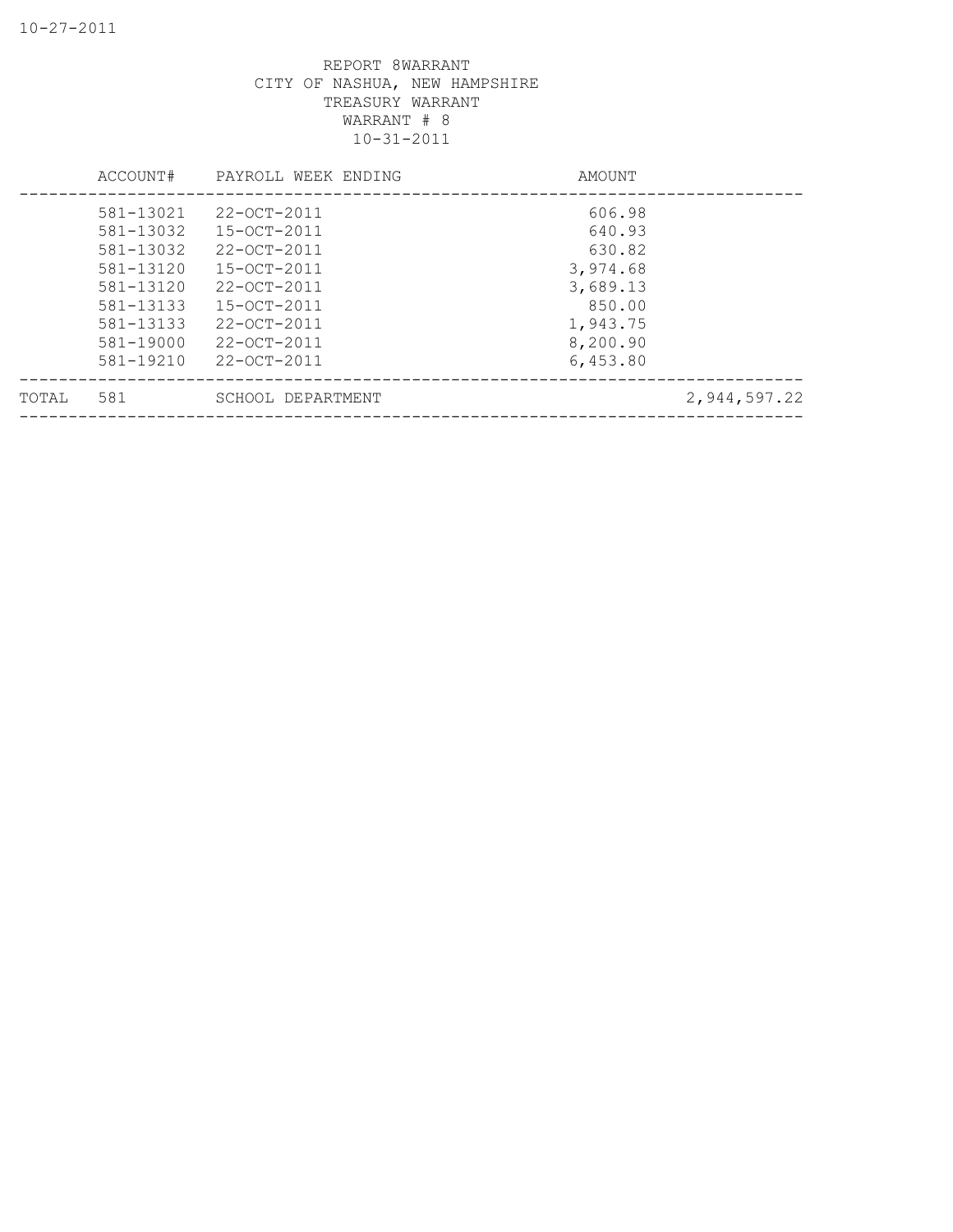REPORT 8WARRANT
CITY OF NASHUA, NEW HAMPSHIRE
TREASURY WARRANT
WARRANT # 8
10-31-2011

| | ACCOUNT# | PAYROLL WEEK ENDING | AMOUNT | |
|---|---|---|---|---|
| | 581-13021 | 22-OCT-2011 | 606.98 | |
| | 581-13032 | 15-OCT-2011 | 640.93 | |
| | 581-13032 | 22-OCT-2011 | 630.82 | |
| | 581-13120 | 15-OCT-2011 | 3,974.68 | |
| | 581-13120 | 22-OCT-2011 | 3,689.13 | |
| | 581-13133 | 15-OCT-2011 | 850.00 | |
| | 581-13133 | 22-OCT-2011 | 1,943.75 | |
| | 581-19000 | 22-OCT-2011 | 8,200.90 | |
| | 581-19210 | 22-OCT-2011 | 6,453.80 | |
| TOTAL | 581 | SCHOOL DEPARTMENT | | 2,944,597.22 |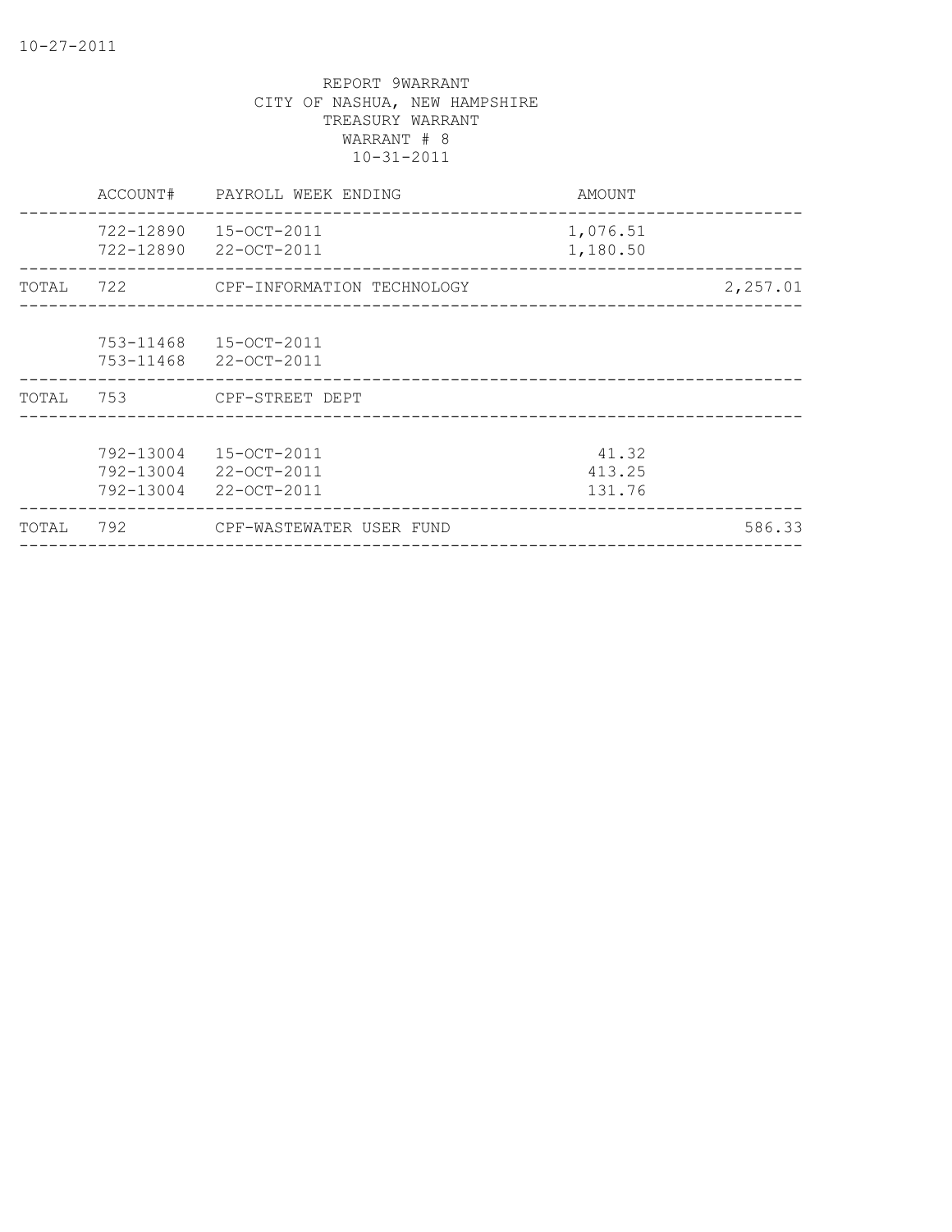REPORT 9WARRANT
CITY OF NASHUA, NEW HAMPSHIRE
TREASURY WARRANT
WARRANT # 8
10-31-2011

| | ACCOUNT# | PAYROLL WEEK ENDING | AMOUNT | |
|---|---|---|---|---|
| | 722-12890 | 15-OCT-2011 | 1,076.51 | |
| | 722-12890 | 22-OCT-2011 | 1,180.50 | |
| TOTAL | 722 | CPF-INFORMATION TECHNOLOGY | | 2,257.01 |
| | 753-11468 | 15-OCT-2011 | | |
| | 753-11468 | 22-OCT-2011 | | |
| TOTAL | 753 | CPF-STREET DEPT | | |
| | 792-13004 | 15-OCT-2011 | 41.32 | |
| | 792-13004 | 22-OCT-2011 | 413.25 | |
| | 792-13004 | 22-OCT-2011 | 131.76 | |
| TOTAL | 792 | CPF-WASTEWATER USER FUND | | 586.33 |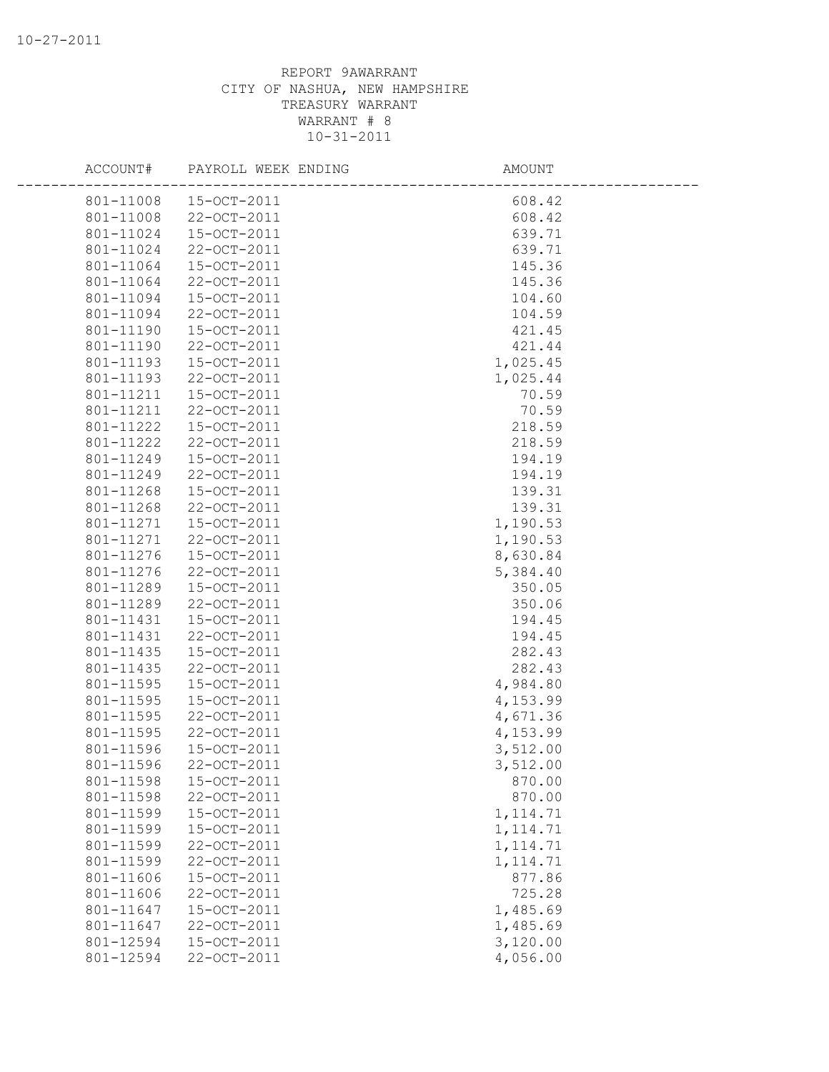REPORT 9AWARRANT
CITY OF NASHUA, NEW HAMPSHIRE
TREASURY WARRANT
WARRANT # 8
10-31-2011

| ACCOUNT# | PAYROLL WEEK ENDING | AMOUNT |
|---|---|---|
| 801-11008 | 15-OCT-2011 | 608.42 |
| 801-11008 | 22-OCT-2011 | 608.42 |
| 801-11024 | 15-OCT-2011 | 639.71 |
| 801-11024 | 22-OCT-2011 | 639.71 |
| 801-11064 | 15-OCT-2011 | 145.36 |
| 801-11064 | 22-OCT-2011 | 145.36 |
| 801-11094 | 15-OCT-2011 | 104.60 |
| 801-11094 | 22-OCT-2011 | 104.59 |
| 801-11190 | 15-OCT-2011 | 421.45 |
| 801-11190 | 22-OCT-2011 | 421.44 |
| 801-11193 | 15-OCT-2011 | 1,025.45 |
| 801-11193 | 22-OCT-2011 | 1,025.44 |
| 801-11211 | 15-OCT-2011 | 70.59 |
| 801-11211 | 22-OCT-2011 | 70.59 |
| 801-11222 | 15-OCT-2011 | 218.59 |
| 801-11222 | 22-OCT-2011 | 218.59 |
| 801-11249 | 15-OCT-2011 | 194.19 |
| 801-11249 | 22-OCT-2011 | 194.19 |
| 801-11268 | 15-OCT-2011 | 139.31 |
| 801-11268 | 22-OCT-2011 | 139.31 |
| 801-11271 | 15-OCT-2011 | 1,190.53 |
| 801-11271 | 22-OCT-2011 | 1,190.53 |
| 801-11276 | 15-OCT-2011 | 8,630.84 |
| 801-11276 | 22-OCT-2011 | 5,384.40 |
| 801-11289 | 15-OCT-2011 | 350.05 |
| 801-11289 | 22-OCT-2011 | 350.06 |
| 801-11431 | 15-OCT-2011 | 194.45 |
| 801-11431 | 22-OCT-2011 | 194.45 |
| 801-11435 | 15-OCT-2011 | 282.43 |
| 801-11435 | 22-OCT-2011 | 282.43 |
| 801-11595 | 15-OCT-2011 | 4,984.80 |
| 801-11595 | 15-OCT-2011 | 4,153.99 |
| 801-11595 | 22-OCT-2011 | 4,671.36 |
| 801-11595 | 22-OCT-2011 | 4,153.99 |
| 801-11596 | 15-OCT-2011 | 3,512.00 |
| 801-11596 | 22-OCT-2011 | 3,512.00 |
| 801-11598 | 15-OCT-2011 | 870.00 |
| 801-11598 | 22-OCT-2011 | 870.00 |
| 801-11599 | 15-OCT-2011 | 1,114.71 |
| 801-11599 | 15-OCT-2011 | 1,114.71 |
| 801-11599 | 22-OCT-2011 | 1,114.71 |
| 801-11599 | 22-OCT-2011 | 1,114.71 |
| 801-11606 | 15-OCT-2011 | 877.86 |
| 801-11606 | 22-OCT-2011 | 725.28 |
| 801-11647 | 15-OCT-2011 | 1,485.69 |
| 801-11647 | 22-OCT-2011 | 1,485.69 |
| 801-12594 | 15-OCT-2011 | 3,120.00 |
| 801-12594 | 22-OCT-2011 | 4,056.00 |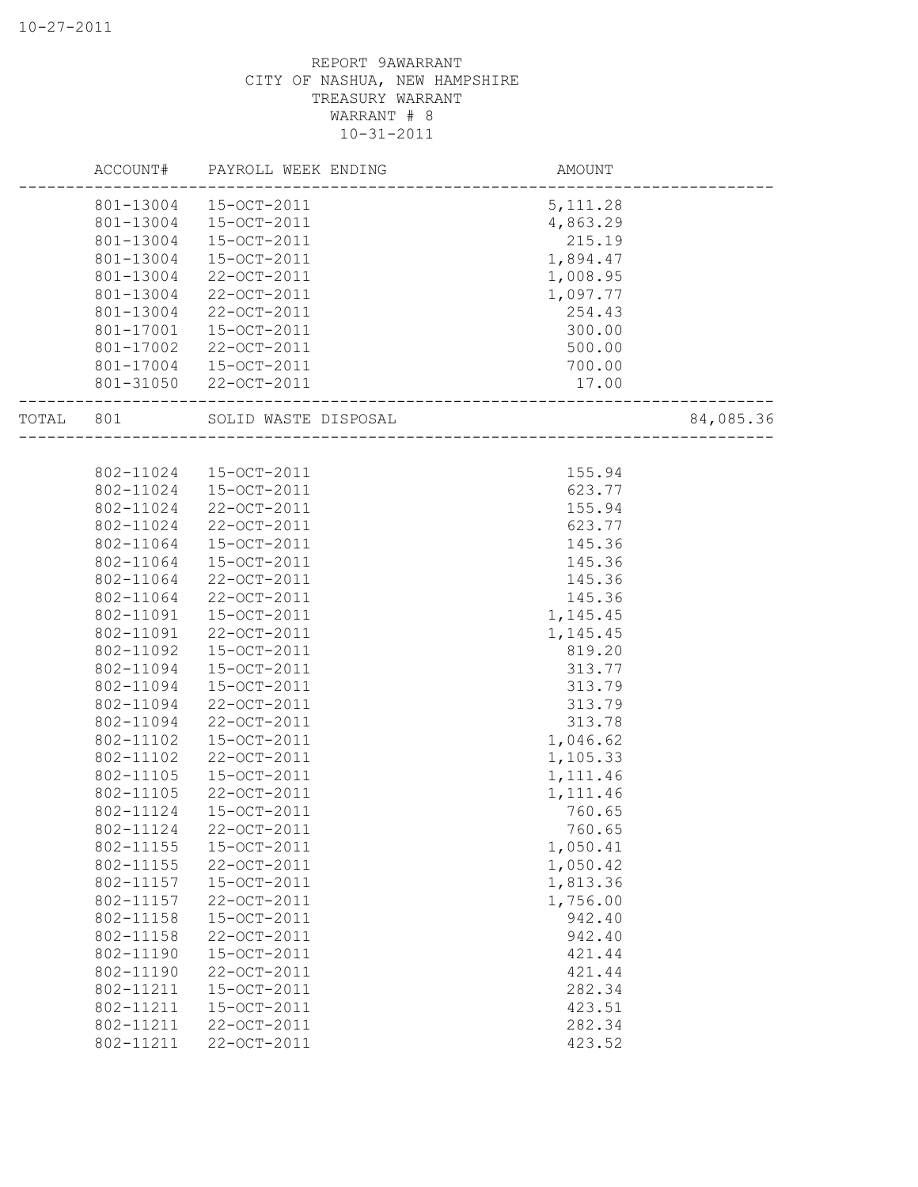REPORT 9AWARRANT
CITY OF NASHUA, NEW HAMPSHIRE
TREASURY WARRANT
WARRANT # 8
10-31-2011

| | ACCOUNT# | PAYROLL WEEK ENDING | AMOUNT | |
|---|---|---|---|---|
| | 801-13004 | 15-OCT-2011 | 5,111.28 | |
| | 801-13004 | 15-OCT-2011 | 4,863.29 | |
| | 801-13004 | 15-OCT-2011 | 215.19 | |
| | 801-13004 | 15-OCT-2011 | 1,894.47 | |
| | 801-13004 | 22-OCT-2011 | 1,008.95 | |
| | 801-13004 | 22-OCT-2011 | 1,097.77 | |
| | 801-13004 | 22-OCT-2011 | 254.43 | |
| | 801-17001 | 15-OCT-2011 | 300.00 | |
| | 801-17002 | 22-OCT-2011 | 500.00 | |
| | 801-17004 | 15-OCT-2011 | 700.00 | |
| | 801-31050 | 22-OCT-2011 | 17.00 | |
| TOTAL | 801 | SOLID WASTE DISPOSAL | | 84,085.36 |
| | 802-11024 | 15-OCT-2011 | 155.94 | |
| | 802-11024 | 15-OCT-2011 | 623.77 | |
| | 802-11024 | 22-OCT-2011 | 155.94 | |
| | 802-11024 | 22-OCT-2011 | 623.77 | |
| | 802-11064 | 15-OCT-2011 | 145.36 | |
| | 802-11064 | 15-OCT-2011 | 145.36 | |
| | 802-11064 | 22-OCT-2011 | 145.36 | |
| | 802-11064 | 22-OCT-2011 | 145.36 | |
| | 802-11091 | 15-OCT-2011 | 1,145.45 | |
| | 802-11091 | 22-OCT-2011 | 1,145.45 | |
| | 802-11092 | 15-OCT-2011 | 819.20 | |
| | 802-11094 | 15-OCT-2011 | 313.77 | |
| | 802-11094 | 15-OCT-2011 | 313.79 | |
| | 802-11094 | 22-OCT-2011 | 313.79 | |
| | 802-11094 | 22-OCT-2011 | 313.78 | |
| | 802-11102 | 15-OCT-2011 | 1,046.62 | |
| | 802-11102 | 22-OCT-2011 | 1,105.33 | |
| | 802-11105 | 15-OCT-2011 | 1,111.46 | |
| | 802-11105 | 22-OCT-2011 | 1,111.46 | |
| | 802-11124 | 15-OCT-2011 | 760.65 | |
| | 802-11124 | 22-OCT-2011 | 760.65 | |
| | 802-11155 | 15-OCT-2011 | 1,050.41 | |
| | 802-11155 | 22-OCT-2011 | 1,050.42 | |
| | 802-11157 | 15-OCT-2011 | 1,813.36 | |
| | 802-11157 | 22-OCT-2011 | 1,756.00 | |
| | 802-11158 | 15-OCT-2011 | 942.40 | |
| | 802-11158 | 22-OCT-2011 | 942.40 | |
| | 802-11190 | 15-OCT-2011 | 421.44 | |
| | 802-11190 | 22-OCT-2011 | 421.44 | |
| | 802-11211 | 15-OCT-2011 | 282.34 | |
| | 802-11211 | 15-OCT-2011 | 423.51 | |
| | 802-11211 | 22-OCT-2011 | 282.34 | |
| | 802-11211 | 22-OCT-2011 | 423.52 | |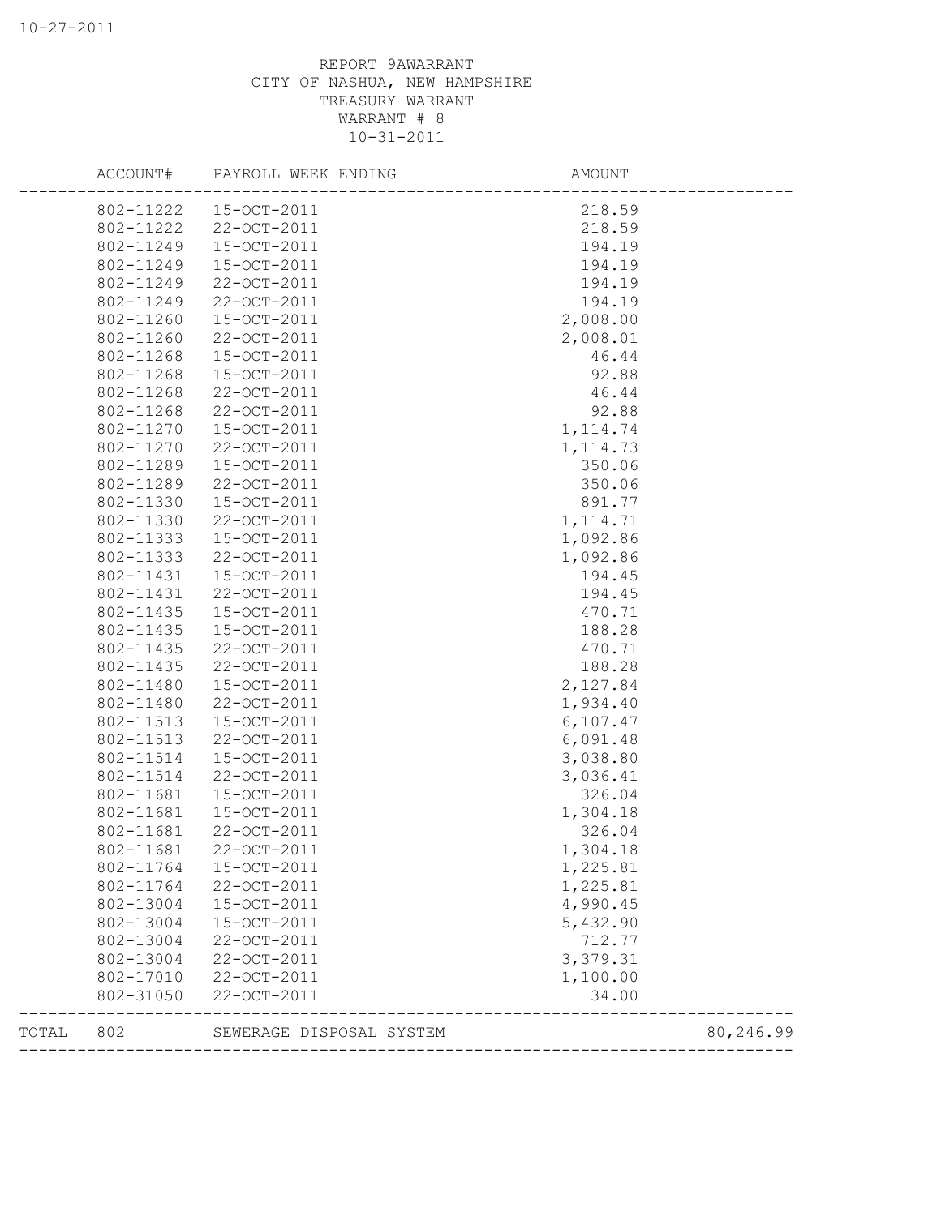REPORT 9AWARRANT
CITY OF NASHUA, NEW HAMPSHIRE
TREASURY WARRANT
WARRANT # 8
10-31-2011

| ACCOUNT# | PAYROLL WEEK ENDING | AMOUNT | |
|---|---|---|---|
| 802-11222 | 15-OCT-2011 | 218.59 | |
| 802-11222 | 22-OCT-2011 | 218.59 | |
| 802-11249 | 15-OCT-2011 | 194.19 | |
| 802-11249 | 15-OCT-2011 | 194.19 | |
| 802-11249 | 22-OCT-2011 | 194.19 | |
| 802-11249 | 22-OCT-2011 | 194.19 | |
| 802-11260 | 15-OCT-2011 | 2,008.00 | |
| 802-11260 | 22-OCT-2011 | 2,008.01 | |
| 802-11268 | 15-OCT-2011 | 46.44 | |
| 802-11268 | 15-OCT-2011 | 92.88 | |
| 802-11268 | 22-OCT-2011 | 46.44 | |
| 802-11268 | 22-OCT-2011 | 92.88 | |
| 802-11270 | 15-OCT-2011 | 1,114.74 | |
| 802-11270 | 22-OCT-2011 | 1,114.73 | |
| 802-11289 | 15-OCT-2011 | 350.06 | |
| 802-11289 | 22-OCT-2011 | 350.06 | |
| 802-11330 | 15-OCT-2011 | 891.77 | |
| 802-11330 | 22-OCT-2011 | 1,114.71 | |
| 802-11333 | 15-OCT-2011 | 1,092.86 | |
| 802-11333 | 22-OCT-2011 | 1,092.86 | |
| 802-11431 | 15-OCT-2011 | 194.45 | |
| 802-11431 | 22-OCT-2011 | 194.45 | |
| 802-11435 | 15-OCT-2011 | 470.71 | |
| 802-11435 | 15-OCT-2011 | 188.28 | |
| 802-11435 | 22-OCT-2011 | 470.71 | |
| 802-11435 | 22-OCT-2011 | 188.28 | |
| 802-11480 | 15-OCT-2011 | 2,127.84 | |
| 802-11480 | 22-OCT-2011 | 1,934.40 | |
| 802-11513 | 15-OCT-2011 | 6,107.47 | |
| 802-11513 | 22-OCT-2011 | 6,091.48 | |
| 802-11514 | 15-OCT-2011 | 3,038.80 | |
| 802-11514 | 22-OCT-2011 | 3,036.41 | |
| 802-11681 | 15-OCT-2011 | 326.04 | |
| 802-11681 | 15-OCT-2011 | 1,304.18 | |
| 802-11681 | 22-OCT-2011 | 326.04 | |
| 802-11681 | 22-OCT-2011 | 1,304.18 | |
| 802-11764 | 15-OCT-2011 | 1,225.81 | |
| 802-11764 | 22-OCT-2011 | 1,225.81 | |
| 802-13004 | 15-OCT-2011 | 4,990.45 | |
| 802-13004 | 15-OCT-2011 | 5,432.90 | |
| 802-13004 | 22-OCT-2011 | 712.77 | |
| 802-13004 | 22-OCT-2011 | 3,379.31 | |
| 802-17010 | 22-OCT-2011 | 1,100.00 | |
| 802-31050 | 22-OCT-2011 | 34.00 | |
| TOTAL 802 | SEWERAGE DISPOSAL SYSTEM | | 80,246.99 |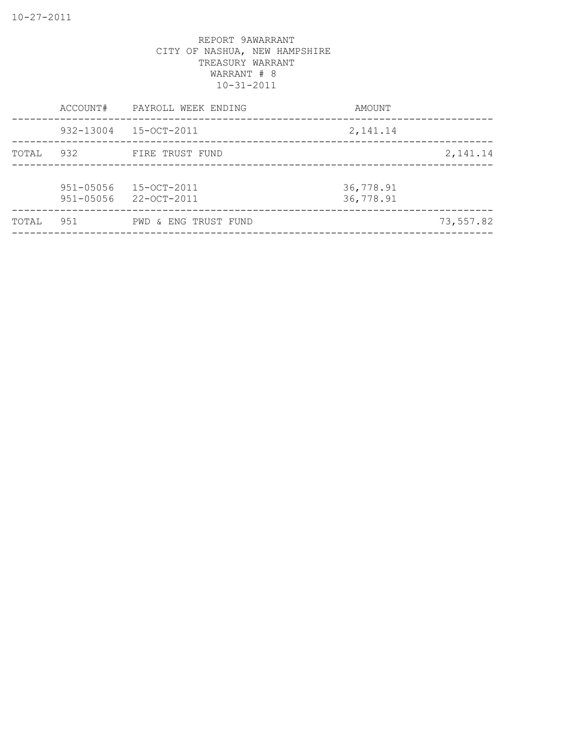10-27-2011

REPORT 9AWARRANT
CITY OF NASHUA, NEW HAMPSHIRE
TREASURY WARRANT
WARRANT # 8
10-31-2011

| | ACCOUNT# | PAYROLL WEEK ENDING | AMOUNT | |
|---|---|---|---|---|
| | 932-13004 | 15-OCT-2011 | 2,141.14 | |
| TOTAL | 932 | FIRE TRUST FUND | | 2,141.14 |
| | 951-05056 | 15-OCT-2011 | 36,778.91 | |
| | 951-05056 | 22-OCT-2011 | 36,778.91 | |
| TOTAL | 951 | PWD & ENG TRUST FUND | | 73,557.82 |